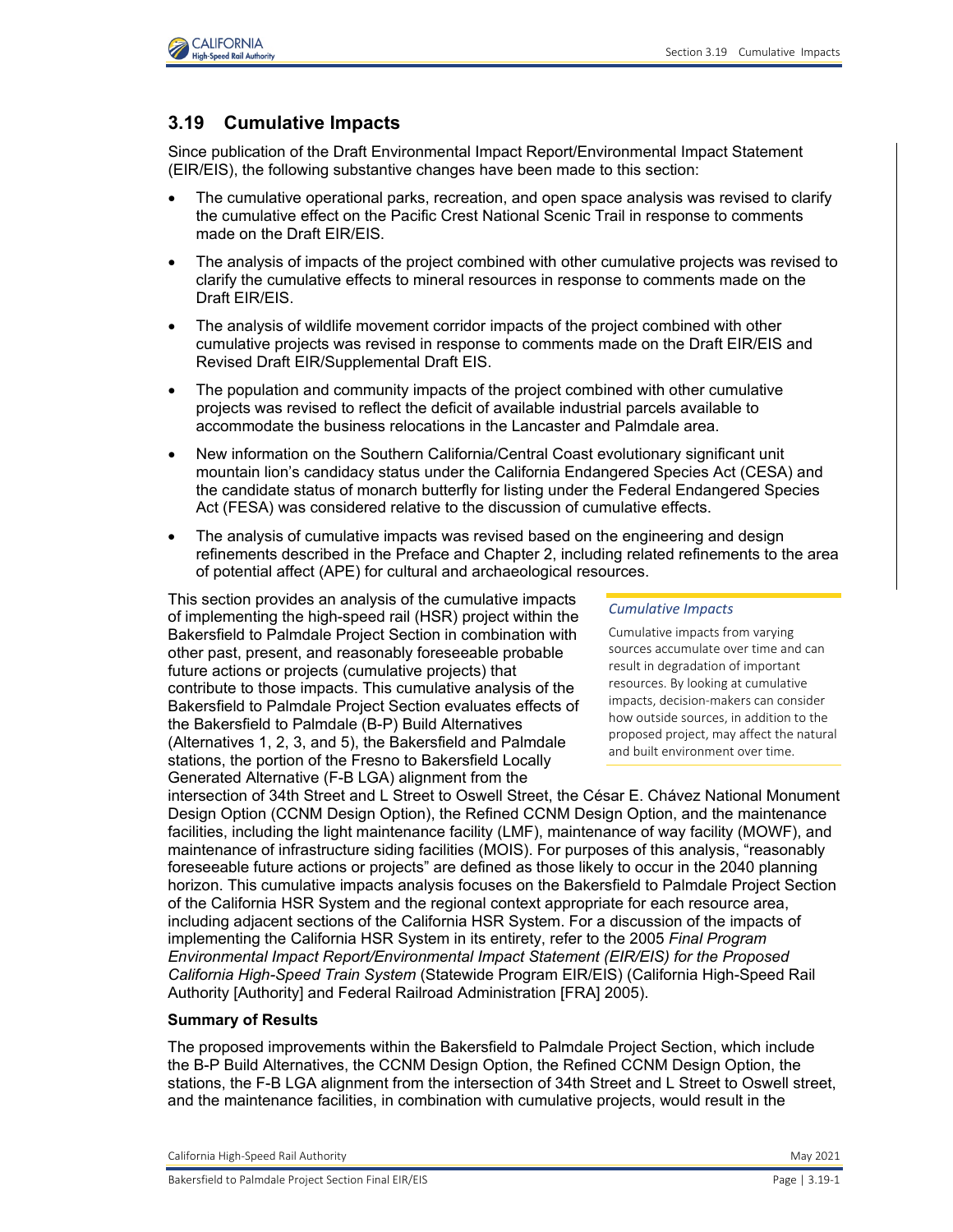## 3.19 Cumulative Impacts

Since publication of the Draft Environmental Impact Report/Environmental Impact Statement (EIR/EIS), the following substantive changes have been made to this section:

- The cumulative operational parks, recreation, and open space analysis was revised to clarify the cumulative effect on the Pacific Crest National Scenic Trail in response to comments made on the Draft EIR/EIS.
- The analysis of impacts of the project combined with other cumulative projects was revised to clarify the cumulative effects to mineral resources in response to comments made on the Draft EIR/EIS.
- The analysis of wildlife movement corridor impacts of the project combined with other cumulative projects was revised in response to comments made on the Draft EIR/EIS and Revised Draft EIR/Supplemental Draft EIS.
- The population and community impacts of the project combined with other cumulative projects was revised to reflect the deficit of available industrial parcels available to accommodate the business relocations in the Lancaster and Palmdale area.
- New information on the Southern California/Central Coast evolutionary significant unit mountain lion's candidacy status under the California Endangered Species Act (CESA) and the candidate status of monarch butterfly for listing under the Federal Endangered Species Act (FESA) was considered relative to the discussion of cumulative effects.
- The analysis of cumulative impacts was revised based on the engineering and design refinements described in the Preface and Chapter 2, including related refinements to the area of potential affect (APE) for cultural and archaeological resources.

> *Cumulative Impacts*
>
> Cumulative impacts from varying sources accumulate over time and can result in degradation of important resources. By looking at cumulative impacts, decision-makers can consider how outside sources, in addition to the proposed project, may affect the natural and built environment over time.

This section provides an analysis of the cumulative impacts of implementing the high-speed rail (HSR) project within the Bakersfield to Palmdale Project Section in combination with other past, present, and reasonably foreseeable probable future actions or projects (cumulative projects) that contribute to those impacts. This cumulative analysis of the Bakersfield to Palmdale Project Section evaluates effects of the Bakersfield to Palmdale (B-P) Build Alternatives (Alternatives 1, 2, 3, and 5), the Bakersfield and Palmdale stations, the portion of the Fresno to Bakersfield Locally Generated Alternative (F-B LGA) alignment from the intersection of 34th Street and L Street to Oswell Street, the César E. Chávez National Monument Design Option (CCNM Design Option), the Refined CCNM Design Option, and the maintenance facilities, including the light maintenance facility (LMF), maintenance of way facility (MOWF), and maintenance of infrastructure siding facilities (MOIS). For purposes of this analysis, "reasonably foreseeable future actions or projects" are defined as those likely to occur in the 2040 planning horizon. This cumulative impacts analysis focuses on the Bakersfield to Palmdale Project Section of the California HSR System and the regional context appropriate for each resource area, including adjacent sections of the California HSR System. For a discussion of the impacts of implementing the California HSR System in its entirety, refer to the 2005 *Final Program Environmental Impact Report/Environmental Impact Statement (EIR/EIS) for the Proposed California High-Speed Train System* (Statewide Program EIR/EIS) (California High-Speed Rail Authority [Authority] and Federal Railroad Administration [FRA] 2005).

**Summary of Results**

The proposed improvements within the Bakersfield to Palmdale Project Section, which include the B-P Build Alternatives, the CCNM Design Option, the Refined CCNM Design Option, the stations, the F-B LGA alignment from the intersection of 34th Street and L Street to Oswell street, and the maintenance facilities, in combination with cumulative projects, would result in the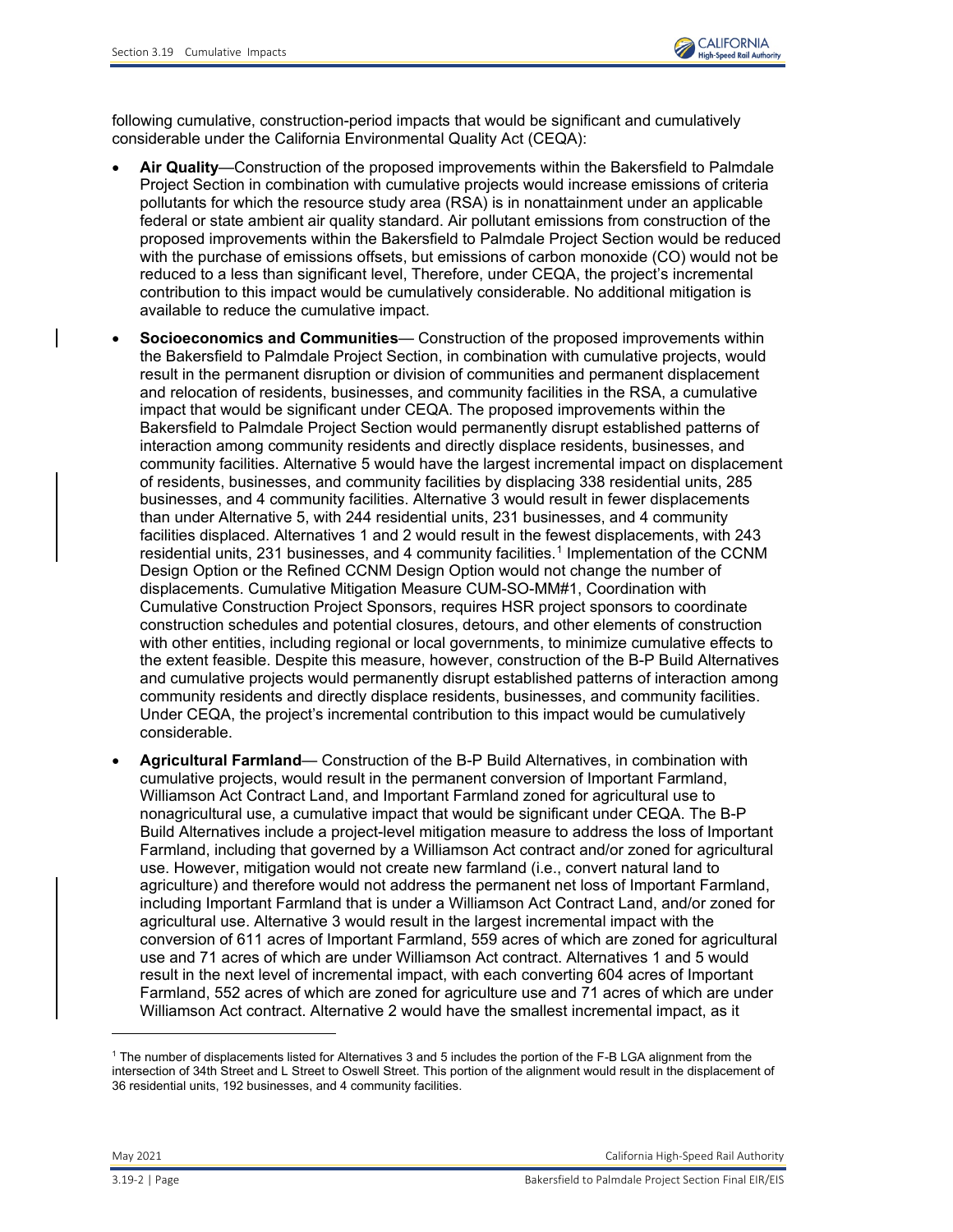following cumulative, construction-period impacts that would be significant and cumulatively considerable under the California Environmental Quality Act (CEQA):

- **Air Quality**—Construction of the proposed improvements within the Bakersfield to Palmdale Project Section in combination with cumulative projects would increase emissions of criteria pollutants for which the resource study area (RSA) is in nonattainment under an applicable federal or state ambient air quality standard. Air pollutant emissions from construction of the proposed improvements within the Bakersfield to Palmdale Project Section would be reduced with the purchase of emissions offsets, but emissions of carbon monoxide (CO) would not be reduced to a less than significant level, Therefore, under CEQA, the project's incremental contribution to this impact would be cumulatively considerable. No additional mitigation is available to reduce the cumulative impact.
- **Socioeconomics and Communities**— Construction of the proposed improvements within the Bakersfield to Palmdale Project Section, in combination with cumulative projects, would result in the permanent disruption or division of communities and permanent displacement and relocation of residents, businesses, and community facilities in the RSA, a cumulative impact that would be significant under CEQA. The proposed improvements within the Bakersfield to Palmdale Project Section would permanently disrupt established patterns of interaction among community residents and directly displace residents, businesses, and community facilities. Alternative 5 would have the largest incremental impact on displacement of residents, businesses, and community facilities by displacing 338 residential units, 285 businesses, and 4 community facilities. Alternative 3 would result in fewer displacements than under Alternative 5, with 244 residential units, 231 businesses, and 4 community facilities displaced. Alternatives 1 and 2 would result in the fewest displacements, with 243 residential units, 231 businesses, and 4 community facilities.[1] Implementation of the CCNM Design Option or the Refined CCNM Design Option would not change the number of displacements. Cumulative Mitigation Measure CUM-SO-MM#1, Coordination with Cumulative Construction Project Sponsors, requires HSR project sponsors to coordinate construction schedules and potential closures, detours, and other elements of construction with other entities, including regional or local governments, to minimize cumulative effects to the extent feasible. Despite this measure, however, construction of the B-P Build Alternatives and cumulative projects would permanently disrupt established patterns of interaction among community residents and directly displace residents, businesses, and community facilities. Under CEQA, the project's incremental contribution to this impact would be cumulatively considerable.
- **Agricultural Farmland**— Construction of the B-P Build Alternatives, in combination with cumulative projects, would result in the permanent conversion of Important Farmland, Williamson Act Contract Land, and Important Farmland zoned for agricultural use to nonagricultural use, a cumulative impact that would be significant under CEQA. The B-P Build Alternatives include a project-level mitigation measure to address the loss of Important Farmland, including that governed by a Williamson Act contract and/or zoned for agricultural use. However, mitigation would not create new farmland (i.e., convert natural land to agriculture) and therefore would not address the permanent net loss of Important Farmland, including Important Farmland that is under a Williamson Act Contract Land, and/or zoned for agricultural use. Alternative 3 would result in the largest incremental impact with the conversion of 611 acres of Important Farmland, 559 acres of which are zoned for agricultural use and 71 acres of which are under Williamson Act contract. Alternatives 1 and 5 would result in the next level of incremental impact, with each converting 604 acres of Important Farmland, 552 acres of which are zoned for agriculture use and 71 acres of which are under Williamson Act contract. Alternative 2 would have the smallest incremental impact, as it

[1] The number of displacements listed for Alternatives 3 and 5 includes the portion of the F-B LGA alignment from the intersection of 34th Street and L Street to Oswell Street. This portion of the alignment would result in the displacement of 36 residential units, 192 businesses, and 4 community facilities.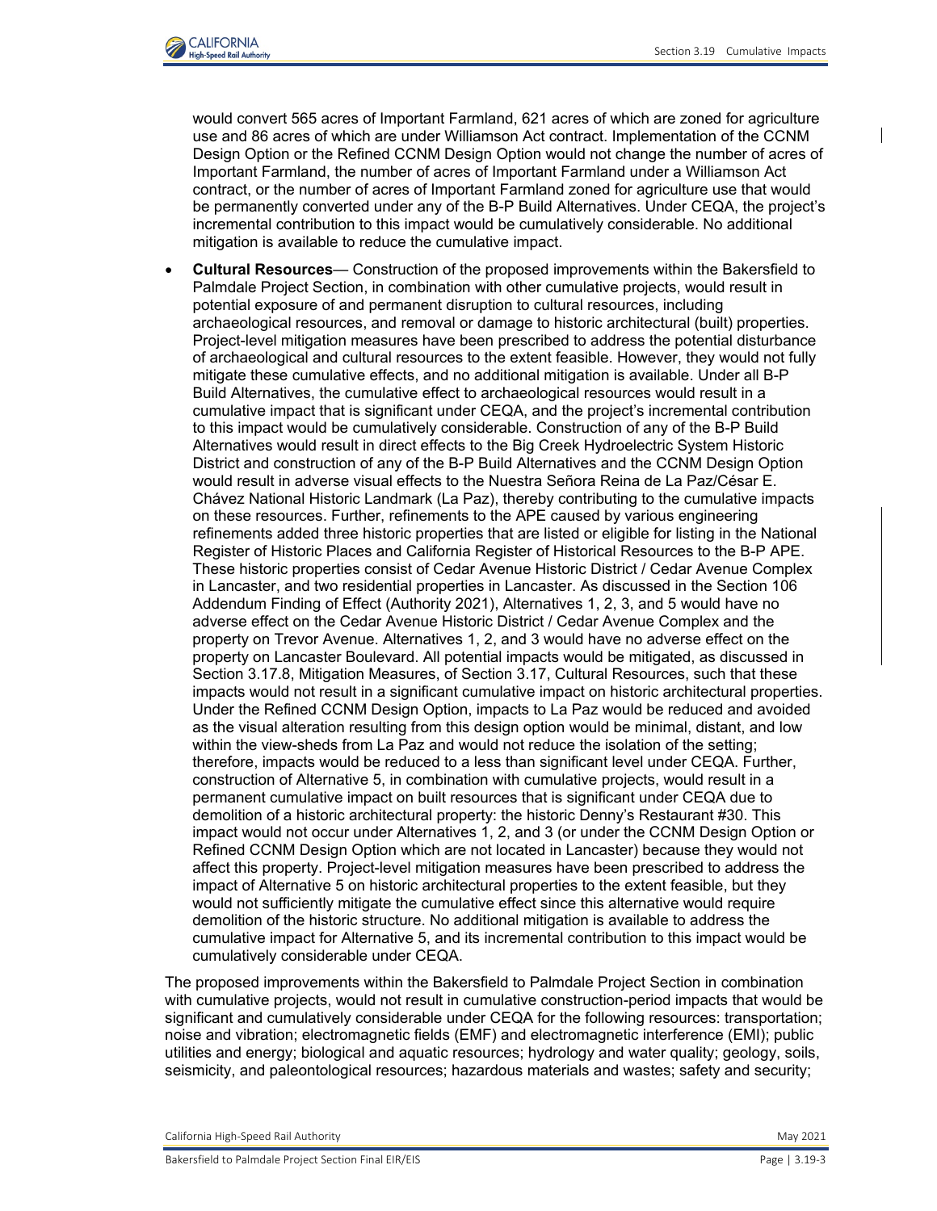would convert 565 acres of Important Farmland, 621 acres of which are zoned for agriculture use and 86 acres of which are under Williamson Act contract. Implementation of the CCNM Design Option or the Refined CCNM Design Option would not change the number of acres of Important Farmland, the number of acres of Important Farmland under a Williamson Act contract, or the number of acres of Important Farmland zoned for agriculture use that would be permanently converted under any of the B-P Build Alternatives. Under CEQA, the project's incremental contribution to this impact would be cumulatively considerable. No additional mitigation is available to reduce the cumulative impact.

- **Cultural Resources**— Construction of the proposed improvements within the Bakersfield to Palmdale Project Section, in combination with other cumulative projects, would result in potential exposure of and permanent disruption to cultural resources, including archaeological resources, and removal or damage to historic architectural (built) properties. Project-level mitigation measures have been prescribed to address the potential disturbance of archaeological and cultural resources to the extent feasible. However, they would not fully mitigate these cumulative effects, and no additional mitigation is available. Under all B-P Build Alternatives, the cumulative effect to archaeological resources would result in a cumulative impact that is significant under CEQA, and the project's incremental contribution to this impact would be cumulatively considerable. Construction of any of the B-P Build Alternatives would result in direct effects to the Big Creek Hydroelectric System Historic District and construction of any of the B-P Build Alternatives and the CCNM Design Option would result in adverse visual effects to the Nuestra Señora Reina de La Paz/César E. Chávez National Historic Landmark (La Paz), thereby contributing to the cumulative impacts on these resources. Further, refinements to the APE caused by various engineering refinements added three historic properties that are listed or eligible for listing in the National Register of Historic Places and California Register of Historical Resources to the B-P APE. These historic properties consist of Cedar Avenue Historic District / Cedar Avenue Complex in Lancaster, and two residential properties in Lancaster. As discussed in the Section 106 Addendum Finding of Effect (Authority 2021), Alternatives 1, 2, 3, and 5 would have no adverse effect on the Cedar Avenue Historic District / Cedar Avenue Complex and the property on Trevor Avenue. Alternatives 1, 2, and 3 would have no adverse effect on the property on Lancaster Boulevard. All potential impacts would be mitigated, as discussed in Section 3.17.8, Mitigation Measures, of Section 3.17, Cultural Resources, such that these impacts would not result in a significant cumulative impact on historic architectural properties. Under the Refined CCNM Design Option, impacts to La Paz would be reduced and avoided as the visual alteration resulting from this design option would be minimal, distant, and low within the view-sheds from La Paz and would not reduce the isolation of the setting; therefore, impacts would be reduced to a less than significant level under CEQA. Further, construction of Alternative 5, in combination with cumulative projects, would result in a permanent cumulative impact on built resources that is significant under CEQA due to demolition of a historic architectural property: the historic Denny's Restaurant #30. This impact would not occur under Alternatives 1, 2, and 3 (or under the CCNM Design Option or Refined CCNM Design Option which are not located in Lancaster) because they would not affect this property. Project-level mitigation measures have been prescribed to address the impact of Alternative 5 on historic architectural properties to the extent feasible, but they would not sufficiently mitigate the cumulative effect since this alternative would require demolition of the historic structure. No additional mitigation is available to address the cumulative impact for Alternative 5, and its incremental contribution to this impact would be cumulatively considerable under CEQA.

The proposed improvements within the Bakersfield to Palmdale Project Section in combination with cumulative projects, would not result in cumulative construction-period impacts that would be significant and cumulatively considerable under CEQA for the following resources: transportation; noise and vibration; electromagnetic fields (EMF) and electromagnetic interference (EMI); public utilities and energy; biological and aquatic resources; hydrology and water quality; geology, soils, seismicity, and paleontological resources; hazardous materials and wastes; safety and security;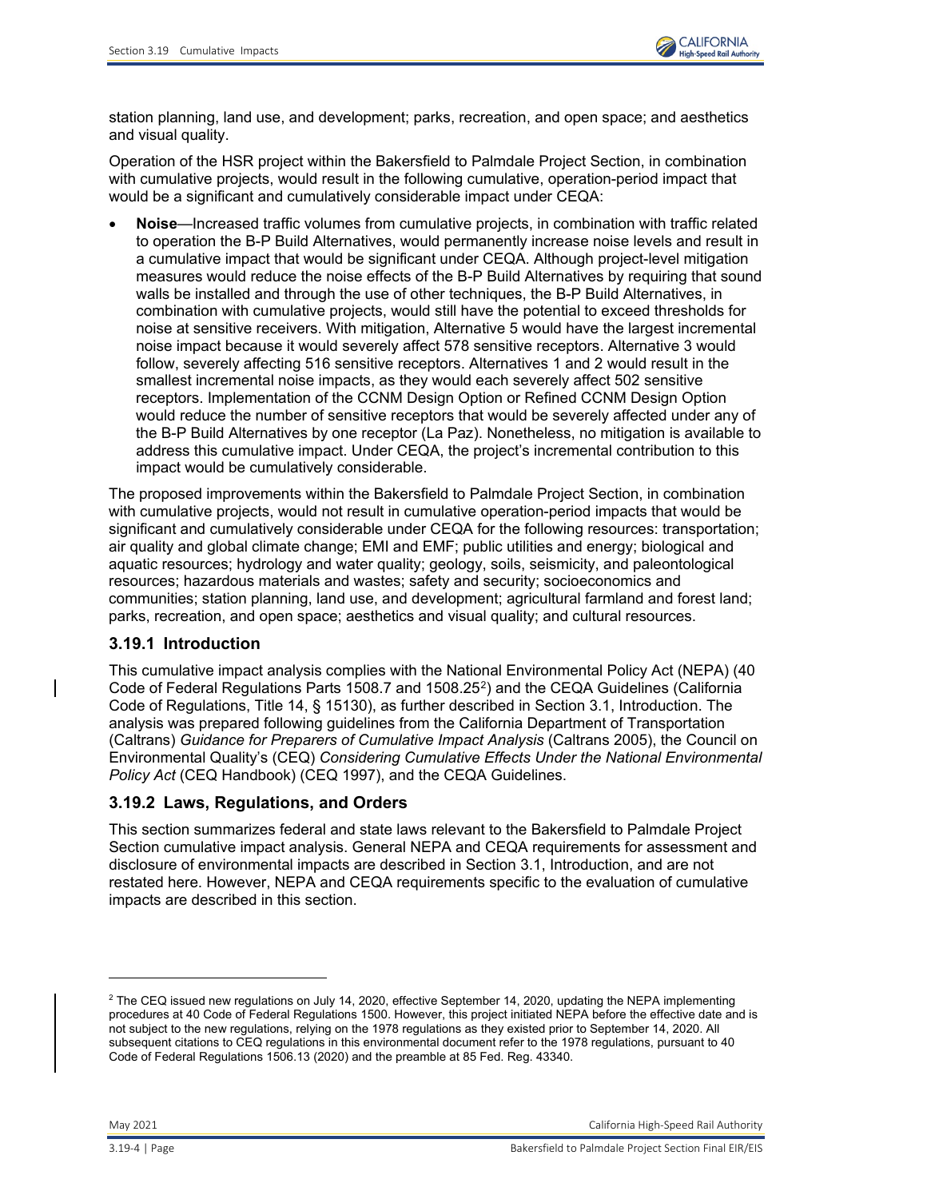station planning, land use, and development; parks, recreation, and open space; and aesthetics and visual quality.

Operation of the HSR project within the Bakersfield to Palmdale Project Section, in combination with cumulative projects, would result in the following cumulative, operation-period impact that would be a significant and cumulatively considerable impact under CEQA:

- **Noise**—Increased traffic volumes from cumulative projects, in combination with traffic related to operation the B-P Build Alternatives, would permanently increase noise levels and result in a cumulative impact that would be significant under CEQA. Although project-level mitigation measures would reduce the noise effects of the B-P Build Alternatives by requiring that sound walls be installed and through the use of other techniques, the B-P Build Alternatives, in combination with cumulative projects, would still have the potential to exceed thresholds for noise at sensitive receivers. With mitigation, Alternative 5 would have the largest incremental noise impact because it would severely affect 578 sensitive receptors. Alternative 3 would follow, severely affecting 516 sensitive receptors. Alternatives 1 and 2 would result in the smallest incremental noise impacts, as they would each severely affect 502 sensitive receptors. Implementation of the CCNM Design Option or Refined CCNM Design Option would reduce the number of sensitive receptors that would be severely affected under any of the B-P Build Alternatives by one receptor (La Paz). Nonetheless, no mitigation is available to address this cumulative impact. Under CEQA, the project's incremental contribution to this impact would be cumulatively considerable.

The proposed improvements within the Bakersfield to Palmdale Project Section, in combination with cumulative projects, would not result in cumulative operation-period impacts that would be significant and cumulatively considerable under CEQA for the following resources: transportation; air quality and global climate change; EMI and EMF; public utilities and energy; biological and aquatic resources; hydrology and water quality; geology, soils, seismicity, and paleontological resources; hazardous materials and wastes; safety and security; socioeconomics and communities; station planning, land use, and development; agricultural farmland and forest land; parks, recreation, and open space; aesthetics and visual quality; and cultural resources.

### 3.19.1 Introduction

This cumulative impact analysis complies with the National Environmental Policy Act (NEPA) (40 Code of Federal Regulations Parts 1508.7 and 1508.25[2]) and the CEQA Guidelines (California Code of Regulations, Title 14, § 15130), as further described in Section 3.1, Introduction. The analysis was prepared following guidelines from the California Department of Transportation (Caltrans) *Guidance for Preparers of Cumulative Impact Analysis* (Caltrans 2005), the Council on Environmental Quality's (CEQ) *Considering Cumulative Effects Under the National Environmental Policy Act* (CEQ Handbook) (CEQ 1997), and the CEQA Guidelines.

### 3.19.2 Laws, Regulations, and Orders

This section summarizes federal and state laws relevant to the Bakersfield to Palmdale Project Section cumulative impact analysis. General NEPA and CEQA requirements for assessment and disclosure of environmental impacts are described in Section 3.1, Introduction, and are not restated here. However, NEPA and CEQA requirements specific to the evaluation of cumulative impacts are described in this section.

---

[2] The CEQ issued new regulations on July 14, 2020, effective September 14, 2020, updating the NEPA implementing procedures at 40 Code of Federal Regulations 1500. However, this project initiated NEPA before the effective date and is not subject to the new regulations, relying on the 1978 regulations as they existed prior to September 14, 2020. All subsequent citations to CEQ regulations in this environmental document refer to the 1978 regulations, pursuant to 40 Code of Federal Regulations 1506.13 (2020) and the preamble at 85 Fed. Reg. 43340.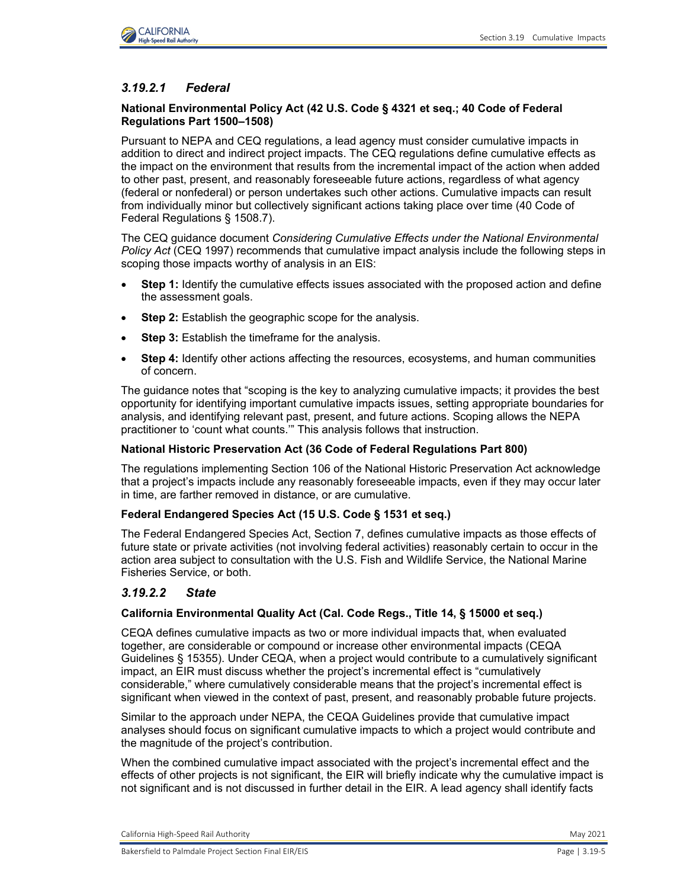### *3.19.2.1 Federal*

**National Environmental Policy Act (42 U.S. Code § 4321 et seq.; 40 Code of Federal Regulations Part 1500–1508)**

Pursuant to NEPA and CEQ regulations, a lead agency must consider cumulative impacts in addition to direct and indirect project impacts. The CEQ regulations define cumulative effects as the impact on the environment that results from the incremental impact of the action when added to other past, present, and reasonably foreseeable future actions, regardless of what agency (federal or nonfederal) or person undertakes such other actions. Cumulative impacts can result from individually minor but collectively significant actions taking place over time (40 Code of Federal Regulations § 1508.7).

The CEQ guidance document *Considering Cumulative Effects under the National Environmental Policy Act* (CEQ 1997) recommends that cumulative impact analysis include the following steps in scoping those impacts worthy of analysis in an EIS:

- **Step 1:** Identify the cumulative effects issues associated with the proposed action and define the assessment goals.
- **Step 2:** Establish the geographic scope for the analysis.
- **Step 3:** Establish the timeframe for the analysis.
- **Step 4:** Identify other actions affecting the resources, ecosystems, and human communities of concern.

The guidance notes that "scoping is the key to analyzing cumulative impacts; it provides the best opportunity for identifying important cumulative impacts issues, setting appropriate boundaries for analysis, and identifying relevant past, present, and future actions. Scoping allows the NEPA practitioner to 'count what counts.'" This analysis follows that instruction.

**National Historic Preservation Act (36 Code of Federal Regulations Part 800)**

The regulations implementing Section 106 of the National Historic Preservation Act acknowledge that a project's impacts include any reasonably foreseeable impacts, even if they may occur later in time, are farther removed in distance, or are cumulative.

**Federal Endangered Species Act (15 U.S. Code § 1531 et seq.)**

The Federal Endangered Species Act, Section 7, defines cumulative impacts as those effects of future state or private activities (not involving federal activities) reasonably certain to occur in the action area subject to consultation with the U.S. Fish and Wildlife Service, the National Marine Fisheries Service, or both.

### *3.19.2.2 State*

**California Environmental Quality Act (Cal. Code Regs., Title 14, § 15000 et seq.)**

CEQA defines cumulative impacts as two or more individual impacts that, when evaluated together, are considerable or compound or increase other environmental impacts (CEQA Guidelines § 15355). Under CEQA, when a project would contribute to a cumulatively significant impact, an EIR must discuss whether the project's incremental effect is "cumulatively considerable," where cumulatively considerable means that the project's incremental effect is significant when viewed in the context of past, present, and reasonably probable future projects.

Similar to the approach under NEPA, the CEQA Guidelines provide that cumulative impact analyses should focus on significant cumulative impacts to which a project would contribute and the magnitude of the project's contribution.

When the combined cumulative impact associated with the project's incremental effect and the effects of other projects is not significant, the EIR will briefly indicate why the cumulative impact is not significant and is not discussed in further detail in the EIR. A lead agency shall identify facts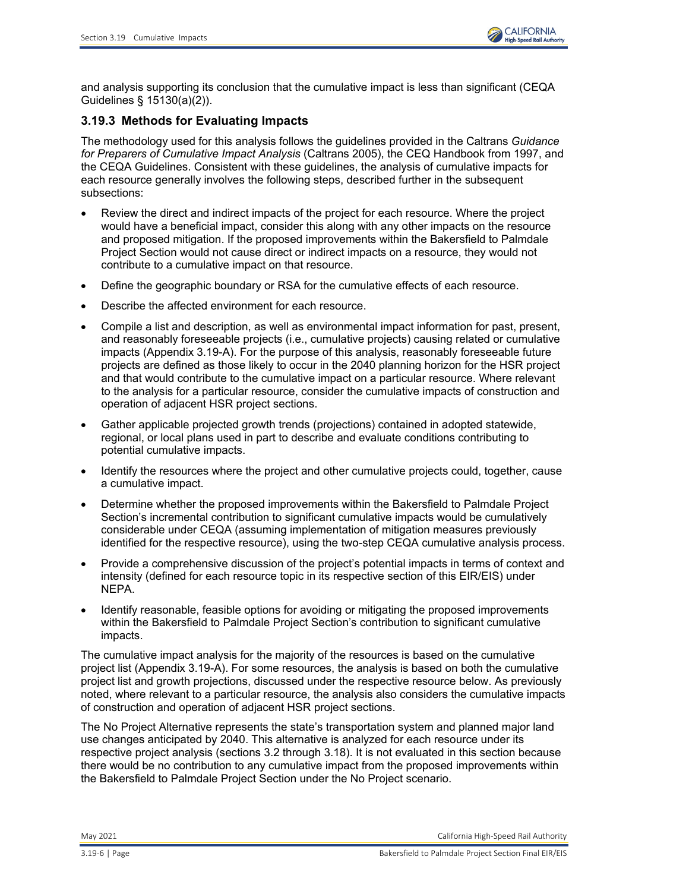and analysis supporting its conclusion that the cumulative impact is less than significant (CEQA Guidelines § 15130(a)(2)).

### 3.19.3 Methods for Evaluating Impacts

The methodology used for this analysis follows the guidelines provided in the Caltrans *Guidance for Preparers of Cumulative Impact Analysis* (Caltrans 2005), the CEQ Handbook from 1997, and the CEQA Guidelines. Consistent with these guidelines, the analysis of cumulative impacts for each resource generally involves the following steps, described further in the subsequent subsections:

- Review the direct and indirect impacts of the project for each resource. Where the project would have a beneficial impact, consider this along with any other impacts on the resource and proposed mitigation. If the proposed improvements within the Bakersfield to Palmdale Project Section would not cause direct or indirect impacts on a resource, they would not contribute to a cumulative impact on that resource.
- Define the geographic boundary or RSA for the cumulative effects of each resource.
- Describe the affected environment for each resource.
- Compile a list and description, as well as environmental impact information for past, present, and reasonably foreseeable projects (i.e., cumulative projects) causing related or cumulative impacts (Appendix 3.19-A). For the purpose of this analysis, reasonably foreseeable future projects are defined as those likely to occur in the 2040 planning horizon for the HSR project and that would contribute to the cumulative impact on a particular resource. Where relevant to the analysis for a particular resource, consider the cumulative impacts of construction and operation of adjacent HSR project sections.
- Gather applicable projected growth trends (projections) contained in adopted statewide, regional, or local plans used in part to describe and evaluate conditions contributing to potential cumulative impacts.
- Identify the resources where the project and other cumulative projects could, together, cause a cumulative impact.
- Determine whether the proposed improvements within the Bakersfield to Palmdale Project Section's incremental contribution to significant cumulative impacts would be cumulatively considerable under CEQA (assuming implementation of mitigation measures previously identified for the respective resource), using the two-step CEQA cumulative analysis process.
- Provide a comprehensive discussion of the project's potential impacts in terms of context and intensity (defined for each resource topic in its respective section of this EIR/EIS) under NEPA.
- Identify reasonable, feasible options for avoiding or mitigating the proposed improvements within the Bakersfield to Palmdale Project Section's contribution to significant cumulative impacts.

The cumulative impact analysis for the majority of the resources is based on the cumulative project list (Appendix 3.19-A). For some resources, the analysis is based on both the cumulative project list and growth projections, discussed under the respective resource below. As previously noted, where relevant to a particular resource, the analysis also considers the cumulative impacts of construction and operation of adjacent HSR project sections.

The No Project Alternative represents the state's transportation system and planned major land use changes anticipated by 2040. This alternative is analyzed for each resource under its respective project analysis (sections 3.2 through 3.18). It is not evaluated in this section because there would be no contribution to any cumulative impact from the proposed improvements within the Bakersfield to Palmdale Project Section under the No Project scenario.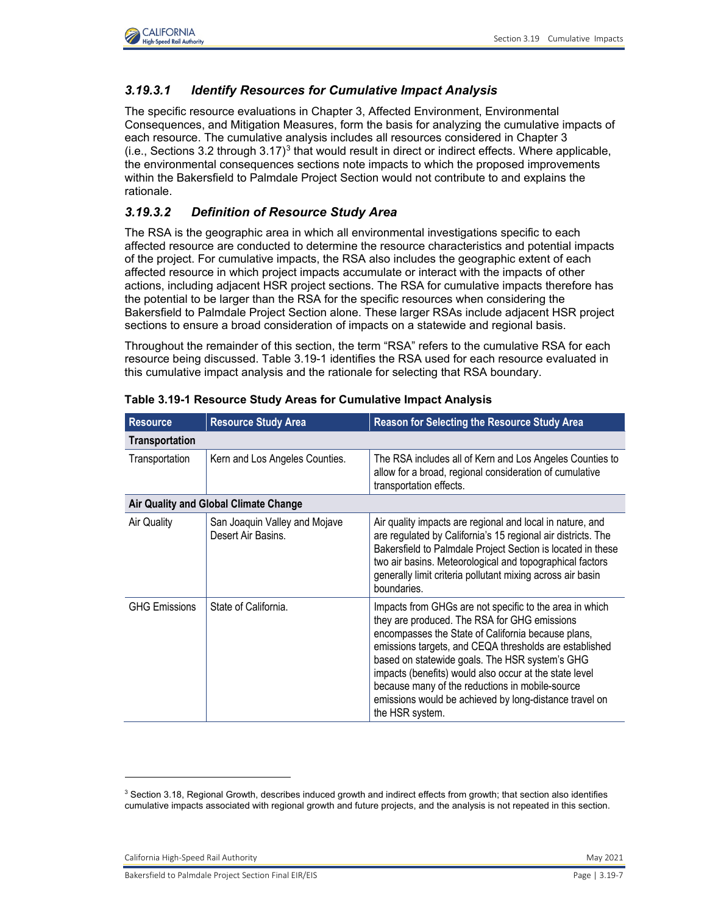### *3.19.3.1 Identify Resources for Cumulative Impact Analysis*

The specific resource evaluations in Chapter 3, Affected Environment, Environmental Consequences, and Mitigation Measures, form the basis for analyzing the cumulative impacts of each resource. The cumulative analysis includes all resources considered in Chapter 3 (i.e., Sections 3.2 through 3.17)[3] that would result in direct or indirect effects. Where applicable, the environmental consequences sections note impacts to which the proposed improvements within the Bakersfield to Palmdale Project Section would not contribute to and explains the rationale.

### *3.19.3.2 Definition of Resource Study Area*

The RSA is the geographic area in which all environmental investigations specific to each affected resource are conducted to determine the resource characteristics and potential impacts of the project. For cumulative impacts, the RSA also includes the geographic extent of each affected resource in which project impacts accumulate or interact with the impacts of other actions, including adjacent HSR project sections. The RSA for cumulative impacts therefore has the potential to be larger than the RSA for the specific resources when considering the Bakersfield to Palmdale Project Section alone. These larger RSAs include adjacent HSR project sections to ensure a broad consideration of impacts on a statewide and regional basis.

Throughout the remainder of this section, the term "RSA" refers to the cumulative RSA for each resource being discussed. Table 3.19-1 identifies the RSA used for each resource evaluated in this cumulative impact analysis and the rationale for selecting that RSA boundary.

**Table 3.19-1 Resource Study Areas for Cumulative Impact Analysis**

| Resource | Resource Study Area | Reason for Selecting the Resource Study Area |
|---|---|---|
| **Transportation** | | |
| Transportation | Kern and Los Angeles Counties. | The RSA includes all of Kern and Los Angeles Counties to allow for a broad, regional consideration of cumulative transportation effects. |
| **Air Quality and Global Climate Change** | | |
| Air Quality | San Joaquin Valley and Mojave Desert Air Basins. | Air quality impacts are regional and local in nature, and are regulated by California's 15 regional air districts. The Bakersfield to Palmdale Project Section is located in these two air basins. Meteorological and topographical factors generally limit criteria pollutant mixing across air basin boundaries. |
| GHG Emissions | State of California. | Impacts from GHGs are not specific to the area in which they are produced. The RSA for GHG emissions encompasses the State of California because plans, emissions targets, and CEQA thresholds are established based on statewide goals. The HSR system's GHG impacts (benefits) would also occur at the state level because many of the reductions in mobile-source emissions would be achieved by long-distance travel on the HSR system. |

[3] Section 3.18, Regional Growth, describes induced growth and indirect effects from growth; that section also identifies cumulative impacts associated with regional growth and future projects, and the analysis is not repeated in this section.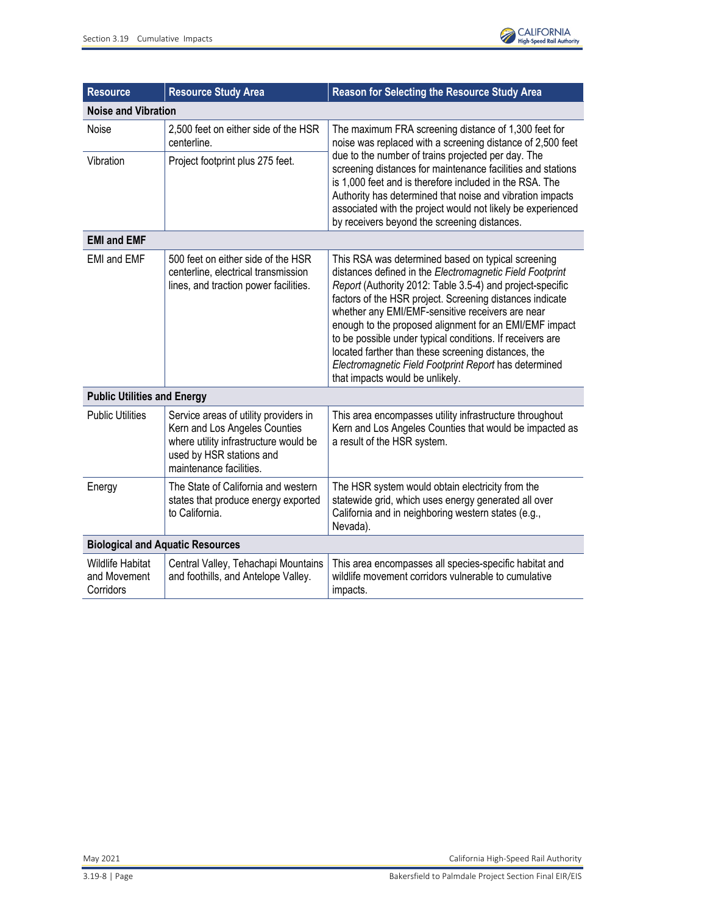| Resource | Resource Study Area | Reason for Selecting the Resource Study Area |
|---|---|---|
| **Noise and Vibration** | | |
| Noise | 2,500 feet on either side of the HSR centerline. | The maximum FRA screening distance of 1,300 feet for noise was replaced with a screening distance of 2,500 feet due to the number of trains projected per day. The screening distances for maintenance facilities and stations is 1,000 feet and is therefore included in the RSA. The Authority has determined that noise and vibration impacts associated with the project would not likely be experienced by receivers beyond the screening distances. |
| Vibration | Project footprint plus 275 feet. | |
| **EMI and EMF** | | |
| EMI and EMF | 500 feet on either side of the HSR centerline, electrical transmission lines, and traction power facilities. | This RSA was determined based on typical screening distances defined in the *Electromagnetic Field Footprint Report* (Authority 2012: Table 3.5-4) and project-specific factors of the HSR project. Screening distances indicate whether any EMI/EMF-sensitive receivers are near enough to the proposed alignment for an EMI/EMF impact to be possible under typical conditions. If receivers are located farther than these screening distances, the *Electromagnetic Field Footprint Report* has determined that impacts would be unlikely. |
| **Public Utilities and Energy** | | |
| Public Utilities | Service areas of utility providers in Kern and Los Angeles Counties where utility infrastructure would be used by HSR stations and maintenance facilities. | This area encompasses utility infrastructure throughout Kern and Los Angeles Counties that would be impacted as a result of the HSR system. |
| Energy | The State of California and western states that produce energy exported to California. | The HSR system would obtain electricity from the statewide grid, which uses energy generated all over California and in neighboring western states (e.g., Nevada). |
| **Biological and Aquatic Resources** | | |
| Wildlife Habitat and Movement Corridors | Central Valley, Tehachapi Mountains and foothills, and Antelope Valley. | This area encompasses all species-specific habitat and wildlife movement corridors vulnerable to cumulative impacts. |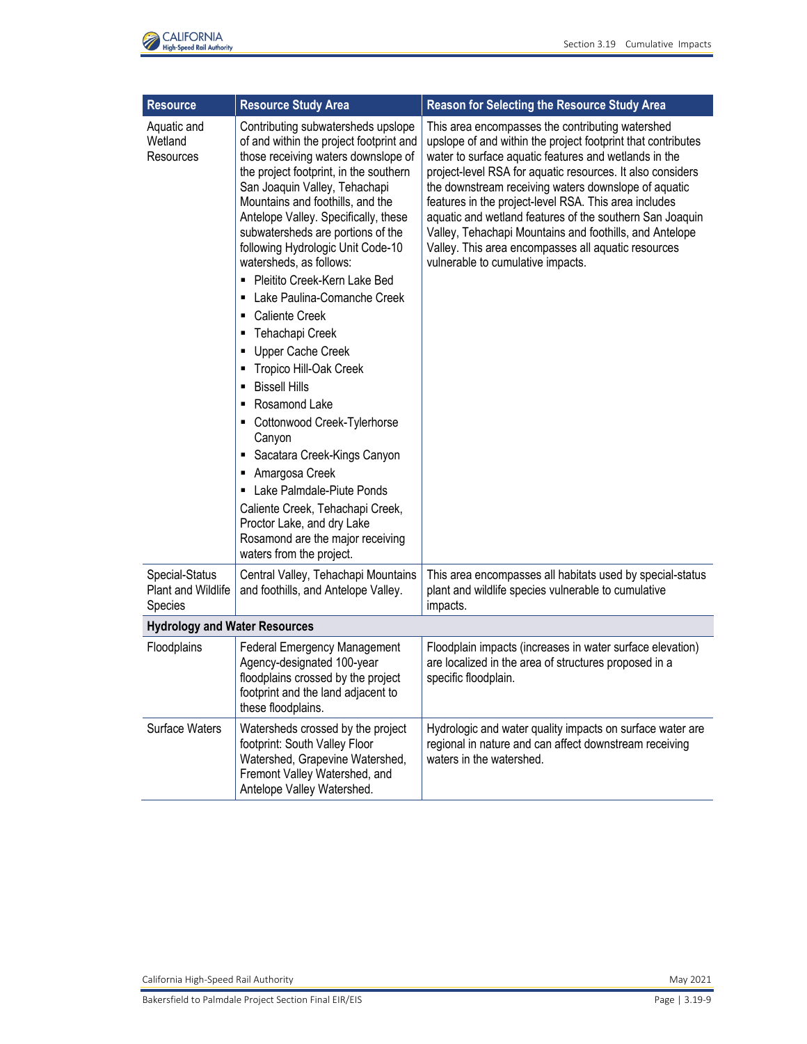| Resource | Resource Study Area | Reason for Selecting the Resource Study Area |
|---|---|---|
| Aquatic and Wetland Resources | Contributing subwatersheds upslope of and within the project footprint and those receiving waters downslope of the project footprint, in the southern San Joaquin Valley, Tehachapi Mountains and foothills, and the Antelope Valley. Specifically, these subwatersheds are portions of the following Hydrologic Unit Code-10 watersheds, as follows:<br>▪ Pleitito Creek-Kern Lake Bed<br>▪ Lake Paulina-Comanche Creek<br>▪ Caliente Creek<br>▪ Tehachapi Creek<br>▪ Upper Cache Creek<br>▪ Tropico Hill-Oak Creek<br>▪ Bissell Hills<br>▪ Rosamond Lake<br>▪ Cottonwood Creek-Tylerhorse Canyon<br>▪ Sacatara Creek-Kings Canyon<br>▪ Amargosa Creek<br>▪ Lake Palmdale-Piute Ponds<br>Caliente Creek, Tehachapi Creek, Proctor Lake, and dry Lake Rosamond are the major receiving waters from the project. | This area encompasses the contributing watershed upslope of and within the project footprint that contributes water to surface aquatic features and wetlands in the project-level RSA for aquatic resources. It also considers the downstream receiving waters downslope of aquatic features in the project-level RSA. This area includes aquatic and wetland features of the southern San Joaquin Valley, Tehachapi Mountains and foothills, and Antelope Valley. This area encompasses all aquatic resources vulnerable to cumulative impacts. |
| Special-Status Plant and Wildlife Species | Central Valley, Tehachapi Mountains and foothills, and Antelope Valley. | This area encompasses all habitats used by special-status plant and wildlife species vulnerable to cumulative impacts. |
| **Hydrology and Water Resources** | | |
| Floodplains | Federal Emergency Management Agency-designated 100-year floodplains crossed by the project footprint and the land adjacent to these floodplains. | Floodplain impacts (increases in water surface elevation) are localized in the area of structures proposed in a specific floodplain. |
| Surface Waters | Watersheds crossed by the project footprint: South Valley Floor Watershed, Grapevine Watershed, Fremont Valley Watershed, and Antelope Valley Watershed. | Hydrologic and water quality impacts on surface water are regional in nature and can affect downstream receiving waters in the watershed. |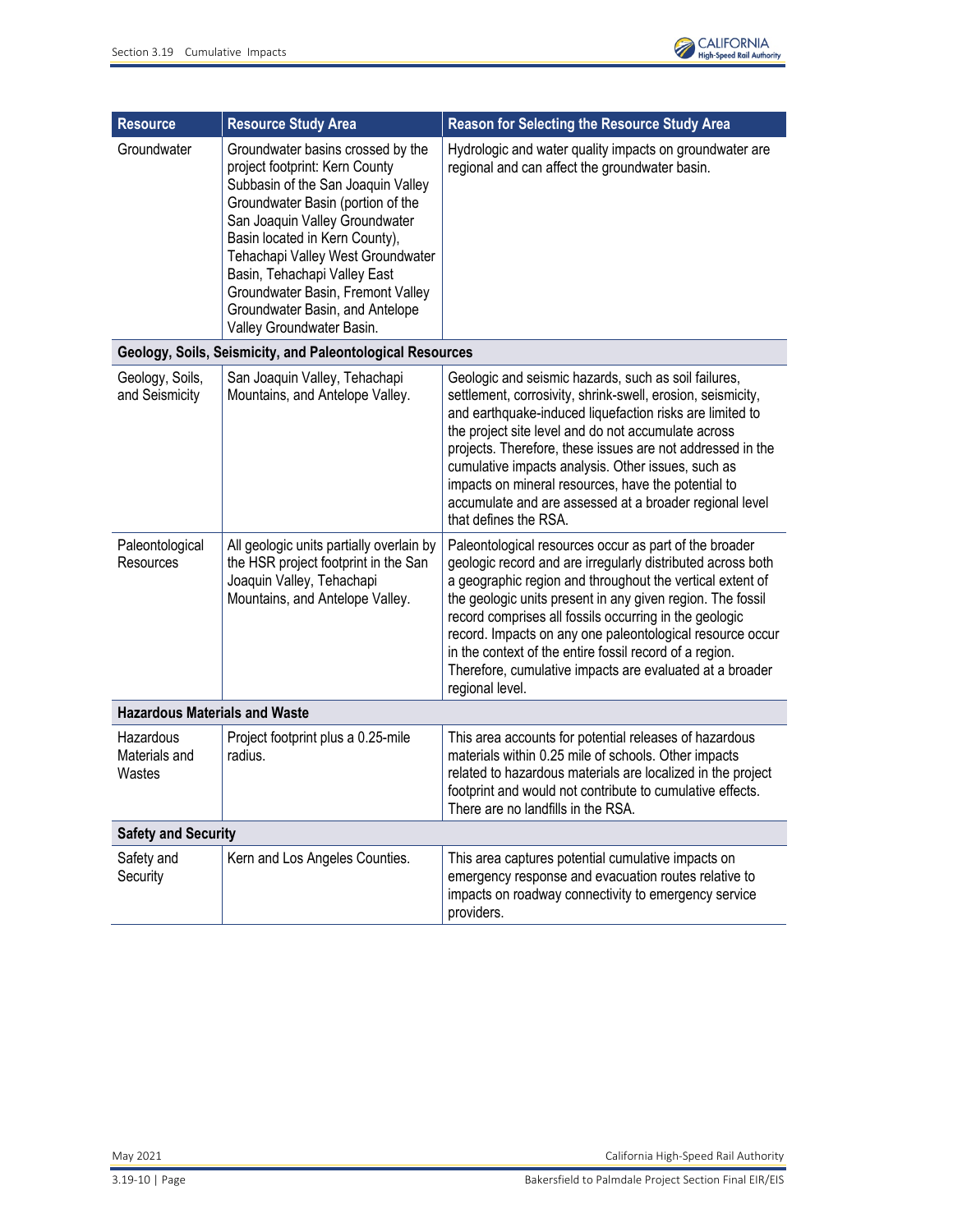| Resource | Resource Study Area | Reason for Selecting the Resource Study Area |
|---|---|---|
| Groundwater | Groundwater basins crossed by the project footprint: Kern County Subbasin of the San Joaquin Valley Groundwater Basin (portion of the San Joaquin Valley Groundwater Basin located in Kern County), Tehachapi Valley West Groundwater Basin, Tehachapi Valley East Groundwater Basin, Fremont Valley Groundwater Basin, and Antelope Valley Groundwater Basin. | Hydrologic and water quality impacts on groundwater are regional and can affect the groundwater basin. |
| **Geology, Soils, Seismicity, and Paleontological Resources** | | |
| Geology, Soils, and Seismicity | San Joaquin Valley, Tehachapi Mountains, and Antelope Valley. | Geologic and seismic hazards, such as soil failures, settlement, corrosivity, shrink-swell, erosion, seismicity, and earthquake-induced liquefaction risks are limited to the project site level and do not accumulate across projects. Therefore, these issues are not addressed in the cumulative impacts analysis. Other issues, such as impacts on mineral resources, have the potential to accumulate and are assessed at a broader regional level that defines the RSA. |
| Paleontological Resources | All geologic units partially overlain by the HSR project footprint in the San Joaquin Valley, Tehachapi Mountains, and Antelope Valley. | Paleontological resources occur as part of the broader geologic record and are irregularly distributed across both a geographic region and throughout the vertical extent of the geologic units present in any given region. The fossil record comprises all fossils occurring in the geologic record. Impacts on any one paleontological resource occur in the context of the entire fossil record of a region. Therefore, cumulative impacts are evaluated at a broader regional level. |
| **Hazardous Materials and Waste** | | |
| Hazardous Materials and Wastes | Project footprint plus a 0.25-mile radius. | This area accounts for potential releases of hazardous materials within 0.25 mile of schools. Other impacts related to hazardous materials are localized in the project footprint and would not contribute to cumulative effects. There are no landfills in the RSA. |
| **Safety and Security** | | |
| Safety and Security | Kern and Los Angeles Counties. | This area captures potential cumulative impacts on emergency response and evacuation routes relative to impacts on roadway connectivity to emergency service providers. |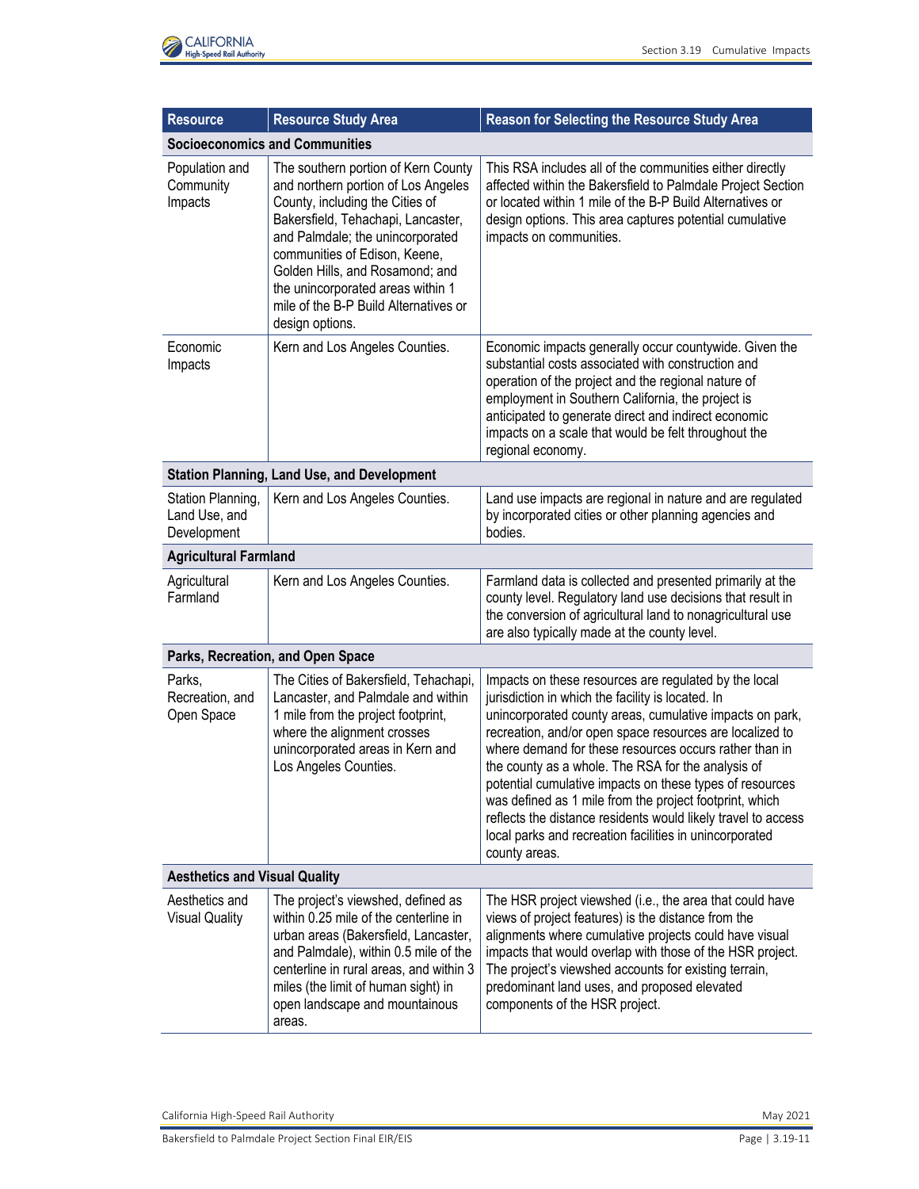| Resource | Resource Study Area | Reason for Selecting the Resource Study Area |
|---|---|---|
| **Socioeconomics and Communities** | | |
| Population and Community Impacts | The southern portion of Kern County and northern portion of Los Angeles County, including the Cities of Bakersfield, Tehachapi, Lancaster, and Palmdale; the unincorporated communities of Edison, Keene, Golden Hills, and Rosamond; and the unincorporated areas within 1 mile of the B-P Build Alternatives or design options. | This RSA includes all of the communities either directly affected within the Bakersfield to Palmdale Project Section or located within 1 mile of the B-P Build Alternatives or design options. This area captures potential cumulative impacts on communities. |
| Economic Impacts | Kern and Los Angeles Counties. | Economic impacts generally occur countywide. Given the substantial costs associated with construction and operation of the project and the regional nature of employment in Southern California, the project is anticipated to generate direct and indirect economic impacts on a scale that would be felt throughout the regional economy. |
| **Station Planning, Land Use, and Development** | | |
| Station Planning, Land Use, and Development | Kern and Los Angeles Counties. | Land use impacts are regional in nature and are regulated by incorporated cities or other planning agencies and bodies. |
| **Agricultural Farmland** | | |
| Agricultural Farmland | Kern and Los Angeles Counties. | Farmland data is collected and presented primarily at the county level. Regulatory land use decisions that result in the conversion of agricultural land to nonagricultural use are also typically made at the county level. |
| **Parks, Recreation, and Open Space** | | |
| Parks, Recreation, and Open Space | The Cities of Bakersfield, Tehachapi, Lancaster, and Palmdale and within 1 mile from the project footprint, where the alignment crosses unincorporated areas in Kern and Los Angeles Counties. | Impacts on these resources are regulated by the local jurisdiction in which the facility is located. In unincorporated county areas, cumulative impacts on park, recreation, and/or open space resources are localized to where demand for these resources occurs rather than in the county as a whole. The RSA for the analysis of potential cumulative impacts on these types of resources was defined as 1 mile from the project footprint, which reflects the distance residents would likely travel to access local parks and recreation facilities in unincorporated county areas. |
| **Aesthetics and Visual Quality** | | |
| Aesthetics and Visual Quality | The project's viewshed, defined as within 0.25 mile of the centerline in urban areas (Bakersfield, Lancaster, and Palmdale), within 0.5 mile of the centerline in rural areas, and within 3 miles (the limit of human sight) in open landscape and mountainous areas. | The HSR project viewshed (i.e., the area that could have views of project features) is the distance from the alignments where cumulative projects could have visual impacts that would overlap with those of the HSR project. The project's viewshed accounts for existing terrain, predominant land uses, and proposed elevated components of the HSR project. |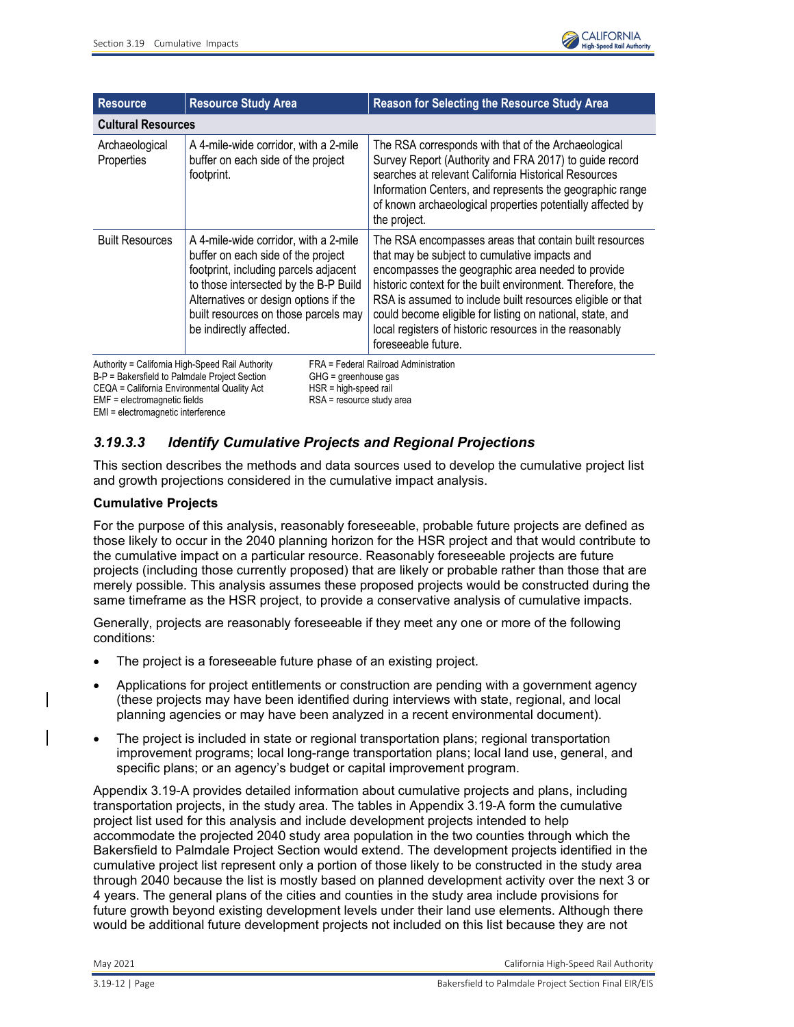| Resource | Resource Study Area | Reason for Selecting the Resource Study Area |
|---|---|---|
| **Cultural Resources** | | |
| Archaeological Properties | A 4-mile-wide corridor, with a 2-mile buffer on each side of the project footprint. | The RSA corresponds with that of the Archaeological Survey Report (Authority and FRA 2017) to guide record searches at relevant California Historical Resources Information Centers, and represents the geographic range of known archaeological properties potentially affected by the project. |
| Built Resources | A 4-mile-wide corridor, with a 2-mile buffer on each side of the project footprint, including parcels adjacent to those intersected by the B-P Build Alternatives or design options if the built resources on those parcels may be indirectly affected. | The RSA encompasses areas that contain built resources that may be subject to cumulative impacts and encompasses the geographic area needed to provide historic context for the built environment. Therefore, the RSA is assumed to include built resources eligible or that could become eligible for listing on national, state, and local registers of historic resources in the reasonably foreseeable future. |

Authority = California High-Speed Rail Authority
B-P = Bakersfield to Palmdale Project Section
CEQA = California Environmental Quality Act
EMF = electromagnetic fields
EMI = electromagnetic interference
FRA = Federal Railroad Administration
GHG = greenhouse gas
HSR = high-speed rail
RSA = resource study area

### *3.19.3.3 Identify Cumulative Projects and Regional Projections*

This section describes the methods and data sources used to develop the cumulative project list and growth projections considered in the cumulative impact analysis.

**Cumulative Projects**

For the purpose of this analysis, reasonably foreseeable, probable future projects are defined as those likely to occur in the 2040 planning horizon for the HSR project and that would contribute to the cumulative impact on a particular resource. Reasonably foreseeable projects are future projects (including those currently proposed) that are likely or probable rather than those that are merely possible. This analysis assumes these proposed projects would be constructed during the same timeframe as the HSR project, to provide a conservative analysis of cumulative impacts.

Generally, projects are reasonably foreseeable if they meet any one or more of the following conditions:

- The project is a foreseeable future phase of an existing project.
- Applications for project entitlements or construction are pending with a government agency (these projects may have been identified during interviews with state, regional, and local planning agencies or may have been analyzed in a recent environmental document).
- The project is included in state or regional transportation plans; regional transportation improvement programs; local long-range transportation plans; local land use, general, and specific plans; or an agency's budget or capital improvement program.

Appendix 3.19-A provides detailed information about cumulative projects and plans, including transportation projects, in the study area. The tables in Appendix 3.19-A form the cumulative project list used for this analysis and include development projects intended to help accommodate the projected 2040 study area population in the two counties through which the Bakersfield to Palmdale Project Section would extend. The development projects identified in the cumulative project list represent only a portion of those likely to be constructed in the study area through 2040 because the list is mostly based on planned development activity over the next 3 or 4 years. The general plans of the cities and counties in the study area include provisions for future growth beyond existing development levels under their land use elements. Although there would be additional future development projects not included on this list because they are not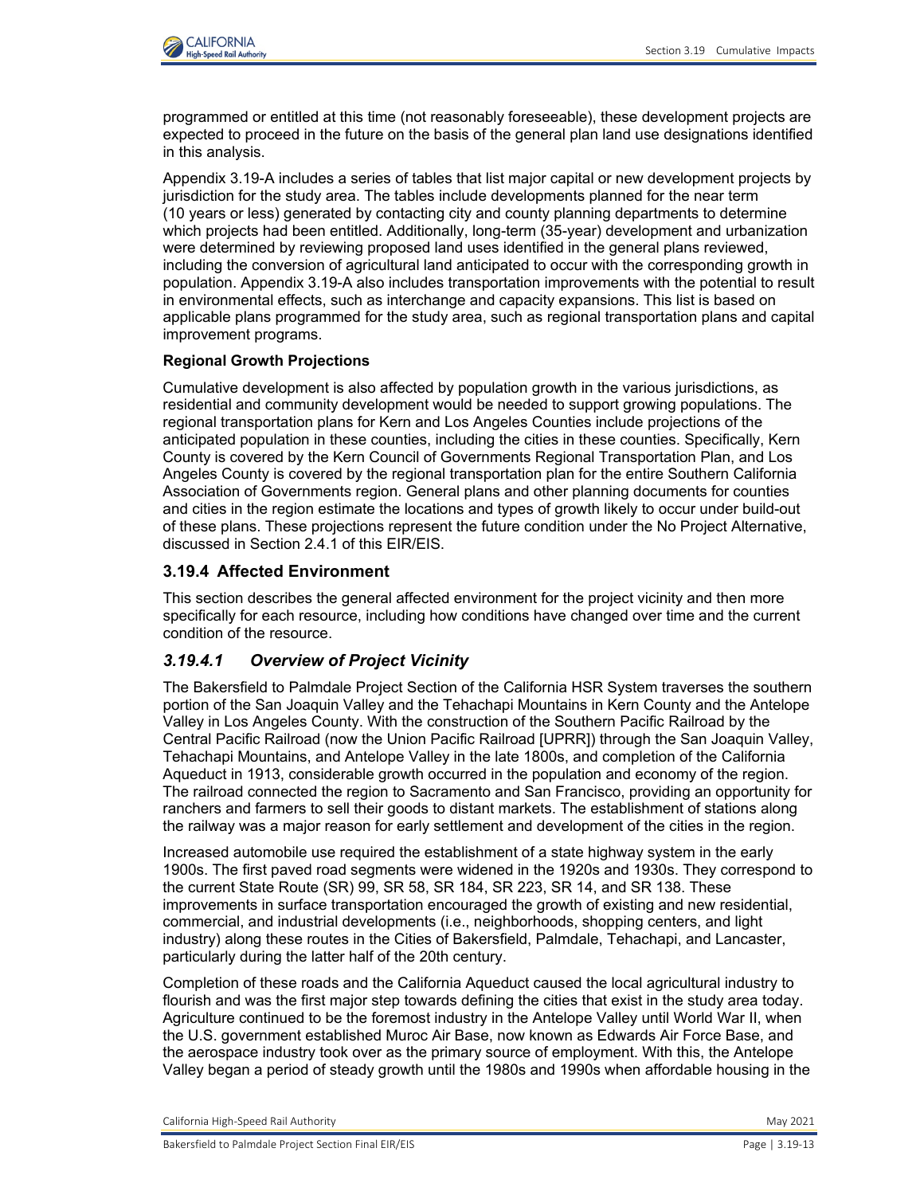programmed or entitled at this time (not reasonably foreseeable), these development projects are expected to proceed in the future on the basis of the general plan land use designations identified in this analysis.

Appendix 3.19-A includes a series of tables that list major capital or new development projects by jurisdiction for the study area. The tables include developments planned for the near term (10 years or less) generated by contacting city and county planning departments to determine which projects had been entitled. Additionally, long-term (35-year) development and urbanization were determined by reviewing proposed land uses identified in the general plans reviewed, including the conversion of agricultural land anticipated to occur with the corresponding growth in population. Appendix 3.19-A also includes transportation improvements with the potential to result in environmental effects, such as interchange and capacity expansions. This list is based on applicable plans programmed for the study area, such as regional transportation plans and capital improvement programs.

**Regional Growth Projections**

Cumulative development is also affected by population growth in the various jurisdictions, as residential and community development would be needed to support growing populations. The regional transportation plans for Kern and Los Angeles Counties include projections of the anticipated population in these counties, including the cities in these counties. Specifically, Kern County is covered by the Kern Council of Governments Regional Transportation Plan, and Los Angeles County is covered by the regional transportation plan for the entire Southern California Association of Governments region. General plans and other planning documents for counties and cities in the region estimate the locations and types of growth likely to occur under build-out of these plans. These projections represent the future condition under the No Project Alternative, discussed in Section 2.4.1 of this EIR/EIS.

## 3.19.4 Affected Environment

This section describes the general affected environment for the project vicinity and then more specifically for each resource, including how conditions have changed over time and the current condition of the resource.

### *3.19.4.1 Overview of Project Vicinity*

The Bakersfield to Palmdale Project Section of the California HSR System traverses the southern portion of the San Joaquin Valley and the Tehachapi Mountains in Kern County and the Antelope Valley in Los Angeles County. With the construction of the Southern Pacific Railroad by the Central Pacific Railroad (now the Union Pacific Railroad [UPRR]) through the San Joaquin Valley, Tehachapi Mountains, and Antelope Valley in the late 1800s, and completion of the California Aqueduct in 1913, considerable growth occurred in the population and economy of the region. The railroad connected the region to Sacramento and San Francisco, providing an opportunity for ranchers and farmers to sell their goods to distant markets. The establishment of stations along the railway was a major reason for early settlement and development of the cities in the region.

Increased automobile use required the establishment of a state highway system in the early 1900s. The first paved road segments were widened in the 1920s and 1930s. They correspond to the current State Route (SR) 99, SR 58, SR 184, SR 223, SR 14, and SR 138. These improvements in surface transportation encouraged the growth of existing and new residential, commercial, and industrial developments (i.e., neighborhoods, shopping centers, and light industry) along these routes in the Cities of Bakersfield, Palmdale, Tehachapi, and Lancaster, particularly during the latter half of the 20th century.

Completion of these roads and the California Aqueduct caused the local agricultural industry to flourish and was the first major step towards defining the cities that exist in the study area today. Agriculture continued to be the foremost industry in the Antelope Valley until World War II, when the U.S. government established Muroc Air Base, now known as Edwards Air Force Base, and the aerospace industry took over as the primary source of employment. With this, the Antelope Valley began a period of steady growth until the 1980s and 1990s when affordable housing in the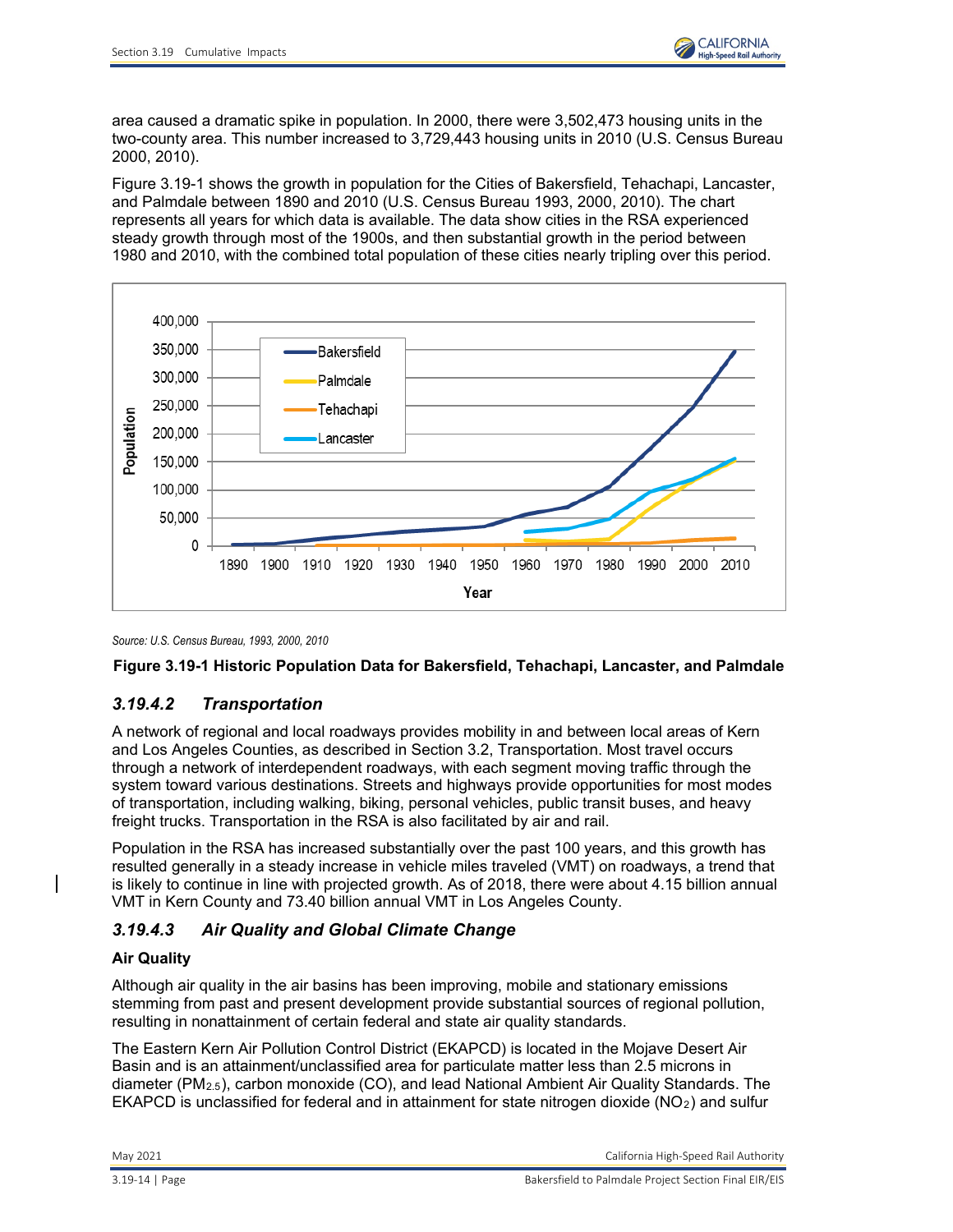area caused a dramatic spike in population. In 2000, there were 3,502,473 housing units in the two-county area. This number increased to 3,729,443 housing units in 2010 (U.S. Census Bureau 2000, 2010).

Figure 3.19-1 shows the growth in population for the Cities of Bakersfield, Tehachapi, Lancaster, and Palmdale between 1890 and 2010 (U.S. Census Bureau 1993, 2000, 2010). The chart represents all years for which data is available. The data show cities in the RSA experienced steady growth through most of the 1900s, and then substantial growth in the period between 1980 and 2010, with the combined total population of these cities nearly tripling over this period.

*Source: U.S. Census Bureau, 1993, 2000, 2010*

**Figure 3.19-1 Historic Population Data for Bakersfield, Tehachapi, Lancaster, and Palmdale**

### *3.19.4.2 Transportation*

A network of regional and local roadways provides mobility in and between local areas of Kern and Los Angeles Counties, as described in Section 3.2, Transportation. Most travel occurs through a network of interdependent roadways, with each segment moving traffic through the system toward various destinations. Streets and highways provide opportunities for most modes of transportation, including walking, biking, personal vehicles, public transit buses, and heavy freight trucks. Transportation in the RSA is also facilitated by air and rail.

Population in the RSA has increased substantially over the past 100 years, and this growth has resulted generally in a steady increase in vehicle miles traveled (VMT) on roadways, a trend that is likely to continue in line with projected growth. As of 2018, there were about 4.15 billion annual VMT in Kern County and 73.40 billion annual VMT in Los Angeles County.

### *3.19.4.3 Air Quality and Global Climate Change*

**Air Quality**

Although air quality in the air basins has been improving, mobile and stationary emissions stemming from past and present development provide substantial sources of regional pollution, resulting in nonattainment of certain federal and state air quality standards.

The Eastern Kern Air Pollution Control District (EKAPCD) is located in the Mojave Desert Air Basin and is an attainment/unclassified area for particulate matter less than 2.5 microns in diameter ($PM_{2.5}$), carbon monoxide (CO), and lead National Ambient Air Quality Standards. The EKAPCD is unclassified for federal and in attainment for state nitrogen dioxide ($NO_2$) and sulfur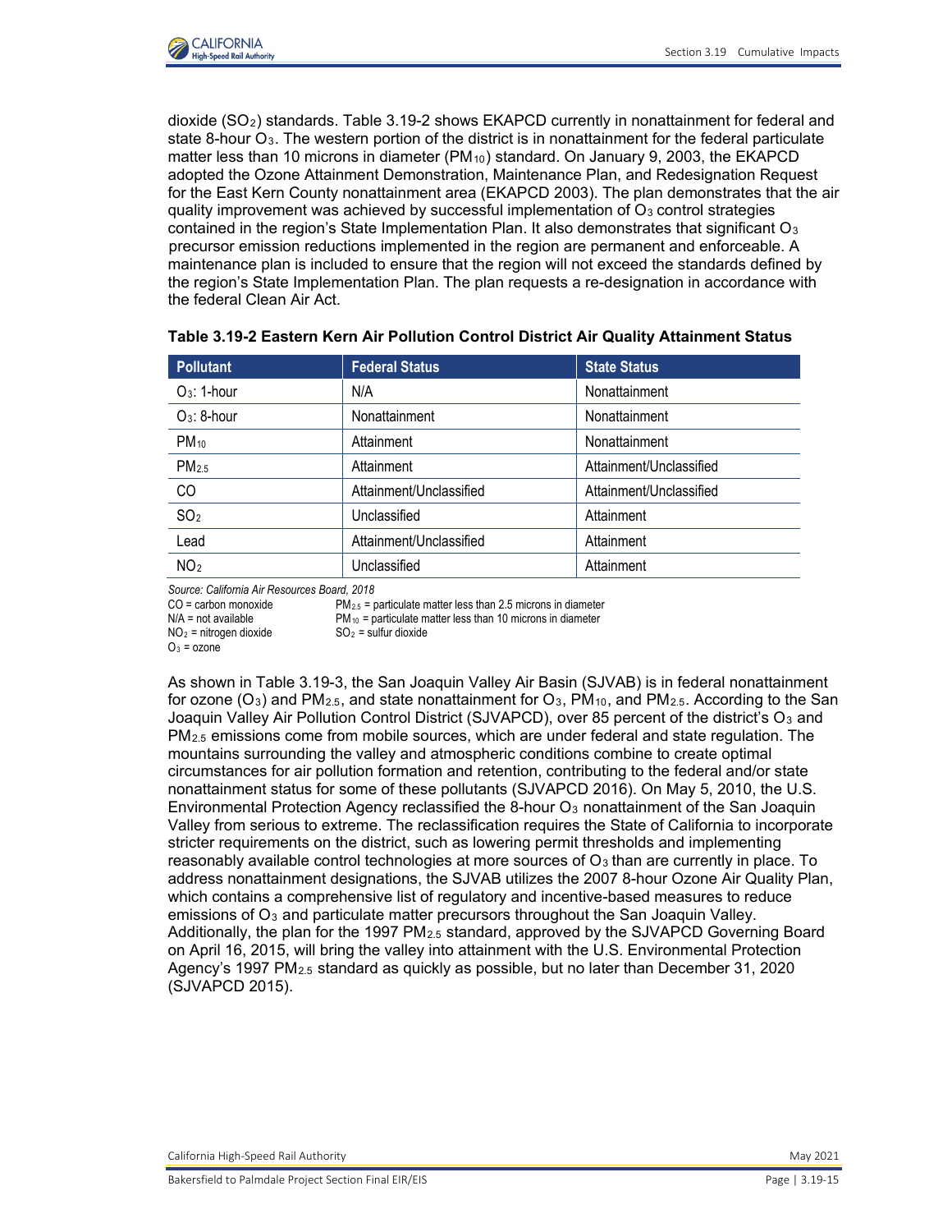dioxide ($SO_2$) standards. Table 3.19-2 shows EKAPCD currently in nonattainment for federal and state 8-hour $O_3$. The western portion of the district is in nonattainment for the federal particulate matter less than 10 microns in diameter ($PM_{10}$) standard. On January 9, 2003, the EKAPCD adopted the Ozone Attainment Demonstration, Maintenance Plan, and Redesignation Request for the East Kern County nonattainment area (EKAPCD 2003). The plan demonstrates that the air quality improvement was achieved by successful implementation of $O_3$ control strategies contained in the region's State Implementation Plan. It also demonstrates that significant $O_3$ precursor emission reductions implemented in the region are permanent and enforceable. A maintenance plan is included to ensure that the region will not exceed the standards defined by the region's State Implementation Plan. The plan requests a re-designation in accordance with the federal Clean Air Act.

**Table 3.19-2 Eastern Kern Air Pollution Control District Air Quality Attainment Status**

| Pollutant | Federal Status | State Status |
|---|---|---|
| $O_3$: 1-hour | N/A | Nonattainment |
| $O_3$: 8-hour | Nonattainment | Nonattainment |
| $PM_{10}$ | Attainment | Nonattainment |
| $PM_{2.5}$ | Attainment | Attainment/Unclassified |
| CO | Attainment/Unclassified | Attainment/Unclassified |
| $SO_2$ | Unclassified | Attainment |
| Lead | Attainment/Unclassified | Attainment |
| $NO_2$ | Unclassified | Attainment |

*Source: California Air Resources Board, 2018*

CO = carbon monoxide
N/A = not available
$NO_2$ = nitrogen dioxide
$O_3$ = ozone
$PM_{2.5}$ = particulate matter less than 2.5 microns in diameter
$PM_{10}$ = particulate matter less than 10 microns in diameter
$SO_2$ = sulfur dioxide

As shown in Table 3.19-3, the San Joaquin Valley Air Basin (SJVAB) is in federal nonattainment for ozone ($O_3$) and $PM_{2.5}$, and state nonattainment for $O_3$, $PM_{10}$, and $PM_{2.5}$. According to the San Joaquin Valley Air Pollution Control District (SJVAPCD), over 85 percent of the district's $O_3$ and $PM_{2.5}$ emissions come from mobile sources, which are under federal and state regulation. The mountains surrounding the valley and atmospheric conditions combine to create optimal circumstances for air pollution formation and retention, contributing to the federal and/or state nonattainment status for some of these pollutants (SJVAPCD 2016). On May 5, 2010, the U.S. Environmental Protection Agency reclassified the 8-hour $O_3$ nonattainment of the San Joaquin Valley from serious to extreme. The reclassification requires the State of California to incorporate stricter requirements on the district, such as lowering permit thresholds and implementing reasonably available control technologies at more sources of $O_3$ than are currently in place. To address nonattainment designations, the SJVAB utilizes the 2007 8-hour Ozone Air Quality Plan, which contains a comprehensive list of regulatory and incentive-based measures to reduce emissions of $O_3$ and particulate matter precursors throughout the San Joaquin Valley. Additionally, the plan for the 1997 $PM_{2.5}$ standard, approved by the SJVAPCD Governing Board on April 16, 2015, will bring the valley into attainment with the U.S. Environmental Protection Agency's 1997 $PM_{2.5}$ standard as quickly as possible, but no later than December 31, 2020 (SJVAPCD 2015).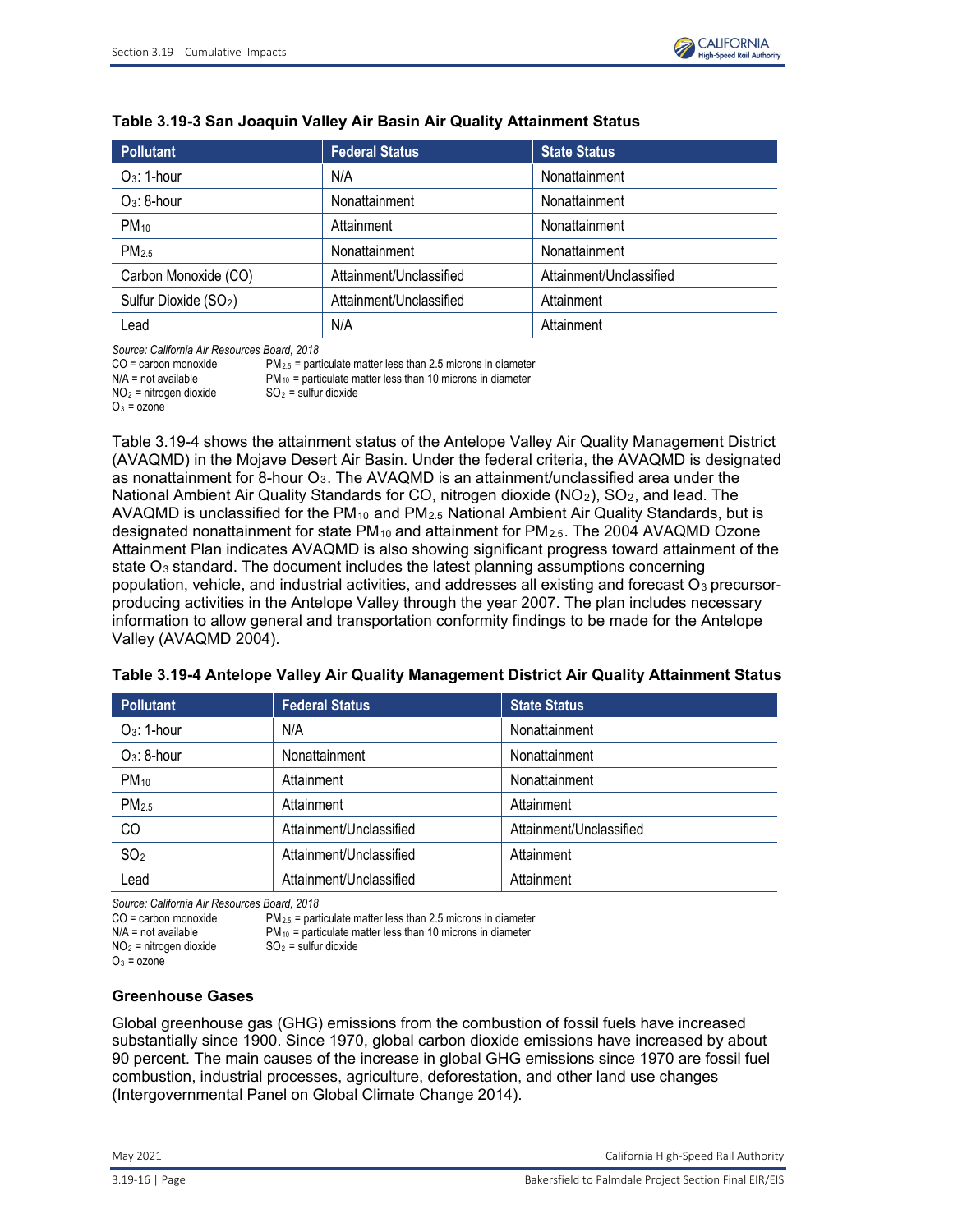**Table 3.19-3 San Joaquin Valley Air Basin Air Quality Attainment Status**

| Pollutant | Federal Status | State Status |
|---|---|---|
| $O_3$: 1-hour | N/A | Nonattainment |
| $O_3$: 8-hour | Nonattainment | Nonattainment |
| $PM_{10}$ | Attainment | Nonattainment |
| $PM_{2.5}$ | Nonattainment | Nonattainment |
| Carbon Monoxide (CO) | Attainment/Unclassified | Attainment/Unclassified |
| Sulfur Dioxide ($SO_2$) | Attainment/Unclassified | Attainment |
| Lead | N/A | Attainment |

*Source: California Air Resources Board, 2018*

CO = carbon monoxide
N/A = not available
$NO_2$ = nitrogen dioxide
$O_3$ = ozone
$PM_{2.5}$ = particulate matter less than 2.5 microns in diameter
$PM_{10}$ = particulate matter less than 10 microns in diameter
$SO_2$ = sulfur dioxide

Table 3.19-4 shows the attainment status of the Antelope Valley Air Quality Management District (AVAQMD) in the Mojave Desert Air Basin. Under the federal criteria, the AVAQMD is designated as nonattainment for 8-hour $O_3$. The AVAQMD is an attainment/unclassified area under the National Ambient Air Quality Standards for CO, nitrogen dioxide ($NO_2$), $SO_2$, and lead. The AVAQMD is unclassified for the $PM_{10}$ and $PM_{2.5}$ National Ambient Air Quality Standards, but is designated nonattainment for state $PM_{10}$ and attainment for $PM_{2.5}$. The 2004 AVAQMD Ozone Attainment Plan indicates AVAQMD is also showing significant progress toward attainment of the state $O_3$ standard. The document includes the latest planning assumptions concerning population, vehicle, and industrial activities, and addresses all existing and forecast $O_3$ precursor-producing activities in the Antelope Valley through the year 2007. The plan includes necessary information to allow general and transportation conformity findings to be made for the Antelope Valley (AVAQMD 2004).

**Table 3.19-4 Antelope Valley Air Quality Management District Air Quality Attainment Status**

| Pollutant | Federal Status | State Status |
|---|---|---|
| $O_3$: 1-hour | N/A | Nonattainment |
| $O_3$: 8-hour | Nonattainment | Nonattainment |
| $PM_{10}$ | Attainment | Nonattainment |
| $PM_{2.5}$ | Attainment | Attainment |
| CO | Attainment/Unclassified | Attainment/Unclassified |
| $SO_2$ | Attainment/Unclassified | Attainment |
| Lead | Attainment/Unclassified | Attainment |

*Source: California Air Resources Board, 2018*

CO = carbon monoxide
N/A = not available
$NO_2$ = nitrogen dioxide
$O_3$ = ozone
$PM_{2.5}$ = particulate matter less than 2.5 microns in diameter
$PM_{10}$ = particulate matter less than 10 microns in diameter
$SO_2$ = sulfur dioxide

### Greenhouse Gases

Global greenhouse gas (GHG) emissions from the combustion of fossil fuels have increased substantially since 1900. Since 1970, global carbon dioxide emissions have increased by about 90 percent. The main causes of the increase in global GHG emissions since 1970 are fossil fuel combustion, industrial processes, agriculture, deforestation, and other land use changes (Intergovernmental Panel on Global Climate Change 2014).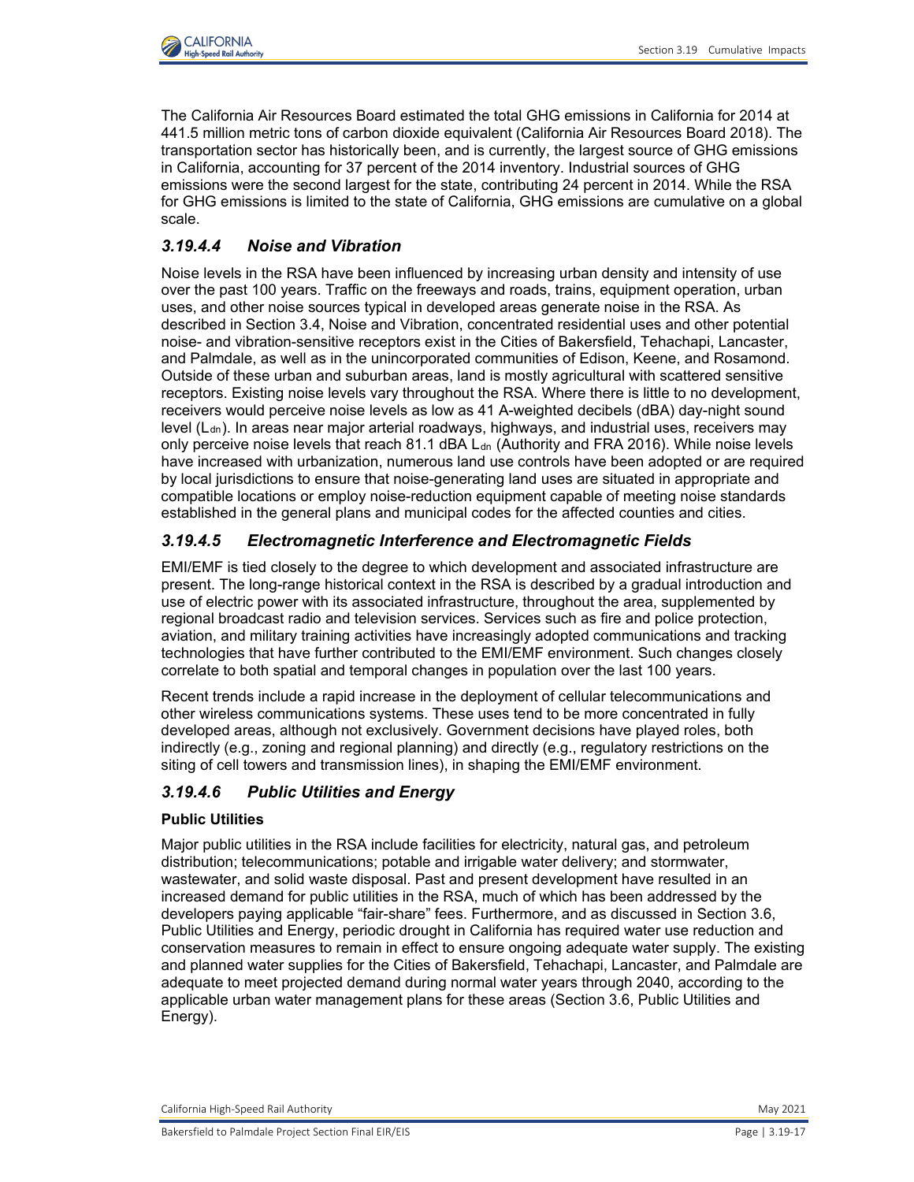The California Air Resources Board estimated the total GHG emissions in California for 2014 at 441.5 million metric tons of carbon dioxide equivalent (California Air Resources Board 2018). The transportation sector has historically been, and is currently, the largest source of GHG emissions in California, accounting for 37 percent of the 2014 inventory. Industrial sources of GHG emissions were the second largest for the state, contributing 24 percent in 2014. While the RSA for GHG emissions is limited to the state of California, GHG emissions are cumulative on a global scale.

### *3.19.4.4 Noise and Vibration*

Noise levels in the RSA have been influenced by increasing urban density and intensity of use over the past 100 years. Traffic on the freeways and roads, trains, equipment operation, urban uses, and other noise sources typical in developed areas generate noise in the RSA. As described in Section 3.4, Noise and Vibration, concentrated residential uses and other potential noise- and vibration-sensitive receptors exist in the Cities of Bakersfield, Tehachapi, Lancaster, and Palmdale, as well as in the unincorporated communities of Edison, Keene, and Rosamond. Outside of these urban and suburban areas, land is mostly agricultural with scattered sensitive receptors. Existing noise levels vary throughout the RSA. Where there is little to no development, receivers would perceive noise levels as low as 41 A-weighted decibels (dBA) day-night sound level ($L_{dn}$). In areas near major arterial roadways, highways, and industrial uses, receivers may only perceive noise levels that reach 81.1 dBA $L_{dn}$ (Authority and FRA 2016). While noise levels have increased with urbanization, numerous land use controls have been adopted or are required by local jurisdictions to ensure that noise-generating land uses are situated in appropriate and compatible locations or employ noise-reduction equipment capable of meeting noise standards established in the general plans and municipal codes for the affected counties and cities.

### *3.19.4.5 Electromagnetic Interference and Electromagnetic Fields*

EMI/EMF is tied closely to the degree to which development and associated infrastructure are present. The long-range historical context in the RSA is described by a gradual introduction and use of electric power with its associated infrastructure, throughout the area, supplemented by regional broadcast radio and television services. Services such as fire and police protection, aviation, and military training activities have increasingly adopted communications and tracking technologies that have further contributed to the EMI/EMF environment. Such changes closely correlate to both spatial and temporal changes in population over the last 100 years.

Recent trends include a rapid increase in the deployment of cellular telecommunications and other wireless communications systems. These uses tend to be more concentrated in fully developed areas, although not exclusively. Government decisions have played roles, both indirectly (e.g., zoning and regional planning) and directly (e.g., regulatory restrictions on the siting of cell towers and transmission lines), in shaping the EMI/EMF environment.

### *3.19.4.6 Public Utilities and Energy*

**Public Utilities**

Major public utilities in the RSA include facilities for electricity, natural gas, and petroleum distribution; telecommunications; potable and irrigable water delivery; and stormwater, wastewater, and solid waste disposal. Past and present development have resulted in an increased demand for public utilities in the RSA, much of which has been addressed by the developers paying applicable "fair-share" fees. Furthermore, and as discussed in Section 3.6, Public Utilities and Energy, periodic drought in California has required water use reduction and conservation measures to remain in effect to ensure ongoing adequate water supply. The existing and planned water supplies for the Cities of Bakersfield, Tehachapi, Lancaster, and Palmdale are adequate to meet projected demand during normal water years through 2040, according to the applicable urban water management plans for these areas (Section 3.6, Public Utilities and Energy).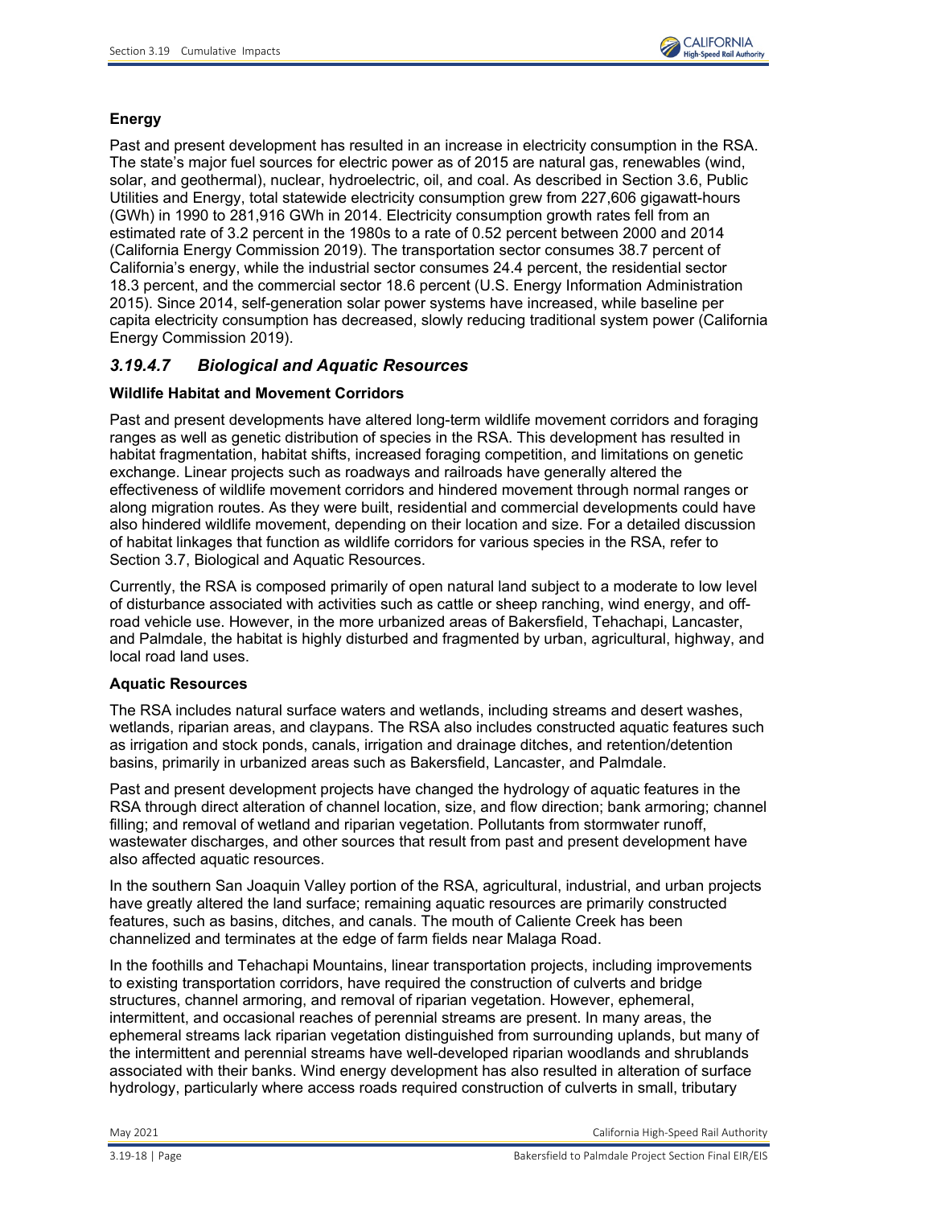**Energy**

Past and present development has resulted in an increase in electricity consumption in the RSA. The state's major fuel sources for electric power as of 2015 are natural gas, renewables (wind, solar, and geothermal), nuclear, hydroelectric, oil, and coal. As described in Section 3.6, Public Utilities and Energy, total statewide electricity consumption grew from 227,606 gigawatt-hours (GWh) in 1990 to 281,916 GWh in 2014. Electricity consumption growth rates fell from an estimated rate of 3.2 percent in the 1980s to a rate of 0.52 percent between 2000 and 2014 (California Energy Commission 2019). The transportation sector consumes 38.7 percent of California's energy, while the industrial sector consumes 24.4 percent, the residential sector 18.3 percent, and the commercial sector 18.6 percent (U.S. Energy Information Administration 2015). Since 2014, self-generation solar power systems have increased, while baseline per capita electricity consumption has decreased, slowly reducing traditional system power (California Energy Commission 2019).

### *3.19.4.7 Biological and Aquatic Resources*

**Wildlife Habitat and Movement Corridors**

Past and present developments have altered long-term wildlife movement corridors and foraging ranges as well as genetic distribution of species in the RSA. This development has resulted in habitat fragmentation, habitat shifts, increased foraging competition, and limitations on genetic exchange. Linear projects such as roadways and railroads have generally altered the effectiveness of wildlife movement corridors and hindered movement through normal ranges or along migration routes. As they were built, residential and commercial developments could have also hindered wildlife movement, depending on their location and size. For a detailed discussion of habitat linkages that function as wildlife corridors for various species in the RSA, refer to Section 3.7, Biological and Aquatic Resources.

Currently, the RSA is composed primarily of open natural land subject to a moderate to low level of disturbance associated with activities such as cattle or sheep ranching, wind energy, and off-road vehicle use. However, in the more urbanized areas of Bakersfield, Tehachapi, Lancaster, and Palmdale, the habitat is highly disturbed and fragmented by urban, agricultural, highway, and local road land uses.

**Aquatic Resources**

The RSA includes natural surface waters and wetlands, including streams and desert washes, wetlands, riparian areas, and claypans. The RSA also includes constructed aquatic features such as irrigation and stock ponds, canals, irrigation and drainage ditches, and retention/detention basins, primarily in urbanized areas such as Bakersfield, Lancaster, and Palmdale.

Past and present development projects have changed the hydrology of aquatic features in the RSA through direct alteration of channel location, size, and flow direction; bank armoring; channel filling; and removal of wetland and riparian vegetation. Pollutants from stormwater runoff, wastewater discharges, and other sources that result from past and present development have also affected aquatic resources.

In the southern San Joaquin Valley portion of the RSA, agricultural, industrial, and urban projects have greatly altered the land surface; remaining aquatic resources are primarily constructed features, such as basins, ditches, and canals. The mouth of Caliente Creek has been channelized and terminates at the edge of farm fields near Malaga Road.

In the foothills and Tehachapi Mountains, linear transportation projects, including improvements to existing transportation corridors, have required the construction of culverts and bridge structures, channel armoring, and removal of riparian vegetation. However, ephemeral, intermittent, and occasional reaches of perennial streams are present. In many areas, the ephemeral streams lack riparian vegetation distinguished from surrounding uplands, but many of the intermittent and perennial streams have well-developed riparian woodlands and shrublands associated with their banks. Wind energy development has also resulted in alteration of surface hydrology, particularly where access roads required construction of culverts in small, tributary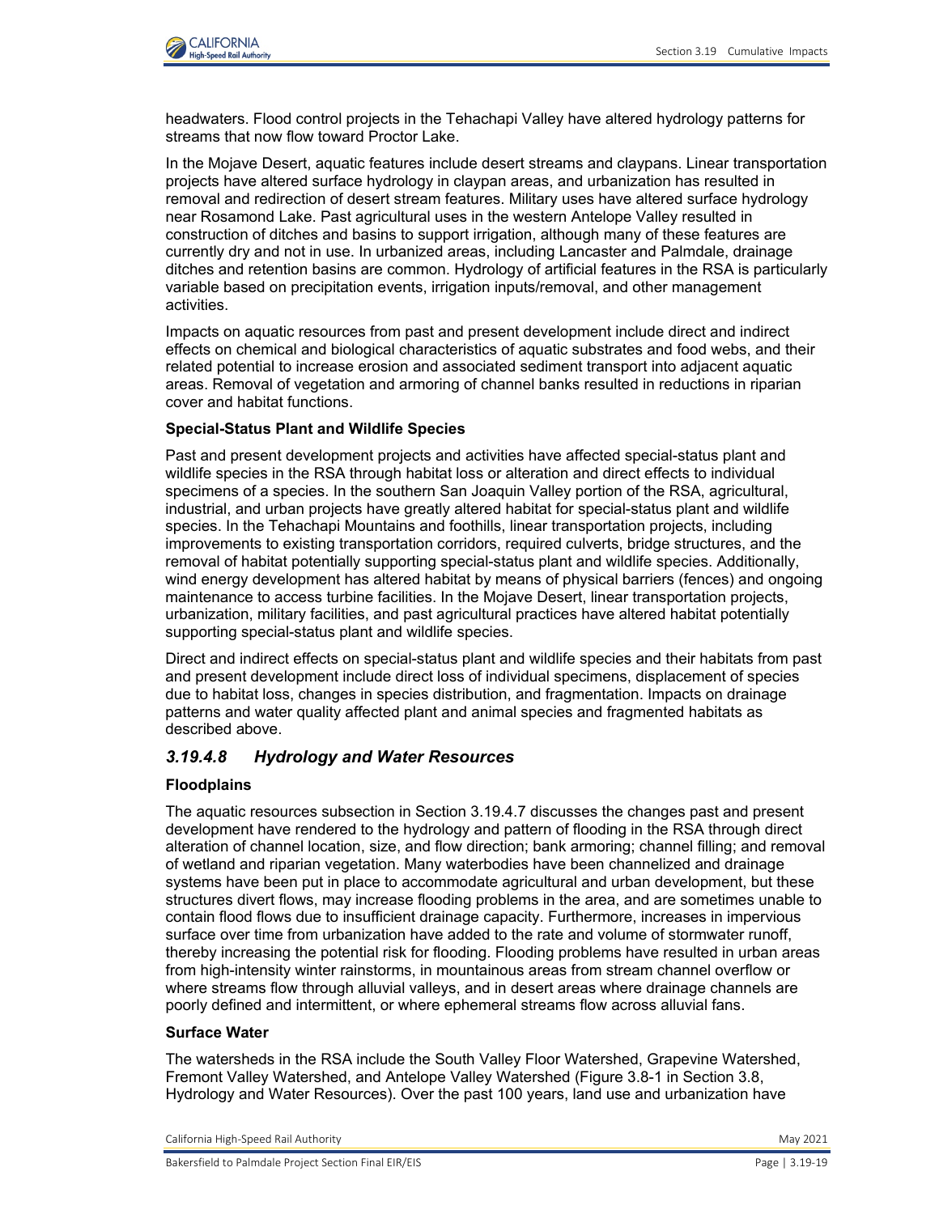headwaters. Flood control projects in the Tehachapi Valley have altered hydrology patterns for streams that now flow toward Proctor Lake.

In the Mojave Desert, aquatic features include desert streams and claypans. Linear transportation projects have altered surface hydrology in claypan areas, and urbanization has resulted in removal and redirection of desert stream features. Military uses have altered surface hydrology near Rosamond Lake. Past agricultural uses in the western Antelope Valley resulted in construction of ditches and basins to support irrigation, although many of these features are currently dry and not in use. In urbanized areas, including Lancaster and Palmdale, drainage ditches and retention basins are common. Hydrology of artificial features in the RSA is particularly variable based on precipitation events, irrigation inputs/removal, and other management activities.

Impacts on aquatic resources from past and present development include direct and indirect effects on chemical and biological characteristics of aquatic substrates and food webs, and their related potential to increase erosion and associated sediment transport into adjacent aquatic areas. Removal of vegetation and armoring of channel banks resulted in reductions in riparian cover and habitat functions.

**Special-Status Plant and Wildlife Species**

Past and present development projects and activities have affected special-status plant and wildlife species in the RSA through habitat loss or alteration and direct effects to individual specimens of a species. In the southern San Joaquin Valley portion of the RSA, agricultural, industrial, and urban projects have greatly altered habitat for special-status plant and wildlife species. In the Tehachapi Mountains and foothills, linear transportation projects, including improvements to existing transportation corridors, required culverts, bridge structures, and the removal of habitat potentially supporting special-status plant and wildlife species. Additionally, wind energy development has altered habitat by means of physical barriers (fences) and ongoing maintenance to access turbine facilities. In the Mojave Desert, linear transportation projects, urbanization, military facilities, and past agricultural practices have altered habitat potentially supporting special-status plant and wildlife species.

Direct and indirect effects on special-status plant and wildlife species and their habitats from past and present development include direct loss of individual specimens, displacement of species due to habitat loss, changes in species distribution, and fragmentation. Impacts on drainage patterns and water quality affected plant and animal species and fragmented habitats as described above.

### *3.19.4.8 Hydrology and Water Resources*

**Floodplains**

The aquatic resources subsection in Section 3.19.4.7 discusses the changes past and present development have rendered to the hydrology and pattern of flooding in the RSA through direct alteration of channel location, size, and flow direction; bank armoring; channel filling; and removal of wetland and riparian vegetation. Many waterbodies have been channelized and drainage systems have been put in place to accommodate agricultural and urban development, but these structures divert flows, may increase flooding problems in the area, and are sometimes unable to contain flood flows due to insufficient drainage capacity. Furthermore, increases in impervious surface over time from urbanization have added to the rate and volume of stormwater runoff, thereby increasing the potential risk for flooding. Flooding problems have resulted in urban areas from high-intensity winter rainstorms, in mountainous areas from stream channel overflow or where streams flow through alluvial valleys, and in desert areas where drainage channels are poorly defined and intermittent, or where ephemeral streams flow across alluvial fans.

**Surface Water**

The watersheds in the RSA include the South Valley Floor Watershed, Grapevine Watershed, Fremont Valley Watershed, and Antelope Valley Watershed (Figure 3.8-1 in Section 3.8, Hydrology and Water Resources). Over the past 100 years, land use and urbanization have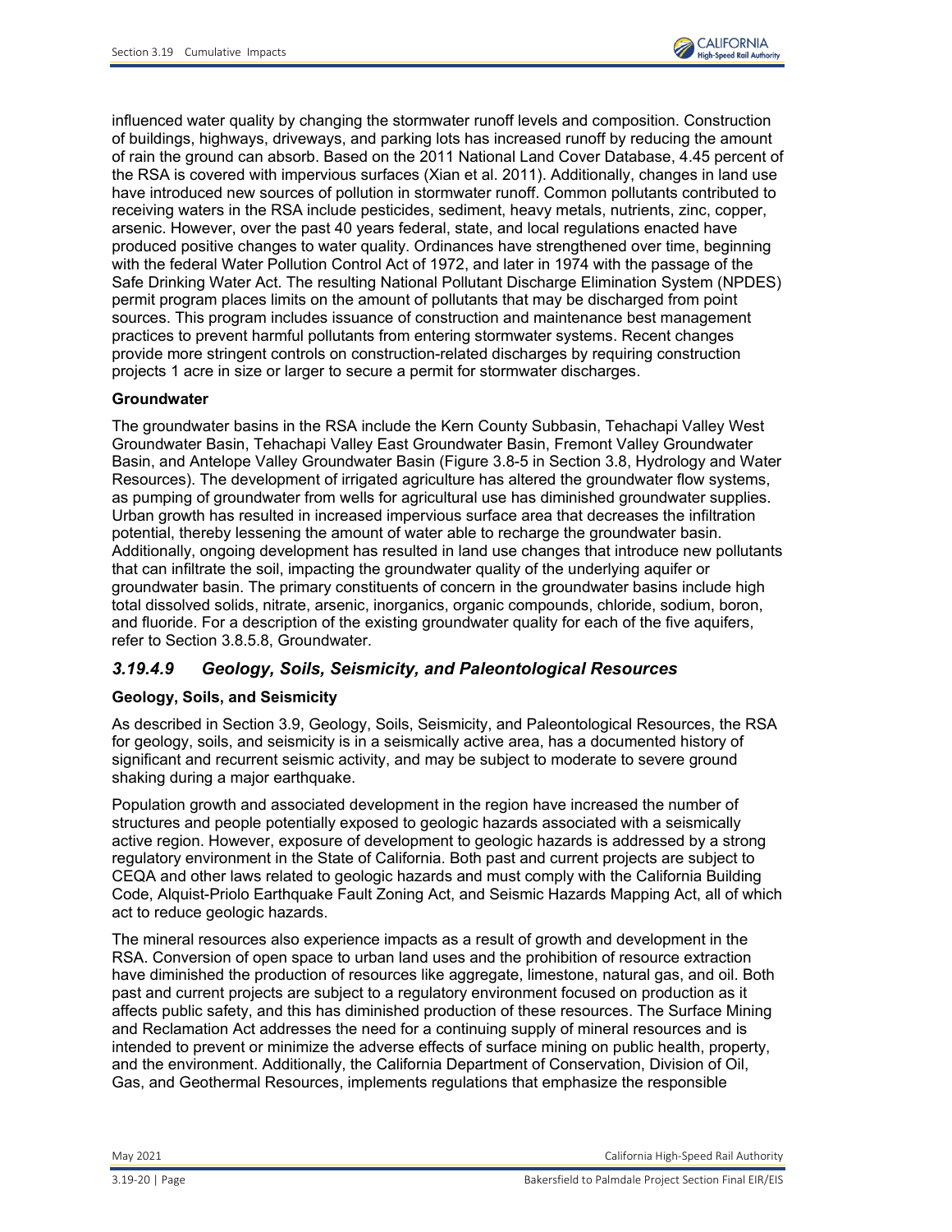influenced water quality by changing the stormwater runoff levels and composition. Construction of buildings, highways, driveways, and parking lots has increased runoff by reducing the amount of rain the ground can absorb. Based on the 2011 National Land Cover Database, 4.45 percent of the RSA is covered with impervious surfaces (Xian et al. 2011). Additionally, changes in land use have introduced new sources of pollution in stormwater runoff. Common pollutants contributed to receiving waters in the RSA include pesticides, sediment, heavy metals, nutrients, zinc, copper, arsenic. However, over the past 40 years federal, state, and local regulations enacted have produced positive changes to water quality. Ordinances have strengthened over time, beginning with the federal Water Pollution Control Act of 1972, and later in 1974 with the passage of the Safe Drinking Water Act. The resulting National Pollutant Discharge Elimination System (NPDES) permit program places limits on the amount of pollutants that may be discharged from point sources. This program includes issuance of construction and maintenance best management practices to prevent harmful pollutants from entering stormwater systems. Recent changes provide more stringent controls on construction-related discharges by requiring construction projects 1 acre in size or larger to secure a permit for stormwater discharges.

**Groundwater**

The groundwater basins in the RSA include the Kern County Subbasin, Tehachapi Valley West Groundwater Basin, Tehachapi Valley East Groundwater Basin, Fremont Valley Groundwater Basin, and Antelope Valley Groundwater Basin (Figure 3.8-5 in Section 3.8, Hydrology and Water Resources). The development of irrigated agriculture has altered the groundwater flow systems, as pumping of groundwater from wells for agricultural use has diminished groundwater supplies. Urban growth has resulted in increased impervious surface area that decreases the infiltration potential, thereby lessening the amount of water able to recharge the groundwater basin. Additionally, ongoing development has resulted in land use changes that introduce new pollutants that can infiltrate the soil, impacting the groundwater quality of the underlying aquifer or groundwater basin. The primary constituents of concern in the groundwater basins include high total dissolved solids, nitrate, arsenic, inorganics, organic compounds, chloride, sodium, boron, and fluoride. For a description of the existing groundwater quality for each of the five aquifers, refer to Section 3.8.5.8, Groundwater.

### *3.19.4.9 Geology, Soils, Seismicity, and Paleontological Resources*

**Geology, Soils, and Seismicity**

As described in Section 3.9, Geology, Soils, Seismicity, and Paleontological Resources, the RSA for geology, soils, and seismicity is in a seismically active area, has a documented history of significant and recurrent seismic activity, and may be subject to moderate to severe ground shaking during a major earthquake.

Population growth and associated development in the region have increased the number of structures and people potentially exposed to geologic hazards associated with a seismically active region. However, exposure of development to geologic hazards is addressed by a strong regulatory environment in the State of California. Both past and current projects are subject to CEQA and other laws related to geologic hazards and must comply with the California Building Code, Alquist-Priolo Earthquake Fault Zoning Act, and Seismic Hazards Mapping Act, all of which act to reduce geologic hazards.

The mineral resources also experience impacts as a result of growth and development in the RSA. Conversion of open space to urban land uses and the prohibition of resource extraction have diminished the production of resources like aggregate, limestone, natural gas, and oil. Both past and current projects are subject to a regulatory environment focused on production as it affects public safety, and this has diminished production of these resources. The Surface Mining and Reclamation Act addresses the need for a continuing supply of mineral resources and is intended to prevent or minimize the adverse effects of surface mining on public health, property, and the environment. Additionally, the California Department of Conservation, Division of Oil, Gas, and Geothermal Resources, implements regulations that emphasize the responsible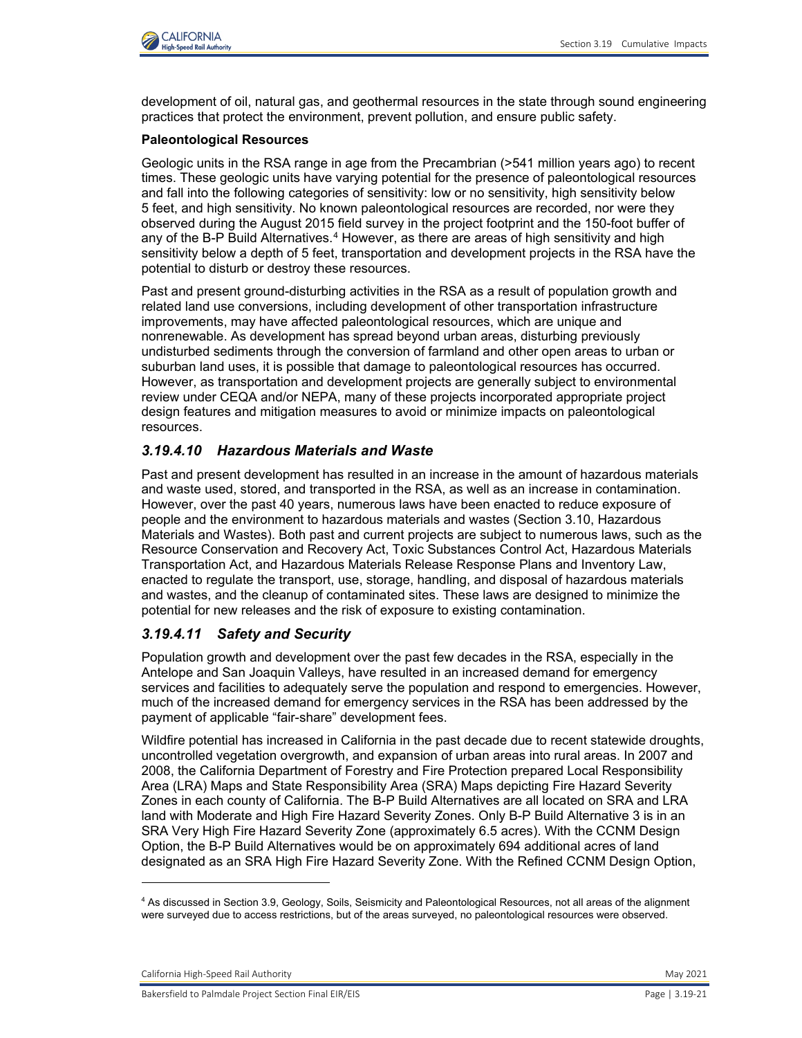development of oil, natural gas, and geothermal resources in the state through sound engineering practices that protect the environment, prevent pollution, and ensure public safety.

**Paleontological Resources**

Geologic units in the RSA range in age from the Precambrian (>541 million years ago) to recent times. These geologic units have varying potential for the presence of paleontological resources and fall into the following categories of sensitivity: low or no sensitivity, high sensitivity below 5 feet, and high sensitivity. No known paleontological resources are recorded, nor were they observed during the August 2015 field survey in the project footprint and the 150-foot buffer of any of the B-P Build Alternatives.[4] However, as there are areas of high sensitivity and high sensitivity below a depth of 5 feet, transportation and development projects in the RSA have the potential to disturb or destroy these resources.

Past and present ground-disturbing activities in the RSA as a result of population growth and related land use conversions, including development of other transportation infrastructure improvements, may have affected paleontological resources, which are unique and nonrenewable. As development has spread beyond urban areas, disturbing previously undisturbed sediments through the conversion of farmland and other open areas to urban or suburban land uses, it is possible that damage to paleontological resources has occurred. However, as transportation and development projects are generally subject to environmental review under CEQA and/or NEPA, many of these projects incorporated appropriate project design features and mitigation measures to avoid or minimize impacts on paleontological resources.

### *3.19.4.10 Hazardous Materials and Waste*

Past and present development has resulted in an increase in the amount of hazardous materials and waste used, stored, and transported in the RSA, as well as an increase in contamination. However, over the past 40 years, numerous laws have been enacted to reduce exposure of people and the environment to hazardous materials and wastes (Section 3.10, Hazardous Materials and Wastes). Both past and current projects are subject to numerous laws, such as the Resource Conservation and Recovery Act, Toxic Substances Control Act, Hazardous Materials Transportation Act, and Hazardous Materials Release Response Plans and Inventory Law, enacted to regulate the transport, use, storage, handling, and disposal of hazardous materials and wastes, and the cleanup of contaminated sites. These laws are designed to minimize the potential for new releases and the risk of exposure to existing contamination.

### *3.19.4.11 Safety and Security*

Population growth and development over the past few decades in the RSA, especially in the Antelope and San Joaquin Valleys, have resulted in an increased demand for emergency services and facilities to adequately serve the population and respond to emergencies. However, much of the increased demand for emergency services in the RSA has been addressed by the payment of applicable "fair-share" development fees.

Wildfire potential has increased in California in the past decade due to recent statewide droughts, uncontrolled vegetation overgrowth, and expansion of urban areas into rural areas. In 2007 and 2008, the California Department of Forestry and Fire Protection prepared Local Responsibility Area (LRA) Maps and State Responsibility Area (SRA) Maps depicting Fire Hazard Severity Zones in each county of California. The B-P Build Alternatives are all located on SRA and LRA land with Moderate and High Fire Hazard Severity Zones. Only B-P Build Alternative 3 is in an SRA Very High Fire Hazard Severity Zone (approximately 6.5 acres). With the CCNM Design Option, the B-P Build Alternatives would be on approximately 694 additional acres of land designated as an SRA High Fire Hazard Severity Zone. With the Refined CCNM Design Option,

---

[4] As discussed in Section 3.9, Geology, Soils, Seismicity and Paleontological Resources, not all areas of the alignment were surveyed due to access restrictions, but of the areas surveyed, no paleontological resources were observed.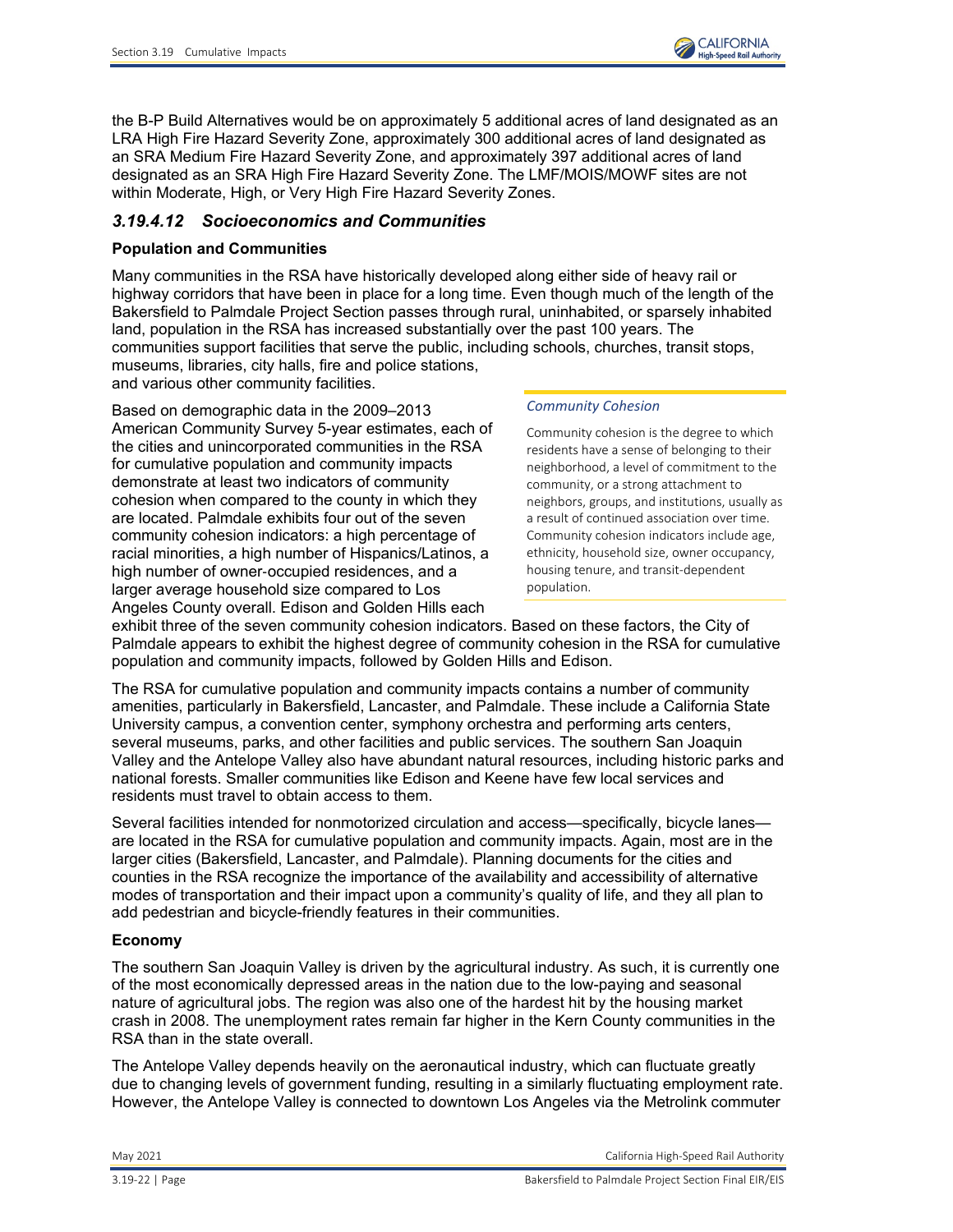the B-P Build Alternatives would be on approximately 5 additional acres of land designated as an LRA High Fire Hazard Severity Zone, approximately 300 additional acres of land designated as an SRA Medium Fire Hazard Severity Zone, and approximately 397 additional acres of land designated as an SRA High Fire Hazard Severity Zone. The LMF/MOIS/MOWF sites are not within Moderate, High, or Very High Fire Hazard Severity Zones.

### *3.19.4.12 Socioeconomics and Communities*

**Population and Communities**

Many communities in the RSA have historically developed along either side of heavy rail or highway corridors that have been in place for a long time. Even though much of the length of the Bakersfield to Palmdale Project Section passes through rural, uninhabited, or sparsely inhabited land, population in the RSA has increased substantially over the past 100 years. The communities support facilities that serve the public, including schools, churches, transit stops, museums, libraries, city halls, fire and police stations, and various other community facilities.

Based on demographic data in the 2009–2013 American Community Survey 5-year estimates, each of the cities and unincorporated communities in the RSA for cumulative population and community impacts demonstrate at least two indicators of community cohesion when compared to the county in which they are located. Palmdale exhibits four out of the seven community cohesion indicators: a high percentage of racial minorities, a high number of Hispanics/Latinos, a high number of owner-occupied residences, and a larger average household size compared to Los Angeles County overall. Edison and Golden Hills each exhibit three of the seven community cohesion indicators. Based on these factors, the City of Palmdale appears to exhibit the highest degree of community cohesion in the RSA for cumulative population and community impacts, followed by Golden Hills and Edison.

> *Community Cohesion*
>
> Community cohesion is the degree to which residents have a sense of belonging to their neighborhood, a level of commitment to the community, or a strong attachment to neighbors, groups, and institutions, usually as a result of continued association over time. Community cohesion indicators include age, ethnicity, household size, owner occupancy, housing tenure, and transit-dependent population.

The RSA for cumulative population and community impacts contains a number of community amenities, particularly in Bakersfield, Lancaster, and Palmdale. These include a California State University campus, a convention center, symphony orchestra and performing arts centers, several museums, parks, and other facilities and public services. The southern San Joaquin Valley and the Antelope Valley also have abundant natural resources, including historic parks and national forests. Smaller communities like Edison and Keene have few local services and residents must travel to obtain access to them.

Several facilities intended for nonmotorized circulation and access—specifically, bicycle lanes—are located in the RSA for cumulative population and community impacts. Again, most are in the larger cities (Bakersfield, Lancaster, and Palmdale). Planning documents for the cities and counties in the RSA recognize the importance of the availability and accessibility of alternative modes of transportation and their impact upon a community's quality of life, and they all plan to add pedestrian and bicycle-friendly features in their communities.

**Economy**

The southern San Joaquin Valley is driven by the agricultural industry. As such, it is currently one of the most economically depressed areas in the nation due to the low-paying and seasonal nature of agricultural jobs. The region was also one of the hardest hit by the housing market crash in 2008. The unemployment rates remain far higher in the Kern County communities in the RSA than in the state overall.

The Antelope Valley depends heavily on the aeronautical industry, which can fluctuate greatly due to changing levels of government funding, resulting in a similarly fluctuating employment rate. However, the Antelope Valley is connected to downtown Los Angeles via the Metrolink commuter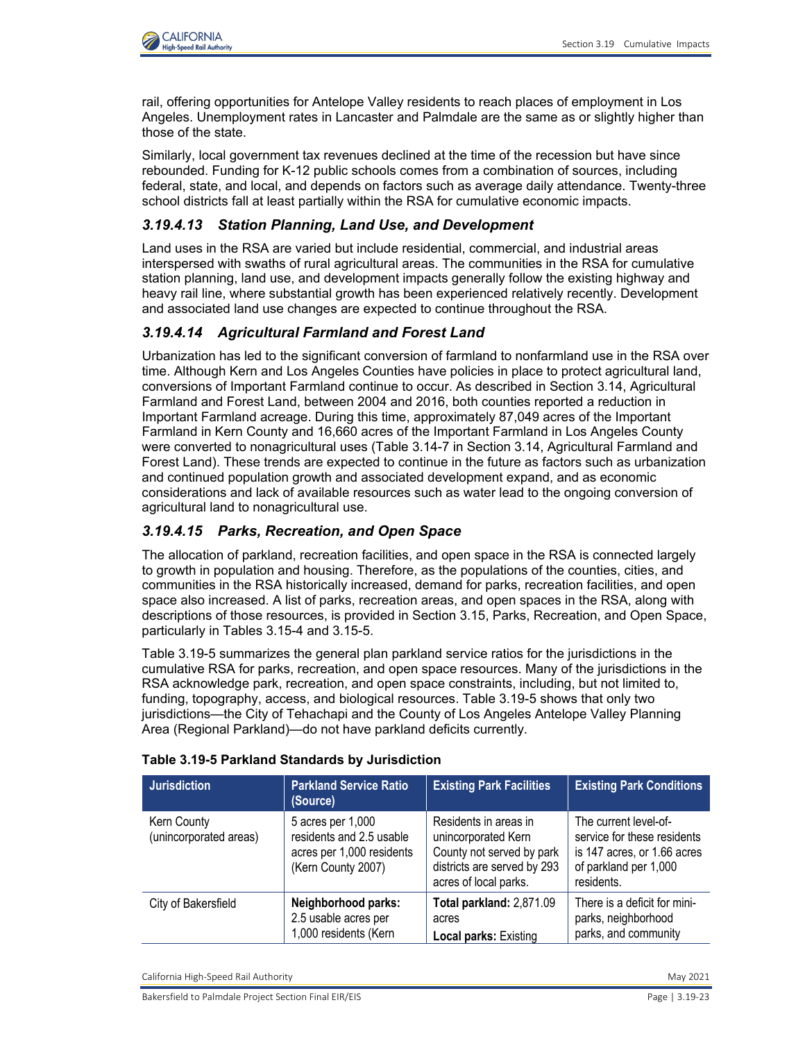rail, offering opportunities for Antelope Valley residents to reach places of employment in Los Angeles. Unemployment rates in Lancaster and Palmdale are the same as or slightly higher than those of the state.

Similarly, local government tax revenues declined at the time of the recession but have since rebounded. Funding for K-12 public schools comes from a combination of sources, including federal, state, and local, and depends on factors such as average daily attendance. Twenty-three school districts fall at least partially within the RSA for cumulative economic impacts.

### *3.19.4.13 Station Planning, Land Use, and Development*

Land uses in the RSA are varied but include residential, commercial, and industrial areas interspersed with swaths of rural agricultural areas. The communities in the RSA for cumulative station planning, land use, and development impacts generally follow the existing highway and heavy rail line, where substantial growth has been experienced relatively recently. Development and associated land use changes are expected to continue throughout the RSA.

### *3.19.4.14 Agricultural Farmland and Forest Land*

Urbanization has led to the significant conversion of farmland to nonfarmland use in the RSA over time. Although Kern and Los Angeles Counties have policies in place to protect agricultural land, conversions of Important Farmland continue to occur. As described in Section 3.14, Agricultural Farmland and Forest Land, between 2004 and 2016, both counties reported a reduction in Important Farmland acreage. During this time, approximately 87,049 acres of the Important Farmland in Kern County and 16,660 acres of the Important Farmland in Los Angeles County were converted to nonagricultural uses (Table 3.14-7 in Section 3.14, Agricultural Farmland and Forest Land). These trends are expected to continue in the future as factors such as urbanization and continued population growth and associated development expand, and as economic considerations and lack of available resources such as water lead to the ongoing conversion of agricultural land to nonagricultural use.

### *3.19.4.15 Parks, Recreation, and Open Space*

The allocation of parkland, recreation facilities, and open space in the RSA is connected largely to growth in population and housing. Therefore, as the populations of the counties, cities, and communities in the RSA historically increased, demand for parks, recreation facilities, and open space also increased. A list of parks, recreation areas, and open spaces in the RSA, along with descriptions of those resources, is provided in Section 3.15, Parks, Recreation, and Open Space, particularly in Tables 3.15-4 and 3.15-5.

Table 3.19-5 summarizes the general plan parkland service ratios for the jurisdictions in the cumulative RSA for parks, recreation, and open space resources. Many of the jurisdictions in the RSA acknowledge park, recreation, and open space constraints, including, but not limited to, funding, topography, access, and biological resources. Table 3.19-5 shows that only two jurisdictions—the City of Tehachapi and the County of Los Angeles Antelope Valley Planning Area (Regional Parkland)—do not have parkland deficits currently.

**Table 3.19-5 Parkland Standards by Jurisdiction**

| Jurisdiction | Parkland Service Ratio (Source) | Existing Park Facilities | Existing Park Conditions |
|---|---|---|---|
| Kern County (unincorporated areas) | 5 acres per 1,000 residents and 2.5 usable acres per 1,000 residents (Kern County 2007) | Residents in areas in unincorporated Kern County not served by park districts are served by 293 acres of local parks. | The current level-of-service for these residents is 147 acres, or 1.66 acres of parkland per 1,000 residents. |
| City of Bakersfield | **Neighborhood parks:** 2.5 usable acres per 1,000 residents (Kern | **Total parkland:** 2,871.09 acres<br>**Local parks:** Existing | There is a deficit for mini-parks, neighborhood parks, and community |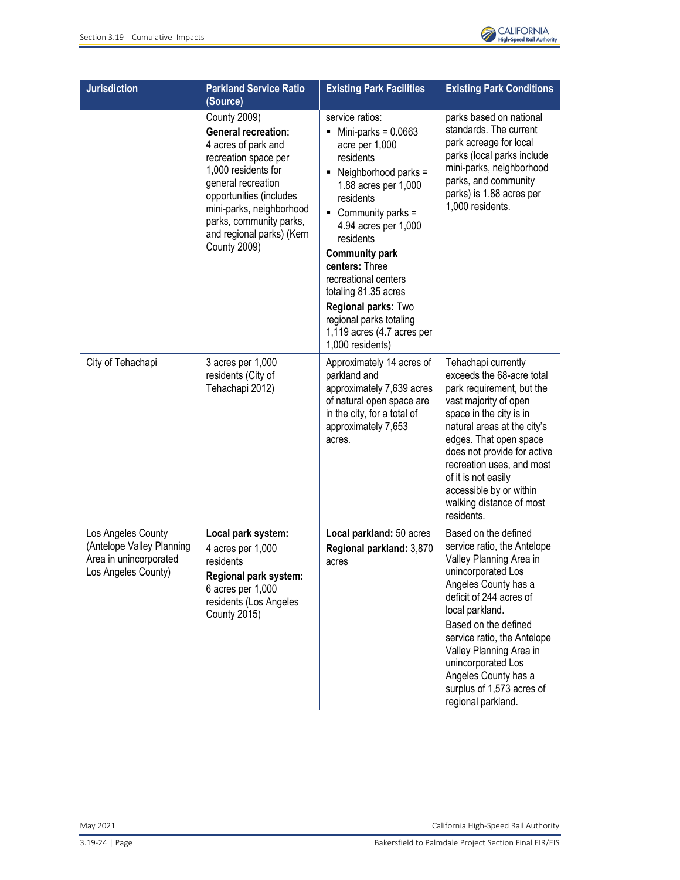| Jurisdiction | Parkland Service Ratio (Source) | Existing Park Facilities | Existing Park Conditions |
|---|---|---|---|
| | County 2009)<br>**General recreation:** 4 acres of park and recreation space per 1,000 residents for general recreation opportunities (includes mini-parks, neighborhood parks, community parks, and regional parks) (Kern County 2009) | service ratios:<br>▪ Mini-parks = 0.0663 acre per 1,000 residents<br>▪ Neighborhood parks = 1.88 acres per 1,000 residents<br>▪ Community parks = 4.94 acres per 1,000 residents<br>**Community park centers:** Three recreational centers totaling 81.35 acres<br>**Regional parks:** Two regional parks totaling 1,119 acres (4.7 acres per 1,000 residents) | parks based on national standards. The current park acreage for local parks (local parks include mini-parks, neighborhood parks, and community parks) is 1.88 acres per 1,000 residents. |
| City of Tehachapi | 3 acres per 1,000 residents (City of Tehachapi 2012) | Approximately 14 acres of parkland and approximately 7,639 acres of natural open space are in the city, for a total of approximately 7,653 acres. | Tehachapi currently exceeds the 68-acre total park requirement, but the vast majority of open space in the city is in natural areas at the city's edges. That open space does not provide for active recreation uses, and most of it is not easily accessible by or within walking distance of most residents. |
| Los Angeles County (Antelope Valley Planning Area in unincorporated Los Angeles County) | **Local park system:** 4 acres per 1,000 residents<br>**Regional park system:** 6 acres per 1,000 residents (Los Angeles County 2015) | **Local parkland:** 50 acres<br>**Regional parkland:** 3,870 acres | Based on the defined service ratio, the Antelope Valley Planning Area in unincorporated Los Angeles County has a deficit of 244 acres of local parkland.<br>Based on the defined service ratio, the Antelope Valley Planning Area in unincorporated Los Angeles County has a surplus of 1,573 acres of regional parkland. |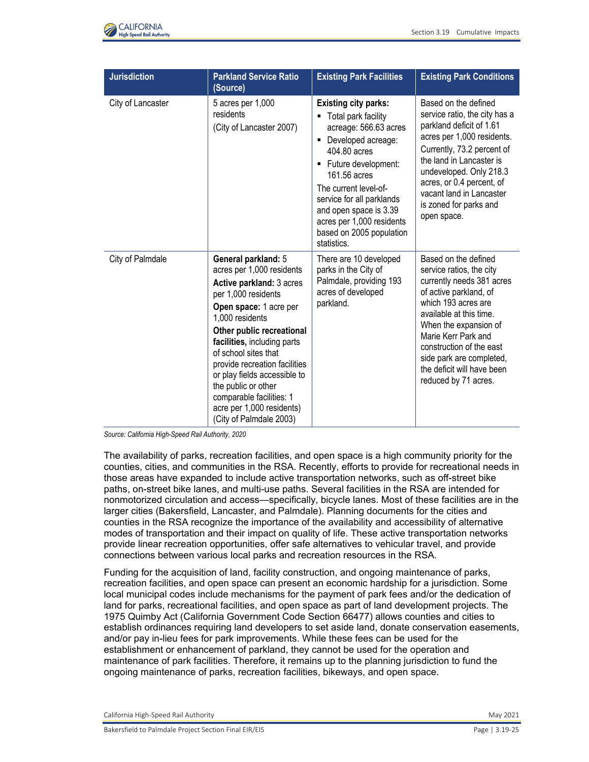| Jurisdiction | Parkland Service Ratio (Source) | Existing Park Facilities | Existing Park Conditions |
|---|---|---|---|
| City of Lancaster | 5 acres per 1,000 residents (City of Lancaster 2007) | **Existing city parks:** <br>▪ Total park facility acreage: 566.63 acres <br>▪ Developed acreage: 404.80 acres <br>▪ Future development: 161.56 acres <br>The current level-of-service for all parklands and open space is 3.39 acres per 1,000 residents based on 2005 population statistics. | Based on the defined service ratio, the city has a parkland deficit of 1.61 acres per 1,000 residents. Currently, 73.2 percent of the land in Lancaster is undeveloped. Only 218.3 acres, or 0.4 percent, of vacant land in Lancaster is zoned for parks and open space. |
| City of Palmdale | **General parkland:** 5 acres per 1,000 residents <br>**Active parkland:** 3 acres per 1,000 residents <br>**Open space:** 1 acre per 1,000 residents <br>**Other public recreational facilities,** including parts of school sites that provide recreation facilities or play fields accessible to the public or other comparable facilities: 1 acre per 1,000 residents) (City of Palmdale 2003) | There are 10 developed parks in the City of Palmdale, providing 193 acres of developed parkland. | Based on the defined service ratios, the city currently needs 381 acres of active parkland, of which 193 acres are available at this time. When the expansion of Marie Kerr Park and construction of the east side park are completed, the deficit will have been reduced by 71 acres. |

*Source: California High-Speed Rail Authority, 2020*

The availability of parks, recreation facilities, and open space is a high community priority for the counties, cities, and communities in the RSA. Recently, efforts to provide for recreational needs in those areas have expanded to include active transportation networks, such as off-street bike paths, on-street bike lanes, and multi-use paths. Several facilities in the RSA are intended for nonmotorized circulation and access—specifically, bicycle lanes. Most of these facilities are in the larger cities (Bakersfield, Lancaster, and Palmdale). Planning documents for the cities and counties in the RSA recognize the importance of the availability and accessibility of alternative modes of transportation and their impact on quality of life. These active transportation networks provide linear recreation opportunities, offer safe alternatives to vehicular travel, and provide connections between various local parks and recreation resources in the RSA.

Funding for the acquisition of land, facility construction, and ongoing maintenance of parks, recreation facilities, and open space can present an economic hardship for a jurisdiction. Some local municipal codes include mechanisms for the payment of park fees and/or the dedication of land for parks, recreational facilities, and open space as part of land development projects. The 1975 Quimby Act (California Government Code Section 66477) allows counties and cities to establish ordinances requiring land developers to set aside land, donate conservation easements, and/or pay in-lieu fees for park improvements. While these fees can be used for the establishment or enhancement of parkland, they cannot be used for the operation and maintenance of park facilities. Therefore, it remains up to the planning jurisdiction to fund the ongoing maintenance of parks, recreation facilities, bikeways, and open space.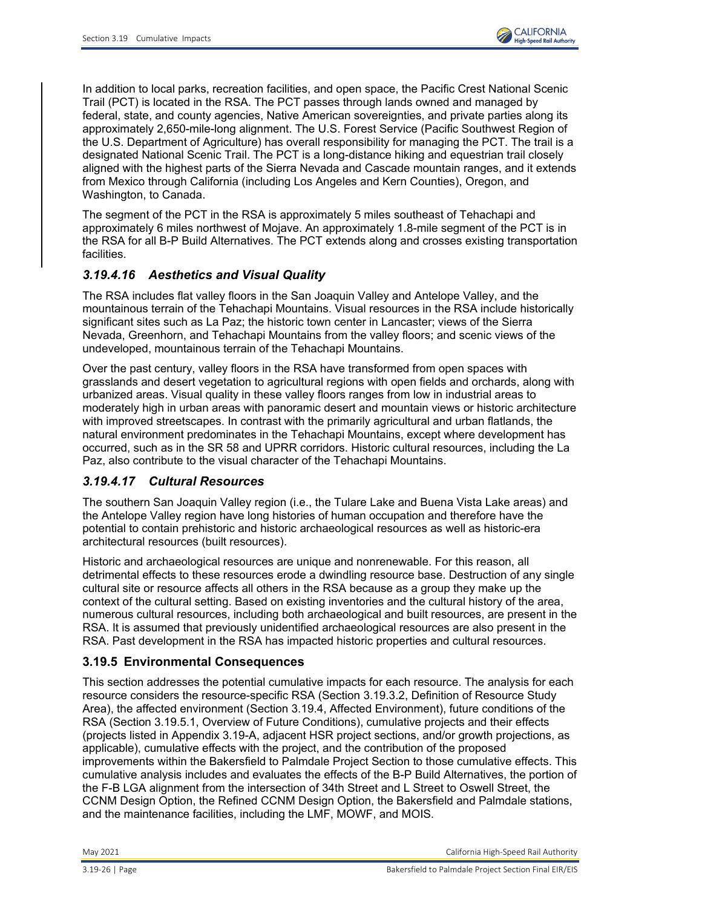In addition to local parks, recreation facilities, and open space, the Pacific Crest National Scenic Trail (PCT) is located in the RSA. The PCT passes through lands owned and managed by federal, state, and county agencies, Native American sovereignties, and private parties along its approximately 2,650-mile-long alignment. The U.S. Forest Service (Pacific Southwest Region of the U.S. Department of Agriculture) has overall responsibility for managing the PCT. The trail is a designated National Scenic Trail. The PCT is a long-distance hiking and equestrian trail closely aligned with the highest parts of the Sierra Nevada and Cascade mountain ranges, and it extends from Mexico through California (including Los Angeles and Kern Counties), Oregon, and Washington, to Canada.

The segment of the PCT in the RSA is approximately 5 miles southeast of Tehachapi and approximately 6 miles northwest of Mojave. An approximately 1.8-mile segment of the PCT is in the RSA for all B-P Build Alternatives. The PCT extends along and crosses existing transportation facilities.

### *3.19.4.16 Aesthetics and Visual Quality*

The RSA includes flat valley floors in the San Joaquin Valley and Antelope Valley, and the mountainous terrain of the Tehachapi Mountains. Visual resources in the RSA include historically significant sites such as La Paz; the historic town center in Lancaster; views of the Sierra Nevada, Greenhorn, and Tehachapi Mountains from the valley floors; and scenic views of the undeveloped, mountainous terrain of the Tehachapi Mountains.

Over the past century, valley floors in the RSA have transformed from open spaces with grasslands and desert vegetation to agricultural regions with open fields and orchards, along with urbanized areas. Visual quality in these valley floors ranges from low in industrial areas to moderately high in urban areas with panoramic desert and mountain views or historic architecture with improved streetscapes. In contrast with the primarily agricultural and urban flatlands, the natural environment predominates in the Tehachapi Mountains, except where development has occurred, such as in the SR 58 and UPRR corridors. Historic cultural resources, including the La Paz, also contribute to the visual character of the Tehachapi Mountains.

### *3.19.4.17 Cultural Resources*

The southern San Joaquin Valley region (i.e., the Tulare Lake and Buena Vista Lake areas) and the Antelope Valley region have long histories of human occupation and therefore have the potential to contain prehistoric and historic archaeological resources as well as historic-era architectural resources (built resources).

Historic and archaeological resources are unique and nonrenewable. For this reason, all detrimental effects to these resources erode a dwindling resource base. Destruction of any single cultural site or resource affects all others in the RSA because as a group they make up the context of the cultural setting. Based on existing inventories and the cultural history of the area, numerous cultural resources, including both archaeological and built resources, are present in the RSA. It is assumed that previously unidentified archaeological resources are also present in the RSA. Past development in the RSA has impacted historic properties and cultural resources.

## 3.19.5 Environmental Consequences

This section addresses the potential cumulative impacts for each resource. The analysis for each resource considers the resource-specific RSA (Section 3.19.3.2, Definition of Resource Study Area), the affected environment (Section 3.19.4, Affected Environment), future conditions of the RSA (Section 3.19.5.1, Overview of Future Conditions), cumulative projects and their effects (projects listed in Appendix 3.19-A, adjacent HSR project sections, and/or growth projections, as applicable), cumulative effects with the project, and the contribution of the proposed improvements within the Bakersfield to Palmdale Project Section to those cumulative effects. This cumulative analysis includes and evaluates the effects of the B-P Build Alternatives, the portion of the F-B LGA alignment from the intersection of 34th Street and L Street to Oswell Street, the CCNM Design Option, the Refined CCNM Design Option, the Bakersfield and Palmdale stations, and the maintenance facilities, including the LMF, MOWF, and MOIS.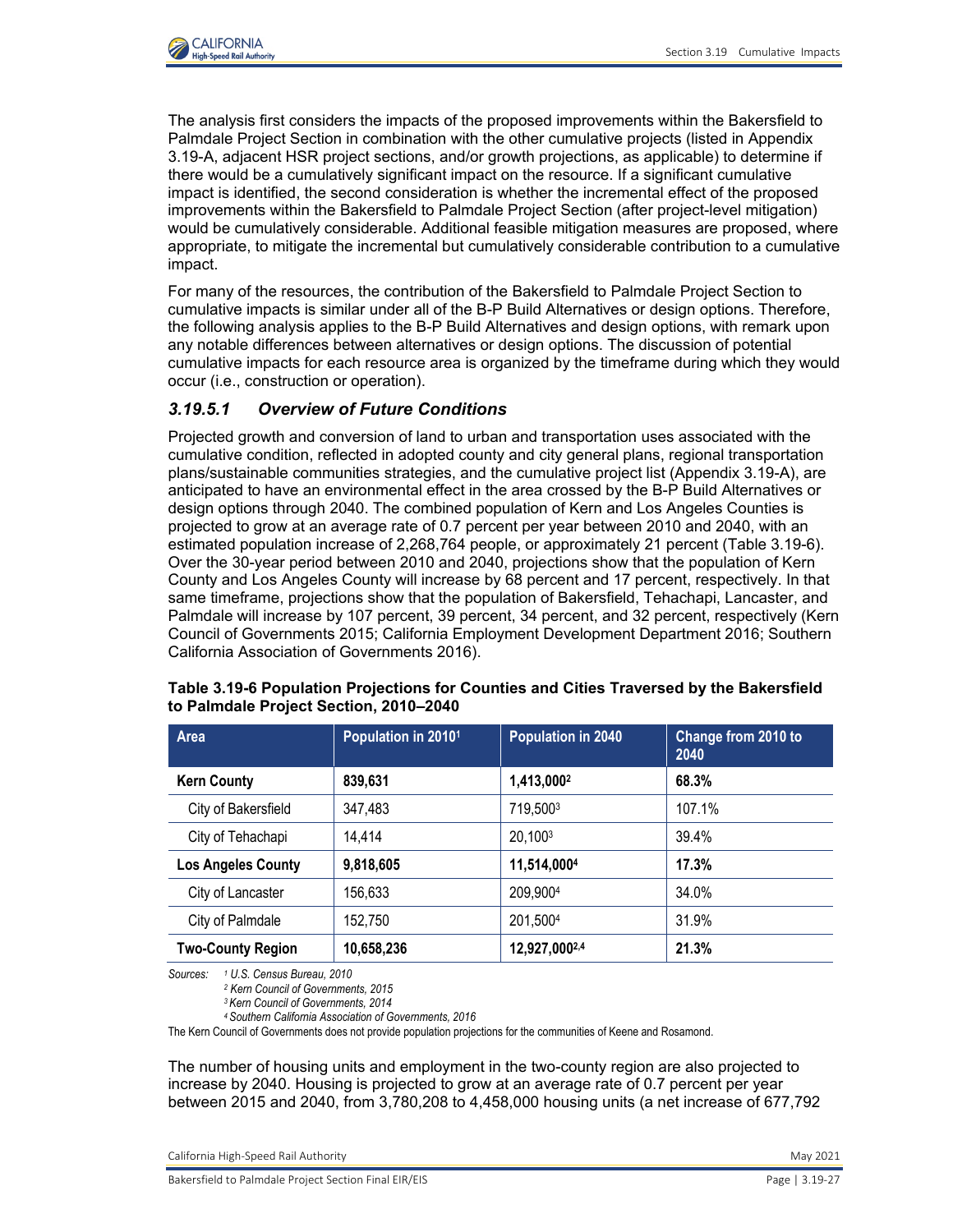The analysis first considers the impacts of the proposed improvements within the Bakersfield to Palmdale Project Section in combination with the other cumulative projects (listed in Appendix 3.19-A, adjacent HSR project sections, and/or growth projections, as applicable) to determine if there would be a cumulatively significant impact on the resource. If a significant cumulative impact is identified, the second consideration is whether the incremental effect of the proposed improvements within the Bakersfield to Palmdale Project Section (after project-level mitigation) would be cumulatively considerable. Additional feasible mitigation measures are proposed, where appropriate, to mitigate the incremental but cumulatively considerable contribution to a cumulative impact.

For many of the resources, the contribution of the Bakersfield to Palmdale Project Section to cumulative impacts is similar under all of the B-P Build Alternatives or design options. Therefore, the following analysis applies to the B-P Build Alternatives and design options, with remark upon any notable differences between alternatives or design options. The discussion of potential cumulative impacts for each resource area is organized by the timeframe during which they would occur (i.e., construction or operation).

### *3.19.5.1 Overview of Future Conditions*

Projected growth and conversion of land to urban and transportation uses associated with the cumulative condition, reflected in adopted county and city general plans, regional transportation plans/sustainable communities strategies, and the cumulative project list (Appendix 3.19-A), are anticipated to have an environmental effect in the area crossed by the B-P Build Alternatives or design options through 2040. The combined population of Kern and Los Angeles Counties is projected to grow at an average rate of 0.7 percent per year between 2010 and 2040, with an estimated population increase of 2,268,764 people, or approximately 21 percent (Table 3.19-6). Over the 30-year period between 2010 and 2040, projections show that the population of Kern County and Los Angeles County will increase by 68 percent and 17 percent, respectively. In that same timeframe, projections show that the population of Bakersfield, Tehachapi, Lancaster, and Palmdale will increase by 107 percent, 39 percent, 34 percent, and 32 percent, respectively (Kern Council of Governments 2015; California Employment Development Department 2016; Southern California Association of Governments 2016).

**Table 3.19-6 Population Projections for Counties and Cities Traversed by the Bakersfield to Palmdale Project Section, 2010–2040**

| Area | Population in 2010[1] | Population in 2040 | Change from 2010 to 2040 |
|---|---|---|---|
| **Kern County** | **839,631** | **1,413,000[2]** | **68.3%** |
| City of Bakersfield | 347,483 | 719,500[3] | 107.1% |
| City of Tehachapi | 14,414 | 20,100[3] | 39.4% |
| **Los Angeles County** | **9,818,605** | **11,514,000[4]** | **17.3%** |
| City of Lancaster | 156,633 | 209,900[4] | 34.0% |
| City of Palmdale | 152,750 | 201,500[4] | 31.9% |
| **Two-County Region** | **10,658,236** | **12,927,000[2,4]** | **21.3%** |

*Sources:* [1] *U.S. Census Bureau, 2010*
[2] *Kern Council of Governments, 2015*
[3] *Kern Council of Governments, 2014*
[4] *Southern California Association of Governments, 2016*

The Kern Council of Governments does not provide population projections for the communities of Keene and Rosamond.

The number of housing units and employment in the two-county region are also projected to increase by 2040. Housing is projected to grow at an average rate of 0.7 percent per year between 2015 and 2040, from 3,780,208 to 4,458,000 housing units (a net increase of 677,792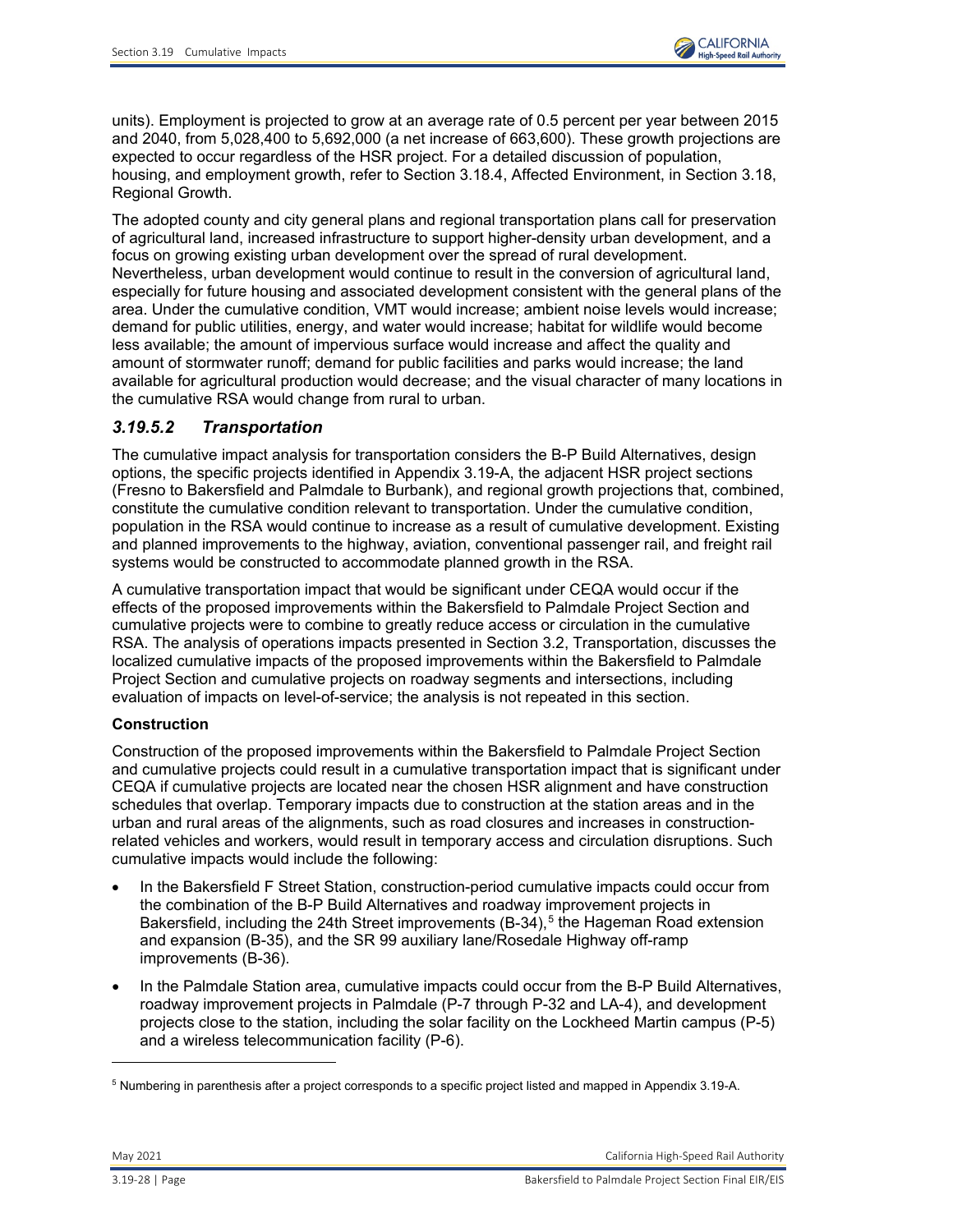units). Employment is projected to grow at an average rate of 0.5 percent per year between 2015 and 2040, from 5,028,400 to 5,692,000 (a net increase of 663,600). These growth projections are expected to occur regardless of the HSR project. For a detailed discussion of population, housing, and employment growth, refer to Section 3.18.4, Affected Environment, in Section 3.18, Regional Growth.

The adopted county and city general plans and regional transportation plans call for preservation of agricultural land, increased infrastructure to support higher-density urban development, and a focus on growing existing urban development over the spread of rural development. Nevertheless, urban development would continue to result in the conversion of agricultural land, especially for future housing and associated development consistent with the general plans of the area. Under the cumulative condition, VMT would increase; ambient noise levels would increase; demand for public utilities, energy, and water would increase; habitat for wildlife would become less available; the amount of impervious surface would increase and affect the quality and amount of stormwater runoff; demand for public facilities and parks would increase; the land available for agricultural production would decrease; and the visual character of many locations in the cumulative RSA would change from rural to urban.

### *3.19.5.2 Transportation*

The cumulative impact analysis for transportation considers the B-P Build Alternatives, design options, the specific projects identified in Appendix 3.19-A, the adjacent HSR project sections (Fresno to Bakersfield and Palmdale to Burbank), and regional growth projections that, combined, constitute the cumulative condition relevant to transportation. Under the cumulative condition, population in the RSA would continue to increase as a result of cumulative development. Existing and planned improvements to the highway, aviation, conventional passenger rail, and freight rail systems would be constructed to accommodate planned growth in the RSA.

A cumulative transportation impact that would be significant under CEQA would occur if the effects of the proposed improvements within the Bakersfield to Palmdale Project Section and cumulative projects were to combine to greatly reduce access or circulation in the cumulative RSA. The analysis of operations impacts presented in Section 3.2, Transportation, discusses the localized cumulative impacts of the proposed improvements within the Bakersfield to Palmdale Project Section and cumulative projects on roadway segments and intersections, including evaluation of impacts on level-of-service; the analysis is not repeated in this section.

**Construction**

Construction of the proposed improvements within the Bakersfield to Palmdale Project Section and cumulative projects could result in a cumulative transportation impact that is significant under CEQA if cumulative projects are located near the chosen HSR alignment and have construction schedules that overlap. Temporary impacts due to construction at the station areas and in the urban and rural areas of the alignments, such as road closures and increases in construction-related vehicles and workers, would result in temporary access and circulation disruptions. Such cumulative impacts would include the following:

- In the Bakersfield F Street Station, construction-period cumulative impacts could occur from the combination of the B-P Build Alternatives and roadway improvement projects in Bakersfield, including the 24th Street improvements (B-34),[5] the Hageman Road extension and expansion (B-35), and the SR 99 auxiliary lane/Rosedale Highway off-ramp improvements (B-36).
- In the Palmdale Station area, cumulative impacts could occur from the B-P Build Alternatives, roadway improvement projects in Palmdale (P-7 through P-32 and LA-4), and development projects close to the station, including the solar facility on the Lockheed Martin campus (P-5) and a wireless telecommunication facility (P-6).

[5] Numbering in parenthesis after a project corresponds to a specific project listed and mapped in Appendix 3.19-A.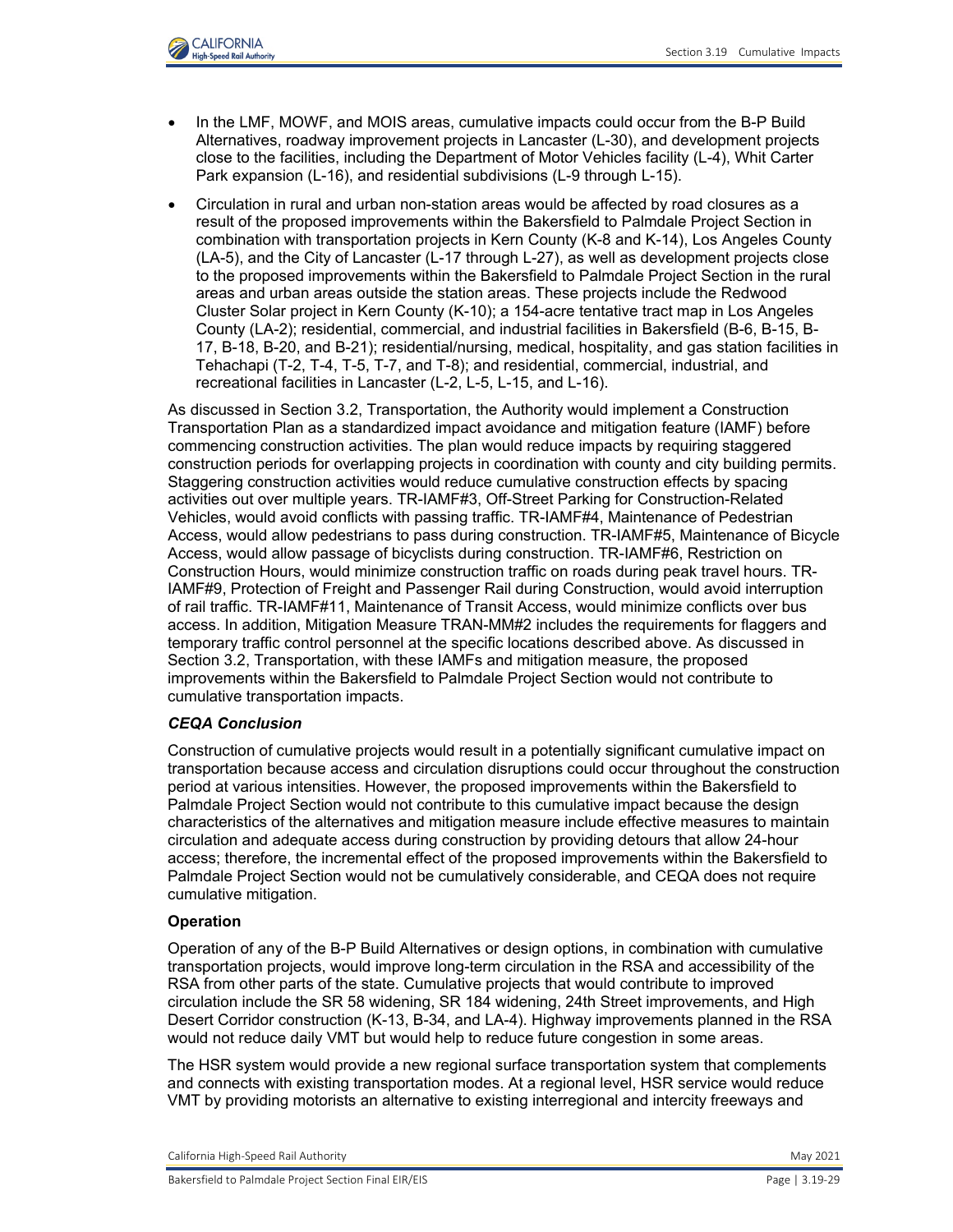- In the LMF, MOWF, and MOIS areas, cumulative impacts could occur from the B-P Build Alternatives, roadway improvement projects in Lancaster (L-30), and development projects close to the facilities, including the Department of Motor Vehicles facility (L-4), Whit Carter Park expansion (L-16), and residential subdivisions (L-9 through L-15).
- Circulation in rural and urban non-station areas would be affected by road closures as a result of the proposed improvements within the Bakersfield to Palmdale Project Section in combination with transportation projects in Kern County (K-8 and K-14), Los Angeles County (LA-5), and the City of Lancaster (L-17 through L-27), as well as development projects close to the proposed improvements within the Bakersfield to Palmdale Project Section in the rural areas and urban areas outside the station areas. These projects include the Redwood Cluster Solar project in Kern County (K-10); a 154-acre tentative tract map in Los Angeles County (LA-2); residential, commercial, and industrial facilities in Bakersfield (B-6, B-15, B-17, B-18, B-20, and B-21); residential/nursing, medical, hospitality, and gas station facilities in Tehachapi (T-2, T-4, T-5, T-7, and T-8); and residential, commercial, industrial, and recreational facilities in Lancaster (L-2, L-5, L-15, and L-16).

As discussed in Section 3.2, Transportation, the Authority would implement a Construction Transportation Plan as a standardized impact avoidance and mitigation feature (IAMF) before commencing construction activities. The plan would reduce impacts by requiring staggered construction periods for overlapping projects in coordination with county and city building permits. Staggering construction activities would reduce cumulative construction effects by spacing activities out over multiple years. TR-IAMF#3, Off-Street Parking for Construction-Related Vehicles, would avoid conflicts with passing traffic. TR-IAMF#4, Maintenance of Pedestrian Access, would allow pedestrians to pass during construction. TR-IAMF#5, Maintenance of Bicycle Access, would allow passage of bicyclists during construction. TR-IAMF#6, Restriction on Construction Hours, would minimize construction traffic on roads during peak travel hours. TR-IAMF#9, Protection of Freight and Passenger Rail during Construction, would avoid interruption of rail traffic. TR-IAMF#11, Maintenance of Transit Access, would minimize conflicts over bus access. In addition, Mitigation Measure TRAN-MM#2 includes the requirements for flaggers and temporary traffic control personnel at the specific locations described above. As discussed in Section 3.2, Transportation, with these IAMFs and mitigation measure, the proposed improvements within the Bakersfield to Palmdale Project Section would not contribute to cumulative transportation impacts.

#### *CEQA Conclusion*

Construction of cumulative projects would result in a potentially significant cumulative impact on transportation because access and circulation disruptions could occur throughout the construction period at various intensities. However, the proposed improvements within the Bakersfield to Palmdale Project Section would not contribute to this cumulative impact because the design characteristics of the alternatives and mitigation measure include effective measures to maintain circulation and adequate access during construction by providing detours that allow 24-hour access; therefore, the incremental effect of the proposed improvements within the Bakersfield to Palmdale Project Section would not be cumulatively considerable, and CEQA does not require cumulative mitigation.

### Operation

Operation of any of the B-P Build Alternatives or design options, in combination with cumulative transportation projects, would improve long-term circulation in the RSA and accessibility of the RSA from other parts of the state. Cumulative projects that would contribute to improved circulation include the SR 58 widening, SR 184 widening, 24th Street improvements, and High Desert Corridor construction (K-13, B-34, and LA-4). Highway improvements planned in the RSA would not reduce daily VMT but would help to reduce future congestion in some areas.

The HSR system would provide a new regional surface transportation system that complements and connects with existing transportation modes. At a regional level, HSR service would reduce VMT by providing motorists an alternative to existing interregional and intercity freeways and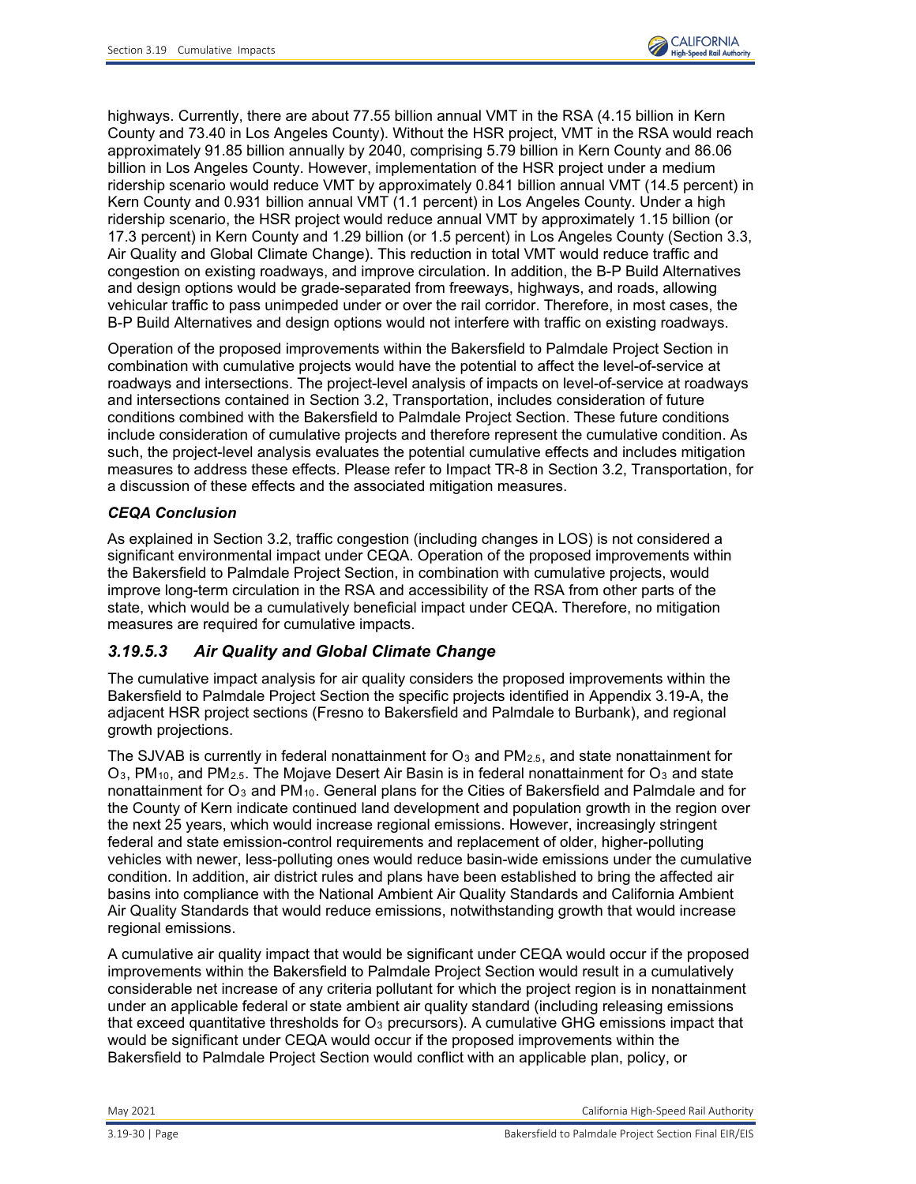highways. Currently, there are about 77.55 billion annual VMT in the RSA (4.15 billion in Kern County and 73.40 in Los Angeles County). Without the HSR project, VMT in the RSA would reach approximately 91.85 billion annually by 2040, comprising 5.79 billion in Kern County and 86.06 billion in Los Angeles County. However, implementation of the HSR project under a medium ridership scenario would reduce VMT by approximately 0.841 billion annual VMT (14.5 percent) in Kern County and 0.931 billion annual VMT (1.1 percent) in Los Angeles County. Under a high ridership scenario, the HSR project would reduce annual VMT by approximately 1.15 billion (or 17.3 percent) in Kern County and 1.29 billion (or 1.5 percent) in Los Angeles County (Section 3.3, Air Quality and Global Climate Change). This reduction in total VMT would reduce traffic and congestion on existing roadways, and improve circulation. In addition, the B-P Build Alternatives and design options would be grade-separated from freeways, highways, and roads, allowing vehicular traffic to pass unimpeded under or over the rail corridor. Therefore, in most cases, the B-P Build Alternatives and design options would not interfere with traffic on existing roadways.

Operation of the proposed improvements within the Bakersfield to Palmdale Project Section in combination with cumulative projects would have the potential to affect the level-of-service at roadways and intersections. The project-level analysis of impacts on level-of-service at roadways and intersections contained in Section 3.2, Transportation, includes consideration of future conditions combined with the Bakersfield to Palmdale Project Section. These future conditions include consideration of cumulative projects and therefore represent the cumulative condition. As such, the project-level analysis evaluates the potential cumulative effects and includes mitigation measures to address these effects. Please refer to Impact TR-8 in Section 3.2, Transportation, for a discussion of these effects and the associated mitigation measures.

***CEQA Conclusion***

As explained in Section 3.2, traffic congestion (including changes in LOS) is not considered a significant environmental impact under CEQA. Operation of the proposed improvements within the Bakersfield to Palmdale Project Section, in combination with cumulative projects, would improve long-term circulation in the RSA and accessibility of the RSA from other parts of the state, which would be a cumulatively beneficial impact under CEQA. Therefore, no mitigation measures are required for cumulative impacts.

### *3.19.5.3 Air Quality and Global Climate Change*

The cumulative impact analysis for air quality considers the proposed improvements within the Bakersfield to Palmdale Project Section the specific projects identified in Appendix 3.19-A, the adjacent HSR project sections (Fresno to Bakersfield and Palmdale to Burbank), and regional growth projections.

The SJVAB is currently in federal nonattainment for $O_3$ and $PM_{2.5}$, and state nonattainment for $O_3$, $PM_{10}$, and $PM_{2.5}$. The Mojave Desert Air Basin is in federal nonattainment for $O_3$ and state nonattainment for $O_3$ and $PM_{10}$. General plans for the Cities of Bakersfield and Palmdale and for the County of Kern indicate continued land development and population growth in the region over the next 25 years, which would increase regional emissions. However, increasingly stringent federal and state emission-control requirements and replacement of older, higher-polluting vehicles with newer, less-polluting ones would reduce basin-wide emissions under the cumulative condition. In addition, air district rules and plans have been established to bring the affected air basins into compliance with the National Ambient Air Quality Standards and California Ambient Air Quality Standards that would reduce emissions, notwithstanding growth that would increase regional emissions.

A cumulative air quality impact that would be significant under CEQA would occur if the proposed improvements within the Bakersfield to Palmdale Project Section would result in a cumulatively considerable net increase of any criteria pollutant for which the project region is in nonattainment under an applicable federal or state ambient air quality standard (including releasing emissions that exceed quantitative thresholds for $O_3$ precursors). A cumulative GHG emissions impact that would be significant under CEQA would occur if the proposed improvements within the Bakersfield to Palmdale Project Section would conflict with an applicable plan, policy, or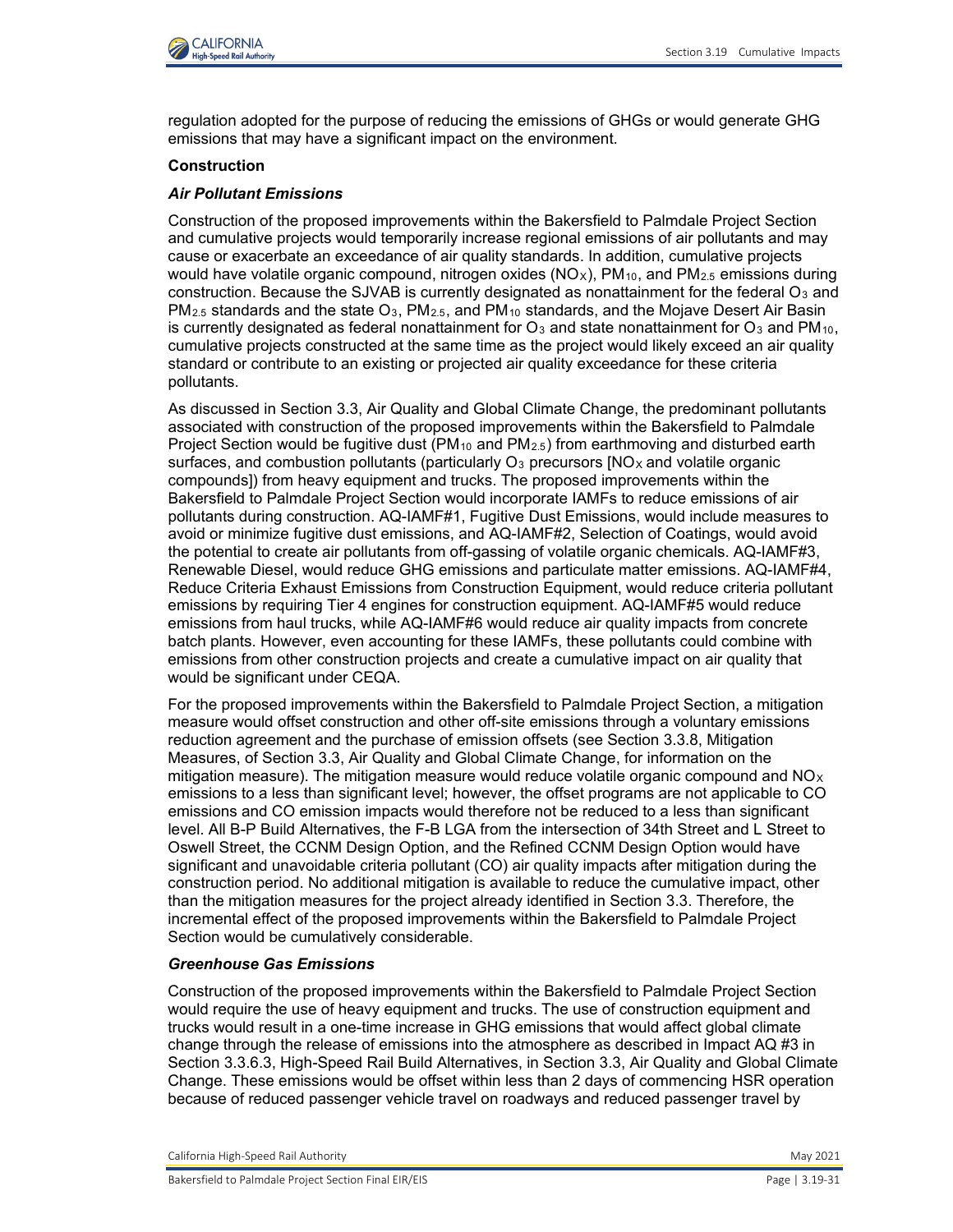regulation adopted for the purpose of reducing the emissions of GHGs or would generate GHG emissions that may have a significant impact on the environment.

**Construction**

***Air Pollutant Emissions***

Construction of the proposed improvements within the Bakersfield to Palmdale Project Section and cumulative projects would temporarily increase regional emissions of air pollutants and may cause or exacerbate an exceedance of air quality standards. In addition, cumulative projects would have volatile organic compound, nitrogen oxides ($NO_X$), $PM_{10}$, and $PM_{2.5}$ emissions during construction. Because the SJVAB is currently designated as nonattainment for the federal $O_3$ and $PM_{2.5}$ standards and the state $O_3$, $PM_{2.5}$, and $PM_{10}$ standards, and the Mojave Desert Air Basin is currently designated as federal nonattainment for $O_3$ and state nonattainment for $O_3$ and $PM_{10}$, cumulative projects constructed at the same time as the project would likely exceed an air quality standard or contribute to an existing or projected air quality exceedance for these criteria pollutants.

As discussed in Section 3.3, Air Quality and Global Climate Change, the predominant pollutants associated with construction of the proposed improvements within the Bakersfield to Palmdale Project Section would be fugitive dust ($PM_{10}$ and $PM_{2.5}$) from earthmoving and disturbed earth surfaces, and combustion pollutants (particularly $O_3$ precursors [$NO_X$ and volatile organic compounds]) from heavy equipment and trucks. The proposed improvements within the Bakersfield to Palmdale Project Section would incorporate IAMFs to reduce emissions of air pollutants during construction. AQ-IAMF#1, Fugitive Dust Emissions, would include measures to avoid or minimize fugitive dust emissions, and AQ-IAMF#2, Selection of Coatings, would avoid the potential to create air pollutants from off-gassing of volatile organic chemicals. AQ-IAMF#3, Renewable Diesel, would reduce GHG emissions and particulate matter emissions. AQ-IAMF#4, Reduce Criteria Exhaust Emissions from Construction Equipment, would reduce criteria pollutant emissions by requiring Tier 4 engines for construction equipment. AQ-IAMF#5 would reduce emissions from haul trucks, while AQ-IAMF#6 would reduce air quality impacts from concrete batch plants. However, even accounting for these IAMFs, these pollutants could combine with emissions from other construction projects and create a cumulative impact on air quality that would be significant under CEQA.

For the proposed improvements within the Bakersfield to Palmdale Project Section, a mitigation measure would offset construction and other off-site emissions through a voluntary emissions reduction agreement and the purchase of emission offsets (see Section 3.3.8, Mitigation Measures, of Section 3.3, Air Quality and Global Climate Change, for information on the mitigation measure). The mitigation measure would reduce volatile organic compound and $NO_X$ emissions to a less than significant level; however, the offset programs are not applicable to CO emissions and CO emission impacts would therefore not be reduced to a less than significant level. All B-P Build Alternatives, the F-B LGA from the intersection of 34th Street and L Street to Oswell Street, the CCNM Design Option, and the Refined CCNM Design Option would have significant and unavoidable criteria pollutant (CO) air quality impacts after mitigation during the construction period. No additional mitigation is available to reduce the cumulative impact, other than the mitigation measures for the project already identified in Section 3.3. Therefore, the incremental effect of the proposed improvements within the Bakersfield to Palmdale Project Section would be cumulatively considerable.

***Greenhouse Gas Emissions***

Construction of the proposed improvements within the Bakersfield to Palmdale Project Section would require the use of heavy equipment and trucks. The use of construction equipment and trucks would result in a one-time increase in GHG emissions that would affect global climate change through the release of emissions into the atmosphere as described in Impact AQ #3 in Section 3.3.6.3, High-Speed Rail Build Alternatives, in Section 3.3, Air Quality and Global Climate Change. These emissions would be offset within less than 2 days of commencing HSR operation because of reduced passenger vehicle travel on roadways and reduced passenger travel by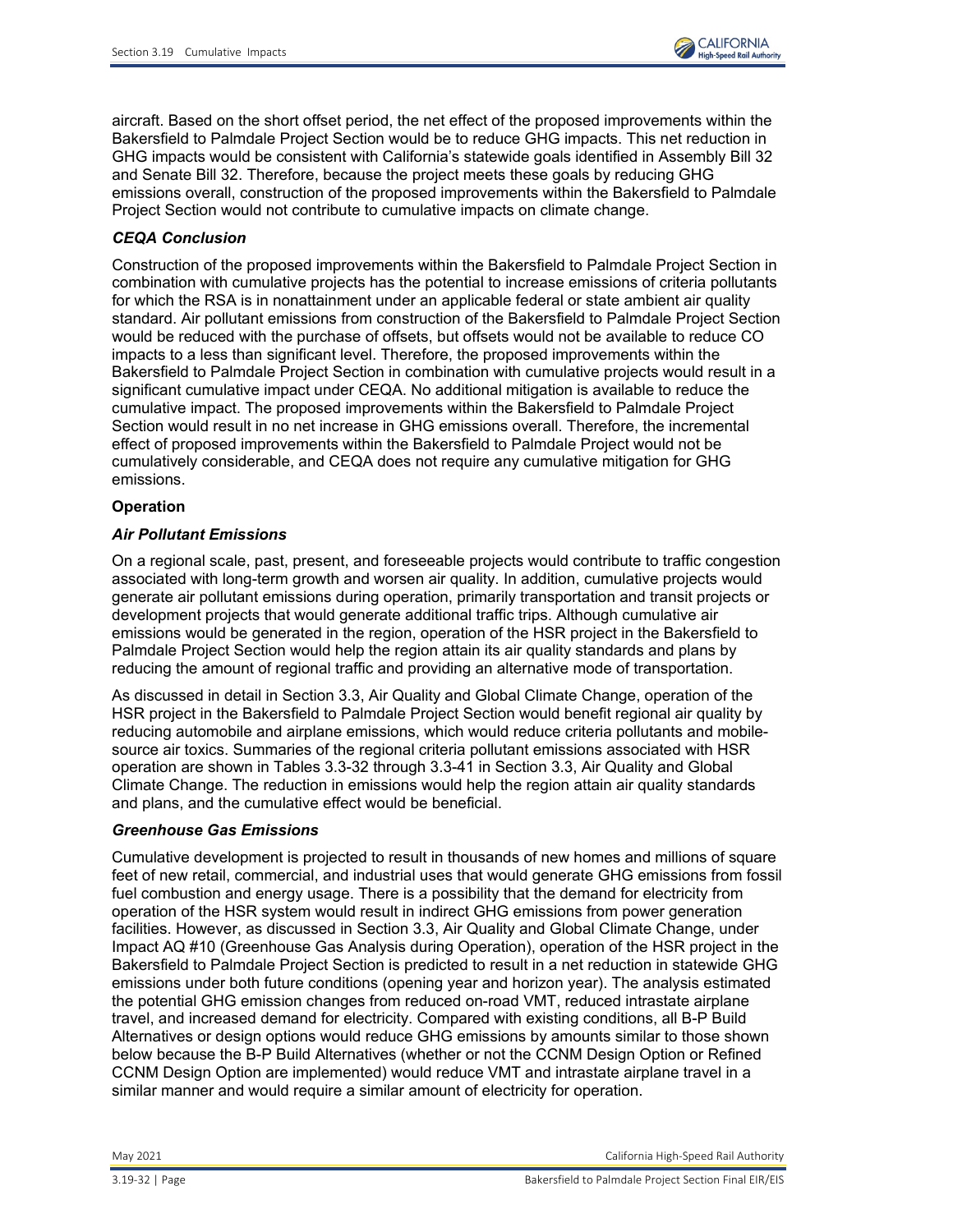aircraft. Based on the short offset period, the net effect of the proposed improvements within the Bakersfield to Palmdale Project Section would be to reduce GHG impacts. This net reduction in GHG impacts would be consistent with California's statewide goals identified in Assembly Bill 32 and Senate Bill 32. Therefore, because the project meets these goals by reducing GHG emissions overall, construction of the proposed improvements within the Bakersfield to Palmdale Project Section would not contribute to cumulative impacts on climate change.

***CEQA Conclusion***

Construction of the proposed improvements within the Bakersfield to Palmdale Project Section in combination with cumulative projects has the potential to increase emissions of criteria pollutants for which the RSA is in nonattainment under an applicable federal or state ambient air quality standard. Air pollutant emissions from construction of the Bakersfield to Palmdale Project Section would be reduced with the purchase of offsets, but offsets would not be available to reduce CO impacts to a less than significant level. Therefore, the proposed improvements within the Bakersfield to Palmdale Project Section in combination with cumulative projects would result in a significant cumulative impact under CEQA. No additional mitigation is available to reduce the cumulative impact. The proposed improvements within the Bakersfield to Palmdale Project Section would result in no net increase in GHG emissions overall. Therefore, the incremental effect of proposed improvements within the Bakersfield to Palmdale Project would not be cumulatively considerable, and CEQA does not require any cumulative mitigation for GHG emissions.

**Operation**

***Air Pollutant Emissions***

On a regional scale, past, present, and foreseeable projects would contribute to traffic congestion associated with long-term growth and worsen air quality. In addition, cumulative projects would generate air pollutant emissions during operation, primarily transportation and transit projects or development projects that would generate additional traffic trips. Although cumulative air emissions would be generated in the region, operation of the HSR project in the Bakersfield to Palmdale Project Section would help the region attain its air quality standards and plans by reducing the amount of regional traffic and providing an alternative mode of transportation.

As discussed in detail in Section 3.3, Air Quality and Global Climate Change, operation of the HSR project in the Bakersfield to Palmdale Project Section would benefit regional air quality by reducing automobile and airplane emissions, which would reduce criteria pollutants and mobile-source air toxics. Summaries of the regional criteria pollutant emissions associated with HSR operation are shown in Tables 3.3-32 through 3.3-41 in Section 3.3, Air Quality and Global Climate Change. The reduction in emissions would help the region attain air quality standards and plans, and the cumulative effect would be beneficial.

***Greenhouse Gas Emissions***

Cumulative development is projected to result in thousands of new homes and millions of square feet of new retail, commercial, and industrial uses that would generate GHG emissions from fossil fuel combustion and energy usage. There is a possibility that the demand for electricity from operation of the HSR system would result in indirect GHG emissions from power generation facilities. However, as discussed in Section 3.3, Air Quality and Global Climate Change, under Impact AQ #10 (Greenhouse Gas Analysis during Operation), operation of the HSR project in the Bakersfield to Palmdale Project Section is predicted to result in a net reduction in statewide GHG emissions under both future conditions (opening year and horizon year). The analysis estimated the potential GHG emission changes from reduced on-road VMT, reduced intrastate airplane travel, and increased demand for electricity. Compared with existing conditions, all B-P Build Alternatives or design options would reduce GHG emissions by amounts similar to those shown below because the B-P Build Alternatives (whether or not the CCNM Design Option or Refined CCNM Design Option are implemented) would reduce VMT and intrastate airplane travel in a similar manner and would require a similar amount of electricity for operation.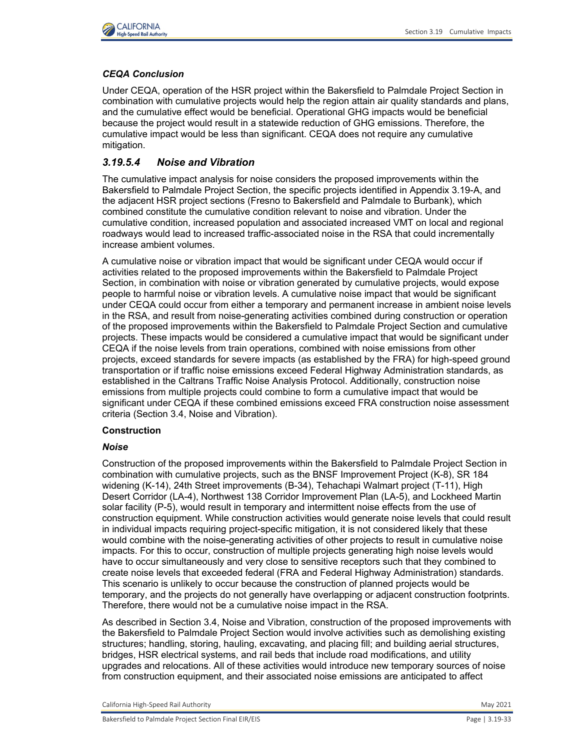*CEQA Conclusion*

Under CEQA, operation of the HSR project within the Bakersfield to Palmdale Project Section in combination with cumulative projects would help the region attain air quality standards and plans, and the cumulative effect would be beneficial. Operational GHG impacts would be beneficial because the project would result in a statewide reduction of GHG emissions. Therefore, the cumulative impact would be less than significant. CEQA does not require any cumulative mitigation.

### *3.19.5.4 Noise and Vibration*

The cumulative impact analysis for noise considers the proposed improvements within the Bakersfield to Palmdale Project Section, the specific projects identified in Appendix 3.19-A, and the adjacent HSR project sections (Fresno to Bakersfield and Palmdale to Burbank), which combined constitute the cumulative condition relevant to noise and vibration. Under the cumulative condition, increased population and associated increased VMT on local and regional roadways would lead to increased traffic-associated noise in the RSA that could incrementally increase ambient volumes.

A cumulative noise or vibration impact that would be significant under CEQA would occur if activities related to the proposed improvements within the Bakersfield to Palmdale Project Section, in combination with noise or vibration generated by cumulative projects, would expose people to harmful noise or vibration levels. A cumulative noise impact that would be significant under CEQA could occur from either a temporary and permanent increase in ambient noise levels in the RSA, and result from noise-generating activities combined during construction or operation of the proposed improvements within the Bakersfield to Palmdale Project Section and cumulative projects. These impacts would be considered a cumulative impact that would be significant under CEQA if the noise levels from train operations, combined with noise emissions from other projects, exceed standards for severe impacts (as established by the FRA) for high-speed ground transportation or if traffic noise emissions exceed Federal Highway Administration standards, as established in the Caltrans Traffic Noise Analysis Protocol. Additionally, construction noise emissions from multiple projects could combine to form a cumulative impact that would be significant under CEQA if these combined emissions exceed FRA construction noise assessment criteria (Section 3.4, Noise and Vibration).

**Construction**

***Noise***

Construction of the proposed improvements within the Bakersfield to Palmdale Project Section in combination with cumulative projects, such as the BNSF Improvement Project (K-8), SR 184 widening (K-14), 24th Street improvements (B-34), Tehachapi Walmart project (T-11), High Desert Corridor (LA-4), Northwest 138 Corridor Improvement Plan (LA-5), and Lockheed Martin solar facility (P-5), would result in temporary and intermittent noise effects from the use of construction equipment. While construction activities would generate noise levels that could result in individual impacts requiring project-specific mitigation, it is not considered likely that these would combine with the noise-generating activities of other projects to result in cumulative noise impacts. For this to occur, construction of multiple projects generating high noise levels would have to occur simultaneously and very close to sensitive receptors such that they combined to create noise levels that exceeded federal (FRA and Federal Highway Administration) standards. This scenario is unlikely to occur because the construction of planned projects would be temporary, and the projects do not generally have overlapping or adjacent construction footprints. Therefore, there would not be a cumulative noise impact in the RSA.

As described in Section 3.4, Noise and Vibration, construction of the proposed improvements with the Bakersfield to Palmdale Project Section would involve activities such as demolishing existing structures; handling, storing, hauling, excavating, and placing fill; and building aerial structures, bridges, HSR electrical systems, and rail beds that include road modifications, and utility upgrades and relocations. All of these activities would introduce new temporary sources of noise from construction equipment, and their associated noise emissions are anticipated to affect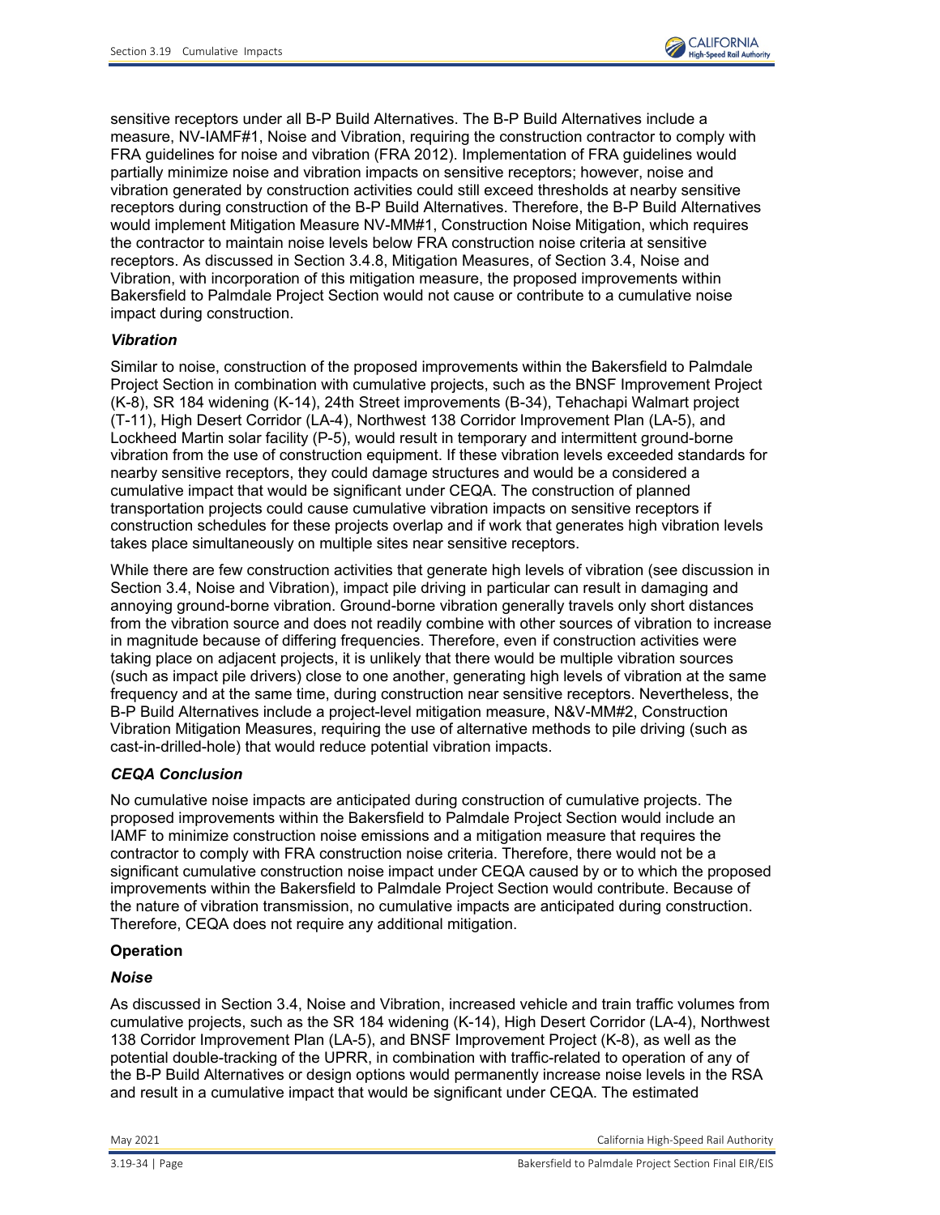sensitive receptors under all B-P Build Alternatives. The B-P Build Alternatives include a measure, NV-IAMF#1, Noise and Vibration, requiring the construction contractor to comply with FRA guidelines for noise and vibration (FRA 2012). Implementation of FRA guidelines would partially minimize noise and vibration impacts on sensitive receptors; however, noise and vibration generated by construction activities could still exceed thresholds at nearby sensitive receptors during construction of the B-P Build Alternatives. Therefore, the B-P Build Alternatives would implement Mitigation Measure NV-MM#1, Construction Noise Mitigation, which requires the contractor to maintain noise levels below FRA construction noise criteria at sensitive receptors. As discussed in Section 3.4.8, Mitigation Measures, of Section 3.4, Noise and Vibration, with incorporation of this mitigation measure, the proposed improvements within Bakersfield to Palmdale Project Section would not cause or contribute to a cumulative noise impact during construction.

*Vibration*

Similar to noise, construction of the proposed improvements within the Bakersfield to Palmdale Project Section in combination with cumulative projects, such as the BNSF Improvement Project (K-8), SR 184 widening (K-14), 24th Street improvements (B-34), Tehachapi Walmart project (T-11), High Desert Corridor (LA-4), Northwest 138 Corridor Improvement Plan (LA-5), and Lockheed Martin solar facility (P-5), would result in temporary and intermittent ground-borne vibration from the use of construction equipment. If these vibration levels exceeded standards for nearby sensitive receptors, they could damage structures and would be a considered a cumulative impact that would be significant under CEQA. The construction of planned transportation projects could cause cumulative vibration impacts on sensitive receptors if construction schedules for these projects overlap and if work that generates high vibration levels takes place simultaneously on multiple sites near sensitive receptors.

While there are few construction activities that generate high levels of vibration (see discussion in Section 3.4, Noise and Vibration), impact pile driving in particular can result in damaging and annoying ground-borne vibration. Ground-borne vibration generally travels only short distances from the vibration source and does not readily combine with other sources of vibration to increase in magnitude because of differing frequencies. Therefore, even if construction activities were taking place on adjacent projects, it is unlikely that there would be multiple vibration sources (such as impact pile drivers) close to one another, generating high levels of vibration at the same frequency and at the same time, during construction near sensitive receptors. Nevertheless, the B-P Build Alternatives include a project-level mitigation measure, N&V-MM#2, Construction Vibration Mitigation Measures, requiring the use of alternative methods to pile driving (such as cast-in-drilled-hole) that would reduce potential vibration impacts.

*CEQA Conclusion*

No cumulative noise impacts are anticipated during construction of cumulative projects. The proposed improvements within the Bakersfield to Palmdale Project Section would include an IAMF to minimize construction noise emissions and a mitigation measure that requires the contractor to comply with FRA construction noise criteria. Therefore, there would not be a significant cumulative construction noise impact under CEQA caused by or to which the proposed improvements within the Bakersfield to Palmdale Project Section would contribute. Because of the nature of vibration transmission, no cumulative impacts are anticipated during construction. Therefore, CEQA does not require any additional mitigation.

**Operation**

*Noise*

As discussed in Section 3.4, Noise and Vibration, increased vehicle and train traffic volumes from cumulative projects, such as the SR 184 widening (K-14), High Desert Corridor (LA-4), Northwest 138 Corridor Improvement Plan (LA-5), and BNSF Improvement Project (K-8), as well as the potential double-tracking of the UPRR, in combination with traffic-related to operation of any of the B-P Build Alternatives or design options would permanently increase noise levels in the RSA and result in a cumulative impact that would be significant under CEQA. The estimated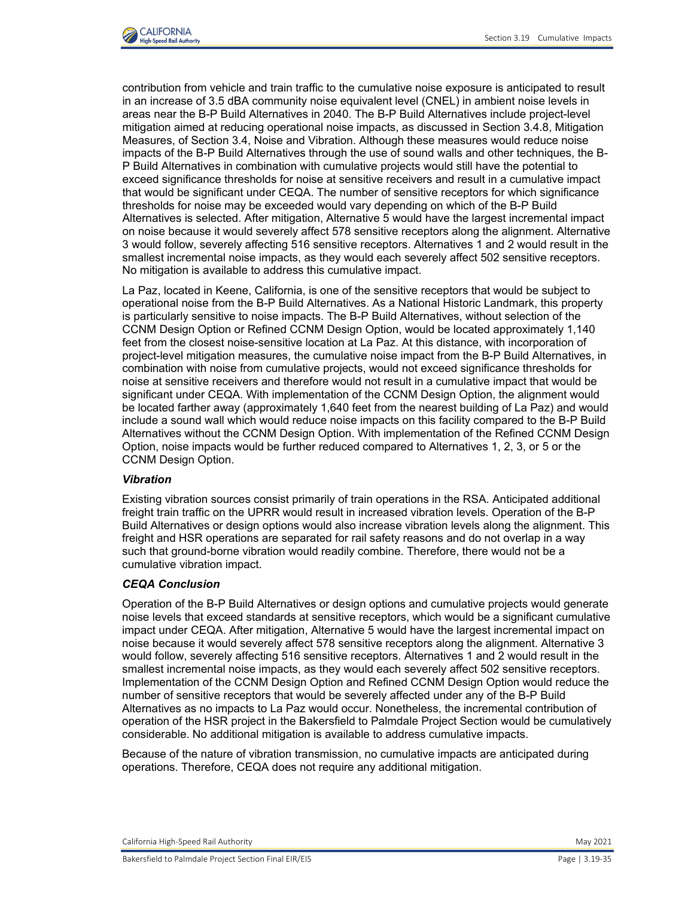contribution from vehicle and train traffic to the cumulative noise exposure is anticipated to result in an increase of 3.5 dBA community noise equivalent level (CNEL) in ambient noise levels in areas near the B-P Build Alternatives in 2040. The B-P Build Alternatives include project-level mitigation aimed at reducing operational noise impacts, as discussed in Section 3.4.8, Mitigation Measures, of Section 3.4, Noise and Vibration. Although these measures would reduce noise impacts of the B-P Build Alternatives through the use of sound walls and other techniques, the B-P Build Alternatives in combination with cumulative projects would still have the potential to exceed significance thresholds for noise at sensitive receivers and result in a cumulative impact that would be significant under CEQA. The number of sensitive receptors for which significance thresholds for noise may be exceeded would vary depending on which of the B-P Build Alternatives is selected. After mitigation, Alternative 5 would have the largest incremental impact on noise because it would severely affect 578 sensitive receptors along the alignment. Alternative 3 would follow, severely affecting 516 sensitive receptors. Alternatives 1 and 2 would result in the smallest incremental noise impacts, as they would each severely affect 502 sensitive receptors. No mitigation is available to address this cumulative impact.

La Paz, located in Keene, California, is one of the sensitive receptors that would be subject to operational noise from the B-P Build Alternatives. As a National Historic Landmark, this property is particularly sensitive to noise impacts. The B-P Build Alternatives, without selection of the CCNM Design Option or Refined CCNM Design Option, would be located approximately 1,140 feet from the closest noise-sensitive location at La Paz. At this distance, with incorporation of project-level mitigation measures, the cumulative noise impact from the B-P Build Alternatives, in combination with noise from cumulative projects, would not exceed significance thresholds for noise at sensitive receivers and therefore would not result in a cumulative impact that would be significant under CEQA. With implementation of the CCNM Design Option, the alignment would be located farther away (approximately 1,640 feet from the nearest building of La Paz) and would include a sound wall which would reduce noise impacts on this facility compared to the B-P Build Alternatives without the CCNM Design Option. With implementation of the Refined CCNM Design Option, noise impacts would be further reduced compared to Alternatives 1, 2, 3, or 5 or the CCNM Design Option.

***Vibration***

Existing vibration sources consist primarily of train operations in the RSA. Anticipated additional freight train traffic on the UPRR would result in increased vibration levels. Operation of the B-P Build Alternatives or design options would also increase vibration levels along the alignment. This freight and HSR operations are separated for rail safety reasons and do not overlap in a way such that ground-borne vibration would readily combine. Therefore, there would not be a cumulative vibration impact.

***CEQA Conclusion***

Operation of the B-P Build Alternatives or design options and cumulative projects would generate noise levels that exceed standards at sensitive receptors, which would be a significant cumulative impact under CEQA. After mitigation, Alternative 5 would have the largest incremental impact on noise because it would severely affect 578 sensitive receptors along the alignment. Alternative 3 would follow, severely affecting 516 sensitive receptors. Alternatives 1 and 2 would result in the smallest incremental noise impacts, as they would each severely affect 502 sensitive receptors. Implementation of the CCNM Design Option and Refined CCNM Design Option would reduce the number of sensitive receptors that would be severely affected under any of the B-P Build Alternatives as no impacts to La Paz would occur. Nonetheless, the incremental contribution of operation of the HSR project in the Bakersfield to Palmdale Project Section would be cumulatively considerable. No additional mitigation is available to address cumulative impacts.

Because of the nature of vibration transmission, no cumulative impacts are anticipated during operations. Therefore, CEQA does not require any additional mitigation.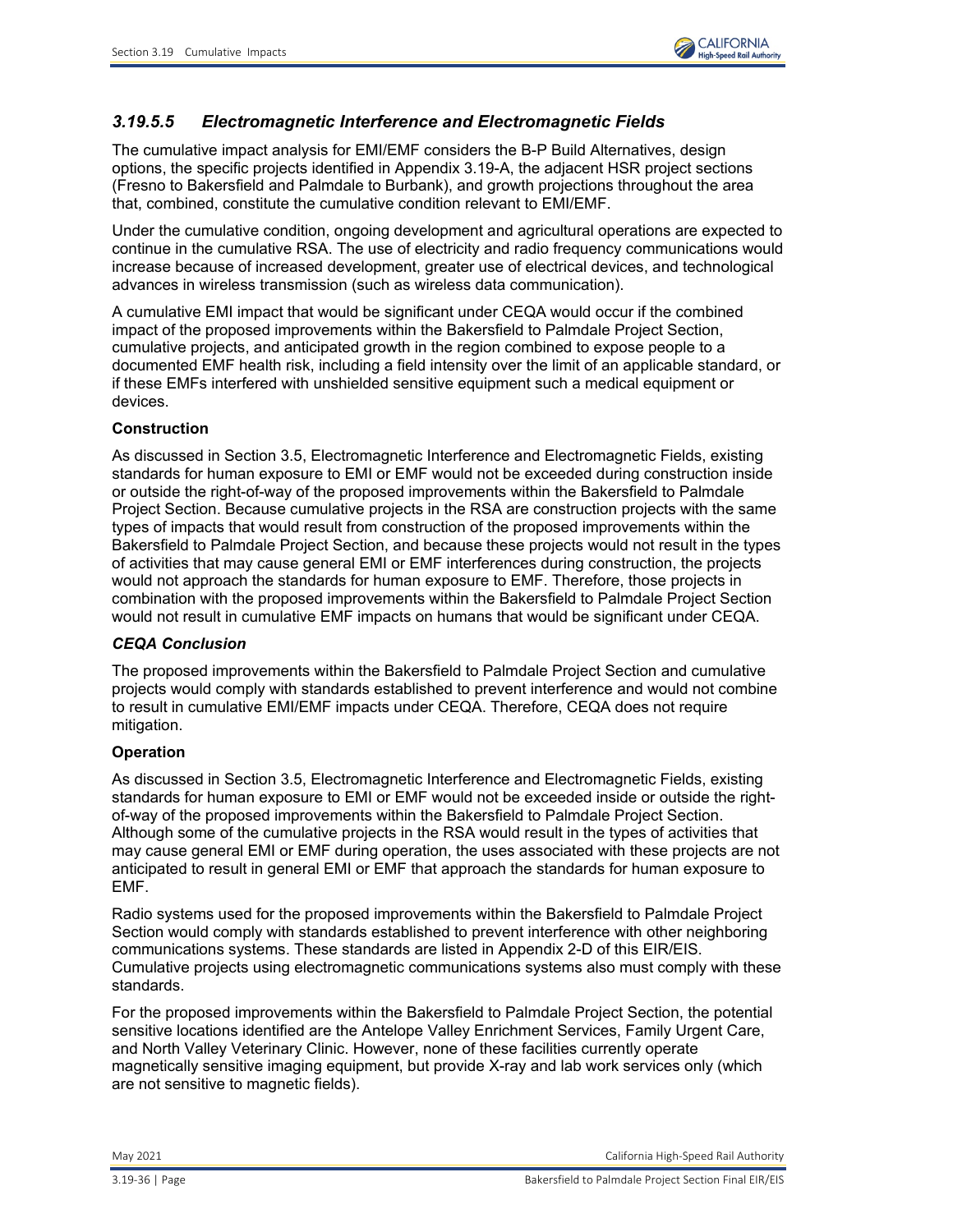### *3.19.5.5 Electromagnetic Interference and Electromagnetic Fields*

The cumulative impact analysis for EMI/EMF considers the B-P Build Alternatives, design options, the specific projects identified in Appendix 3.19-A, the adjacent HSR project sections (Fresno to Bakersfield and Palmdale to Burbank), and growth projections throughout the area that, combined, constitute the cumulative condition relevant to EMI/EMF.

Under the cumulative condition, ongoing development and agricultural operations are expected to continue in the cumulative RSA. The use of electricity and radio frequency communications would increase because of increased development, greater use of electrical devices, and technological advances in wireless transmission (such as wireless data communication).

A cumulative EMI impact that would be significant under CEQA would occur if the combined impact of the proposed improvements within the Bakersfield to Palmdale Project Section, cumulative projects, and anticipated growth in the region combined to expose people to a documented EMF health risk, including a field intensity over the limit of an applicable standard, or if these EMFs interfered with unshielded sensitive equipment such a medical equipment or devices.

**Construction**

As discussed in Section 3.5, Electromagnetic Interference and Electromagnetic Fields, existing standards for human exposure to EMI or EMF would not be exceeded during construction inside or outside the right-of-way of the proposed improvements within the Bakersfield to Palmdale Project Section. Because cumulative projects in the RSA are construction projects with the same types of impacts that would result from construction of the proposed improvements within the Bakersfield to Palmdale Project Section, and because these projects would not result in the types of activities that may cause general EMI or EMF interferences during construction, the projects would not approach the standards for human exposure to EMF. Therefore, those projects in combination with the proposed improvements within the Bakersfield to Palmdale Project Section would not result in cumulative EMF impacts on humans that would be significant under CEQA.

***CEQA Conclusion***

The proposed improvements within the Bakersfield to Palmdale Project Section and cumulative projects would comply with standards established to prevent interference and would not combine to result in cumulative EMI/EMF impacts under CEQA. Therefore, CEQA does not require mitigation.

**Operation**

As discussed in Section 3.5, Electromagnetic Interference and Electromagnetic Fields, existing standards for human exposure to EMI or EMF would not be exceeded inside or outside the right-of-way of the proposed improvements within the Bakersfield to Palmdale Project Section. Although some of the cumulative projects in the RSA would result in the types of activities that may cause general EMI or EMF during operation, the uses associated with these projects are not anticipated to result in general EMI or EMF that approach the standards for human exposure to EMF.

Radio systems used for the proposed improvements within the Bakersfield to Palmdale Project Section would comply with standards established to prevent interference with other neighboring communications systems. These standards are listed in Appendix 2-D of this EIR/EIS. Cumulative projects using electromagnetic communications systems also must comply with these standards.

For the proposed improvements within the Bakersfield to Palmdale Project Section, the potential sensitive locations identified are the Antelope Valley Enrichment Services, Family Urgent Care, and North Valley Veterinary Clinic. However, none of these facilities currently operate magnetically sensitive imaging equipment, but provide X-ray and lab work services only (which are not sensitive to magnetic fields).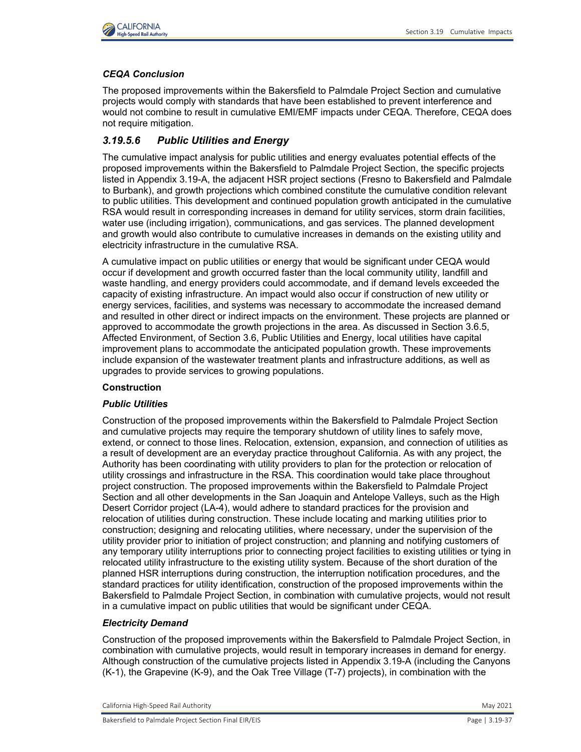### *CEQA Conclusion*

The proposed improvements within the Bakersfield to Palmdale Project Section and cumulative projects would comply with standards that have been established to prevent interference and would not combine to result in cumulative EMI/EMF impacts under CEQA. Therefore, CEQA does not require mitigation.

## *3.19.5.6 Public Utilities and Energy*

The cumulative impact analysis for public utilities and energy evaluates potential effects of the proposed improvements within the Bakersfield to Palmdale Project Section, the specific projects listed in Appendix 3.19-A, the adjacent HSR project sections (Fresno to Bakersfield and Palmdale to Burbank), and growth projections which combined constitute the cumulative condition relevant to public utilities. This development and continued population growth anticipated in the cumulative RSA would result in corresponding increases in demand for utility services, storm drain facilities, water use (including irrigation), communications, and gas services. The planned development and growth would also contribute to cumulative increases in demands on the existing utility and electricity infrastructure in the cumulative RSA.

A cumulative impact on public utilities or energy that would be significant under CEQA would occur if development and growth occurred faster than the local community utility, landfill and waste handling, and energy providers could accommodate, and if demand levels exceeded the capacity of existing infrastructure. An impact would also occur if construction of new utility or energy services, facilities, and systems was necessary to accommodate the increased demand and resulted in other direct or indirect impacts on the environment. These projects are planned or approved to accommodate the growth projections in the area. As discussed in Section 3.6.5, Affected Environment, of Section 3.6, Public Utilities and Energy, local utilities have capital improvement plans to accommodate the anticipated population growth. These improvements include expansion of the wastewater treatment plants and infrastructure additions, as well as upgrades to provide services to growing populations.

**Construction**

### *Public Utilities*

Construction of the proposed improvements within the Bakersfield to Palmdale Project Section and cumulative projects may require the temporary shutdown of utility lines to safely move, extend, or connect to those lines. Relocation, extension, expansion, and connection of utilities as a result of development are an everyday practice throughout California. As with any project, the Authority has been coordinating with utility providers to plan for the protection or relocation of utility crossings and infrastructure in the RSA. This coordination would take place throughout project construction. The proposed improvements within the Bakersfield to Palmdale Project Section and all other developments in the San Joaquin and Antelope Valleys, such as the High Desert Corridor project (LA-4), would adhere to standard practices for the provision and relocation of utilities during construction. These include locating and marking utilities prior to construction; designing and relocating utilities, where necessary, under the supervision of the utility provider prior to initiation of project construction; and planning and notifying customers of any temporary utility interruptions prior to connecting project facilities to existing utilities or tying in relocated utility infrastructure to the existing utility system. Because of the short duration of the planned HSR interruptions during construction, the interruption notification procedures, and the standard practices for utility identification, construction of the proposed improvements within the Bakersfield to Palmdale Project Section, in combination with cumulative projects, would not result in a cumulative impact on public utilities that would be significant under CEQA.

### *Electricity Demand*

Construction of the proposed improvements within the Bakersfield to Palmdale Project Section, in combination with cumulative projects, would result in temporary increases in demand for energy. Although construction of the cumulative projects listed in Appendix 3.19-A (including the Canyons (K-1), the Grapevine (K-9), and the Oak Tree Village (T-7) projects), in combination with the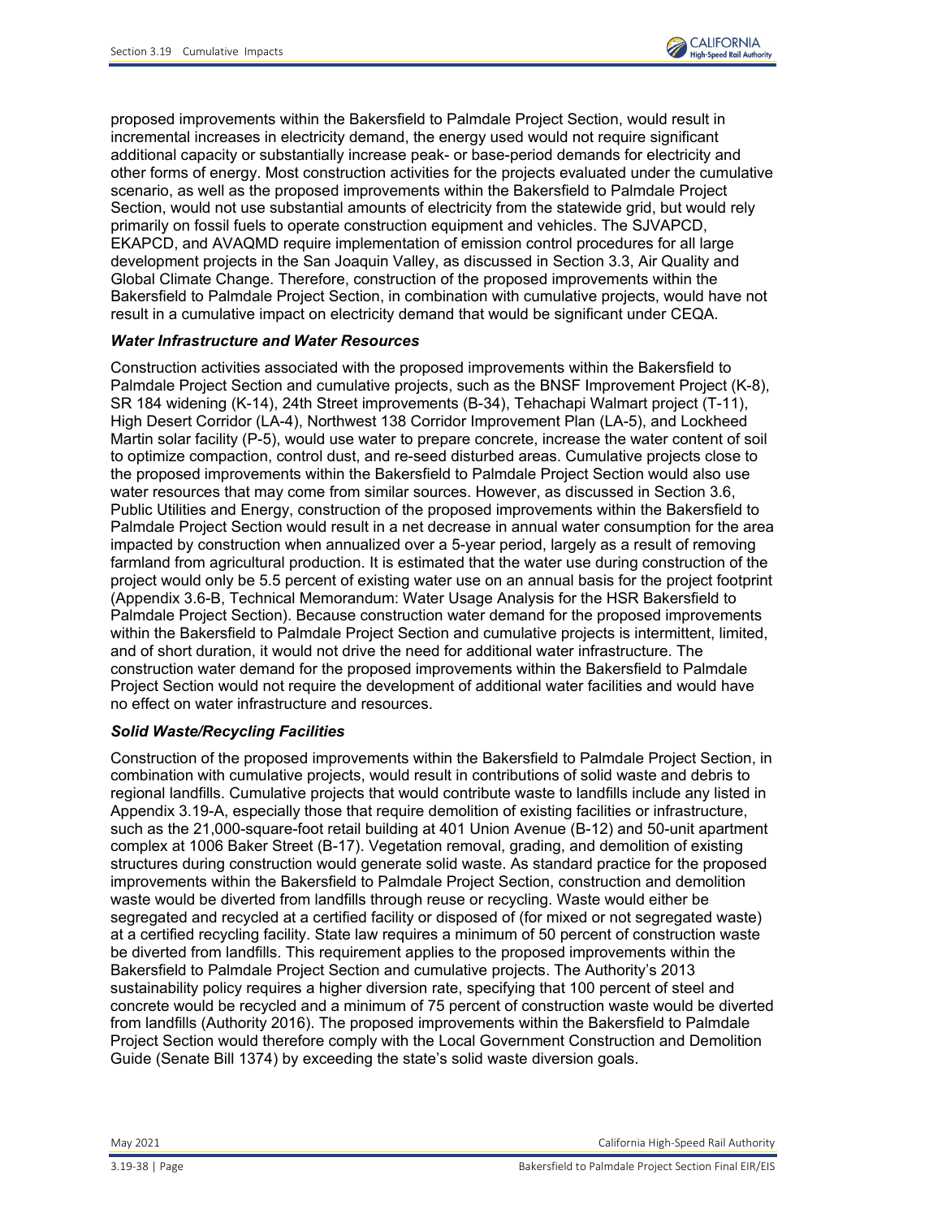proposed improvements within the Bakersfield to Palmdale Project Section, would result in incremental increases in electricity demand, the energy used would not require significant additional capacity or substantially increase peak- or base-period demands for electricity and other forms of energy. Most construction activities for the projects evaluated under the cumulative scenario, as well as the proposed improvements within the Bakersfield to Palmdale Project Section, would not use substantial amounts of electricity from the statewide grid, but would rely primarily on fossil fuels to operate construction equipment and vehicles. The SJVAPCD, EKAPCD, and AVAQMD require implementation of emission control procedures for all large development projects in the San Joaquin Valley, as discussed in Section 3.3, Air Quality and Global Climate Change. Therefore, construction of the proposed improvements within the Bakersfield to Palmdale Project Section, in combination with cumulative projects, would have not result in a cumulative impact on electricity demand that would be significant under CEQA.

#### *Water Infrastructure and Water Resources*

Construction activities associated with the proposed improvements within the Bakersfield to Palmdale Project Section and cumulative projects, such as the BNSF Improvement Project (K-8), SR 184 widening (K-14), 24th Street improvements (B-34), Tehachapi Walmart project (T-11), High Desert Corridor (LA-4), Northwest 138 Corridor Improvement Plan (LA-5), and Lockheed Martin solar facility (P-5), would use water to prepare concrete, increase the water content of soil to optimize compaction, control dust, and re-seed disturbed areas. Cumulative projects close to the proposed improvements within the Bakersfield to Palmdale Project Section would also use water resources that may come from similar sources. However, as discussed in Section 3.6, Public Utilities and Energy, construction of the proposed improvements within the Bakersfield to Palmdale Project Section would result in a net decrease in annual water consumption for the area impacted by construction when annualized over a 5-year period, largely as a result of removing farmland from agricultural production. It is estimated that the water use during construction of the project would only be 5.5 percent of existing water use on an annual basis for the project footprint (Appendix 3.6-B, Technical Memorandum: Water Usage Analysis for the HSR Bakersfield to Palmdale Project Section). Because construction water demand for the proposed improvements within the Bakersfield to Palmdale Project Section and cumulative projects is intermittent, limited, and of short duration, it would not drive the need for additional water infrastructure. The construction water demand for the proposed improvements within the Bakersfield to Palmdale Project Section would not require the development of additional water facilities and would have no effect on water infrastructure and resources.

#### *Solid Waste/Recycling Facilities*

Construction of the proposed improvements within the Bakersfield to Palmdale Project Section, in combination with cumulative projects, would result in contributions of solid waste and debris to regional landfills. Cumulative projects that would contribute waste to landfills include any listed in Appendix 3.19-A, especially those that require demolition of existing facilities or infrastructure, such as the 21,000-square-foot retail building at 401 Union Avenue (B-12) and 50-unit apartment complex at 1006 Baker Street (B-17). Vegetation removal, grading, and demolition of existing structures during construction would generate solid waste. As standard practice for the proposed improvements within the Bakersfield to Palmdale Project Section, construction and demolition waste would be diverted from landfills through reuse or recycling. Waste would either be segregated and recycled at a certified facility or disposed of (for mixed or not segregated waste) at a certified recycling facility. State law requires a minimum of 50 percent of construction waste be diverted from landfills. This requirement applies to the proposed improvements within the Bakersfield to Palmdale Project Section and cumulative projects. The Authority's 2013 sustainability policy requires a higher diversion rate, specifying that 100 percent of steel and concrete would be recycled and a minimum of 75 percent of construction waste would be diverted from landfills (Authority 2016). The proposed improvements within the Bakersfield to Palmdale Project Section would therefore comply with the Local Government Construction and Demolition Guide (Senate Bill 1374) by exceeding the state's solid waste diversion goals.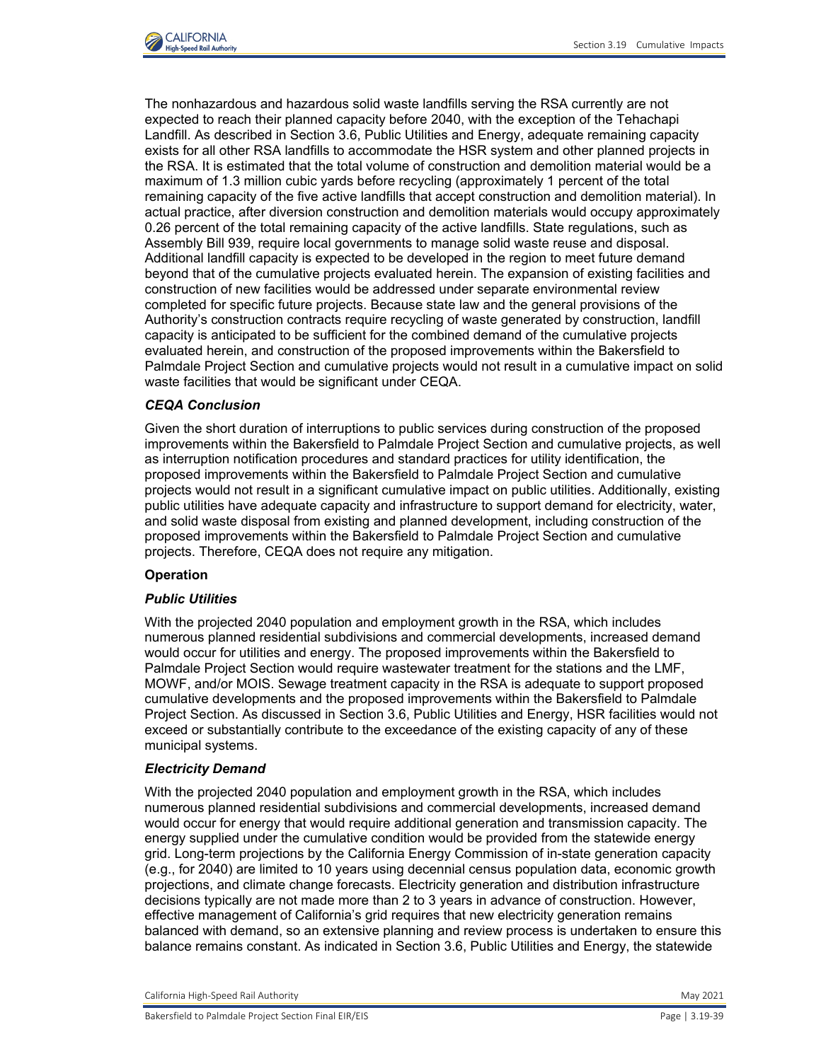The nonhazardous and hazardous solid waste landfills serving the RSA currently are not expected to reach their planned capacity before 2040, with the exception of the Tehachapi Landfill. As described in Section 3.6, Public Utilities and Energy, adequate remaining capacity exists for all other RSA landfills to accommodate the HSR system and other planned projects in the RSA. It is estimated that the total volume of construction and demolition material would be a maximum of 1.3 million cubic yards before recycling (approximately 1 percent of the total remaining capacity of the five active landfills that accept construction and demolition material). In actual practice, after diversion construction and demolition materials would occupy approximately 0.26 percent of the total remaining capacity of the active landfills. State regulations, such as Assembly Bill 939, require local governments to manage solid waste reuse and disposal. Additional landfill capacity is expected to be developed in the region to meet future demand beyond that of the cumulative projects evaluated herein. The expansion of existing facilities and construction of new facilities would be addressed under separate environmental review completed for specific future projects. Because state law and the general provisions of the Authority's construction contracts require recycling of waste generated by construction, landfill capacity is anticipated to be sufficient for the combined demand of the cumulative projects evaluated herein, and construction of the proposed improvements within the Bakersfield to Palmdale Project Section and cumulative projects would not result in a cumulative impact on solid waste facilities that would be significant under CEQA.

#### *CEQA Conclusion*

Given the short duration of interruptions to public services during construction of the proposed improvements within the Bakersfield to Palmdale Project Section and cumulative projects, as well as interruption notification procedures and standard practices for utility identification, the proposed improvements within the Bakersfield to Palmdale Project Section and cumulative projects would not result in a significant cumulative impact on public utilities. Additionally, existing public utilities have adequate capacity and infrastructure to support demand for electricity, water, and solid waste disposal from existing and planned development, including construction of the proposed improvements within the Bakersfield to Palmdale Project Section and cumulative projects. Therefore, CEQA does not require any mitigation.

### Operation

#### *Public Utilities*

With the projected 2040 population and employment growth in the RSA, which includes numerous planned residential subdivisions and commercial developments, increased demand would occur for utilities and energy. The proposed improvements within the Bakersfield to Palmdale Project Section would require wastewater treatment for the stations and the LMF, MOWF, and/or MOIS. Sewage treatment capacity in the RSA is adequate to support proposed cumulative developments and the proposed improvements within the Bakersfield to Palmdale Project Section. As discussed in Section 3.6, Public Utilities and Energy, HSR facilities would not exceed or substantially contribute to the exceedance of the existing capacity of any of these municipal systems.

#### *Electricity Demand*

With the projected 2040 population and employment growth in the RSA, which includes numerous planned residential subdivisions and commercial developments, increased demand would occur for energy that would require additional generation and transmission capacity. The energy supplied under the cumulative condition would be provided from the statewide energy grid. Long-term projections by the California Energy Commission of in-state generation capacity (e.g., for 2040) are limited to 10 years using decennial census population data, economic growth projections, and climate change forecasts. Electricity generation and distribution infrastructure decisions typically are not made more than 2 to 3 years in advance of construction. However, effective management of California's grid requires that new electricity generation remains balanced with demand, so an extensive planning and review process is undertaken to ensure this balance remains constant. As indicated in Section 3.6, Public Utilities and Energy, the statewide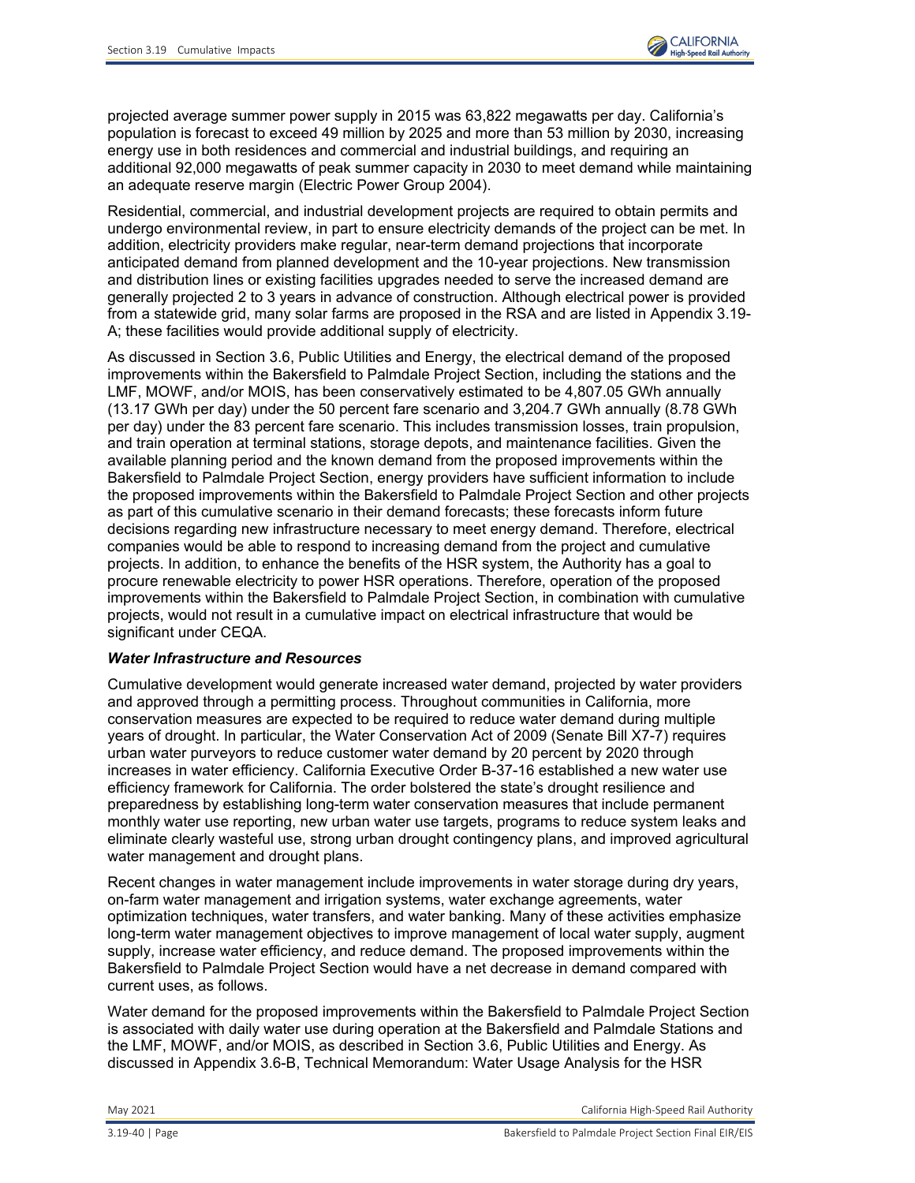projected average summer power supply in 2015 was 63,822 megawatts per day. California's population is forecast to exceed 49 million by 2025 and more than 53 million by 2030, increasing energy use in both residences and commercial and industrial buildings, and requiring an additional 92,000 megawatts of peak summer capacity in 2030 to meet demand while maintaining an adequate reserve margin (Electric Power Group 2004).

Residential, commercial, and industrial development projects are required to obtain permits and undergo environmental review, in part to ensure electricity demands of the project can be met. In addition, electricity providers make regular, near-term demand projections that incorporate anticipated demand from planned development and the 10-year projections. New transmission and distribution lines or existing facilities upgrades needed to serve the increased demand are generally projected 2 to 3 years in advance of construction. Although electrical power is provided from a statewide grid, many solar farms are proposed in the RSA and are listed in Appendix 3.19-A; these facilities would provide additional supply of electricity.

As discussed in Section 3.6, Public Utilities and Energy, the electrical demand of the proposed improvements within the Bakersfield to Palmdale Project Section, including the stations and the LMF, MOWF, and/or MOIS, has been conservatively estimated to be 4,807.05 GWh annually (13.17 GWh per day) under the 50 percent fare scenario and 3,204.7 GWh annually (8.78 GWh per day) under the 83 percent fare scenario. This includes transmission losses, train propulsion, and train operation at terminal stations, storage depots, and maintenance facilities. Given the available planning period and the known demand from the proposed improvements within the Bakersfield to Palmdale Project Section, energy providers have sufficient information to include the proposed improvements within the Bakersfield to Palmdale Project Section and other projects as part of this cumulative scenario in their demand forecasts; these forecasts inform future decisions regarding new infrastructure necessary to meet energy demand. Therefore, electrical companies would be able to respond to increasing demand from the project and cumulative projects. In addition, to enhance the benefits of the HSR system, the Authority has a goal to procure renewable electricity to power HSR operations. Therefore, operation of the proposed improvements within the Bakersfield to Palmdale Project Section, in combination with cumulative projects, would not result in a cumulative impact on electrical infrastructure that would be significant under CEQA.

***Water Infrastructure and Resources***

Cumulative development would generate increased water demand, projected by water providers and approved through a permitting process. Throughout communities in California, more conservation measures are expected to be required to reduce water demand during multiple years of drought. In particular, the Water Conservation Act of 2009 (Senate Bill X7-7) requires urban water purveyors to reduce customer water demand by 20 percent by 2020 through increases in water efficiency. California Executive Order B-37-16 established a new water use efficiency framework for California. The order bolstered the state's drought resilience and preparedness by establishing long-term water conservation measures that include permanent monthly water use reporting, new urban water use targets, programs to reduce system leaks and eliminate clearly wasteful use, strong urban drought contingency plans, and improved agricultural water management and drought plans.

Recent changes in water management include improvements in water storage during dry years, on-farm water management and irrigation systems, water exchange agreements, water optimization techniques, water transfers, and water banking. Many of these activities emphasize long-term water management objectives to improve management of local water supply, augment supply, increase water efficiency, and reduce demand. The proposed improvements within the Bakersfield to Palmdale Project Section would have a net decrease in demand compared with current uses, as follows.

Water demand for the proposed improvements within the Bakersfield to Palmdale Project Section is associated with daily water use during operation at the Bakersfield and Palmdale Stations and the LMF, MOWF, and/or MOIS, as described in Section 3.6, Public Utilities and Energy. As discussed in Appendix 3.6-B, Technical Memorandum: Water Usage Analysis for the HSR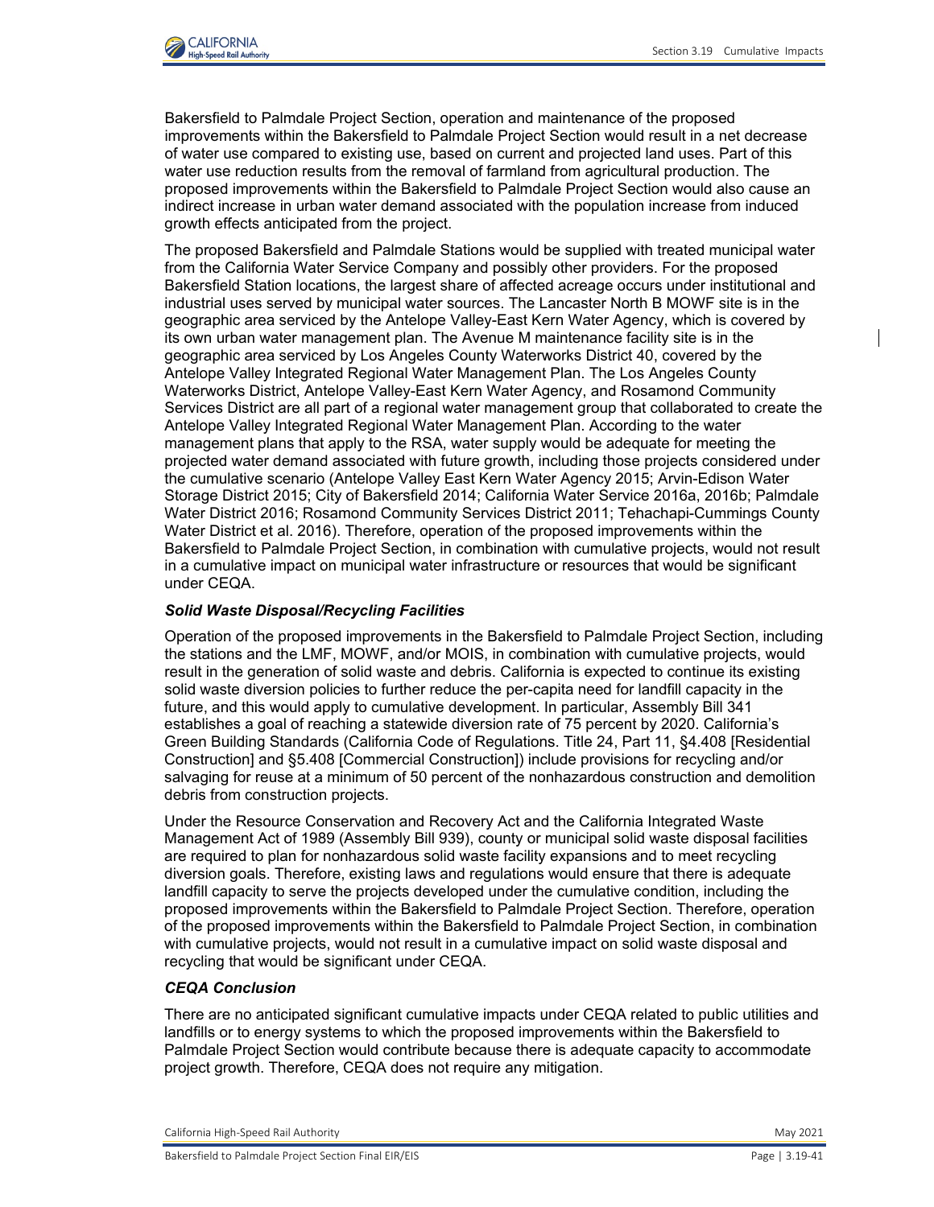Bakersfield to Palmdale Project Section, operation and maintenance of the proposed improvements within the Bakersfield to Palmdale Project Section would result in a net decrease of water use compared to existing use, based on current and projected land uses. Part of this water use reduction results from the removal of farmland from agricultural production. The proposed improvements within the Bakersfield to Palmdale Project Section would also cause an indirect increase in urban water demand associated with the population increase from induced growth effects anticipated from the project.

The proposed Bakersfield and Palmdale Stations would be supplied with treated municipal water from the California Water Service Company and possibly other providers. For the proposed Bakersfield Station locations, the largest share of affected acreage occurs under institutional and industrial uses served by municipal water sources. The Lancaster North B MOWF site is in the geographic area serviced by the Antelope Valley-East Kern Water Agency, which is covered by its own urban water management plan. The Avenue M maintenance facility site is in the geographic area serviced by Los Angeles County Waterworks District 40, covered by the Antelope Valley Integrated Regional Water Management Plan. The Los Angeles County Waterworks District, Antelope Valley-East Kern Water Agency, and Rosamond Community Services District are all part of a regional water management group that collaborated to create the Antelope Valley Integrated Regional Water Management Plan. According to the water management plans that apply to the RSA, water supply would be adequate for meeting the projected water demand associated with future growth, including those projects considered under the cumulative scenario (Antelope Valley East Kern Water Agency 2015; Arvin-Edison Water Storage District 2015; City of Bakersfield 2014; California Water Service 2016a, 2016b; Palmdale Water District 2016; Rosamond Community Services District 2011; Tehachapi-Cummings County Water District et al. 2016). Therefore, operation of the proposed improvements within the Bakersfield to Palmdale Project Section, in combination with cumulative projects, would not result in a cumulative impact on municipal water infrastructure or resources that would be significant under CEQA.

***Solid Waste Disposal/Recycling Facilities***

Operation of the proposed improvements in the Bakersfield to Palmdale Project Section, including the stations and the LMF, MOWF, and/or MOIS, in combination with cumulative projects, would result in the generation of solid waste and debris. California is expected to continue its existing solid waste diversion policies to further reduce the per-capita need for landfill capacity in the future, and this would apply to cumulative development. In particular, Assembly Bill 341 establishes a goal of reaching a statewide diversion rate of 75 percent by 2020. California's Green Building Standards (California Code of Regulations. Title 24, Part 11, §4.408 [Residential Construction] and §5.408 [Commercial Construction]) include provisions for recycling and/or salvaging for reuse at a minimum of 50 percent of the nonhazardous construction and demolition debris from construction projects.

Under the Resource Conservation and Recovery Act and the California Integrated Waste Management Act of 1989 (Assembly Bill 939), county or municipal solid waste disposal facilities are required to plan for nonhazardous solid waste facility expansions and to meet recycling diversion goals. Therefore, existing laws and regulations would ensure that there is adequate landfill capacity to serve the projects developed under the cumulative condition, including the proposed improvements within the Bakersfield to Palmdale Project Section. Therefore, operation of the proposed improvements within the Bakersfield to Palmdale Project Section, in combination with cumulative projects, would not result in a cumulative impact on solid waste disposal and recycling that would be significant under CEQA.

***CEQA Conclusion***

There are no anticipated significant cumulative impacts under CEQA related to public utilities and landfills or to energy systems to which the proposed improvements within the Bakersfield to Palmdale Project Section would contribute because there is adequate capacity to accommodate project growth. Therefore, CEQA does not require any mitigation.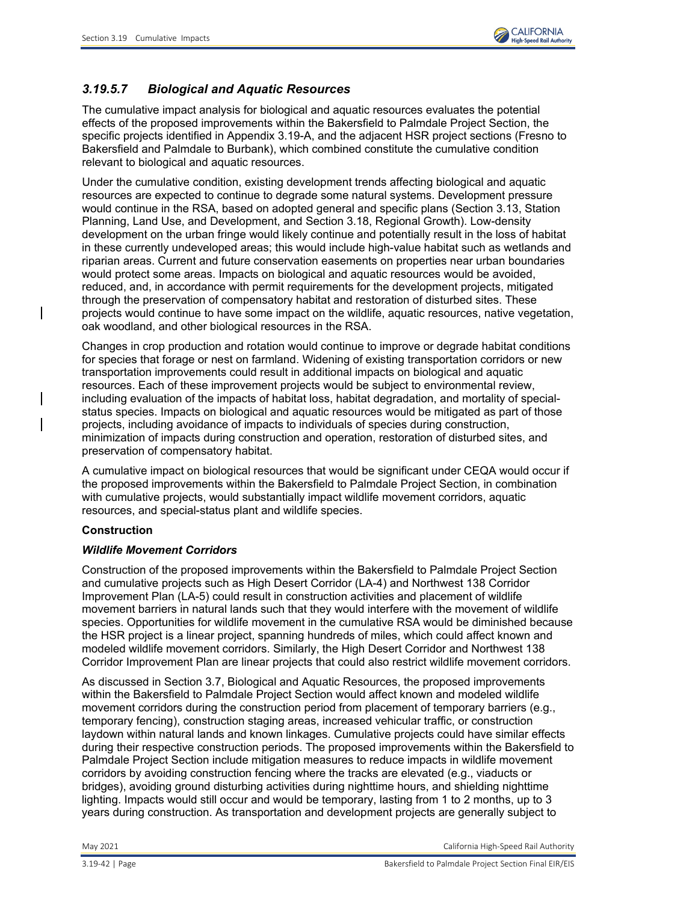### *3.19.5.7 Biological and Aquatic Resources*

The cumulative impact analysis for biological and aquatic resources evaluates the potential effects of the proposed improvements within the Bakersfield to Palmdale Project Section, the specific projects identified in Appendix 3.19-A, and the adjacent HSR project sections (Fresno to Bakersfield and Palmdale to Burbank), which combined constitute the cumulative condition relevant to biological and aquatic resources.

Under the cumulative condition, existing development trends affecting biological and aquatic resources are expected to continue to degrade some natural systems. Development pressure would continue in the RSA, based on adopted general and specific plans (Section 3.13, Station Planning, Land Use, and Development, and Section 3.18, Regional Growth). Low-density development on the urban fringe would likely continue and potentially result in the loss of habitat in these currently undeveloped areas; this would include high-value habitat such as wetlands and riparian areas. Current and future conservation easements on properties near urban boundaries would protect some areas. Impacts on biological and aquatic resources would be avoided, reduced, and, in accordance with permit requirements for the development projects, mitigated through the preservation of compensatory habitat and restoration of disturbed sites. These projects would continue to have some impact on the wildlife, aquatic resources, native vegetation, oak woodland, and other biological resources in the RSA.

Changes in crop production and rotation would continue to improve or degrade habitat conditions for species that forage or nest on farmland. Widening of existing transportation corridors or new transportation improvements could result in additional impacts on biological and aquatic resources. Each of these improvement projects would be subject to environmental review, including evaluation of the impacts of habitat loss, habitat degradation, and mortality of special-status species. Impacts on biological and aquatic resources would be mitigated as part of those projects, including avoidance of impacts to individuals of species during construction, minimization of impacts during construction and operation, restoration of disturbed sites, and preservation of compensatory habitat.

A cumulative impact on biological resources that would be significant under CEQA would occur if the proposed improvements within the Bakersfield to Palmdale Project Section, in combination with cumulative projects, would substantially impact wildlife movement corridors, aquatic resources, and special-status plant and wildlife species.

**Construction**

***Wildlife Movement Corridors***

Construction of the proposed improvements within the Bakersfield to Palmdale Project Section and cumulative projects such as High Desert Corridor (LA-4) and Northwest 138 Corridor Improvement Plan (LA-5) could result in construction activities and placement of wildlife movement barriers in natural lands such that they would interfere with the movement of wildlife species. Opportunities for wildlife movement in the cumulative RSA would be diminished because the HSR project is a linear project, spanning hundreds of miles, which could affect known and modeled wildlife movement corridors. Similarly, the High Desert Corridor and Northwest 138 Corridor Improvement Plan are linear projects that could also restrict wildlife movement corridors.

As discussed in Section 3.7, Biological and Aquatic Resources, the proposed improvements within the Bakersfield to Palmdale Project Section would affect known and modeled wildlife movement corridors during the construction period from placement of temporary barriers (e.g., temporary fencing), construction staging areas, increased vehicular traffic, or construction laydown within natural lands and known linkages. Cumulative projects could have similar effects during their respective construction periods. The proposed improvements within the Bakersfield to Palmdale Project Section include mitigation measures to reduce impacts in wildlife movement corridors by avoiding construction fencing where the tracks are elevated (e.g., viaducts or bridges), avoiding ground disturbing activities during nighttime hours, and shielding nighttime lighting. Impacts would still occur and would be temporary, lasting from 1 to 2 months, up to 3 years during construction. As transportation and development projects are generally subject to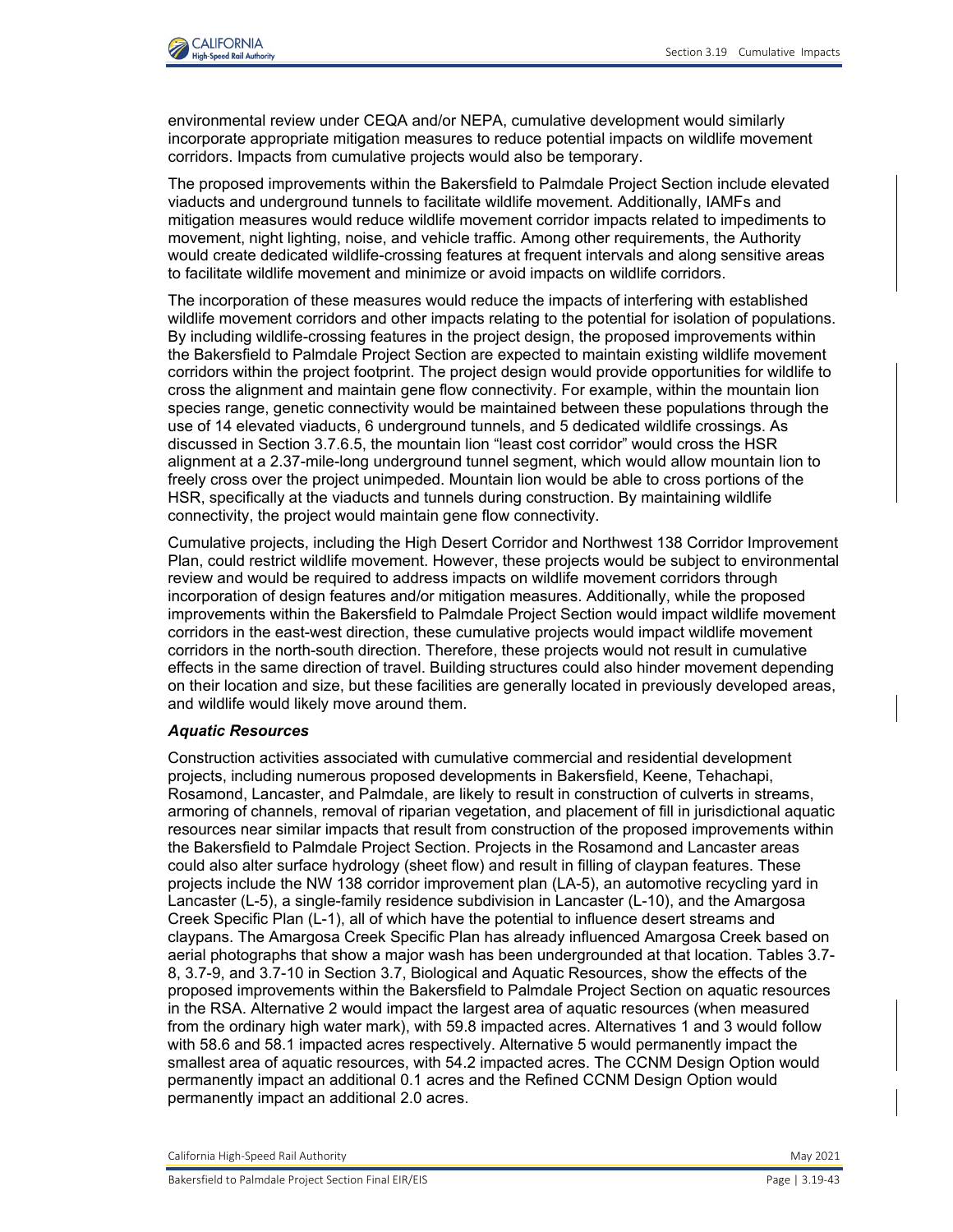environmental review under CEQA and/or NEPA, cumulative development would similarly incorporate appropriate mitigation measures to reduce potential impacts on wildlife movement corridors. Impacts from cumulative projects would also be temporary.

The proposed improvements within the Bakersfield to Palmdale Project Section include elevated viaducts and underground tunnels to facilitate wildlife movement. Additionally, IAMFs and mitigation measures would reduce wildlife movement corridor impacts related to impediments to movement, night lighting, noise, and vehicle traffic. Among other requirements, the Authority would create dedicated wildlife-crossing features at frequent intervals and along sensitive areas to facilitate wildlife movement and minimize or avoid impacts on wildlife corridors.

The incorporation of these measures would reduce the impacts of interfering with established wildlife movement corridors and other impacts relating to the potential for isolation of populations. By including wildlife-crossing features in the project design, the proposed improvements within the Bakersfield to Palmdale Project Section are expected to maintain existing wildlife movement corridors within the project footprint. The project design would provide opportunities for wildlife to cross the alignment and maintain gene flow connectivity. For example, within the mountain lion species range, genetic connectivity would be maintained between these populations through the use of 14 elevated viaducts, 6 underground tunnels, and 5 dedicated wildlife crossings. As discussed in Section 3.7.6.5, the mountain lion "least cost corridor" would cross the HSR alignment at a 2.37-mile-long underground tunnel segment, which would allow mountain lion to freely cross over the project unimpeded. Mountain lion would be able to cross portions of the HSR, specifically at the viaducts and tunnels during construction. By maintaining wildlife connectivity, the project would maintain gene flow connectivity.

Cumulative projects, including the High Desert Corridor and Northwest 138 Corridor Improvement Plan, could restrict wildlife movement. However, these projects would be subject to environmental review and would be required to address impacts on wildlife movement corridors through incorporation of design features and/or mitigation measures. Additionally, while the proposed improvements within the Bakersfield to Palmdale Project Section would impact wildlife movement corridors in the east-west direction, these cumulative projects would impact wildlife movement corridors in the north-south direction. Therefore, these projects would not result in cumulative effects in the same direction of travel. Building structures could also hinder movement depending on their location and size, but these facilities are generally located in previously developed areas, and wildlife would likely move around them.

***Aquatic Resources***

Construction activities associated with cumulative commercial and residential development projects, including numerous proposed developments in Bakersfield, Keene, Tehachapi, Rosamond, Lancaster, and Palmdale, are likely to result in construction of culverts in streams, armoring of channels, removal of riparian vegetation, and placement of fill in jurisdictional aquatic resources near similar impacts that result from construction of the proposed improvements within the Bakersfield to Palmdale Project Section. Projects in the Rosamond and Lancaster areas could also alter surface hydrology (sheet flow) and result in filling of claypan features. These projects include the NW 138 corridor improvement plan (LA-5), an automotive recycling yard in Lancaster (L-5), a single-family residence subdivision in Lancaster (L-10), and the Amargosa Creek Specific Plan (L-1), all of which have the potential to influence desert streams and claypans. The Amargosa Creek Specific Plan has already influenced Amargosa Creek based on aerial photographs that show a major wash has been undergrounded at that location. Tables 3.7-8, 3.7-9, and 3.7-10 in Section 3.7, Biological and Aquatic Resources, show the effects of the proposed improvements within the Bakersfield to Palmdale Project Section on aquatic resources in the RSA. Alternative 2 would impact the largest area of aquatic resources (when measured from the ordinary high water mark), with 59.8 impacted acres. Alternatives 1 and 3 would follow with 58.6 and 58.1 impacted acres respectively. Alternative 5 would permanently impact the smallest area of aquatic resources, with 54.2 impacted acres. The CCNM Design Option would permanently impact an additional 0.1 acres and the Refined CCNM Design Option would permanently impact an additional 2.0 acres.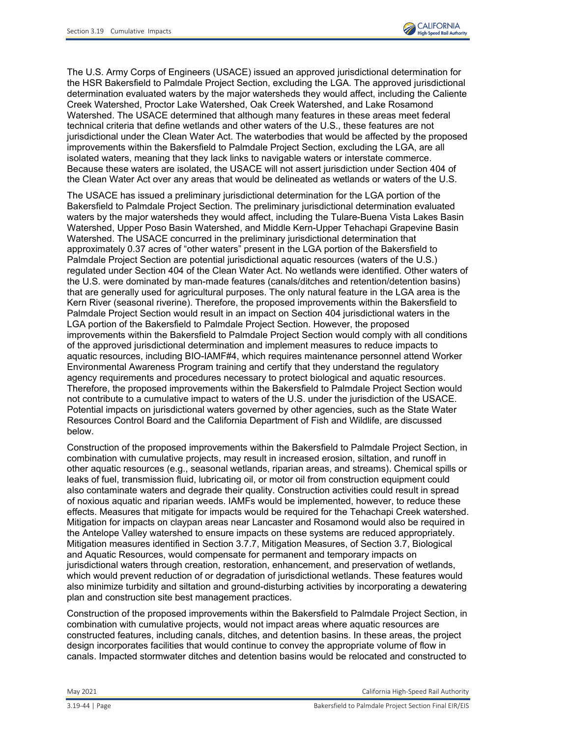The U.S. Army Corps of Engineers (USACE) issued an approved jurisdictional determination for the HSR Bakersfield to Palmdale Project Section, excluding the LGA. The approved jurisdictional determination evaluated waters by the major watersheds they would affect, including the Caliente Creek Watershed, Proctor Lake Watershed, Oak Creek Watershed, and Lake Rosamond Watershed. The USACE determined that although many features in these areas meet federal technical criteria that define wetlands and other waters of the U.S., these features are not jurisdictional under the Clean Water Act. The waterbodies that would be affected by the proposed improvements within the Bakersfield to Palmdale Project Section, excluding the LGA, are all isolated waters, meaning that they lack links to navigable waters or interstate commerce. Because these waters are isolated, the USACE will not assert jurisdiction under Section 404 of the Clean Water Act over any areas that would be delineated as wetlands or waters of the U.S.

The USACE has issued a preliminary jurisdictional determination for the LGA portion of the Bakersfield to Palmdale Project Section. The preliminary jurisdictional determination evaluated waters by the major watersheds they would affect, including the Tulare-Buena Vista Lakes Basin Watershed, Upper Poso Basin Watershed, and Middle Kern-Upper Tehachapi Grapevine Basin Watershed. The USACE concurred in the preliminary jurisdictional determination that approximately 0.37 acres of "other waters" present in the LGA portion of the Bakersfield to Palmdale Project Section are potential jurisdictional aquatic resources (waters of the U.S.) regulated under Section 404 of the Clean Water Act. No wetlands were identified. Other waters of the U.S. were dominated by man-made features (canals/ditches and retention/detention basins) that are generally used for agricultural purposes. The only natural feature in the LGA area is the Kern River (seasonal riverine). Therefore, the proposed improvements within the Bakersfield to Palmdale Project Section would result in an impact on Section 404 jurisdictional waters in the LGA portion of the Bakersfield to Palmdale Project Section. However, the proposed improvements within the Bakersfield to Palmdale Project Section would comply with all conditions of the approved jurisdictional determination and implement measures to reduce impacts to aquatic resources, including BIO-IAMF#4, which requires maintenance personnel attend Worker Environmental Awareness Program training and certify that they understand the regulatory agency requirements and procedures necessary to protect biological and aquatic resources. Therefore, the proposed improvements within the Bakersfield to Palmdale Project Section would not contribute to a cumulative impact to waters of the U.S. under the jurisdiction of the USACE. Potential impacts on jurisdictional waters governed by other agencies, such as the State Water Resources Control Board and the California Department of Fish and Wildlife, are discussed below.

Construction of the proposed improvements within the Bakersfield to Palmdale Project Section, in combination with cumulative projects, may result in increased erosion, siltation, and runoff in other aquatic resources (e.g., seasonal wetlands, riparian areas, and streams). Chemical spills or leaks of fuel, transmission fluid, lubricating oil, or motor oil from construction equipment could also contaminate waters and degrade their quality. Construction activities could result in spread of noxious aquatic and riparian weeds. IAMFs would be implemented, however, to reduce these effects. Measures that mitigate for impacts would be required for the Tehachapi Creek watershed. Mitigation for impacts on claypan areas near Lancaster and Rosamond would also be required in the Antelope Valley watershed to ensure impacts on these systems are reduced appropriately. Mitigation measures identified in Section 3.7.7, Mitigation Measures, of Section 3.7, Biological and Aquatic Resources, would compensate for permanent and temporary impacts on jurisdictional waters through creation, restoration, enhancement, and preservation of wetlands, which would prevent reduction of or degradation of jurisdictional wetlands. These features would also minimize turbidity and siltation and ground-disturbing activities by incorporating a dewatering plan and construction site best management practices.

Construction of the proposed improvements within the Bakersfield to Palmdale Project Section, in combination with cumulative projects, would not impact areas where aquatic resources are constructed features, including canals, ditches, and detention basins. In these areas, the project design incorporates facilities that would continue to convey the appropriate volume of flow in canals. Impacted stormwater ditches and detention basins would be relocated and constructed to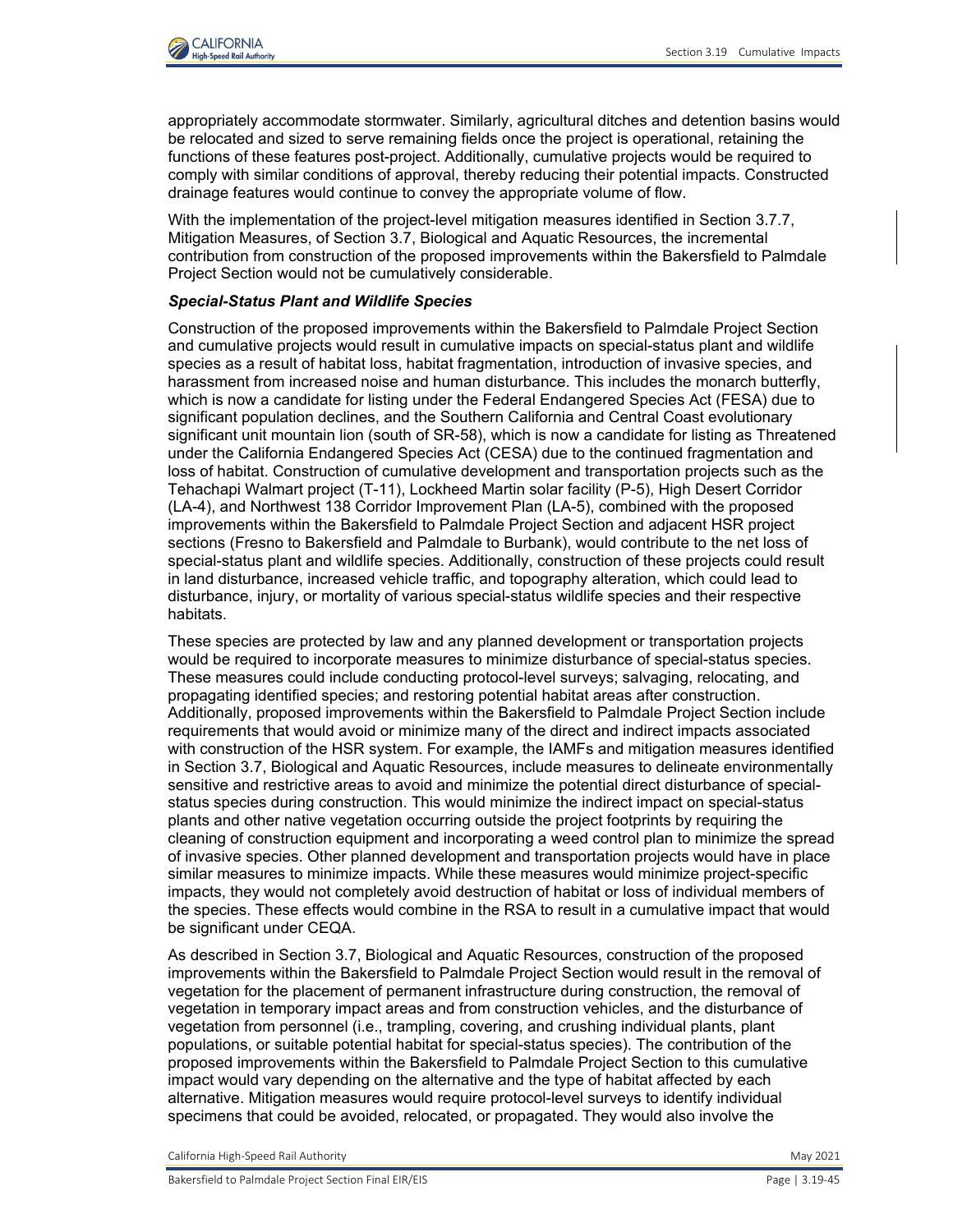appropriately accommodate stormwater. Similarly, agricultural ditches and detention basins would be relocated and sized to serve remaining fields once the project is operational, retaining the functions of these features post-project. Additionally, cumulative projects would be required to comply with similar conditions of approval, thereby reducing their potential impacts. Constructed drainage features would continue to convey the appropriate volume of flow.

With the implementation of the project-level mitigation measures identified in Section 3.7.7, Mitigation Measures, of Section 3.7, Biological and Aquatic Resources, the incremental contribution from construction of the proposed improvements within the Bakersfield to Palmdale Project Section would not be cumulatively considerable.

***Special-Status Plant and Wildlife Species***

Construction of the proposed improvements within the Bakersfield to Palmdale Project Section and cumulative projects would result in cumulative impacts on special-status plant and wildlife species as a result of habitat loss, habitat fragmentation, introduction of invasive species, and harassment from increased noise and human disturbance. This includes the monarch butterfly, which is now a candidate for listing under the Federal Endangered Species Act (FESA) due to significant population declines, and the Southern California and Central Coast evolutionary significant unit mountain lion (south of SR-58), which is now a candidate for listing as Threatened under the California Endangered Species Act (CESA) due to the continued fragmentation and loss of habitat. Construction of cumulative development and transportation projects such as the Tehachapi Walmart project (T-11), Lockheed Martin solar facility (P-5), High Desert Corridor (LA-4), and Northwest 138 Corridor Improvement Plan (LA-5), combined with the proposed improvements within the Bakersfield to Palmdale Project Section and adjacent HSR project sections (Fresno to Bakersfield and Palmdale to Burbank), would contribute to the net loss of special-status plant and wildlife species. Additionally, construction of these projects could result in land disturbance, increased vehicle traffic, and topography alteration, which could lead to disturbance, injury, or mortality of various special-status wildlife species and their respective habitats.

These species are protected by law and any planned development or transportation projects would be required to incorporate measures to minimize disturbance of special-status species. These measures could include conducting protocol-level surveys; salvaging, relocating, and propagating identified species; and restoring potential habitat areas after construction. Additionally, proposed improvements within the Bakersfield to Palmdale Project Section include requirements that would avoid or minimize many of the direct and indirect impacts associated with construction of the HSR system. For example, the IAMFs and mitigation measures identified in Section 3.7, Biological and Aquatic Resources, include measures to delineate environmentally sensitive and restrictive areas to avoid and minimize the potential direct disturbance of special-status species during construction. This would minimize the indirect impact on special-status plants and other native vegetation occurring outside the project footprints by requiring the cleaning of construction equipment and incorporating a weed control plan to minimize the spread of invasive species. Other planned development and transportation projects would have in place similar measures to minimize impacts. While these measures would minimize project-specific impacts, they would not completely avoid destruction of habitat or loss of individual members of the species. These effects would combine in the RSA to result in a cumulative impact that would be significant under CEQA.

As described in Section 3.7, Biological and Aquatic Resources, construction of the proposed improvements within the Bakersfield to Palmdale Project Section would result in the removal of vegetation for the placement of permanent infrastructure during construction, the removal of vegetation in temporary impact areas and from construction vehicles, and the disturbance of vegetation from personnel (i.e., trampling, covering, and crushing individual plants, plant populations, or suitable potential habitat for special-status species). The contribution of the proposed improvements within the Bakersfield to Palmdale Project Section to this cumulative impact would vary depending on the alternative and the type of habitat affected by each alternative. Mitigation measures would require protocol-level surveys to identify individual specimens that could be avoided, relocated, or propagated. They would also involve the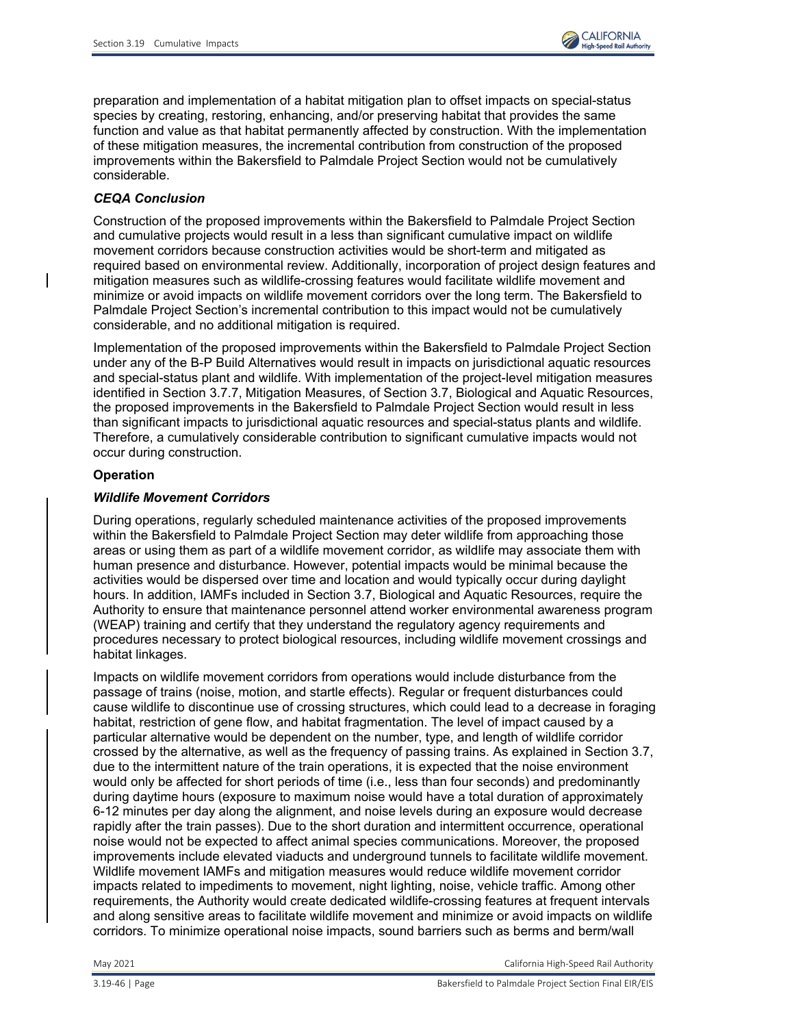preparation and implementation of a habitat mitigation plan to offset impacts on special-status species by creating, restoring, enhancing, and/or preserving habitat that provides the same function and value as that habitat permanently affected by construction. With the implementation of these mitigation measures, the incremental contribution from construction of the proposed improvements within the Bakersfield to Palmdale Project Section would not be cumulatively considerable.

***CEQA Conclusion***

Construction of the proposed improvements within the Bakersfield to Palmdale Project Section and cumulative projects would result in a less than significant cumulative impact on wildlife movement corridors because construction activities would be short-term and mitigated as required based on environmental review. Additionally, incorporation of project design features and mitigation measures such as wildlife-crossing features would facilitate wildlife movement and minimize or avoid impacts on wildlife movement corridors over the long term. The Bakersfield to Palmdale Project Section's incremental contribution to this impact would not be cumulatively considerable, and no additional mitigation is required.

Implementation of the proposed improvements within the Bakersfield to Palmdale Project Section under any of the B-P Build Alternatives would result in impacts on jurisdictional aquatic resources and special-status plant and wildlife. With implementation of the project-level mitigation measures identified in Section 3.7.7, Mitigation Measures, of Section 3.7, Biological and Aquatic Resources, the proposed improvements in the Bakersfield to Palmdale Project Section would result in less than significant impacts to jurisdictional aquatic resources and special-status plants and wildlife. Therefore, a cumulatively considerable contribution to significant cumulative impacts would not occur during construction.

**Operation**

***Wildlife Movement Corridors***

During operations, regularly scheduled maintenance activities of the proposed improvements within the Bakersfield to Palmdale Project Section may deter wildlife from approaching those areas or using them as part of a wildlife movement corridor, as wildlife may associate them with human presence and disturbance. However, potential impacts would be minimal because the activities would be dispersed over time and location and would typically occur during daylight hours. In addition, IAMFs included in Section 3.7, Biological and Aquatic Resources, require the Authority to ensure that maintenance personnel attend worker environmental awareness program (WEAP) training and certify that they understand the regulatory agency requirements and procedures necessary to protect biological resources, including wildlife movement crossings and habitat linkages.

Impacts on wildlife movement corridors from operations would include disturbance from the passage of trains (noise, motion, and startle effects). Regular or frequent disturbances could cause wildlife to discontinue use of crossing structures, which could lead to a decrease in foraging habitat, restriction of gene flow, and habitat fragmentation. The level of impact caused by a particular alternative would be dependent on the number, type, and length of wildlife corridor crossed by the alternative, as well as the frequency of passing trains. As explained in Section 3.7, due to the intermittent nature of the train operations, it is expected that the noise environment would only be affected for short periods of time (i.e., less than four seconds) and predominantly during daytime hours (exposure to maximum noise would have a total duration of approximately 6-12 minutes per day along the alignment, and noise levels during an exposure would decrease rapidly after the train passes). Due to the short duration and intermittent occurrence, operational noise would not be expected to affect animal species communications. Moreover, the proposed improvements include elevated viaducts and underground tunnels to facilitate wildlife movement. Wildlife movement IAMFs and mitigation measures would reduce wildlife movement corridor impacts related to impediments to movement, night lighting, noise, vehicle traffic. Among other requirements, the Authority would create dedicated wildlife-crossing features at frequent intervals and along sensitive areas to facilitate wildlife movement and minimize or avoid impacts on wildlife corridors. To minimize operational noise impacts, sound barriers such as berms and berm/wall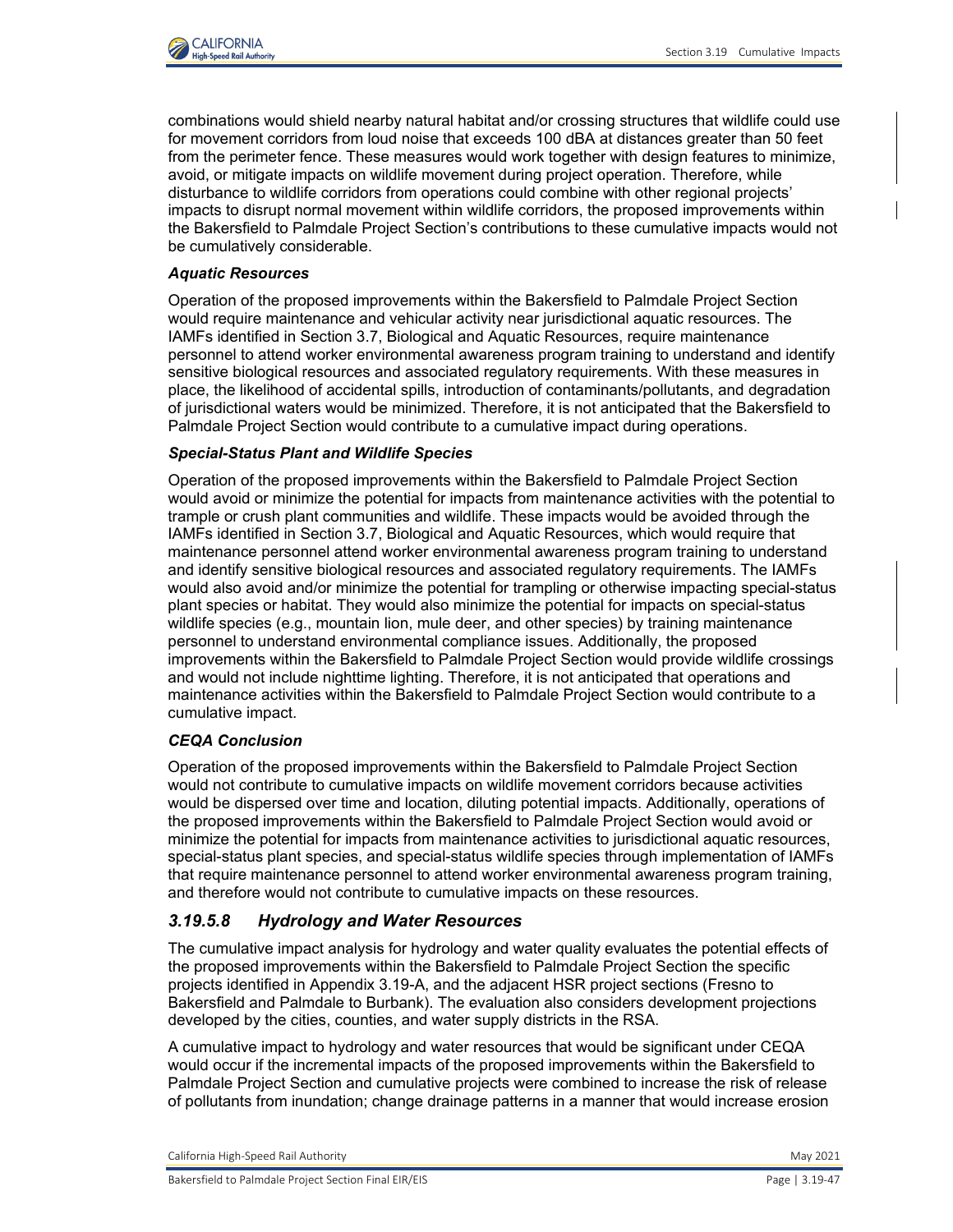combinations would shield nearby natural habitat and/or crossing structures that wildlife could use for movement corridors from loud noise that exceeds 100 dBA at distances greater than 50 feet from the perimeter fence. These measures would work together with design features to minimize, avoid, or mitigate impacts on wildlife movement during project operation. Therefore, while disturbance to wildlife corridors from operations could combine with other regional projects' impacts to disrupt normal movement within wildlife corridors, the proposed improvements within the Bakersfield to Palmdale Project Section's contributions to these cumulative impacts would not be cumulatively considerable.

***Aquatic Resources***

Operation of the proposed improvements within the Bakersfield to Palmdale Project Section would require maintenance and vehicular activity near jurisdictional aquatic resources. The IAMFs identified in Section 3.7, Biological and Aquatic Resources, require maintenance personnel to attend worker environmental awareness program training to understand and identify sensitive biological resources and associated regulatory requirements. With these measures in place, the likelihood of accidental spills, introduction of contaminants/pollutants, and degradation of jurisdictional waters would be minimized. Therefore, it is not anticipated that the Bakersfield to Palmdale Project Section would contribute to a cumulative impact during operations.

***Special-Status Plant and Wildlife Species***

Operation of the proposed improvements within the Bakersfield to Palmdale Project Section would avoid or minimize the potential for impacts from maintenance activities with the potential to trample or crush plant communities and wildlife. These impacts would be avoided through the IAMFs identified in Section 3.7, Biological and Aquatic Resources, which would require that maintenance personnel attend worker environmental awareness program training to understand and identify sensitive biological resources and associated regulatory requirements. The IAMFs would also avoid and/or minimize the potential for trampling or otherwise impacting special-status plant species or habitat. They would also minimize the potential for impacts on special-status wildlife species (e.g., mountain lion, mule deer, and other species) by training maintenance personnel to understand environmental compliance issues. Additionally, the proposed improvements within the Bakersfield to Palmdale Project Section would provide wildlife crossings and would not include nighttime lighting. Therefore, it is not anticipated that operations and maintenance activities within the Bakersfield to Palmdale Project Section would contribute to a cumulative impact.

***CEQA Conclusion***

Operation of the proposed improvements within the Bakersfield to Palmdale Project Section would not contribute to cumulative impacts on wildlife movement corridors because activities would be dispersed over time and location, diluting potential impacts. Additionally, operations of the proposed improvements within the Bakersfield to Palmdale Project Section would avoid or minimize the potential for impacts from maintenance activities to jurisdictional aquatic resources, special-status plant species, and special-status wildlife species through implementation of IAMFs that require maintenance personnel to attend worker environmental awareness program training, and therefore would not contribute to cumulative impacts on these resources.

### *3.19.5.8 Hydrology and Water Resources*

The cumulative impact analysis for hydrology and water quality evaluates the potential effects of the proposed improvements within the Bakersfield to Palmdale Project Section the specific projects identified in Appendix 3.19-A, and the adjacent HSR project sections (Fresno to Bakersfield and Palmdale to Burbank). The evaluation also considers development projections developed by the cities, counties, and water supply districts in the RSA.

A cumulative impact to hydrology and water resources that would be significant under CEQA would occur if the incremental impacts of the proposed improvements within the Bakersfield to Palmdale Project Section and cumulative projects were combined to increase the risk of release of pollutants from inundation; change drainage patterns in a manner that would increase erosion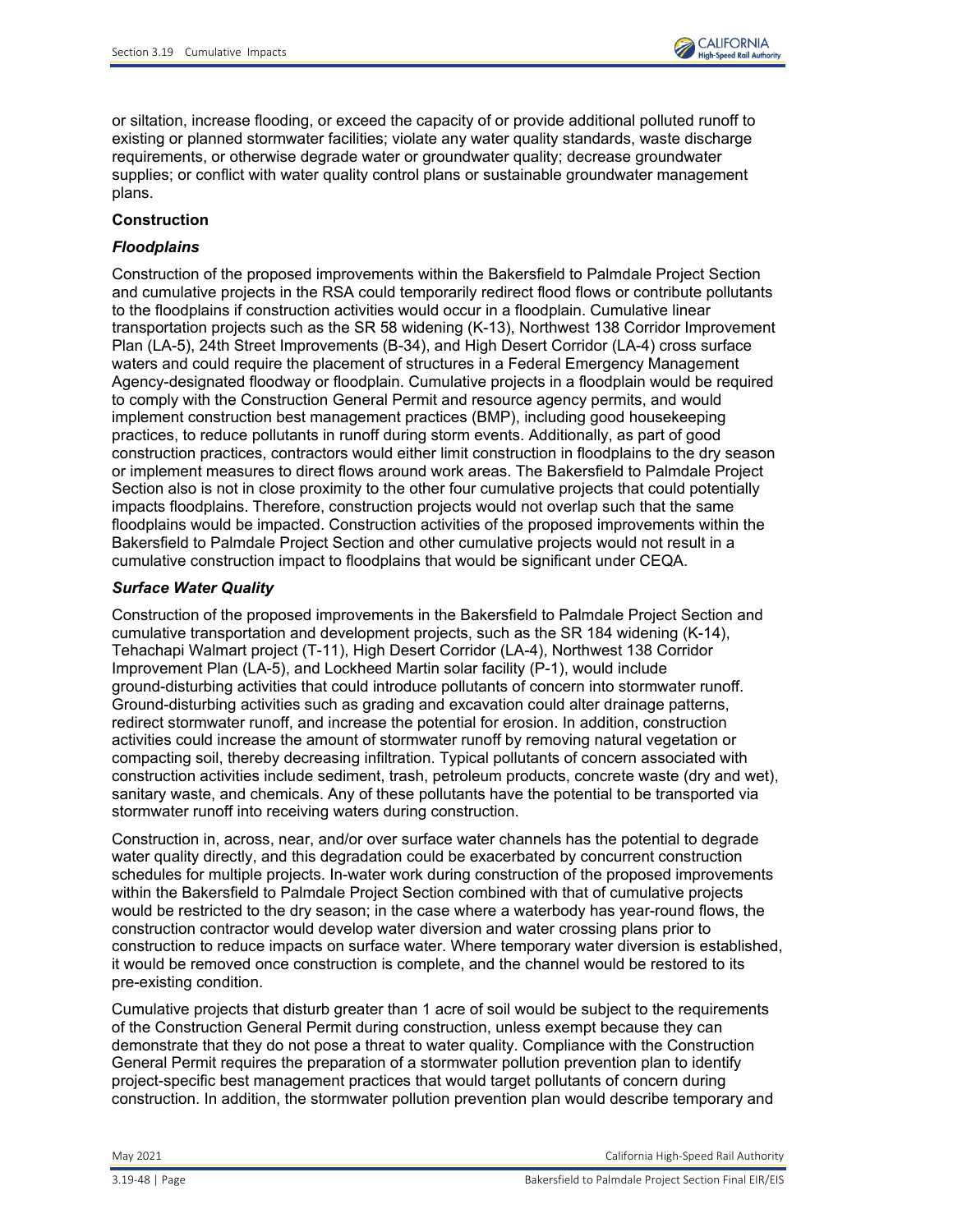or siltation, increase flooding, or exceed the capacity of or provide additional polluted runoff to existing or planned stormwater facilities; violate any water quality standards, waste discharge requirements, or otherwise degrade water or groundwater quality; decrease groundwater supplies; or conflict with water quality control plans or sustainable groundwater management plans.

**Construction**

***Floodplains***

Construction of the proposed improvements within the Bakersfield to Palmdale Project Section and cumulative projects in the RSA could temporarily redirect flood flows or contribute pollutants to the floodplains if construction activities would occur in a floodplain. Cumulative linear transportation projects such as the SR 58 widening (K-13), Northwest 138 Corridor Improvement Plan (LA-5), 24th Street Improvements (B-34), and High Desert Corridor (LA-4) cross surface waters and could require the placement of structures in a Federal Emergency Management Agency-designated floodway or floodplain. Cumulative projects in a floodplain would be required to comply with the Construction General Permit and resource agency permits, and would implement construction best management practices (BMP), including good housekeeping practices, to reduce pollutants in runoff during storm events. Additionally, as part of good construction practices, contractors would either limit construction in floodplains to the dry season or implement measures to direct flows around work areas. The Bakersfield to Palmdale Project Section also is not in close proximity to the other four cumulative projects that could potentially impacts floodplains. Therefore, construction projects would not overlap such that the same floodplains would be impacted. Construction activities of the proposed improvements within the Bakersfield to Palmdale Project Section and other cumulative projects would not result in a cumulative construction impact to floodplains that would be significant under CEQA.

***Surface Water Quality***

Construction of the proposed improvements in the Bakersfield to Palmdale Project Section and cumulative transportation and development projects, such as the SR 184 widening (K-14), Tehachapi Walmart project (T-11), High Desert Corridor (LA-4), Northwest 138 Corridor Improvement Plan (LA-5), and Lockheed Martin solar facility (P-1), would include ground-disturbing activities that could introduce pollutants of concern into stormwater runoff. Ground-disturbing activities such as grading and excavation could alter drainage patterns, redirect stormwater runoff, and increase the potential for erosion. In addition, construction activities could increase the amount of stormwater runoff by removing natural vegetation or compacting soil, thereby decreasing infiltration. Typical pollutants of concern associated with construction activities include sediment, trash, petroleum products, concrete waste (dry and wet), sanitary waste, and chemicals. Any of these pollutants have the potential to be transported via stormwater runoff into receiving waters during construction.

Construction in, across, near, and/or over surface water channels has the potential to degrade water quality directly, and this degradation could be exacerbated by concurrent construction schedules for multiple projects. In-water work during construction of the proposed improvements within the Bakersfield to Palmdale Project Section combined with that of cumulative projects would be restricted to the dry season; in the case where a waterbody has year-round flows, the construction contractor would develop water diversion and water crossing plans prior to construction to reduce impacts on surface water. Where temporary water diversion is established, it would be removed once construction is complete, and the channel would be restored to its pre-existing condition.

Cumulative projects that disturb greater than 1 acre of soil would be subject to the requirements of the Construction General Permit during construction, unless exempt because they can demonstrate that they do not pose a threat to water quality. Compliance with the Construction General Permit requires the preparation of a stormwater pollution prevention plan to identify project-specific best management practices that would target pollutants of concern during construction. In addition, the stormwater pollution prevention plan would describe temporary and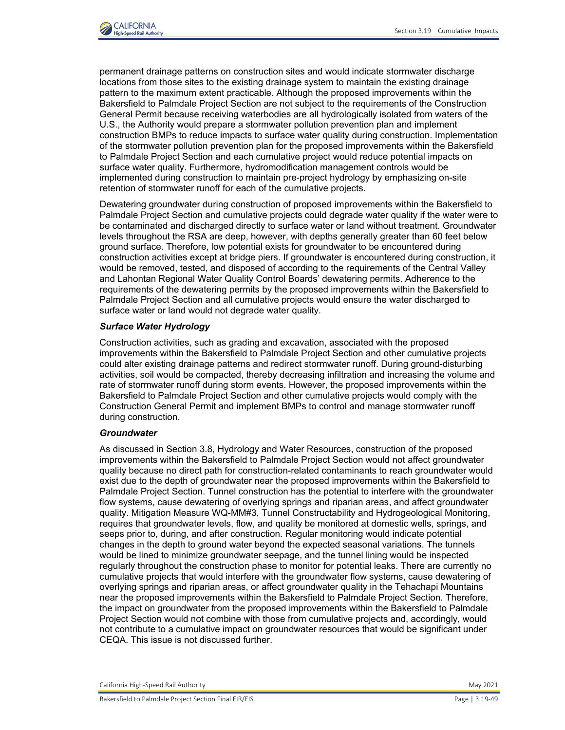permanent drainage patterns on construction sites and would indicate stormwater discharge locations from those sites to the existing drainage system to maintain the existing drainage pattern to the maximum extent practicable. Although the proposed improvements within the Bakersfield to Palmdale Project Section are not subject to the requirements of the Construction General Permit because receiving waterbodies are all hydrologically isolated from waters of the U.S., the Authority would prepare a stormwater pollution prevention plan and implement construction BMPs to reduce impacts to surface water quality during construction. Implementation of the stormwater pollution prevention plan for the proposed improvements within the Bakersfield to Palmdale Project Section and each cumulative project would reduce potential impacts on surface water quality. Furthermore, hydromodification management controls would be implemented during construction to maintain pre-project hydrology by emphasizing on-site retention of stormwater runoff for each of the cumulative projects.

Dewatering groundwater during construction of proposed improvements within the Bakersfield to Palmdale Project Section and cumulative projects could degrade water quality if the water were to be contaminated and discharged directly to surface water or land without treatment. Groundwater levels throughout the RSA are deep, however, with depths generally greater than 60 feet below ground surface. Therefore, low potential exists for groundwater to be encountered during construction activities except at bridge piers. If groundwater is encountered during construction, it would be removed, tested, and disposed of according to the requirements of the Central Valley and Lahontan Regional Water Quality Control Boards' dewatering permits. Adherence to the requirements of the dewatering permits by the proposed improvements within the Bakersfield to Palmdale Project Section and all cumulative projects would ensure the water discharged to surface water or land would not degrade water quality.

***Surface Water Hydrology***

Construction activities, such as grading and excavation, associated with the proposed improvements within the Bakersfield to Palmdale Project Section and other cumulative projects could alter existing drainage patterns and redirect stormwater runoff. During ground-disturbing activities, soil would be compacted, thereby decreasing infiltration and increasing the volume and rate of stormwater runoff during storm events. However, the proposed improvements within the Bakersfield to Palmdale Project Section and other cumulative projects would comply with the Construction General Permit and implement BMPs to control and manage stormwater runoff during construction.

***Groundwater***

As discussed in Section 3.8, Hydrology and Water Resources, construction of the proposed improvements within the Bakersfield to Palmdale Project Section would not affect groundwater quality because no direct path for construction-related contaminants to reach groundwater would exist due to the depth of groundwater near the proposed improvements within the Bakersfield to Palmdale Project Section. Tunnel construction has the potential to interfere with the groundwater flow systems, cause dewatering of overlying springs and riparian areas, and affect groundwater quality. Mitigation Measure WQ-MM#3, Tunnel Constructability and Hydrogeological Monitoring, requires that groundwater levels, flow, and quality be monitored at domestic wells, springs, and seeps prior to, during, and after construction. Regular monitoring would indicate potential changes in the depth to ground water beyond the expected seasonal variations. The tunnels would be lined to minimize groundwater seepage, and the tunnel lining would be inspected regularly throughout the construction phase to monitor for potential leaks. There are currently no cumulative projects that would interfere with the groundwater flow systems, cause dewatering of overlying springs and riparian areas, or affect groundwater quality in the Tehachapi Mountains near the proposed improvements within the Bakersfield to Palmdale Project Section. Therefore, the impact on groundwater from the proposed improvements within the Bakersfield to Palmdale Project Section would not combine with those from cumulative projects and, accordingly, would not contribute to a cumulative impact on groundwater resources that would be significant under CEQA. This issue is not discussed further.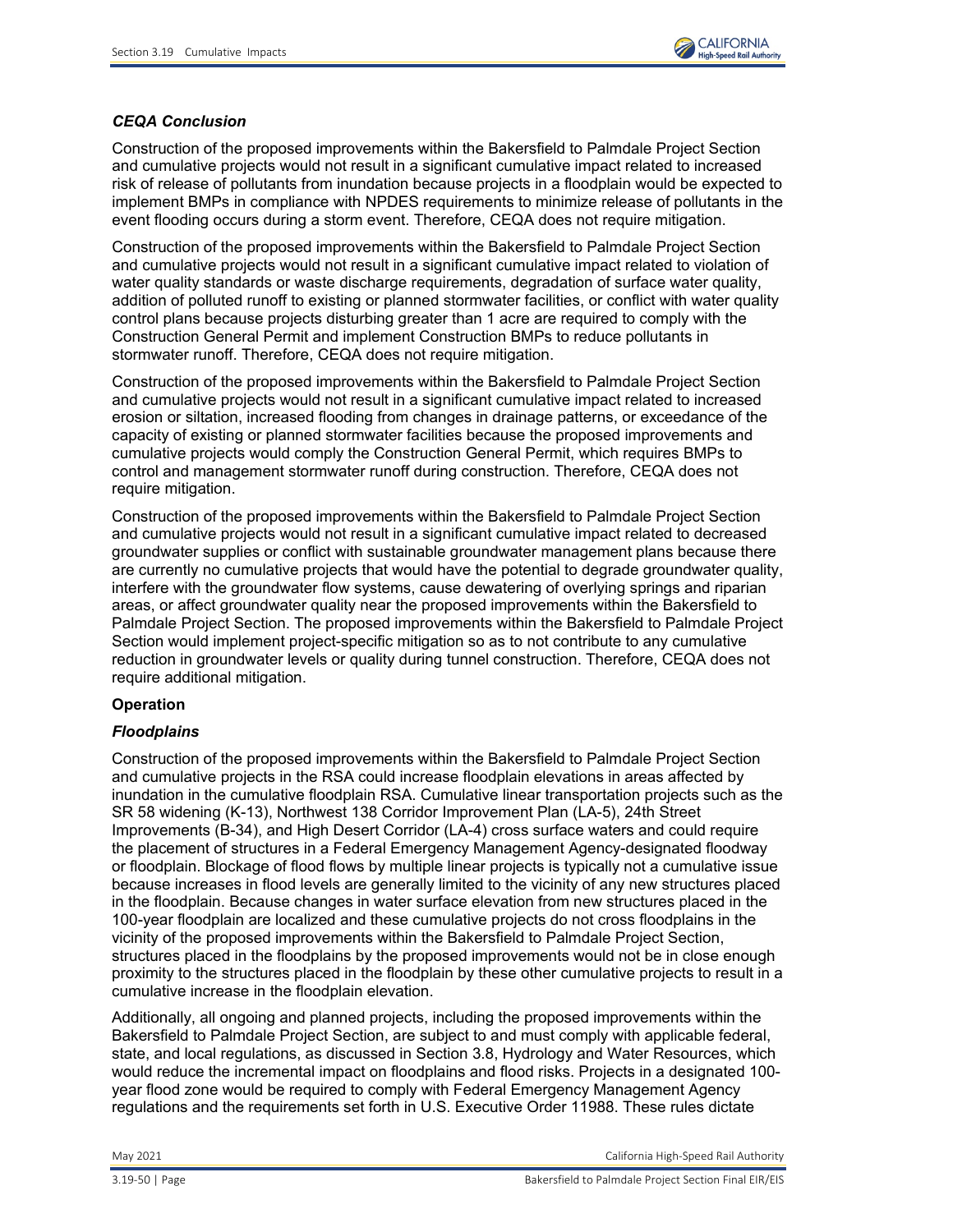### *CEQA Conclusion*

Construction of the proposed improvements within the Bakersfield to Palmdale Project Section and cumulative projects would not result in a significant cumulative impact related to increased risk of release of pollutants from inundation because projects in a floodplain would be expected to implement BMPs in compliance with NPDES requirements to minimize release of pollutants in the event flooding occurs during a storm event. Therefore, CEQA does not require mitigation.

Construction of the proposed improvements within the Bakersfield to Palmdale Project Section and cumulative projects would not result in a significant cumulative impact related to violation of water quality standards or waste discharge requirements, degradation of surface waste quality, addition of polluted runoff to existing or planned stormwater facilities, or conflict with water quality control plans because projects disturbing greater than 1 acre are required to comply with the Construction General Permit and implement Construction BMPs to reduce pollutants in stormwater runoff. Therefore, CEQA does not require mitigation.

Construction of the proposed improvements within the Bakersfield to Palmdale Project Section and cumulative projects would not result in a significant cumulative impact related to increased erosion or siltation, increased flooding from changes in drainage patterns, or exceedance of the capacity of existing or planned stormwater facilities because the proposed improvements and cumulative projects would comply the Construction General Permit, which requires BMPs to control and management stormwater runoff during construction. Therefore, CEQA does not require mitigation.

Construction of the proposed improvements within the Bakersfield to Palmdale Project Section and cumulative projects would not result in a significant cumulative impact related to decreased groundwater supplies or conflict with sustainable groundwater management plans because there are currently no cumulative projects that would have the potential to degrade groundwater quality, interfere with the groundwater flow systems, cause dewatering of overlying springs and riparian areas, or affect groundwater quality near the proposed improvements within the Bakersfield to Palmdale Project Section. The proposed improvements within the Bakersfield to Palmdale Project Section would implement project-specific mitigation so as to not contribute to any cumulative reduction in groundwater levels or quality during tunnel construction. Therefore, CEQA does not require additional mitigation.

**Operation**

### *Floodplains*

Construction of the proposed improvements within the Bakersfield to Palmdale Project Section and cumulative projects in the RSA could increase floodplain elevations in areas affected by inundation in the cumulative floodplain RSA. Cumulative linear transportation projects such as the SR 58 widening (K-13), Northwest 138 Corridor Improvement Plan (LA-5), 24th Street Improvements (B-34), and High Desert Corridor (LA-4) cross surface waters and could require the placement of structures in a Federal Emergency Management Agency-designated floodway or floodplain. Blockage of flood flows by multiple linear projects is typically not a cumulative issue because increases in flood levels are generally limited to the vicinity of any new structures placed in the floodplain. Because changes in water surface elevation from new structures placed in the 100-year floodplain are localized and these cumulative projects do not cross floodplains in the vicinity of the proposed improvements within the Bakersfield to Palmdale Project Section, structures placed in the floodplains by the proposed improvements would not be in close enough proximity to the structures placed in the floodplain by these other cumulative projects to result in a cumulative increase in the floodplain elevation.

Additionally, all ongoing and planned projects, including the proposed improvements within the Bakersfield to Palmdale Project Section, are subject to and must comply with applicable federal, state, and local regulations, as discussed in Section 3.8, Hydrology and Water Resources, which would reduce the incremental impact on floodplains and flood risks. Projects in a designated 100-year flood zone would be required to comply with Federal Emergency Management Agency regulations and the requirements set forth in U.S. Executive Order 11988. These rules dictate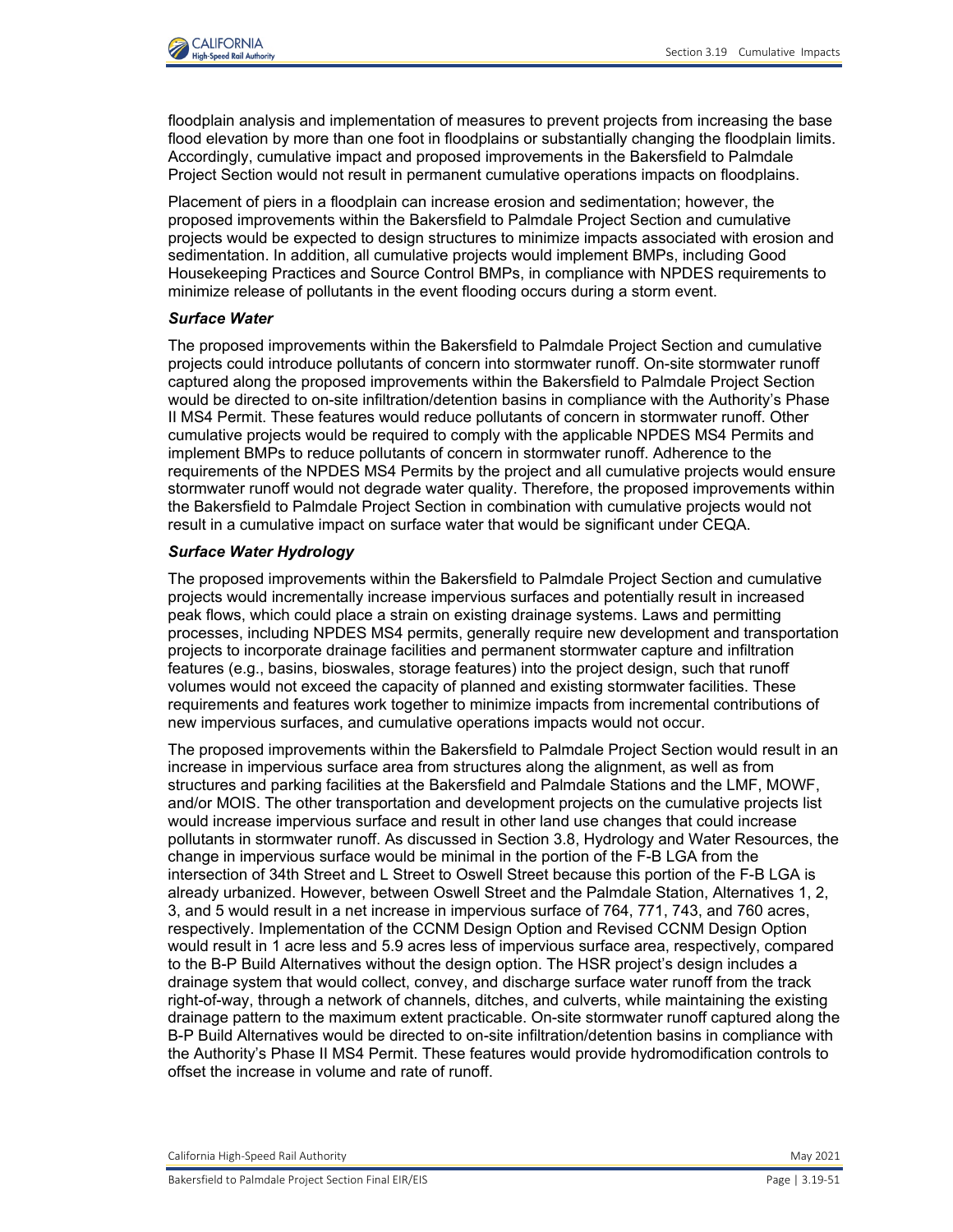floodplain analysis and implementation of measures to prevent projects from increasing the base flood elevation by more than one foot in floodplains or substantially changing the floodplain limits. Accordingly, cumulative impact and proposed improvements in the Bakersfield to Palmdale Project Section would not result in permanent cumulative operations impacts on floodplains.

Placement of piers in a floodplain can increase erosion and sedimentation; however, the proposed improvements within the Bakersfield to Palmdale Project Section and cumulative projects would be expected to design structures to minimize impacts associated with erosion and sedimentation. In addition, all cumulative projects would implement BMPs, including Good Housekeeping Practices and Source Control BMPs, in compliance with NPDES requirements to minimize release of pollutants in the event flooding occurs during a storm event.

***Surface Water***

The proposed improvements within the Bakersfield to Palmdale Project Section and cumulative projects could introduce pollutants of concern into stormwater runoff. On-site stormwater runoff captured along the proposed improvements within the Bakersfield to Palmdale Project Section would be directed to on-site infiltration/detention basins in compliance with the Authority's Phase II MS4 Permit. These features would reduce pollutants of concern in stormwater runoff. Other cumulative projects would be required to comply with the applicable NPDES MS4 Permits and implement BMPs to reduce pollutants of concern in stormwater runoff. Adherence to the requirements of the NPDES MS4 Permits by the project and all cumulative projects would ensure stormwater runoff would not degrade water quality. Therefore, the proposed improvements within the Bakersfield to Palmdale Project Section in combination with cumulative projects would not result in a cumulative impact on surface water that would be significant under CEQA.

***Surface Water Hydrology***

The proposed improvements within the Bakersfield to Palmdale Project Section and cumulative projects would incrementally increase impervious surfaces and potentially result in increased peak flows, which could place a strain on existing drainage systems. Laws and permitting processes, including NPDES MS4 permits, generally require new development and transportation projects to incorporate drainage facilities and permanent stormwater capture and infiltration features (e.g., basins, bioswales, storage features) into the project design, such that runoff volumes would not exceed the capacity of planned and existing stormwater facilities. These requirements and features work together to minimize impacts from incremental contributions of new impervious surfaces, and cumulative operations impacts would not occur.

The proposed improvements within the Bakersfield to Palmdale Project Section would result in an increase in impervious surface area from structures along the alignment, as well as from structures and parking facilities at the Bakersfield and Palmdale Stations and the LMF, MOWF, and/or MOIS. The other transportation and development projects on the cumulative projects list would increase impervious surface and result in other land use changes that could increase pollutants in stormwater runoff. As discussed in Section 3.8, Hydrology and Water Resources, the change in impervious surface would be minimal in the portion of the F-B LGA from the intersection of 34th Street and L Street to Oswell Street because this portion of the F-B LGA is already urbanized. However, between Oswell Street and the Palmdale Station, Alternatives 1, 2, 3, and 5 would result in a net increase in impervious surface of 764, 771, 743, and 760 acres, respectively. Implementation of the CCNM Design Option and Revised CCNM Design Option would result in 1 acre less and 5.9 acres less of impervious surface area, respectively, compared to the B-P Build Alternatives without the design option. The HSR project's design includes a drainage system that would collect, convey, and discharge surface water runoff from the track right-of-way, through a network of channels, ditches, and culverts, while maintaining the existing drainage pattern to the maximum extent practicable. On-site stormwater runoff captured along the B-P Build Alternatives would be directed to on-site infiltration/detention basins in compliance with the Authority's Phase II MS4 Permit. These features would provide hydromodification controls to offset the increase in volume and rate of runoff.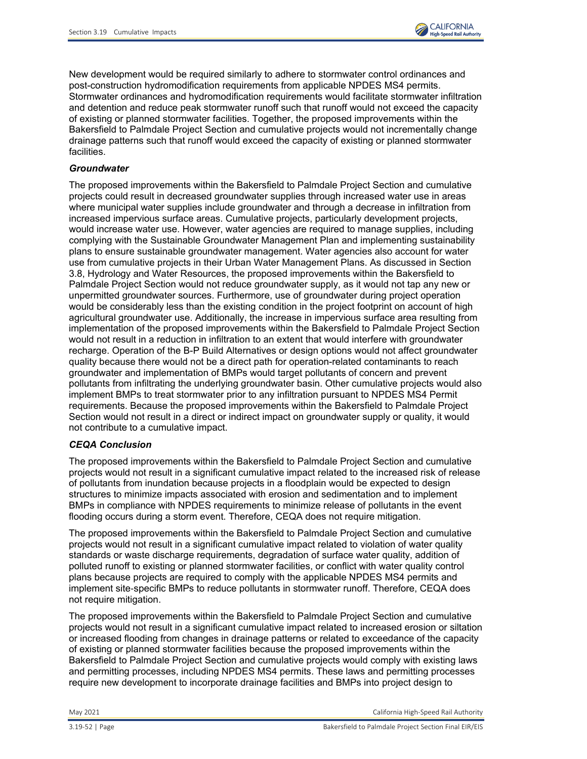New development would be required similarly to adhere to stormwater control ordinances and post-construction hydromodification requirements from applicable NPDES MS4 permits. Stormwater ordinances and hydromodification requirements would facilitate stormwater infiltration and detention and reduce peak stormwater runoff such that runoff would not exceed the capacity of existing or planned stormwater facilities. Together, the proposed improvements within the Bakersfield to Palmdale Project Section and cumulative projects would not incrementally change drainage patterns such that runoff would exceed the capacity of existing or planned stormwater facilities.

***Groundwater***

The proposed improvements within the Bakersfield to Palmdale Project Section and cumulative projects could result in decreased groundwater supplies through increased water use in areas where municipal water supplies include groundwater and through a decrease in infiltration from increased impervious surface areas. Cumulative projects, particularly development projects, would increase water use. However, water agencies are required to manage supplies, including complying with the Sustainable Groundwater Management Plan and implementing sustainability plans to ensure sustainable groundwater management. Water agencies also account for water use from cumulative projects in their Urban Water Management Plans. As discussed in Section 3.8, Hydrology and Water Resources, the proposed improvements within the Bakersfield to Palmdale Project Section would not reduce groundwater supply, as it would not tap any new or unpermitted groundwater sources. Furthermore, use of groundwater during project operation would be considerably less than the existing condition in the project footprint on account of high agricultural groundwater use. Additionally, the increase in impervious surface area resulting from implementation of the proposed improvements within the Bakersfield to Palmdale Project Section would not result in a reduction in infiltration to an extent that would interfere with groundwater recharge. Operation of the B-P Build Alternatives or design options would not affect groundwater quality because there would not be a direct path for operation-related contaminants to reach groundwater and implementation of BMPs would target pollutants of concern and prevent pollutants from infiltrating the underlying groundwater basin. Other cumulative projects would also implement BMPs to treat stormwater prior to any infiltration pursuant to NPDES MS4 Permit requirements. Because the proposed improvements within the Bakersfield to Palmdale Project Section would not result in a direct or indirect impact on groundwater supply or quality, it would not contribute to a cumulative impact.

***CEQA Conclusion***

The proposed improvements within the Bakersfield to Palmdale Project Section and cumulative projects would not result in a significant cumulative impact related to the increased risk of release of pollutants from inundation because projects in a floodplain would be expected to design structures to minimize impacts associated with erosion and sedimentation and to implement BMPs in compliance with NPDES requirements to minimize release of pollutants in the event flooding occurs during a storm event. Therefore, CEQA does not require mitigation.

The proposed improvements within the Bakersfield to Palmdale Project Section and cumulative projects would not result in a significant cumulative impact related to violation of water quality standards or waste discharge requirements, degradation of surface water quality, addition of polluted runoff to existing or planned stormwater facilities, or conflict with water quality control plans because projects are required to comply with the applicable NPDES MS4 permits and implement site-specific BMPs to reduce pollutants in stormwater runoff. Therefore, CEQA does not require mitigation.

The proposed improvements within the Bakersfield to Palmdale Project Section and cumulative projects would not result in a significant cumulative impact related to increased erosion or siltation or increased flooding from changes in drainage patterns or related to exceedance of the capacity of existing or planned stormwater facilities because the proposed improvements within the Bakersfield to Palmdale Project Section and cumulative projects would comply with existing laws and permitting processes, including NPDES MS4 permits. These laws and permitting processes require new development to incorporate drainage facilities and BMPs into project design to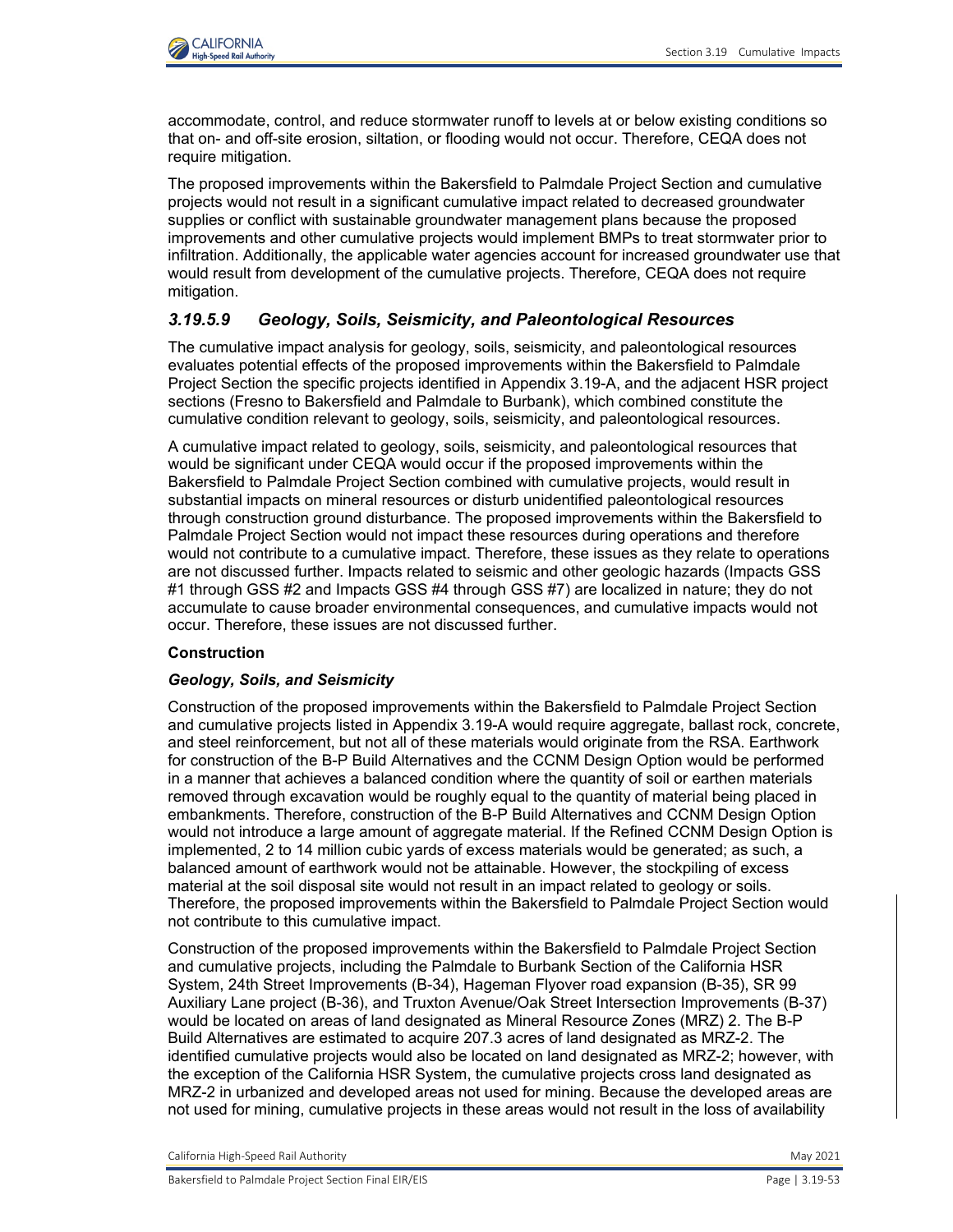accommodate, control, and reduce stormwater runoff to levels at or below existing conditions so that on- and off-site erosion, siltation, or flooding would not occur. Therefore, CEQA does not require mitigation.

The proposed improvements within the Bakersfield to Palmdale Project Section and cumulative projects would not result in a significant cumulative impact related to decreased groundwater supplies or conflict with sustainable groundwater management plans because the proposed improvements and other cumulative projects would implement BMPs to treat stormwater prior to infiltration. Additionally, the applicable water agencies account for increased groundwater use that would result from development of the cumulative projects. Therefore, CEQA does not require mitigation.

### *3.19.5.9 Geology, Soils, Seismicity, and Paleontological Resources*

The cumulative impact analysis for geology, soils, seismicity, and paleontological resources evaluates potential effects of the proposed improvements within the Bakersfield to Palmdale Project Section the specific projects identified in Appendix 3.19-A, and the adjacent HSR project sections (Fresno to Bakersfield and Palmdale to Burbank), which combined constitute the cumulative condition relevant to geology, soils, seismicity, and paleontological resources.

A cumulative impact related to geology, soils, seismicity, and paleontological resources that would be significant under CEQA would occur if the proposed improvements within the Bakersfield to Palmdale Project Section combined with cumulative projects, would result in substantial impacts on mineral resources or disturb unidentified paleontological resources through construction ground disturbance. The proposed improvements within the Bakersfield to Palmdale Project Section would not impact these resources during operations and therefore would not contribute to a cumulative impact. Therefore, these issues as they relate to operations are not discussed further. Impacts related to seismic and other geologic hazards (Impacts GSS #1 through GSS #2 and Impacts GSS #4 through GSS #7) are localized in nature; they do not accumulate to cause broader environmental consequences, and cumulative impacts would not occur. Therefore, these issues are not discussed further.

**Construction**

***Geology, Soils, and Seismicity***

Construction of the proposed improvements within the Bakersfield to Palmdale Project Section and cumulative projects listed in Appendix 3.19-A would require aggregate, ballast rock, concrete, and steel reinforcement, but not all of these materials would originate from the RSA. Earthwork for construction of the B-P Build Alternatives and the CCNM Design Option would be performed in a manner that achieves a balanced condition where the quantity of soil or earthen materials removed through excavation would be roughly equal to the quantity of material being placed in embankments. Therefore, construction of the B-P Build Alternatives and CCNM Design Option would not introduce a large amount of aggregate material. If the Refined CCNM Design Option is implemented, 2 to 14 million cubic yards of excess materials would be generated; as such, a balanced amount of earthwork would not be attainable. However, the stockpiling of excess material at the soil disposal site would not result in an impact related to geology or soils. Therefore, the proposed improvements within the Bakersfield to Palmdale Project Section would not contribute to this cumulative impact.

Construction of the proposed improvements within the Bakersfield to Palmdale Project Section and cumulative projects, including the Palmdale to Burbank Section of the California HSR System, 24th Street Improvements (B-34), Hageman Flyover road expansion (B-35), SR 99 Auxiliary Lane project (B-36), and Truxton Avenue/Oak Street Intersection Improvements (B-37) would be located on areas of land designated as Mineral Resource Zones (MRZ) 2. The B-P Build Alternatives are estimated to acquire 207.3 acres of land designated as MRZ-2. The identified cumulative projects would also be located on land designated as MRZ-2; however, with the exception of the California HSR System, the cumulative projects cross land designated as MRZ-2 in urbanized and developed areas not used for mining. Because the developed areas are not used for mining, cumulative projects in these areas would not result in the loss of availability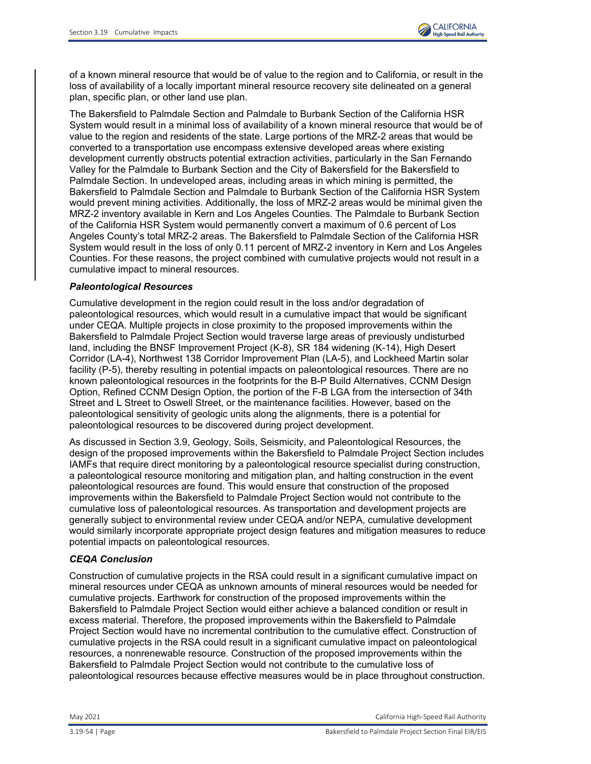of a known mineral resource that would be of value to the region and to California, or result in the loss of availability of a locally important mineral resource recovery site delineated on a general plan, specific plan, or other land use plan.

The Bakersfield to Palmdale Section and Palmdale to Burbank Section of the California HSR System would result in a minimal loss of availability of a known mineral resource that would be of value to the region and residents of the state. Large portions of the MRZ-2 areas that would be converted to a transportation use encompass extensive developed areas where existing development currently obstructs potential extraction activities, particularly in the San Fernando Valley for the Palmdale to Burbank Section and the City of Bakersfield for the Bakersfield to Palmdale Section. In undeveloped areas, including areas in which mining is permitted, the Bakersfield to Palmdale Section and Palmdale to Burbank Section of the California HSR System would prevent mining activities. Additionally, the loss of MRZ-2 areas would be minimal given the MRZ-2 inventory available in Kern and Los Angeles Counties. The Palmdale to Burbank Section of the California HSR System would permanently convert a maximum of 0.6 percent of Los Angeles County's total MRZ-2 areas. The Bakersfield to Palmdale Section of the California HSR System would result in the loss of only 0.11 percent of MRZ-2 inventory in Kern and Los Angeles Counties. For these reasons, the project combined with cumulative projects would not result in a cumulative impact to mineral resources.

***Paleontological Resources***

Cumulative development in the region could result in the loss and/or degradation of paleontological resources, which would result in a cumulative impact that would be significant under CEQA. Multiple projects in close proximity to the proposed improvements within the Bakersfield to Palmdale Project Section would traverse large areas of previously undisturbed land, including the BNSF Improvement Project (K-8), SR 184 widening (K-14), High Desert Corridor (LA-4), Northwest 138 Corridor Improvement Plan (LA-5), and Lockheed Martin solar facility (P-5), thereby resulting in potential impacts on paleontological resources. There are no known paleontological resources in the footprints for the B-P Build Alternatives, CCNM Design Option, Refined CCNM Design Option, the portion of the F-B LGA from the intersection of 34th Street and L Street to Oswell Street, or the maintenance facilities. However, based on the paleontological sensitivity of geologic units along the alignments, there is a potential for paleontological resources to be discovered during project development.

As discussed in Section 3.9, Geology, Soils, Seismicity, and Paleontological Resources, the design of the proposed improvements within the Bakersfield to Palmdale Project Section includes IAMFs that require direct monitoring by a paleontological resource specialist during construction, a paleontological resource monitoring and mitigation plan, and halting construction in the event paleontological resources are found. This would ensure that construction of the proposed improvements within the Bakersfield to Palmdale Project Section would not contribute to the cumulative loss of paleontological resources. As transportation and development projects are generally subject to environmental review under CEQA and/or NEPA, cumulative development would similarly incorporate appropriate project design features and mitigation measures to reduce potential impacts on paleontological resources.

***CEQA Conclusion***

Construction of cumulative projects in the RSA could result in a significant cumulative impact on mineral resources under CEQA as unknown amounts of mineral resources would be needed for cumulative projects. Earthwork for construction of the proposed improvements within the Bakersfield to Palmdale Project Section would either achieve a balanced condition or result in excess material. Therefore, the proposed improvements within the Bakersfield to Palmdale Project Section would have no incremental contribution to the cumulative effect. Construction of cumulative projects in the RSA could result in a significant cumulative impact on paleontological resources, a nonrenewable resource. Construction of the proposed improvements within the Bakersfield to Palmdale Project Section would not contribute to the cumulative loss of paleontological resources because effective measures would be in place throughout construction.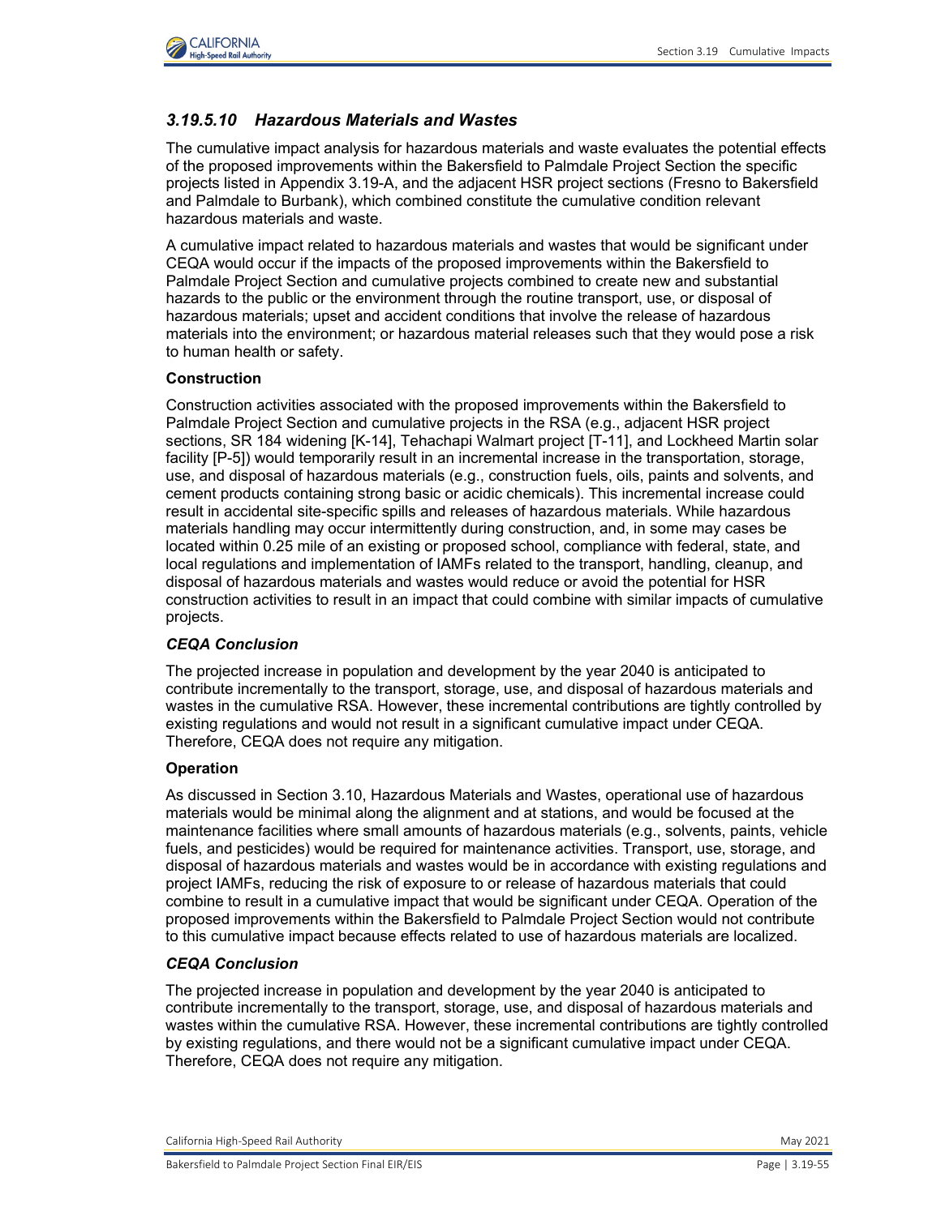### *3.19.5.10 Hazardous Materials and Wastes*

The cumulative impact analysis for hazardous materials and waste evaluates the potential effects of the proposed improvements within the Bakersfield to Palmdale Project Section the specific projects listed in Appendix 3.19-A, and the adjacent HSR project sections (Fresno to Bakersfield and Palmdale to Burbank), which combined constitute the cumulative condition relevant hazardous materials and waste.

A cumulative impact related to hazardous materials and wastes that would be significant under CEQA would occur if the impacts of the proposed improvements within the Bakersfield to Palmdale Project Section and cumulative projects combined to create new and substantial hazards to the public or the environment through the routine transport, use, or disposal of hazardous materials; upset and accident conditions that involve the release of hazardous materials into the environment; or hazardous material releases such that they would pose a risk to human health or safety.

**Construction**

Construction activities associated with the proposed improvements within the Bakersfield to Palmdale Project Section and cumulative projects in the RSA (e.g., adjacent HSR project sections, SR 184 widening [K-14], Tehachapi Walmart project [T-11], and Lockheed Martin solar facility [P-5]) would temporarily result in an incremental increase in the transportation, storage, use, and disposal of hazardous materials (e.g., construction fuels, oils, paints and solvents, and cement products containing strong basic or acidic chemicals). This incremental increase could result in accidental site-specific spills and releases of hazardous materials. While hazardous materials handling may occur intermittently during construction, and, in some may cases be located within 0.25 mile of an existing or proposed school, compliance with federal, state, and local regulations and implementation of IAMFs related to the transport, handling, cleanup, and disposal of hazardous materials and wastes would reduce or avoid the potential for HSR construction activities to result in an impact that could combine with similar impacts of cumulative projects.

***CEQA Conclusion***

The projected increase in population and development by the year 2040 is anticipated to contribute incrementally to the transport, storage, use, and disposal of hazardous materials and wastes in the cumulative RSA. However, these incremental contributions are tightly controlled by existing regulations and would not result in a significant cumulative impact under CEQA. Therefore, CEQA does not require any mitigation.

**Operation**

As discussed in Section 3.10, Hazardous Materials and Wastes, operational use of hazardous materials would be minimal along the alignment and at stations, and would be focused at the maintenance facilities where small amounts of hazardous materials (e.g., solvents, paints, vehicle fuels, and pesticides) would be required for maintenance activities. Transport, use, storage, and disposal of hazardous materials and wastes would be in accordance with existing regulations and project IAMFs, reducing the risk of exposure to or release of hazardous materials that could combine to result in a cumulative impact that would be significant under CEQA. Operation of the proposed improvements within the Bakersfield to Palmdale Project Section would not contribute to this cumulative impact because effects related to use of hazardous materials are localized.

***CEQA Conclusion***

The projected increase in population and development by the year 2040 is anticipated to contribute incrementally to the transport, storage, use, and disposal of hazardous materials and wastes within the cumulative RSA. However, these incremental contributions are tightly controlled by existing regulations, and there would not be a significant cumulative impact under CEQA. Therefore, CEQA does not require any mitigation.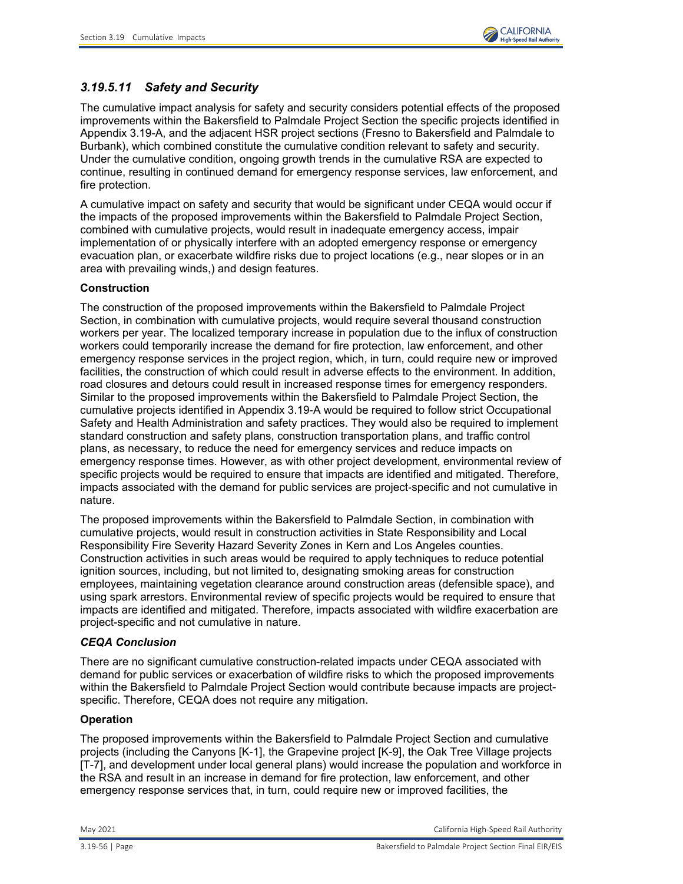### *3.19.5.11 Safety and Security*

The cumulative impact analysis for safety and security considers potential effects of the proposed improvements within the Bakersfield to Palmdale Project Section the specific projects identified in Appendix 3.19-A, and the adjacent HSR project sections (Fresno to Bakersfield and Palmdale to Burbank), which combined constitute the cumulative condition relevant to safety and security. Under the cumulative condition, ongoing growth trends in the cumulative RSA are expected to continue, resulting in continued demand for emergency response services, law enforcement, and fire protection.

A cumulative impact on safety and security that would be significant under CEQA would occur if the impacts of the proposed improvements within the Bakersfield to Palmdale Project Section, combined with cumulative projects, would result in inadequate emergency access, impair implementation of or physically interfere with an adopted emergency response or emergency evacuation plan, or exacerbate wildfire risks due to project locations (e.g., near slopes or in an area with prevailing winds,) and design features.

**Construction**

The construction of the proposed improvements within the Bakersfield to Palmdale Project Section, in combination with cumulative projects, would require several thousand construction workers per year. The localized temporary increase in population due to the influx of construction workers could temporarily increase the demand for fire protection, law enforcement, and other emergency response services in the project region, which, in turn, could require new or improved facilities, the construction of which could result in adverse effects to the environment. In addition, road closures and detours could result in increased response times for emergency responders. Similar to the proposed improvements within the Bakersfield to Palmdale Project Section, the cumulative projects identified in Appendix 3.19-A would be required to follow strict Occupational Safety and Health Administration and safety practices. They would also be required to implement standard construction and safety plans, construction transportation plans, and traffic control plans, as necessary, to reduce the need for emergency services and reduce impacts on emergency response times. However, as with other project development, environmental review of specific projects would be required to ensure that impacts are identified and mitigated. Therefore, impacts associated with the demand for public services are project-specific and not cumulative in nature.

The proposed improvements within the Bakersfield to Palmdale Section, in combination with cumulative projects, would result in construction activities in State Responsibility and Local Responsibility Fire Severity Hazard Severity Zones in Kern and Los Angeles counties. Construction activities in such areas would be required to apply techniques to reduce potential ignition sources, including, but not limited to, designating smoking areas for construction employees, maintaining vegetation clearance around construction areas (defensible space), and using spark arrestors. Environmental review of specific projects would be required to ensure that impacts are identified and mitigated. Therefore, impacts associated with wildfire exacerbation are project-specific and not cumulative in nature.

***CEQA Conclusion***

There are no significant cumulative construction-related impacts under CEQA associated with demand for public services or exacerbation of wildfire risks to which the proposed improvements within the Bakersfield to Palmdale Project Section would contribute because impacts are project-specific. Therefore, CEQA does not require any mitigation.

**Operation**

The proposed improvements within the Bakersfield to Palmdale Project Section and cumulative projects (including the Canyons [K-1], the Grapevine project [K-9], the Oak Tree Village projects [T-7], and development under local general plans) would increase the population and workforce in the RSA and result in an increase in demand for fire protection, law enforcement, and other emergency response services that, in turn, could require new or improved facilities, the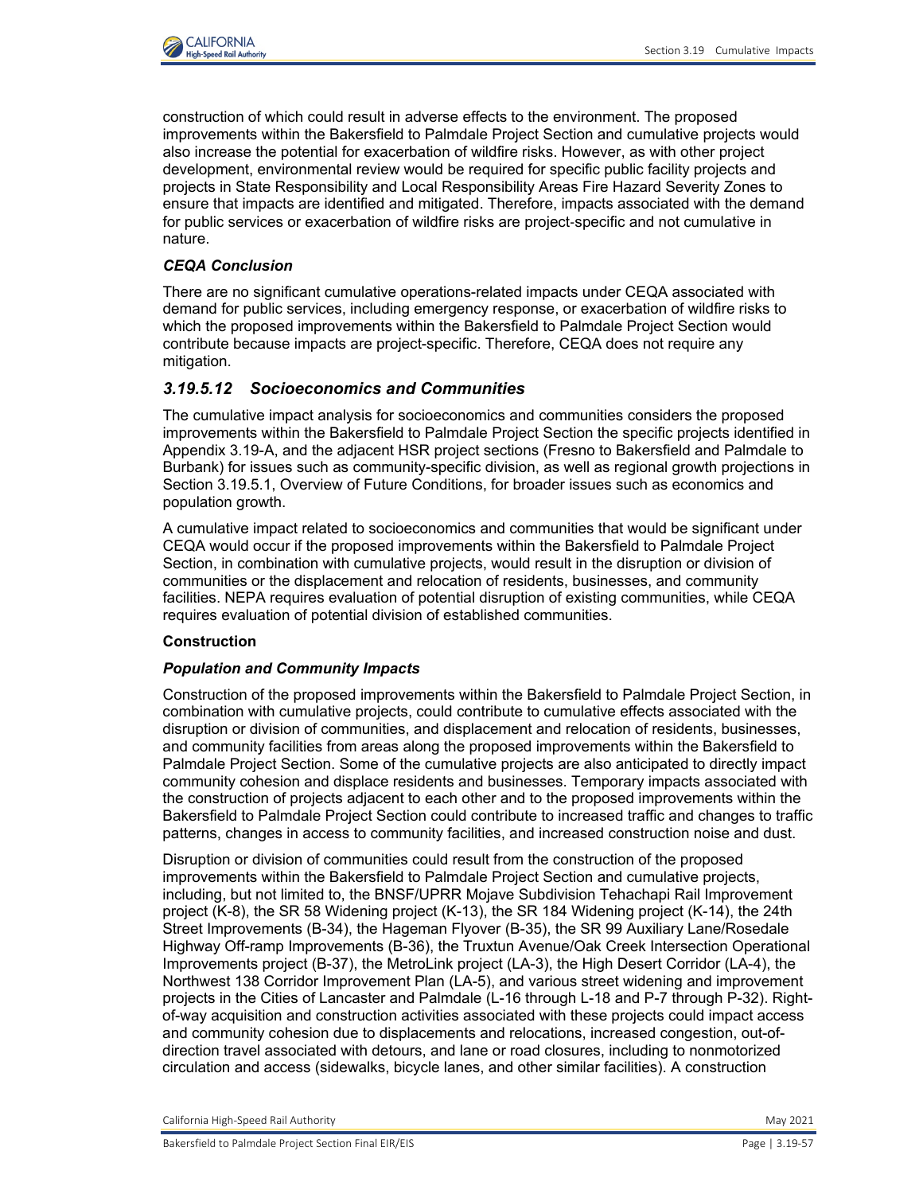construction of which could result in adverse effects to the environment. The proposed improvements within the Bakersfield to Palmdale Project Section and cumulative projects would also increase the potential for exacerbation of wildfire risks. However, as with other project development, environmental review would be required for specific public facility projects and projects in State Responsibility and Local Responsibility Areas Fire Hazard Severity Zones to ensure that impacts are identified and mitigated. Therefore, impacts associated with the demand for public services or exacerbation of wildfire risks are project-specific and not cumulative in nature.

***CEQA Conclusion***

There are no significant cumulative operations-related impacts under CEQA associated with demand for public services, including emergency response, or exacerbation of wildfire risks to which the proposed improvements within the Bakersfield to Palmdale Project Section would contribute because impacts are project-specific. Therefore, CEQA does not require any mitigation.

### *3.19.5.12 Socioeconomics and Communities*

The cumulative impact analysis for socioeconomics and communities considers the proposed improvements within the Bakersfield to Palmdale Project Section the specific projects identified in Appendix 3.19-A, and the adjacent HSR project sections (Fresno to Bakersfield and Palmdale to Burbank) for issues such as community-specific division, as well as regional growth projections in Section 3.19.5.1, Overview of Future Conditions, for broader issues such as economics and population growth.

A cumulative impact related to socioeconomics and communities that would be significant under CEQA would occur if the proposed improvements within the Bakersfield to Palmdale Project Section, in combination with cumulative projects, would result in the disruption or division of communities or the displacement and relocation of residents, businesses, and community facilities. NEPA requires evaluation of potential disruption of existing communities, while CEQA requires evaluation of potential division of established communities.

**Construction**

***Population and Community Impacts***

Construction of the proposed improvements within the Bakersfield to Palmdale Project Section, in combination with cumulative projects, could contribute to cumulative effects associated with the disruption or division of communities, and displacement and relocation of residents, businesses, and community facilities from areas along the proposed improvements within the Bakersfield to Palmdale Project Section. Some of the cumulative projects are also anticipated to directly impact community cohesion and displace residents and businesses. Temporary impacts associated with the construction of projects adjacent to each other and to the proposed improvements within the Bakersfield to Palmdale Project Section could contribute to increased traffic and changes to traffic patterns, changes in access to community facilities, and increased construction noise and dust.

Disruption or division of communities could result from the construction of the proposed improvements within the Bakersfield to Palmdale Project Section and cumulative projects, including, but not limited to, the BNSF/UPRR Mojave Subdivision Tehachapi Rail Improvement project (K-8), the SR 58 Widening project (K-13), the SR 184 Widening project (K-14), the 24th Street Improvements (B-34), the Hageman Flyover (B-35), the SR 99 Auxiliary Lane/Rosedale Highway Off-ramp Improvements (B-36), the Truxtun Avenue/Oak Creek Intersection Operational Improvements project (B-37), the MetroLink project (LA-3), the High Desert Corridor (LA-4), the Northwest 138 Corridor Improvement Plan (LA-5), and various street widening and improvement projects in the Cities of Lancaster and Palmdale (L-16 through L-18 and P-7 through P-32). Right-of-way acquisition and construction activities associated with these projects could impact access and community cohesion due to displacements and relocations, increased congestion, out-of-direction travel associated with detours, and lane or road closures, including to nonmotorized circulation and access (sidewalks, bicycle lanes, and other similar facilities). A construction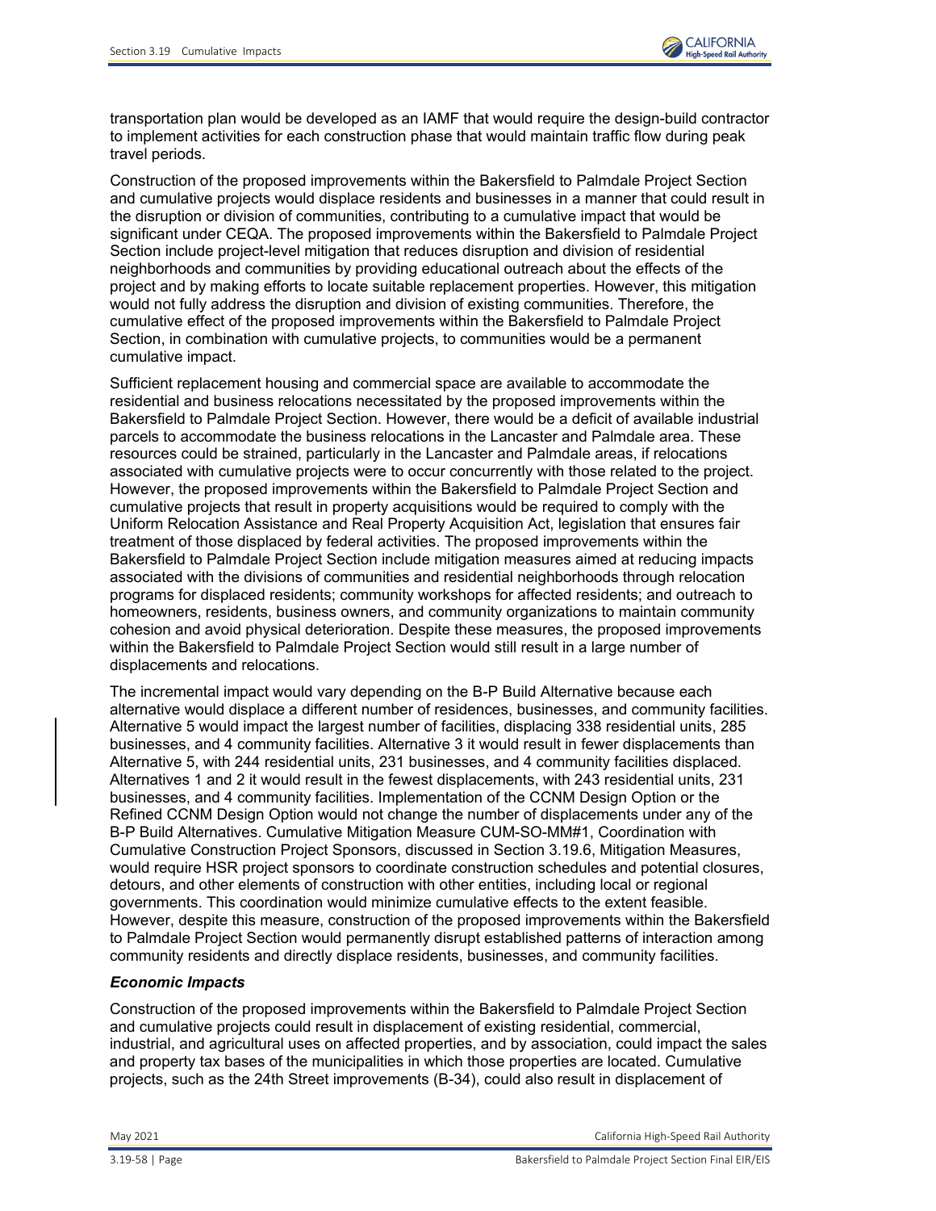transportation plan would be developed as an IAMF that would require the design-build contractor to implement activities for each construction phase that would maintain traffic flow during peak travel periods.

Construction of the proposed improvements within the Bakersfield to Palmdale Project Section and cumulative projects would displace residents and businesses in a manner that could result in the disruption or division of communities, contributing to a cumulative impact that would be significant under CEQA. The proposed improvements within the Bakersfield to Palmdale Project Section include project-level mitigation that reduces disruption and division of residential neighborhoods and communities by providing educational outreach about the effects of the project and by making efforts to locate suitable replacement properties. However, this mitigation would not fully address the disruption and division of existing communities. Therefore, the cumulative effect of the proposed improvements within the Bakersfield to Palmdale Project Section, in combination with cumulative projects, to communities would be a permanent cumulative impact.

Sufficient replacement housing and commercial space are available to accommodate the residential and business relocations necessitated by the proposed improvements within the Bakersfield to Palmdale Project Section. However, there would be a deficit of available industrial parcels to accommodate the business relocations in the Lancaster and Palmdale area. These resources could be strained, particularly in the Lancaster and Palmdale areas, if relocations associated with cumulative projects were to occur concurrently with those related to the project. However, the proposed improvements within the Bakersfield to Palmdale Project Section and cumulative projects that result in property acquisitions would be required to comply with the Uniform Relocation Assistance and Real Property Acquisition Act, legislation that ensures fair treatment of those displaced by federal activities. The proposed improvements within the Bakersfield to Palmdale Project Section include mitigation measures aimed at reducing impacts associated with the divisions of communities and residential neighborhoods through relocation programs for displaced residents; community workshops for affected residents; and outreach to homeowners, residents, business owners, and community organizations to maintain community cohesion and avoid physical deterioration. Despite these measures, the proposed improvements within the Bakersfield to Palmdale Project Section would still result in a large number of displacements and relocations.

The incremental impact would vary depending on the B-P Build Alternative because each alternative would displace a different number of residences, businesses, and community facilities. Alternative 5 would impact the largest number of facilities, displacing 338 residential units, 285 businesses, and 4 community facilities. Alternative 3 it would result in fewer displacements than Alternative 5, with 244 residential units, 231 businesses, and 4 community facilities displaced. Alternatives 1 and 2 it would result in the fewest displacements, with 243 residential units, 231 businesses, and 4 community facilities. Implementation of the CCNM Design Option or the Refined CCNM Design Option would not change the number of displacements under any of the B-P Build Alternatives. Cumulative Mitigation Measure CUM-SO-MM#1, Coordination with Cumulative Construction Project Sponsors, discussed in Section 3.19.6, Mitigation Measures, would require HSR project sponsors to coordinate construction schedules and potential closures, detours, and other elements of construction with other entities, including local or regional governments. This coordination would minimize cumulative effects to the extent feasible. However, despite this measure, construction of the proposed improvements within the Bakersfield to Palmdale Project Section would permanently disrupt established patterns of interaction among community residents and directly displace residents, businesses, and community facilities.

***Economic Impacts***

Construction of the proposed improvements within the Bakersfield to Palmdale Project Section and cumulative projects could result in displacement of existing residential, commercial, industrial, and agricultural uses on affected properties, and by association, could impact the sales and property tax bases of the municipalities in which those properties are located. Cumulative projects, such as the 24th Street improvements (B-34), could also result in displacement of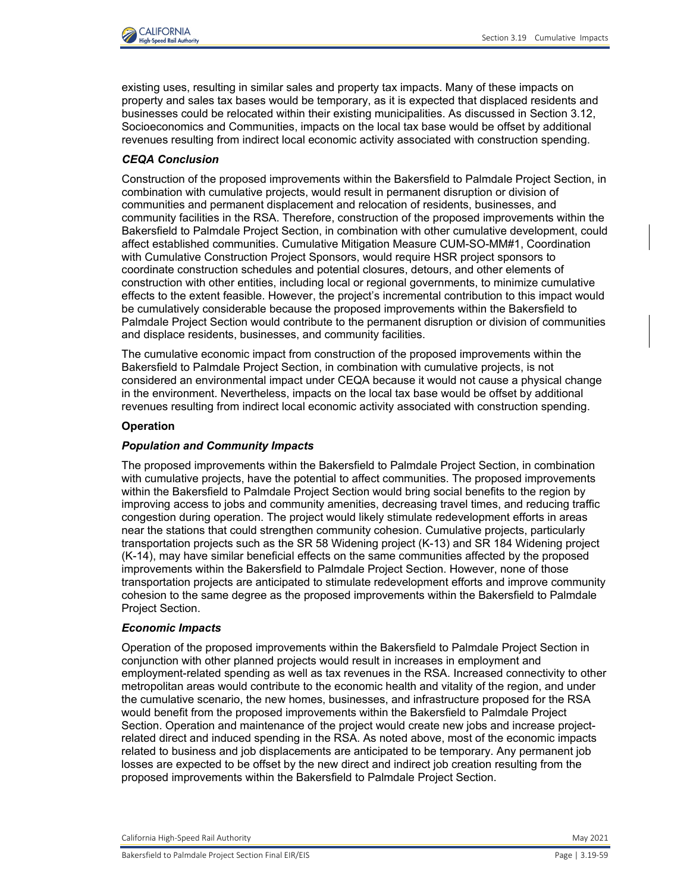existing uses, resulting in similar sales and property tax impacts. Many of these impacts on property and sales tax bases would be temporary, as it is expected that displaced residents and businesses could be relocated within their existing municipalities. As discussed in Section 3.12, Socioeconomics and Communities, impacts on the local tax base would be offset by additional revenues resulting from indirect local economic activity associated with construction spending.

***CEQA Conclusion***

Construction of the proposed improvements within the Bakersfield to Palmdale Project Section, in combination with cumulative projects, would result in permanent disruption or division of communities and permanent displacement and relocation of residents, businesses, and community facilities in the RSA. Therefore, construction of the proposed improvements within the Bakersfield to Palmdale Project Section, in combination with other cumulative development, could affect established communities. Cumulative Mitigation Measure CUM-SO-MM#1, Coordination with Cumulative Construction Project Sponsors, would require HSR project sponsors to coordinate construction schedules and potential closures, detours, and other elements of construction with other entities, including local or regional governments, to minimize cumulative effects to the extent feasible. However, the project's incremental contribution to this impact would be cumulatively considerable because the proposed improvements within the Bakersfield to Palmdale Project Section would contribute to the permanent disruption or division of communities and displace residents, businesses, and community facilities.

The cumulative economic impact from construction of the proposed improvements within the Bakersfield to Palmdale Project Section, in combination with cumulative projects, is not considered an environmental impact under CEQA because it would not cause a physical change in the environment. Nevertheless, impacts on the local tax base would be offset by additional revenues resulting from indirect local economic activity associated with construction spending.

**Operation**

***Population and Community Impacts***

The proposed improvements within the Bakersfield to Palmdale Project Section, in combination with cumulative projects, have the potential to affect communities. The proposed improvements within the Bakersfield to Palmdale Project Section would bring social benefits to the region by improving access to jobs and community amenities, decreasing travel times, and reducing traffic congestion during operation. The project would likely stimulate redevelopment efforts in areas near the stations that could strengthen community cohesion. Cumulative projects, particularly transportation projects such as the SR 58 Widening project (K-13) and SR 184 Widening project (K-14), may have similar beneficial effects on the same communities affected by the proposed improvements within the Bakersfield to Palmdale Project Section. However, none of those transportation projects are anticipated to stimulate redevelopment efforts and improve community cohesion to the same degree as the proposed improvements within the Bakersfield to Palmdale Project Section.

***Economic Impacts***

Operation of the proposed improvements within the Bakersfield to Palmdale Project Section in conjunction with other planned projects would result in increases in employment and employment-related spending as well as tax revenues in the RSA. Increased connectivity to other metropolitan areas would contribute to the economic health and vitality of the region, and under the cumulative scenario, the new homes, businesses, and infrastructure proposed for the RSA would benefit from the proposed improvements within the Bakersfield to Palmdale Project Section. Operation and maintenance of the project would create new jobs and increase project-related direct and induced spending in the RSA. As noted above, most of the economic impacts related to business and job displacements are anticipated to be temporary. Any permanent job losses are expected to be offset by the new direct and indirect job creation resulting from the proposed improvements within the Bakersfield to Palmdale Project Section.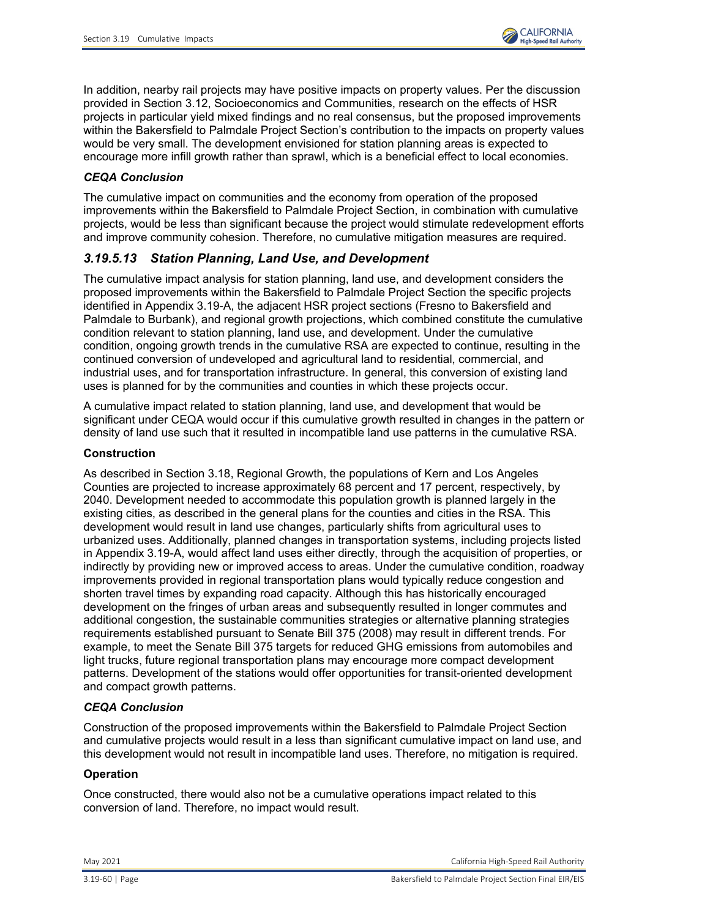In addition, nearby rail projects may have positive impacts on property values. Per the discussion provided in Section 3.12, Socioeconomics and Communities, research on the effects of HSR projects in particular yield mixed findings and no real consensus, but the proposed improvements within the Bakersfield to Palmdale Project Section's contribution to the impacts on property values would be very small. The development envisioned for station planning areas is expected to encourage more infill growth rather than sprawl, which is a beneficial effect to local economies.

***CEQA Conclusion***

The cumulative impact on communities and the economy from operation of the proposed improvements within the Bakersfield to Palmdale Project Section, in combination with cumulative projects, would be less than significant because the project would stimulate redevelopment efforts and improve community cohesion. Therefore, no cumulative mitigation measures are required.

### *3.19.5.13 Station Planning, Land Use, and Development*

The cumulative impact analysis for station planning, land use, and development considers the proposed improvements within the Bakersfield to Palmdale Project Section the specific projects identified in Appendix 3.19-A, the adjacent HSR project sections (Fresno to Bakersfield and Palmdale to Burbank), and regional growth projections, which combined constitute the cumulative condition relevant to station planning, land use, and development. Under the cumulative condition, ongoing growth trends in the cumulative RSA are expected to continue, resulting in the continued conversion of undeveloped and agricultural land to residential, commercial, and industrial uses, and for transportation infrastructure. In general, this conversion of existing land uses is planned for by the communities and counties in which these projects occur.

A cumulative impact related to station planning, land use, and development that would be significant under CEQA would occur if this cumulative growth resulted in changes in the pattern or density of land use such that it resulted in incompatible land use patterns in the cumulative RSA.

**Construction**

As described in Section 3.18, Regional Growth, the populations of Kern and Los Angeles Counties are projected to increase approximately 68 percent and 17 percent, respectively, by 2040. Development needed to accommodate this population growth is planned largely in the existing cities, as described in the general plans for the counties and cities in the RSA. This development would result in land use changes, particularly shifts from agricultural uses to urbanized uses. Additionally, planned changes in transportation systems, including projects listed in Appendix 3.19-A, would affect land uses either directly, through the acquisition of properties, or indirectly by providing new or improved access to areas. Under the cumulative condition, roadway improvements provided in regional transportation plans would typically reduce congestion and shorten travel times by expanding road capacity. Although this has historically encouraged development on the fringes of urban areas and subsequently resulted in longer commutes and additional congestion, the sustainable communities strategies or alternative planning strategies requirements established pursuant to Senate Bill 375 (2008) may result in different trends. For example, to meet the Senate Bill 375 targets for reduced GHG emissions from automobiles and light trucks, future regional transportation plans may encourage more compact development patterns. Development of the stations would offer opportunities for transit-oriented development and compact growth patterns.

***CEQA Conclusion***

Construction of the proposed improvements within the Bakersfield to Palmdale Project Section and cumulative projects would result in a less than significant cumulative impact on land use, and this development would not result in incompatible land uses. Therefore, no mitigation is required.

**Operation**

Once constructed, there would also not be a cumulative operations impact related to this conversion of land. Therefore, no impact would result.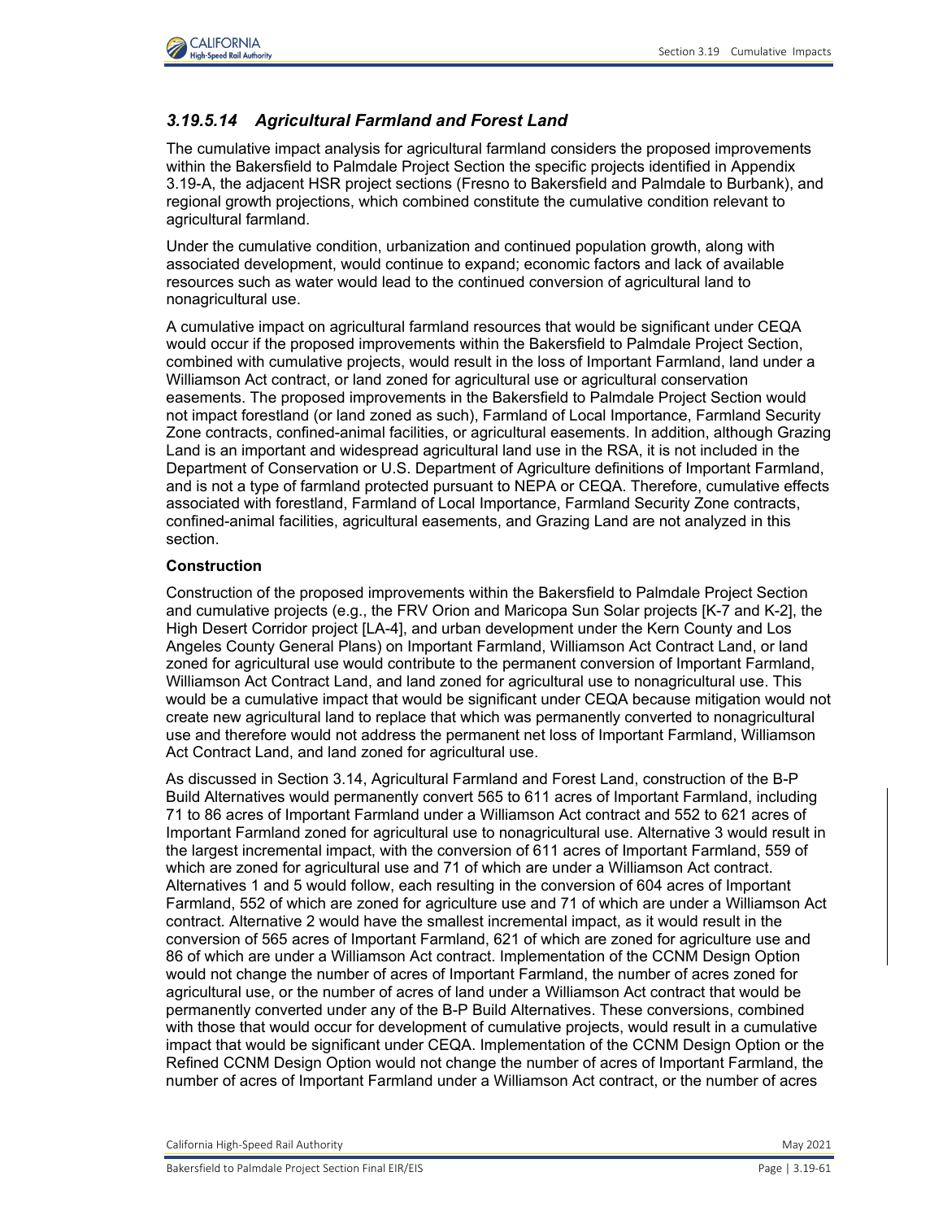### *3.19.5.14 Agricultural Farmland and Forest Land*

The cumulative impact analysis for agricultural farmland considers the proposed improvements within the Bakersfield to Palmdale Project Section the specific projects identified in Appendix 3.19-A, the adjacent HSR project sections (Fresno to Bakersfield and Palmdale to Burbank), and regional growth projections, which combined constitute the cumulative condition relevant to agricultural farmland.

Under the cumulative condition, urbanization and continued population growth, along with associated development, would continue to expand; economic factors and lack of available resources such as water would lead to the continued conversion of agricultural land to nonagricultural use.

A cumulative impact on agricultural farmland resources that would be significant under CEQA would occur if the proposed improvements within the Bakersfield to Palmdale Project Section, combined with cumulative projects, would result in the loss of Important Farmland, land under a Williamson Act contract, or land zoned for agricultural use or agricultural conservation easements. The proposed improvements in the Bakersfield to Palmdale Project Section would not impact forestland (or land zoned as such), Farmland of Local Importance, Farmland Security Zone contracts, confined-animal facilities, or agricultural easements. In addition, although Grazing Land is an important and widespread agricultural land use in the RSA, it is not included in the Department of Conservation or U.S. Department of Agriculture definitions of Important Farmland, and is not a type of farmland protected pursuant to NEPA or CEQA. Therefore, cumulative effects associated with forestland, Farmland of Local Importance, Farmland Security Zone contracts, confined-animal facilities, agricultural easements, and Grazing Land are not analyzed in this section.

**Construction**

Construction of the proposed improvements within the Bakersfield to Palmdale Project Section and cumulative projects (e.g., the FRV Orion and Maricopa Sun Solar projects [K-7 and K-2], the High Desert Corridor project [LA-4], and urban development under the Kern County and Los Angeles County General Plans) on Important Farmland, Williamson Act Contract Land, or land zoned for agricultural use would contribute to the permanent conversion of Important Farmland, Williamson Act Contract Land, and land zoned for agricultural use to nonagricultural use. This would be a cumulative impact that would be significant under CEQA because mitigation would not create new agricultural land to replace that which was permanently converted to nonagricultural use and therefore would not address the permanent net loss of Important Farmland, Williamson Act Contract Land, and land zoned for agricultural use.

As discussed in Section 3.14, Agricultural Farmland and Forest Land, construction of the B-P Build Alternatives would permanently convert 565 to 611 acres of Important Farmland, including 71 to 86 acres of Important Farmland under a Williamson Act contract and 552 to 621 acres of Important Farmland zoned for agricultural use to nonagricultural use. Alternative 3 would result in the largest incremental impact, with the conversion of 611 acres of Important Farmland, 559 of which are zoned for agricultural use and 71 of which are under a Williamson Act contract. Alternatives 1 and 5 would follow, each resulting in the conversion of 604 acres of Important Farmland, 552 of which are zoned for agriculture use and 71 of which are under a Williamson Act contract. Alternative 2 would have the smallest incremental impact, as it would result in the conversion of 565 acres of Important Farmland, 621 of which are zoned for agriculture use and 86 of which are under a Williamson Act contract. Implementation of the CCNM Design Option would not change the number of acres of Important Farmland, the number of acres zoned for agricultural use, or the number of acres of land under a Williamson Act contract that would be permanently converted under any of the B-P Build Alternatives. These conversions, combined with those that would occur for development of cumulative projects, would result in a cumulative impact that would be significant under CEQA. Implementation of the CCNM Design Option or the Refined CCNM Design Option would not change the number of acres of Important Farmland, the number of acres of Important Farmland under a Williamson Act contract, or the number of acres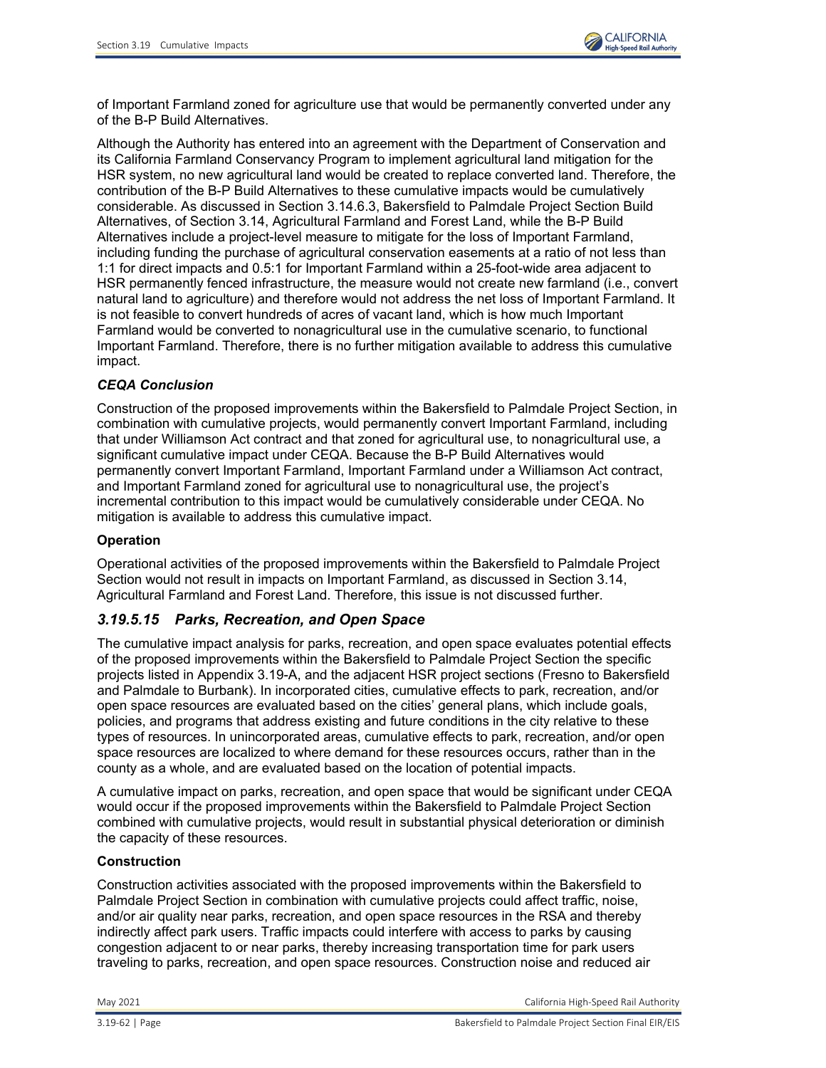of Important Farmland zoned for agriculture use that would be permanently converted under any of the B-P Build Alternatives.

Although the Authority has entered into an agreement with the Department of Conservation and its California Farmland Conservancy Program to implement agricultural land mitigation for the HSR system, no new agricultural land would be created to replace converted land. Therefore, the contribution of the B-P Build Alternatives to these cumulative impacts would be cumulatively considerable. As discussed in Section 3.14.6.3, Bakersfield to Palmdale Project Section Build Alternatives, of Section 3.14, Agricultural Farmland and Forest Land, while the B-P Build Alternatives include a project-level measure to mitigate for the loss of Important Farmland, including funding the purchase of agricultural conservation easements at a ratio of not less than 1:1 for direct impacts and 0.5:1 for Important Farmland within a 25-foot-wide area adjacent to HSR permanently fenced infrastructure, the measure would not create new farmland (i.e., convert natural land to agriculture) and therefore would not address the net loss of Important Farmland. It is not feasible to convert hundreds of acres of vacant land, which is how much Important Farmland would be converted to nonagricultural use in the cumulative scenario, to functional Important Farmland. Therefore, there is no further mitigation available to address this cumulative impact.

***CEQA Conclusion***

Construction of the proposed improvements within the Bakersfield to Palmdale Project Section, in combination with cumulative projects, would permanently convert Important Farmland, including that under Williamson Act contract and that zoned for agricultural use, to nonagricultural use, a significant cumulative impact under CEQA. Because the B-P Build Alternatives would permanently convert Important Farmland, Important Farmland under a Williamson Act contract, and Important Farmland zoned for agricultural use to nonagricultural use, the project's incremental contribution to this impact would be cumulatively considerable under CEQA. No mitigation is available to address this cumulative impact.

**Operation**

Operational activities of the proposed improvements within the Bakersfield to Palmdale Project Section would not result in impacts on Important Farmland, as discussed in Section 3.14, Agricultural Farmland and Forest Land. Therefore, this issue is not discussed further.

### *3.19.5.15 Parks, Recreation, and Open Space*

The cumulative impact analysis for parks, recreation, and open space evaluates potential effects of the proposed improvements within the Bakersfield to Palmdale Project Section the specific projects listed in Appendix 3.19-A, and the adjacent HSR project sections (Fresno to Bakersfield and Palmdale to Burbank). In incorporated cities, cumulative effects to park, recreation, and/or open space resources are evaluated based on the cities' general plans, which include goals, policies, and programs that address existing and future conditions in the city relative to these types of resources. In unincorporated areas, cumulative effects to park, recreation, and/or open space resources are localized to where demand for these resources occurs, rather than in the county as a whole, and are evaluated based on the location of potential impacts.

A cumulative impact on parks, recreation, and open space that would be significant under CEQA would occur if the proposed improvements within the Bakersfield to Palmdale Project Section combined with cumulative projects, would result in substantial physical deterioration or diminish the capacity of these resources.

**Construction**

Construction activities associated with the proposed improvements within the Bakersfield to Palmdale Project Section in combination with cumulative projects could affect traffic, noise, and/or air quality near parks, recreation, and open space resources in the RSA and thereby indirectly affect park users. Traffic impacts could interfere with access to parks by causing congestion adjacent to or near parks, thereby increasing transportation time for park users traveling to parks, recreation, and open space resources. Construction noise and reduced air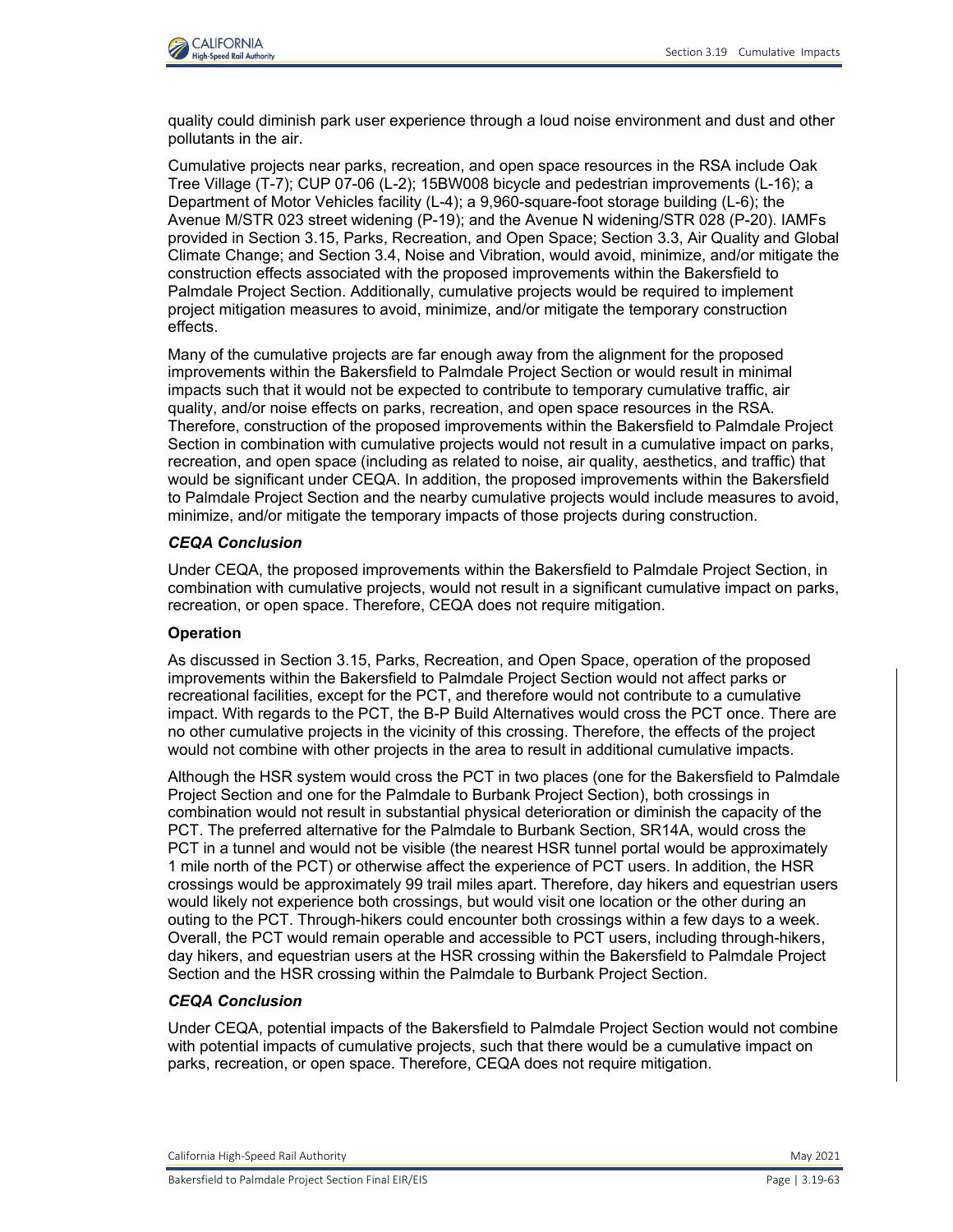quality could diminish park user experience through a loud noise environment and dust and other pollutants in the air.

Cumulative projects near parks, recreation, and open space resources in the RSA include Oak Tree Village (T-7); CUP 07-06 (L-2); 15BW008 bicycle and pedestrian improvements (L-16); a Department of Motor Vehicles facility (L-4); a 9,960-square-foot storage building (L-6); the Avenue M/STR 023 street widening (P-19); and the Avenue N widening/STR 028 (P-20). IAMFs provided in Section 3.15, Parks, Recreation, and Open Space; Section 3.3, Air Quality and Global Climate Change; and Section 3.4, Noise and Vibration, would avoid, minimize, and/or mitigate the construction effects associated with the proposed improvements within the Bakersfield to Palmdale Project Section. Additionally, cumulative projects would be required to implement project mitigation measures to avoid, minimize, and/or mitigate the temporary construction effects.

Many of the cumulative projects are far enough away from the alignment for the proposed improvements within the Bakersfield to Palmdale Project Section or would result in minimal impacts such that it would not be expected to contribute to temporary cumulative traffic, air quality, and/or noise effects on parks, recreation, and open space resources in the RSA. Therefore, construction of the proposed improvements within the Bakersfield to Palmdale Project Section in combination with cumulative projects would not result in a cumulative impact on parks, recreation, and open space (including as related to noise, air quality, aesthetics, and traffic) that would be significant under CEQA. In addition, the proposed improvements within the Bakersfield to Palmdale Project Section and the nearby cumulative projects would include measures to avoid, minimize, and/or mitigate the temporary impacts of those projects during construction.

***CEQA Conclusion***

Under CEQA, the proposed improvements within the Bakersfield to Palmdale Project Section, in combination with cumulative projects, would not result in a significant cumulative impact on parks, recreation, or open space. Therefore, CEQA does not require mitigation.

**Operation**

As discussed in Section 3.15, Parks, Recreation, and Open Space, operation of the proposed improvements within the Bakersfield to Palmdale Project Section would not affect parks or recreational facilities, except for the PCT, and therefore would not contribute to a cumulative impact. With regards to the PCT, the B-P Build Alternatives would cross the PCT once. There are no other cumulative projects in the vicinity of this crossing. Therefore, the effects of the project would not combine with other projects in the area to result in additional cumulative impacts.

Although the HSR system would cross the PCT in two places (one for the Bakersfield to Palmdale Project Section and one for the Palmdale to Burbank Project Section), both crossings in combination would not result in substantial physical deterioration or diminish the capacity of the PCT. The preferred alternative for the Palmdale to Burbank Section, SR14A, would cross the PCT in a tunnel and would not be visible (the nearest HSR tunnel portal would be approximately 1 mile north of the PCT) or otherwise affect the experience of PCT users. In addition, the HSR crossings would be approximately 99 trail miles apart. Therefore, day hikers and equestrian users would likely not experience both crossings, but would visit one location or the other during an outing to the PCT. Through-hikers could encounter both crossings within a few days to a week. Overall, the PCT would remain operable and accessible to PCT users, including through-hikers, day hikers, and equestrian users at the HSR crossing within the Bakersfield to Palmdale Project Section and the HSR crossing within the Palmdale to Burbank Project Section.

***CEQA Conclusion***

Under CEQA, potential impacts of the Bakersfield to Palmdale Project Section would not combine with potential impacts of cumulative projects, such that there would be a cumulative impact on parks, recreation, or open space. Therefore, CEQA does not require mitigation.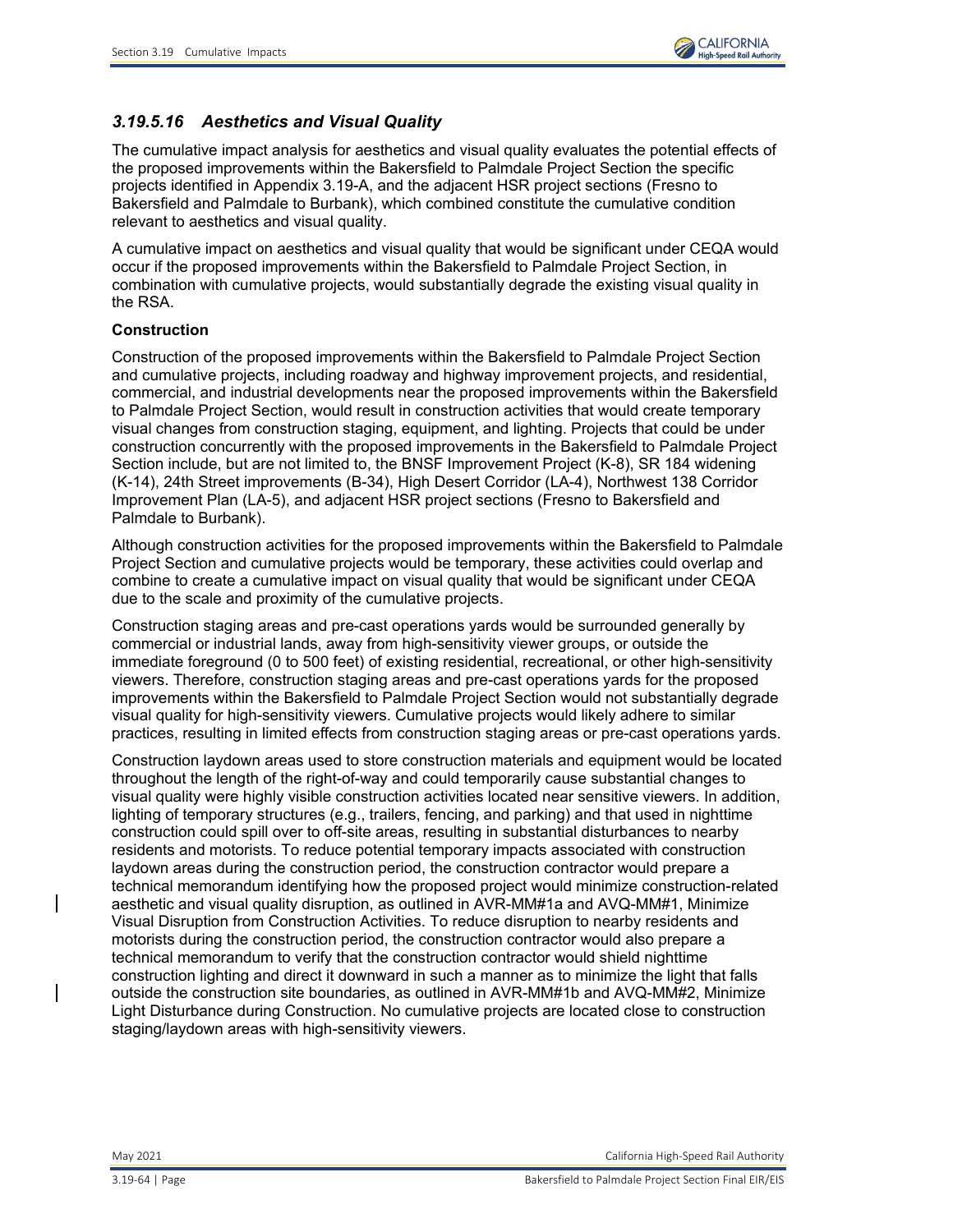### *3.19.5.16 Aesthetics and Visual Quality*

The cumulative impact analysis for aesthetics and visual quality evaluates the potential effects of the proposed improvements within the Bakersfield to Palmdale Project Section the specific projects identified in Appendix 3.19-A, and the adjacent HSR project sections (Fresno to Bakersfield and Palmdale to Burbank), which combined constitute the cumulative condition relevant to aesthetics and visual quality.

A cumulative impact on aesthetics and visual quality that would be significant under CEQA would occur if the proposed improvements within the Bakersfield to Palmdale Project Section, in combination with cumulative projects, would substantially degrade the existing visual quality in the RSA.

**Construction**

Construction of the proposed improvements within the Bakersfield to Palmdale Project Section and cumulative projects, including roadway and highway improvement projects, and residential, commercial, and industrial developments near the proposed improvements within the Bakersfield to Palmdale Project Section, would result in construction activities that would create temporary visual changes from construction staging, equipment, and lighting. Projects that could be under construction concurrently with the proposed improvements in the Bakersfield to Palmdale Project Section include, but are not limited to, the BNSF Improvement Project (K-8), SR 184 widening (K-14), 24th Street improvements (B-34), High Desert Corridor (LA-4), Northwest 138 Corridor Improvement Plan (LA-5), and adjacent HSR project sections (Fresno to Bakersfield and Palmdale to Burbank).

Although construction activities for the proposed improvements within the Bakersfield to Palmdale Project Section and cumulative projects would be temporary, these activities could overlap and combine to create a cumulative impact on visual quality that would be significant under CEQA due to the scale and proximity of the cumulative projects.

Construction staging areas and pre-cast operations yards would be surrounded generally by commercial or industrial lands, away from high-sensitivity viewer groups, or outside the immediate foreground (0 to 500 feet) of existing residential, recreational, or other high-sensitivity viewers. Therefore, construction staging areas and pre-cast operations yards for the proposed improvements within the Bakersfield to Palmdale Project Section would not substantially degrade visual quality for high-sensitivity viewers. Cumulative projects would likely adhere to similar practices, resulting in limited effects from construction staging areas or pre-cast operations yards.

Construction laydown areas used to store construction materials and equipment would be located throughout the length of the right-of-way and could temporarily cause substantial changes to visual quality were highly visible construction activities located near sensitive viewers. In addition, lighting of temporary structures (e.g., trailers, fencing, and parking) and that used in nighttime construction could spill over to off-site areas, resulting in substantial disturbances to nearby residents and motorists. To reduce potential temporary impacts associated with construction laydown areas during the construction period, the construction contractor would prepare a technical memorandum identifying how the proposed project would minimize construction-related aesthetic and visual quality disruption, as outlined in AVR-MM#1a and AVQ-MM#1, Minimize Visual Disruption from Construction Activities. To reduce disruption to nearby residents and motorists during the construction period, the construction contractor would also prepare a technical memorandum to verify that the construction contractor would shield nighttime construction lighting and direct it downward in such a manner as to minimize the light that falls outside the construction site boundaries, as outlined in AVR-MM#1b and AVQ-MM#2, Minimize Light Disturbance during Construction. No cumulative projects are located close to construction staging/laydown areas with high-sensitivity viewers.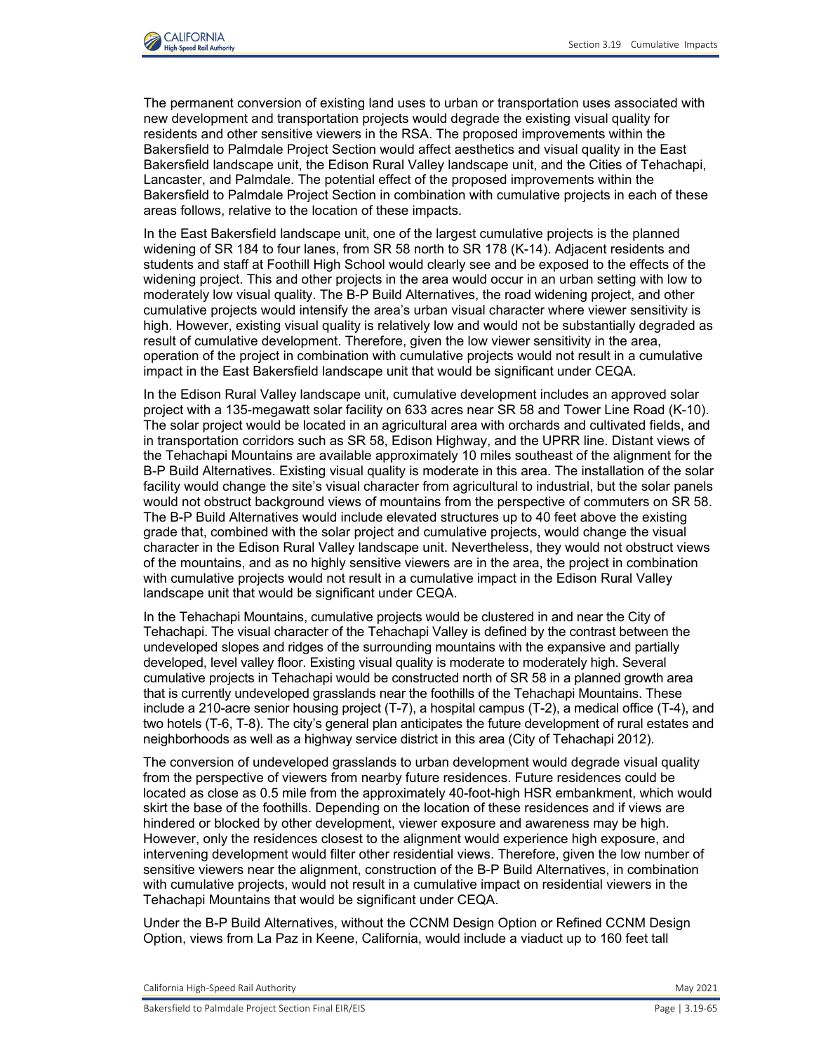The permanent conversion of existing land uses to urban or transportation uses associated with new development and transportation projects would degrade the existing visual quality for residents and other sensitive viewers in the RSA. The proposed improvements within the Bakersfield to Palmdale Project Section would affect aesthetics and visual quality in the East Bakersfield landscape unit, the Edison Rural Valley landscape unit, and the Cities of Tehachapi, Lancaster, and Palmdale. The potential effect of the proposed improvements within the Bakersfield to Palmdale Project Section in combination with cumulative projects in each of these areas follows, relative to the location of these impacts.

In the East Bakersfield landscape unit, one of the largest cumulative projects is the planned widening of SR 184 to four lanes, from SR 58 north to SR 178 (K-14). Adjacent residents and students and staff at Foothill High School would clearly see and be exposed to the effects of the widening project. This and other projects in the area would occur in an urban setting with low to moderately low visual quality. The B-P Build Alternatives, the road widening project, and other cumulative projects would intensify the area's urban visual character where viewer sensitivity is high. However, existing visual quality is relatively low and would not be substantially degraded as result of cumulative development. Therefore, given the low viewer sensitivity in the area, operation of the project in combination with cumulative projects would not result in a cumulative impact in the East Bakersfield landscape unit that would be significant under CEQA.

In the Edison Rural Valley landscape unit, cumulative development includes an approved solar project with a 135-megawatt solar facility on 633 acres near SR 58 and Tower Line Road (K-10). The solar project would be located in an agricultural area with orchards and cultivated fields, and in transportation corridors such as SR 58, Edison Highway, and the UPRR line. Distant views of the Tehachapi Mountains are available approximately 10 miles southeast of the alignment for the B-P Build Alternatives. Existing visual quality is moderate in this area. The installation of the solar facility would change the site's visual character from agricultural to industrial, but the solar panels would not obstruct background views of mountains from the perspective of commuters on SR 58. The B-P Build Alternatives would include elevated structures up to 40 feet above the existing grade that, combined with the solar project and cumulative projects, would change the visual character in the Edison Rural Valley landscape unit. Nevertheless, they would not obstruct views of the mountains, and as no highly sensitive viewers are in the area, the project in combination with cumulative projects would not result in a cumulative impact in the Edison Rural Valley landscape unit that would be significant under CEQA.

In the Tehachapi Mountains, cumulative projects would be clustered in and near the City of Tehachapi. The visual character of the Tehachapi Valley is defined by the contrast between the undeveloped slopes and ridges of the surrounding mountains with the expansive and partially developed, level valley floor. Existing visual quality is moderate to moderately high. Several cumulative projects in Tehachapi would be constructed north of SR 58 in a planned growth area that is currently undeveloped grasslands near the foothills of the Tehachapi Mountains. These include a 210-acre senior housing project (T-7), a hospital campus (T-2), a medical office (T-4), and two hotels (T-6, T-8). The city's general plan anticipates the future development of rural estates and neighborhoods as well as a highway service district in this area (City of Tehachapi 2012).

The conversion of undeveloped grasslands to urban development would degrade visual quality from the perspective of viewers from nearby future residences. Future residences could be located as close as 0.5 mile from the approximately 40-foot-high HSR embankment, which would skirt the base of the foothills. Depending on the location of these residences and if views are hindered or blocked by other development, viewer exposure and awareness may be high. However, only the residences closest to the alignment would experience high exposure, and intervening development would filter other residential views. Therefore, given the low number of sensitive viewers near the alignment, construction of the B-P Build Alternatives, in combination with cumulative projects, would not result in a cumulative impact on residential viewers in the Tehachapi Mountains that would be significant under CEQA.

Under the B-P Build Alternatives, without the CCNM Design Option or Refined CCNM Design Option, views from La Paz in Keene, California, would include a viaduct up to 160 feet tall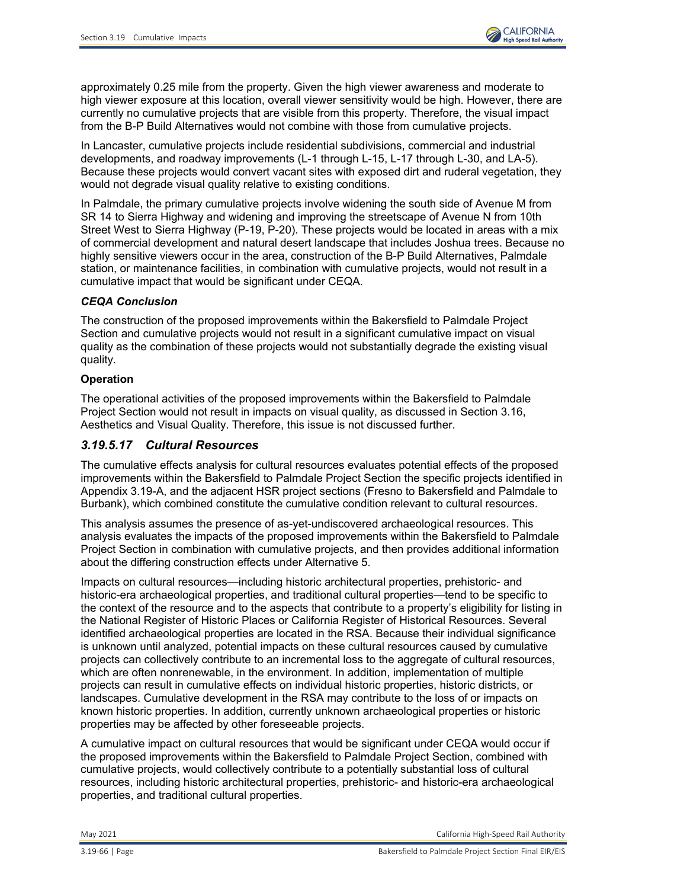approximately 0.25 mile from the property. Given the high viewer awareness and moderate to high viewer exposure at this location, overall viewer sensitivity would be high. However, there are currently no cumulative projects that are visible from this property. Therefore, the visual impact from the B-P Build Alternatives would not combine with those from cumulative projects.

In Lancaster, cumulative projects include residential subdivisions, commercial and industrial developments, and roadway improvements (L-1 through L-15, L-17 through L-30, and LA-5). Because these projects would convert vacant sites with exposed dirt and ruderal vegetation, they would not degrade visual quality relative to existing conditions.

In Palmdale, the primary cumulative projects involve widening the south side of Avenue M from SR 14 to Sierra Highway and widening and improving the streetscape of Avenue N from 10th Street West to Sierra Highway (P-19, P-20). These projects would be located in areas with a mix of commercial development and natural desert landscape that includes Joshua trees. Because no highly sensitive viewers occur in the area, construction of the B-P Build Alternatives, Palmdale station, or maintenance facilities, in combination with cumulative projects, would not result in a cumulative impact that would be significant under CEQA.

***CEQA Conclusion***

The construction of the proposed improvements within the Bakersfield to Palmdale Project Section and cumulative projects would not result in a significant cumulative impact on visual quality as the combination of these projects would not substantially degrade the existing visual quality.

**Operation**

The operational activities of the proposed improvements within the Bakersfield to Palmdale Project Section would not result in impacts on visual quality, as discussed in Section 3.16, Aesthetics and Visual Quality. Therefore, this issue is not discussed further.

### *3.19.5.17 Cultural Resources*

The cumulative effects analysis for cultural resources evaluates potential effects of the proposed improvements within the Bakersfield to Palmdale Project Section the specific projects identified in Appendix 3.19-A, and the adjacent HSR project sections (Fresno to Bakersfield and Palmdale to Burbank), which combined constitute the cumulative condition relevant to cultural resources.

This analysis assumes the presence of as-yet-undiscovered archaeological resources. This analysis evaluates the impacts of the proposed improvements within the Bakersfield to Palmdale Project Section in combination with cumulative projects, and then provides additional information about the differing construction effects under Alternative 5.

Impacts on cultural resources—including historic architectural properties, prehistoric- and historic-era archaeological properties, and traditional cultural properties—tend to be specific to the context of the resource and to the aspects that contribute to a property's eligibility for listing in the National Register of Historic Places or California Register of Historical Resources. Several identified archaeological properties are located in the RSA. Because their individual significance is unknown until analyzed, potential impacts on these cultural resources caused by cumulative projects can collectively contribute to an incremental loss to the aggregate of cultural resources, which are often nonrenewable, in the environment. In addition, implementation of multiple projects can result in cumulative effects on individual historic properties, historic districts, or landscapes. Cumulative development in the RSA may contribute to the loss of or impacts on known historic properties. In addition, currently unknown archaeological properties or historic properties may be affected by other foreseeable projects.

A cumulative impact on cultural resources that would be significant under CEQA would occur if the proposed improvements within the Bakersfield to Palmdale Project Section, combined with cumulative projects, would collectively contribute to a potentially substantial loss of cultural resources, including historic architectural properties, prehistoric- and historic-era archaeological properties, and traditional cultural properties.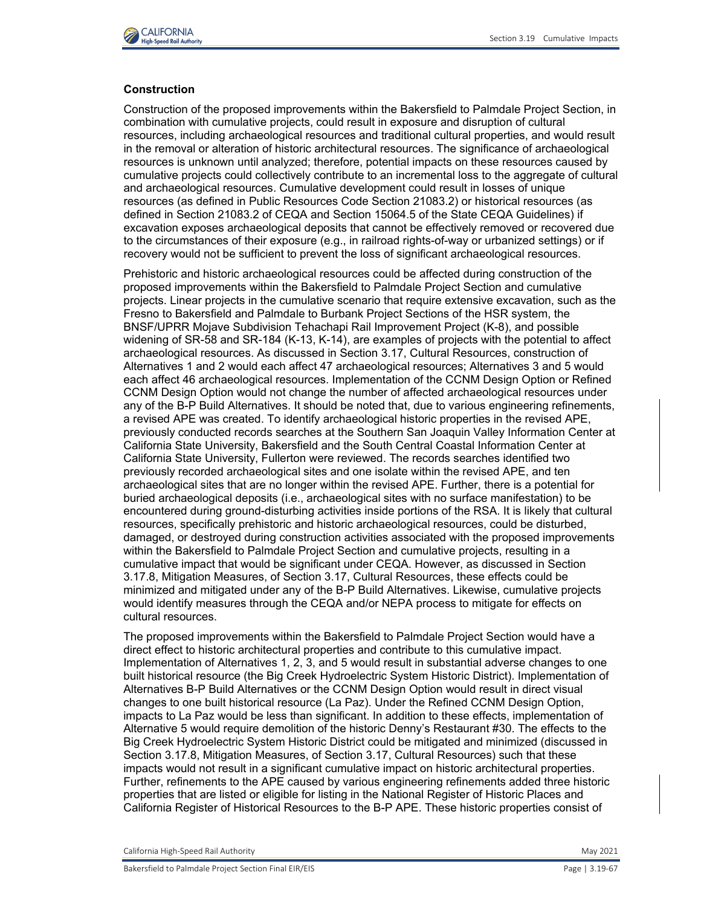### Construction

Construction of the proposed improvements within the Bakersfield to Palmdale Project Section, in combination with cumulative projects, could result in exposure and disruption of cultural resources, including archaeological resources and traditional cultural properties, and would result in the removal or alteration of historic architectural resources. The significance of archaeological resources is unknown until analyzed; therefore, potential impacts on these resources caused by cumulative projects could collectively contribute to an incremental loss to the aggregate of cultural and archaeological resources. Cumulative development could result in losses of unique resources (as defined in Public Resources Code Section 21083.2) or historical resources (as defined in Section 21083.2 of CEQA and Section 15064.5 of the State CEQA Guidelines) if excavation exposes archaeological deposits that cannot be effectively removed or recovered due to the circumstances of their exposure (e.g., in railroad rights-of-way or urbanized settings) or if recovery would not be sufficient to prevent the loss of significant archaeological resources.

Prehistoric and historic archaeological resources could be affected during construction of the proposed improvements within the Bakersfield to Palmdale Project Section and cumulative projects. Linear projects in the cumulative scenario that require extensive excavation, such as the Fresno to Bakersfield and Palmdale to Burbank Project Sections of the HSR system, the BNSF/UPRR Mojave Subdivision Tehachapi Rail Improvement Project (K-8), and possible widening of SR-58 and SR-184 (K-13, K-14), are examples of projects with the potential to affect archaeological resources. As discussed in Section 3.17, Cultural Resources, construction of Alternatives 1 and 2 would each affect 47 archaeological resources; Alternatives 3 and 5 would each affect 46 archaeological resources. Implementation of the CCNM Design Option or Refined CCNM Design Option would not change the number of affected archaeological resources under any of the B-P Build Alternatives. It should be noted that, due to various engineering refinements, a revised APE was created. To identify archaeological historic properties in the revised APE, previously conducted records searches at the Southern San Joaquin Valley Information Center at California State University, Bakersfield and the South Central Coastal Information Center at California State University, Fullerton were reviewed. The records searches identified two previously recorded archaeological sites and one isolate within the revised APE, and ten archaeological sites that are no longer within the revised APE. Further, there is a potential for buried archaeological deposits (i.e., archaeological sites with no surface manifestation) to be encountered during ground-disturbing activities inside portions of the RSA. It is likely that cultural resources, specifically prehistoric and historic archaeological resources, could be disturbed, damaged, or destroyed during construction activities associated with the proposed improvements within the Bakersfield to Palmdale Project Section and cumulative projects, resulting in a cumulative impact that would be significant under CEQA. However, as discussed in Section 3.17.8, Mitigation Measures, of Section 3.17, Cultural Resources, these effects could be minimized and mitigated under any of the B-P Build Alternatives. Likewise, cumulative projects would identify measures through the CEQA and/or NEPA process to mitigate for effects on cultural resources.

The proposed improvements within the Bakersfield to Palmdale Project Section would have a direct effect to historic architectural properties and contribute to this cumulative impact. Implementation of Alternatives 1, 2, 3, and 5 would result in substantial adverse changes to one built historical resource (the Big Creek Hydroelectric System Historic District). Implementation of Alternatives B-P Build Alternatives or the CCNM Design Option would result in direct visual changes to one built historical resource (La Paz). Under the Refined CCNM Design Option, impacts to La Paz would be less than significant. In addition to these effects, implementation of Alternative 5 would require demolition of the historic Denny's Restaurant #30. The effects to the Big Creek Hydroelectric System Historic District could be mitigated and minimized (discussed in Section 3.17.8, Mitigation Measures, of Section 3.17, Cultural Resources) such that these impacts would not result in a significant cumulative impact on historic architectural properties. Further, refinements to the APE caused by various engineering refinements added three historic properties that are listed or eligible for listing in the National Register of Historic Places and California Register of Historical Resources to the B-P APE. These historic properties consist of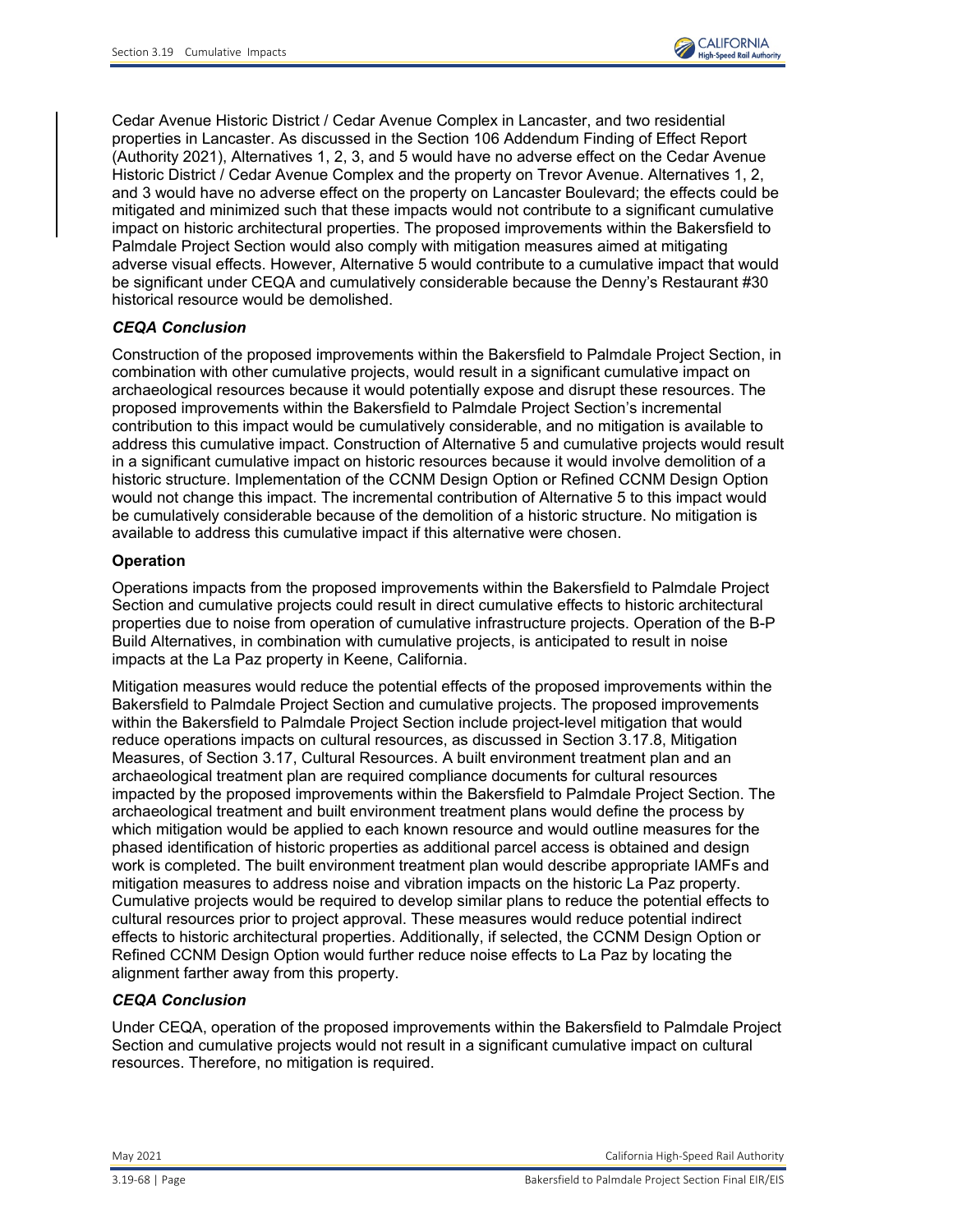Cedar Avenue Historic District / Cedar Avenue Complex in Lancaster, and two residential properties in Lancaster. As discussed in the Section 106 Addendum Finding of Effect Report (Authority 2021), Alternatives 1, 2, 3, and 5 would have no adverse effect on the Cedar Avenue Historic District / Cedar Avenue Complex and the property on Trevor Avenue. Alternatives 1, 2, and 3 would have no adverse effect on the property on Lancaster Boulevard; the effects could be mitigated and minimized such that these impacts would not contribute to a significant cumulative impact on historic architectural properties. The proposed improvements within the Bakersfield to Palmdale Project Section would also comply with mitigation measures aimed at mitigating adverse visual effects. However, Alternative 5 would contribute to a cumulative impact that would be significant under CEQA and cumulatively considerable because the Denny's Restaurant #30 historical resource would be demolished.

#### *CEQA Conclusion*

Construction of the proposed improvements within the Bakersfield to Palmdale Project Section, in combination with other cumulative projects, would result in a significant cumulative impact on archaeological resources because it would potentially expose and disrupt these resources. The proposed improvements within the Bakersfield to Palmdale Project Section's incremental contribution to this impact would be cumulatively considerable, and no mitigation is available to address this cumulative impact. Construction of Alternative 5 and cumulative projects would result in a significant cumulative impact on historic resources because it would involve demolition of a historic structure. Implementation of the CCNM Design Option or Refined CCNM Design Option would not change this impact. The incremental contribution of Alternative 5 to this impact would be cumulatively considerable because of the demolition of a historic structure. No mitigation is available to address this cumulative impact if this alternative were chosen.

#### **Operation**

Operations impacts from the proposed improvements within the Bakersfield to Palmdale Project Section and cumulative projects could result in direct cumulative effects to historic architectural properties due to noise from operation of cumulative infrastructure projects. Operation of the B-P Build Alternatives, in combination with cumulative projects, is anticipated to result in noise impacts at the La Paz property in Keene, California.

Mitigation measures would reduce the potential effects of the proposed improvements within the Bakersfield to Palmdale Project Section and cumulative projects. The proposed improvements within the Bakersfield to Palmdale Project Section include project-level mitigation that would reduce operations impacts on cultural resources, as discussed in Section 3.17.8, Mitigation Measures, of Section 3.17, Cultural Resources. A built environment treatment plan and an archaeological treatment plan are required compliance documents for cultural resources impacted by the proposed improvements within the Bakersfield to Palmdale Project Section. The archaeological treatment and built environment treatment plans would define the process by which mitigation would be applied to each known resource and would outline measures for the phased identification of historic properties as additional parcel access is obtained and design work is completed. The built environment treatment plan would describe appropriate IAMFs and mitigation measures to address noise and vibration impacts on the historic La Paz property. Cumulative projects would be required to develop similar plans to reduce the potential effects to cultural resources prior to project approval. These measures would reduce potential indirect effects to historic architectural properties. Additionally, if selected, the CCNM Design Option or Refined CCNM Design Option would further reduce noise effects to La Paz by locating the alignment farther away from this property.

#### *CEQA Conclusion*

Under CEQA, operation of the proposed improvements within the Bakersfield to Palmdale Project Section and cumulative projects would not result in a significant cumulative impact on cultural resources. Therefore, no mitigation is required.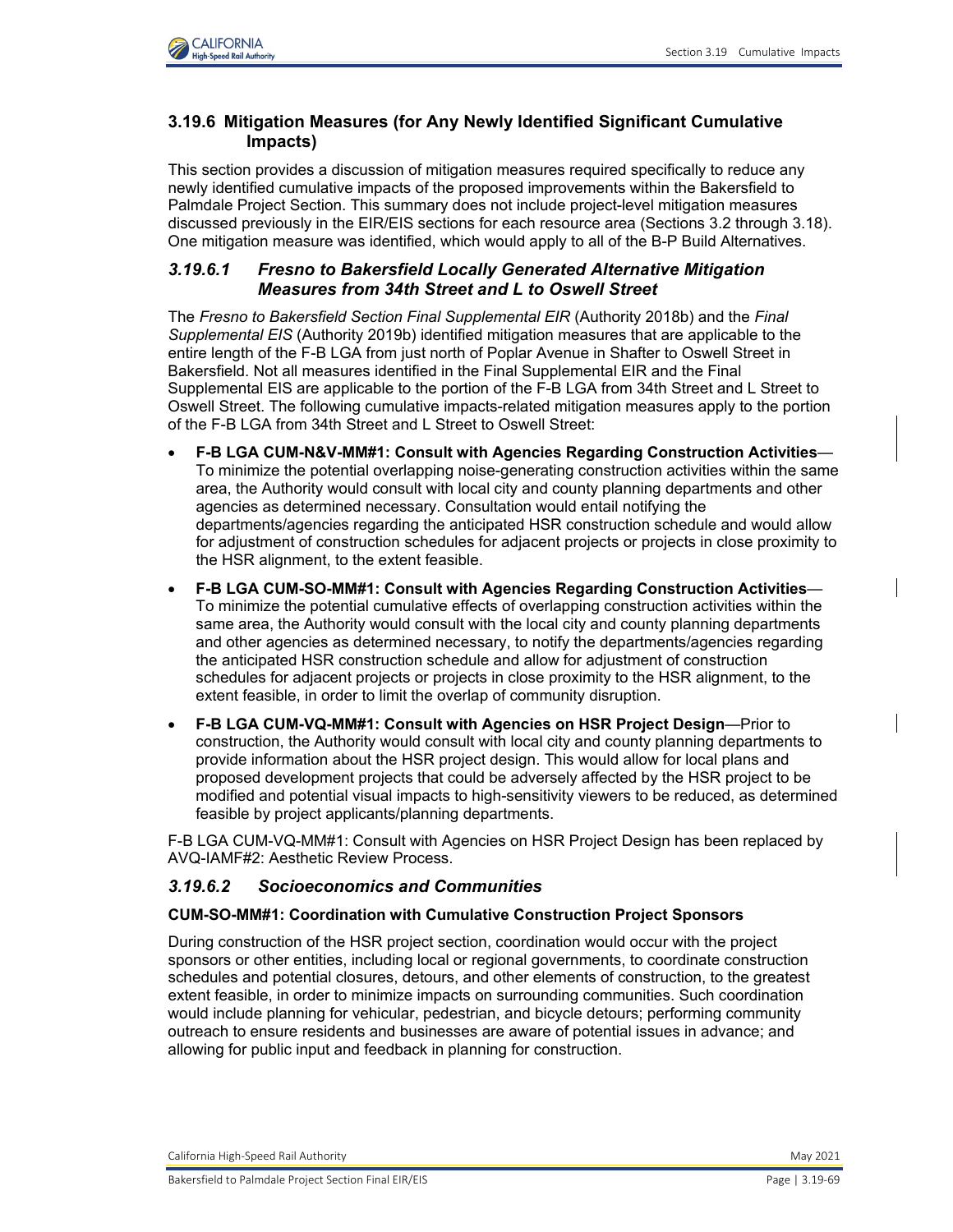### 3.19.6 Mitigation Measures (for Any Newly Identified Significant Cumulative Impacts)

This section provides a discussion of mitigation measures required specifically to reduce any newly identified cumulative impacts of the proposed improvements within the Bakersfield to Palmdale Project Section. This summary does not include project-level mitigation measures discussed previously in the EIR/EIS sections for each resource area (Sections 3.2 through 3.18). One mitigation measure was identified, which would apply to all of the B-P Build Alternatives.

#### *3.19.6.1 Fresno to Bakersfield Locally Generated Alternative Mitigation Measures from 34th Street and L to Oswell Street*

The *Fresno to Bakersfield Section Final Supplemental EIR* (Authority 2018b) and the *Final Supplemental EIS* (Authority 2019b) identified mitigation measures that are applicable to the entire length of the F-B LGA from just north of Poplar Avenue in Shafter to Oswell Street in Bakersfield. Not all measures identified in the Final Supplemental EIR and the Final Supplemental EIS are applicable to the portion of the F-B LGA from 34th Street and L Street to Oswell Street. The following cumulative impacts-related mitigation measures apply to the portion of the F-B LGA from 34th Street and L Street to Oswell Street:

- **F-B LGA CUM-N&V-MM#1: Consult with Agencies Regarding Construction Activities**—To minimize the potential overlapping noise-generating construction activities within the same area, the Authority would consult with local city and county planning departments and other agencies as determined necessary. Consultation would entail notifying the departments/agencies regarding the anticipated HSR construction schedule and would allow for adjustment of construction schedules for adjacent projects or projects in close proximity to the HSR alignment, to the extent feasible.
- **F-B LGA CUM-SO-MM#1: Consult with Agencies Regarding Construction Activities**—To minimize the potential cumulative effects of overlapping construction activities within the same area, the Authority would consult with the local city and county planning departments and other agencies as determined necessary, to notify the departments/agencies regarding the anticipated HSR construction schedule and allow for adjustment of construction schedules for adjacent projects or projects in close proximity to the HSR alignment, to the extent feasible, in order to limit the overlap of community disruption.
- **F-B LGA CUM-VQ-MM#1: Consult with Agencies on HSR Project Design**—Prior to construction, the Authority would consult with local city and county planning departments to provide information about the HSR project design. This would allow for local plans and proposed development projects that could be adversely affected by the HSR project to be modified and potential visual impacts to high-sensitivity viewers to be reduced, as determined feasible by project applicants/planning departments.

F-B LGA CUM-VQ-MM#1: Consult with Agencies on HSR Project Design has been replaced by AVQ-IAMF#2: Aesthetic Review Process.

#### *3.19.6.2 Socioeconomics and Communities*

**CUM-SO-MM#1: Coordination with Cumulative Construction Project Sponsors**

During construction of the HSR project section, coordination would occur with the project sponsors or other entities, including local or regional governments, to coordinate construction schedules and potential closures, detours, and other elements of construction, to the greatest extent feasible, in order to minimize impacts on surrounding communities. Such coordination would include planning for vehicular, pedestrian, and bicycle detours; performing community outreach to ensure residents and businesses are aware of potential issues in advance; and allowing for public input and feedback in planning for construction.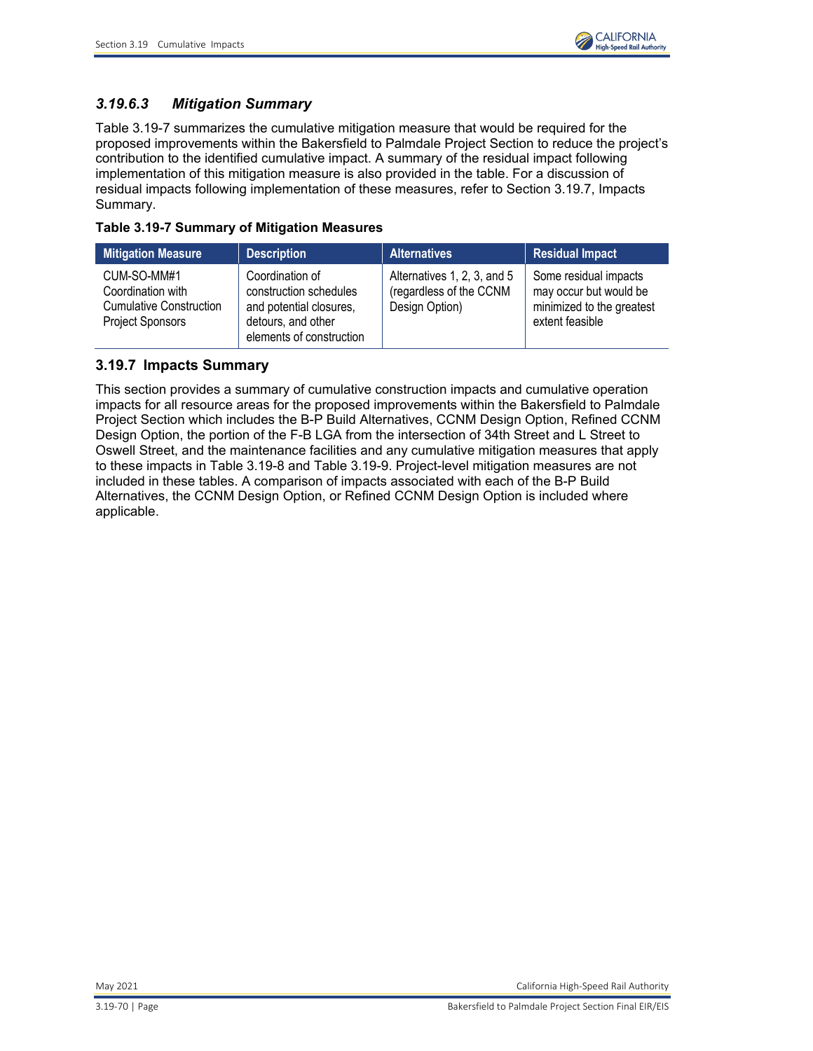### *3.19.6.3 Mitigation Summary*

Table 3.19-7 summarizes the cumulative mitigation measure that would be required for the proposed improvements within the Bakersfield to Palmdale Project Section to reduce the project's contribution to the identified cumulative impact. A summary of the residual impact following implementation of this mitigation measure is also provided in the table. For a discussion of residual impacts following implementation of these measures, refer to Section 3.19.7, Impacts Summary.

**Table 3.19-7 Summary of Mitigation Measures**

| Mitigation Measure | Description | Alternatives | Residual Impact |
|---|---|---|---|
| CUM-SO-MM#1 Coordination with Cumulative Construction Project Sponsors | Coordination of construction schedules and potential closures, detours, and other elements of construction | Alternatives 1, 2, 3, and 5 (regardless of the CCNM Design Option) | Some residual impacts may occur but would be minimized to the greatest extent feasible |

## 3.19.7 Impacts Summary

This section provides a summary of cumulative construction impacts and cumulative operation impacts for all resource areas for the proposed improvements within the Bakersfield to Palmdale Project Section which includes the B-P Build Alternatives, CCNM Design Option, Refined CCNM Design Option, the portion of the F-B LGA from the intersection of 34th Street and L Street to Oswell Street, and the maintenance facilities and any cumulative mitigation measures that apply to these impacts in Table 3.19-8 and Table 3.19-9. Project-level mitigation measures are not included in these tables. A comparison of impacts associated with each of the B-P Build Alternatives, the CCNM Design Option, or Refined CCNM Design Option is included where applicable.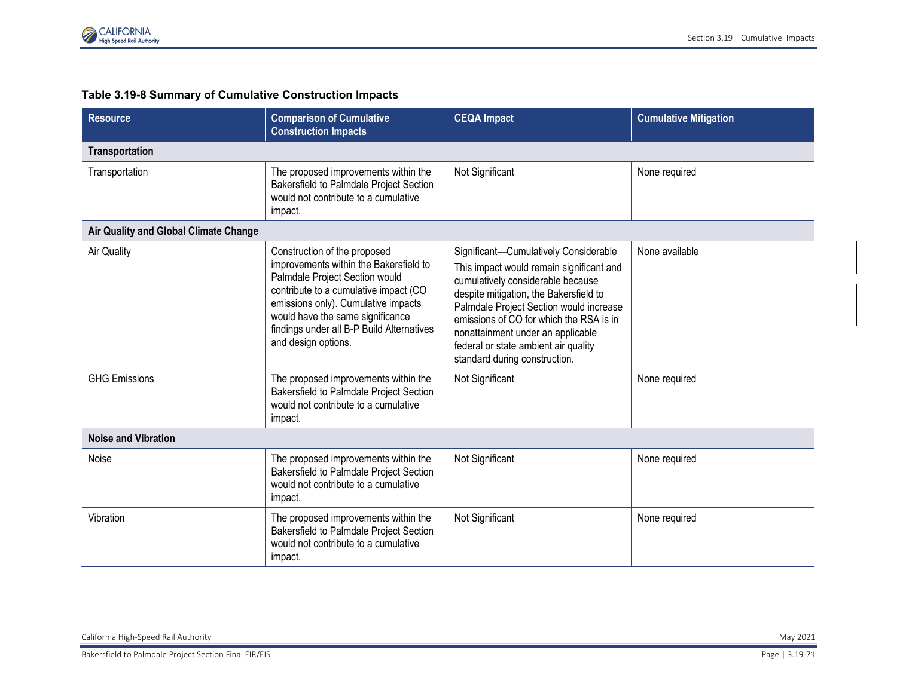**Table 3.19-8 Summary of Cumulative Construction Impacts**

| Resource | Comparison of Cumulative Construction Impacts | CEQA Impact | Cumulative Mitigation |
|---|---|---|---|
| **Transportation** | | | |
| Transportation | The proposed improvements within the Bakersfield to Palmdale Project Section would not contribute to a cumulative impact. | Not Significant | None required |
| **Air Quality and Global Climate Change** | | | |
| Air Quality | Construction of the proposed improvements within the Bakersfield to Palmdale Project Section would contribute to a cumulative impact (CO emissions only). Cumulative impacts would have the same significance findings under all B-P Build Alternatives and design options. | Significant—Cumulatively Considerable<br>This impact would remain significant and cumulatively considerable because despite mitigation, the Bakersfield to Palmdale Project Section would increase emissions of CO for which the RSA is in nonattainment under an applicable federal or state ambient air quality standard during construction. | None available |
| GHG Emissions | The proposed improvements within the Bakersfield to Palmdale Project Section would not contribute to a cumulative impact. | Not Significant | None required |
| **Noise and Vibration** | | | |
| Noise | The proposed improvements within the Bakersfield to Palmdale Project Section would not contribute to a cumulative impact. | Not Significant | None required |
| Vibration | The proposed improvements within the Bakersfield to Palmdale Project Section would not contribute to a cumulative impact. | Not Significant | None required |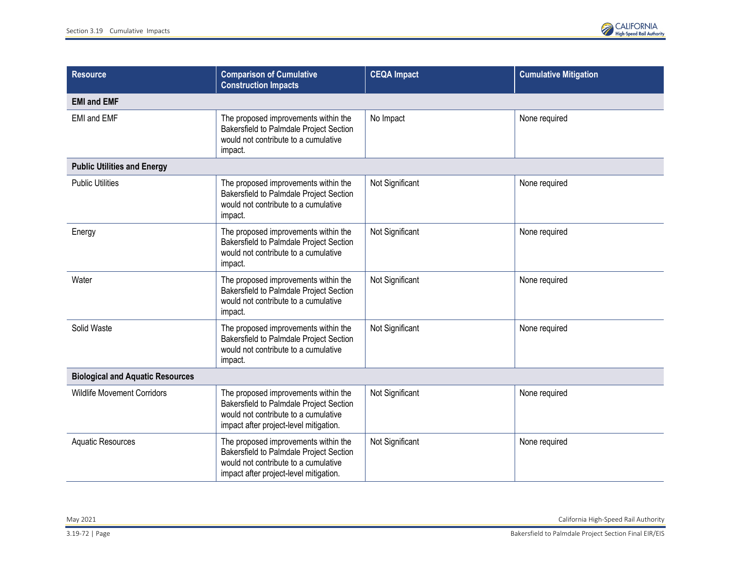| Resource | Comparison of Cumulative Construction Impacts | CEQA Impact | Cumulative Mitigation |
|---|---|---|---|
| **EMI and EMF** | | | |
| EMI and EMF | The proposed improvements within the Bakersfield to Palmdale Project Section would not contribute to a cumulative impact. | No Impact | None required |
| **Public Utilities and Energy** | | | |
| Public Utilities | The proposed improvements within the Bakersfield to Palmdale Project Section would not contribute to a cumulative impact. | Not Significant | None required |
| Energy | The proposed improvements within the Bakersfield to Palmdale Project Section would not contribute to a cumulative impact. | Not Significant | None required |
| Water | The proposed improvements within the Bakersfield to Palmdale Project Section would not contribute to a cumulative impact. | Not Significant | None required |
| Solid Waste | The proposed improvements within the Bakersfield to Palmdale Project Section would not contribute to a cumulative impact. | Not Significant | None required |
| **Biological and Aquatic Resources** | | | |
| Wildlife Movement Corridors | The proposed improvements within the Bakersfield to Palmdale Project Section would not contribute to a cumulative impact after project-level mitigation. | Not Significant | None required |
| Aquatic Resources | The proposed improvements within the Bakersfield to Palmdale Project Section would not contribute to a cumulative impact after project-level mitigation. | Not Significant | None required |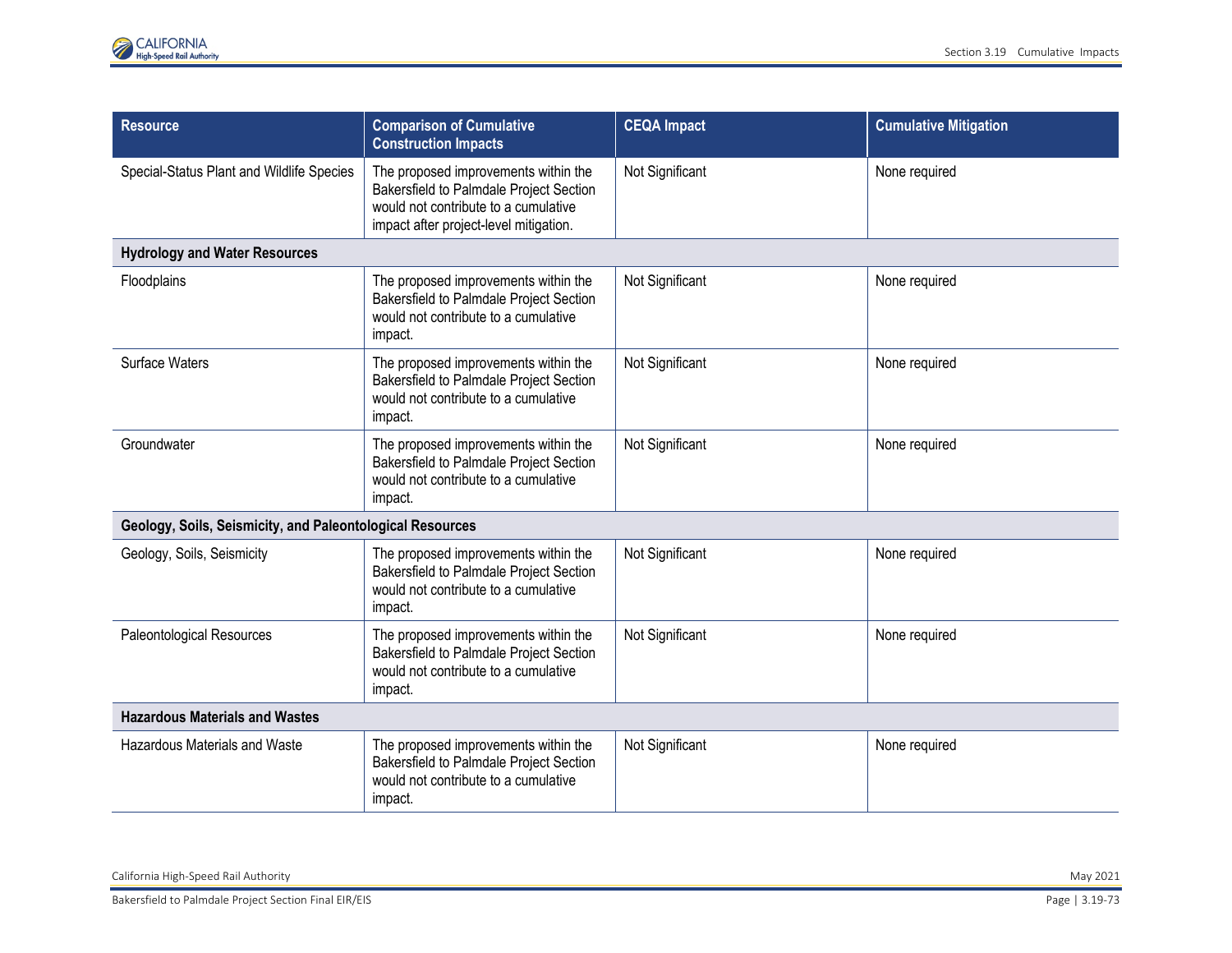| Resource | Comparison of Cumulative Construction Impacts | CEQA Impact | Cumulative Mitigation |
| --- | --- | --- | --- |
| Special-Status Plant and Wildlife Species | The proposed improvements within the Bakersfield to Palmdale Project Section would not contribute to a cumulative impact after project-level mitigation. | Not Significant | None required |
| **Hydrology and Water Resources** | | | |
| Floodplains | The proposed improvements within the Bakersfield to Palmdale Project Section would not contribute to a cumulative impact. | Not Significant | None required |
| Surface Waters | The proposed improvements within the Bakersfield to Palmdale Project Section would not contribute to a cumulative impact. | Not Significant | None required |
| Groundwater | The proposed improvements within the Bakersfield to Palmdale Project Section would not contribute to a cumulative impact. | Not Significant | None required |
| **Geology, Soils, Seismicity, and Paleontological Resources** | | | |
| Geology, Soils, Seismicity | The proposed improvements within the Bakersfield to Palmdale Project Section would not contribute to a cumulative impact. | Not Significant | None required |
| Paleontological Resources | The proposed improvements within the Bakersfield to Palmdale Project Section would not contribute to a cumulative impact. | Not Significant | None required |
| **Hazardous Materials and Wastes** | | | |
| Hazardous Materials and Waste | The proposed improvements within the Bakersfield to Palmdale Project Section would not contribute to a cumulative impact. | Not Significant | None required |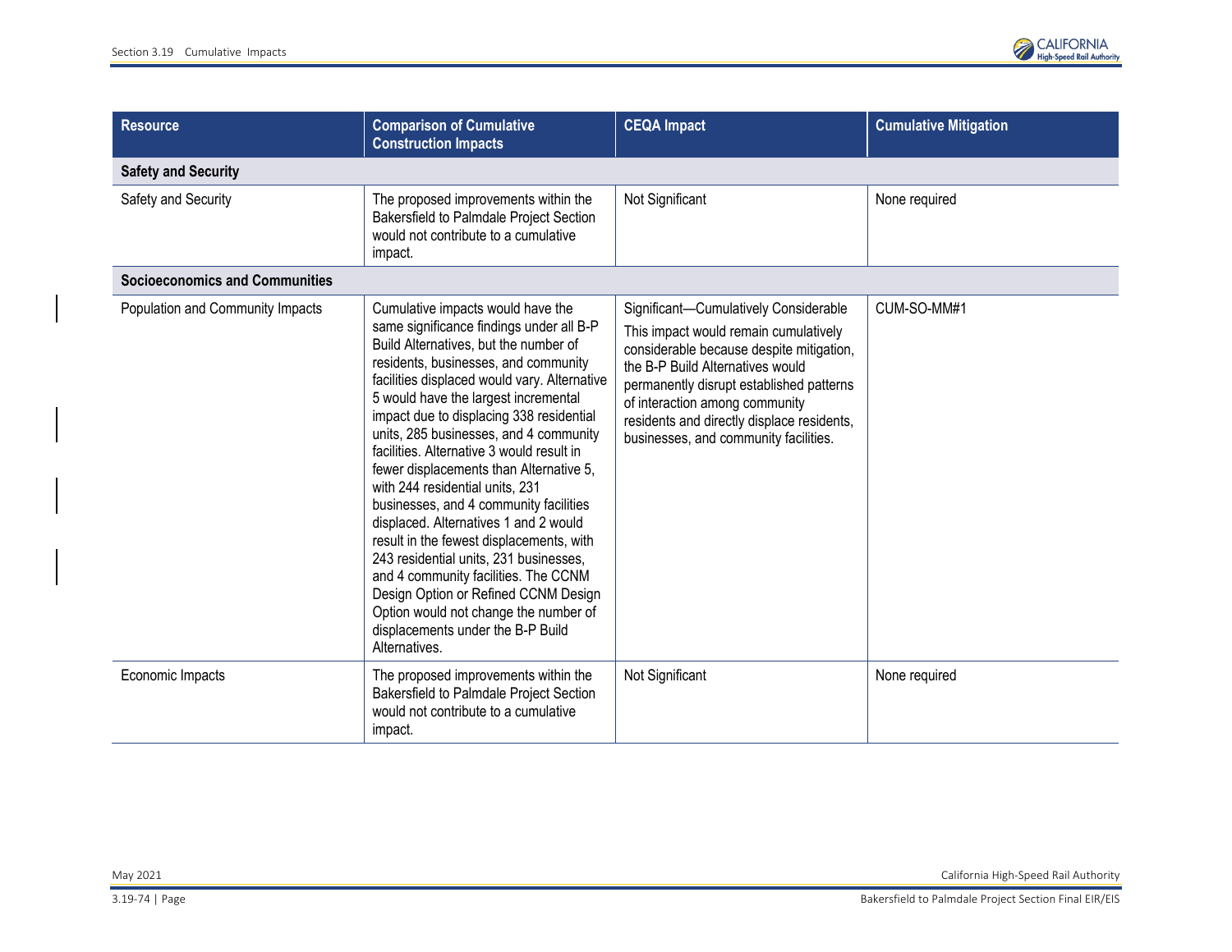| Resource | Comparison of Cumulative Construction Impacts | CEQA Impact | Cumulative Mitigation |
|---|---|---|---|
| **Safety and Security** | | | |
| Safety and Security | The proposed improvements within the Bakersfield to Palmdale Project Section would not contribute to a cumulative impact. | Not Significant | None required |
| **Socioeconomics and Communities** | | | |
| Population and Community Impacts | Cumulative impacts would have the same significance findings under all B-P Build Alternatives, but the number of residents, businesses, and community facilities displaced would vary. Alternative 5 would have the largest incremental impact due to displacing 338 residential units, 285 businesses, and 4 community facilities. Alternative 3 would result in fewer displacements than Alternative 5, with 244 residential units, 231 businesses, and 4 community facilities displaced. Alternatives 1 and 2 would result in the fewest displacements, with 243 residential units, 231 businesses, and 4 community facilities. The CCNM Design Option or Refined CCNM Design Option would not change the number of displacements under the B-P Build Alternatives. | Significant—Cumulatively Considerable<br>This impact would remain cumulatively considerable because despite mitigation, the B-P Build Alternatives would permanently disrupt established patterns of interaction among community residents and directly displace residents, businesses, and community facilities. | CUM-SO-MM#1 |
| Economic Impacts | The proposed improvements within the Bakersfield to Palmdale Project Section would not contribute to a cumulative impact. | Not Significant | None required |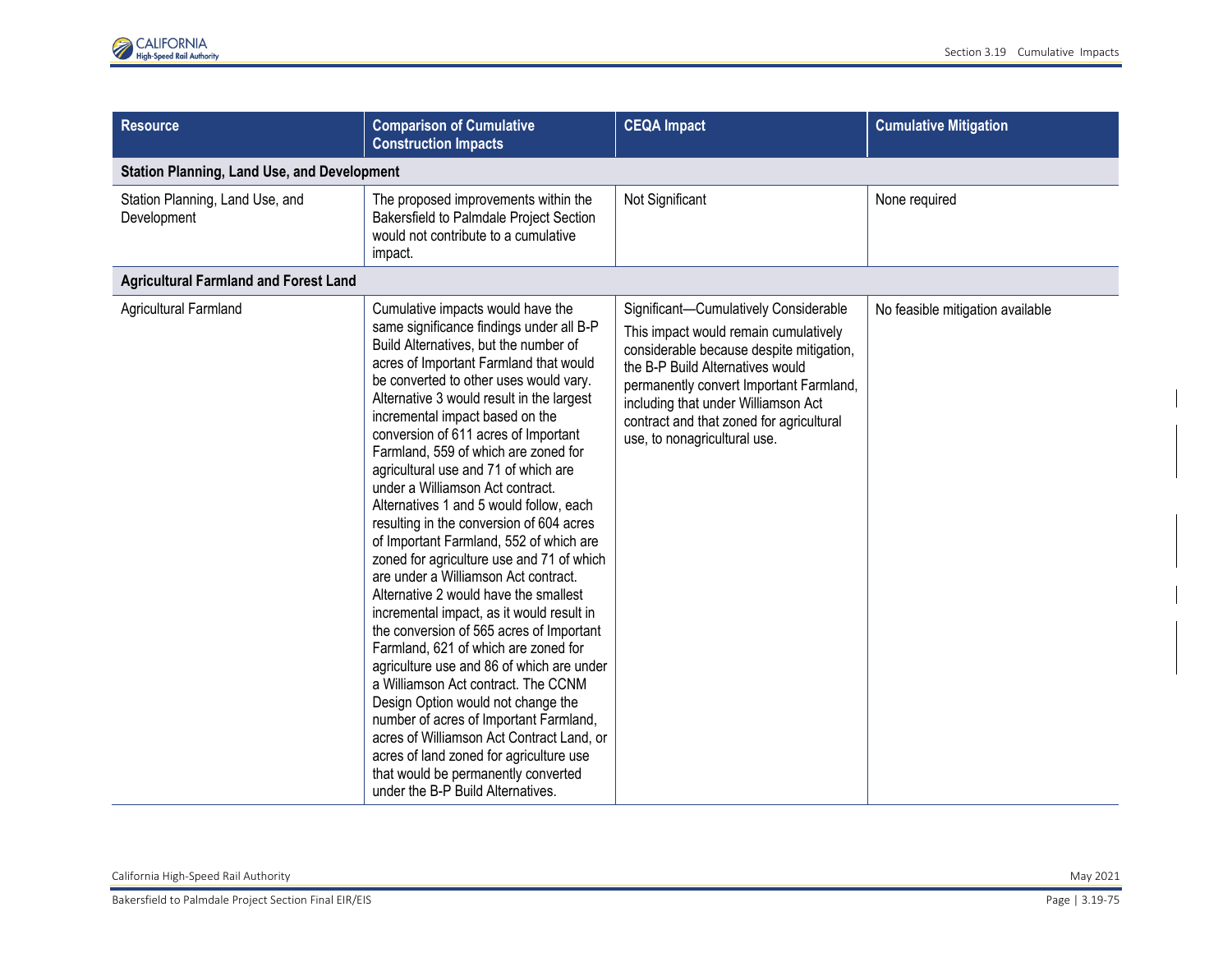| Resource | Comparison of Cumulative Construction Impacts | CEQA Impact | Cumulative Mitigation |
|---|---|---|---|
| **Station Planning, Land Use, and Development** | | | |
| Station Planning, Land Use, and Development | The proposed improvements within the Bakersfield to Palmdale Project Section would not contribute to a cumulative impact. | Not Significant | None required |
| **Agricultural Farmland and Forest Land** | | | |
| Agricultural Farmland | Cumulative impacts would have the same significance findings under all B-P Build Alternatives, but the number of acres of Important Farmland that would be converted to other uses would vary. Alternative 3 would result in the largest incremental impact based on the conversion of 611 acres of Important Farmland, 559 of which are zoned for agricultural use and 71 of which are under a Williamson Act contract. Alternatives 1 and 5 would follow, each resulting in the conversion of 604 acres of Important Farmland, 552 of which are zoned for agriculture use and 71 of which are under a Williamson Act contract. Alternative 2 would have the smallest incremental impact, as it would result in the conversion of 565 acres of Important Farmland, 621 of which are zoned for agriculture use and 86 of which are under a Williamson Act contract. The CCNM Design Option would not change the number of acres of Important Farmland, acres of Williamson Act Contract Land, or acres of land zoned for agriculture use that would be permanently converted under the B-P Build Alternatives. | Significant—Cumulatively Considerable<br>This impact would remain cumulatively considerable because despite mitigation, the B-P Build Alternatives would permanently convert Important Farmland, including that under Williamson Act contract and that zoned for agricultural use, to nonagricultural use. | No feasible mitigation available |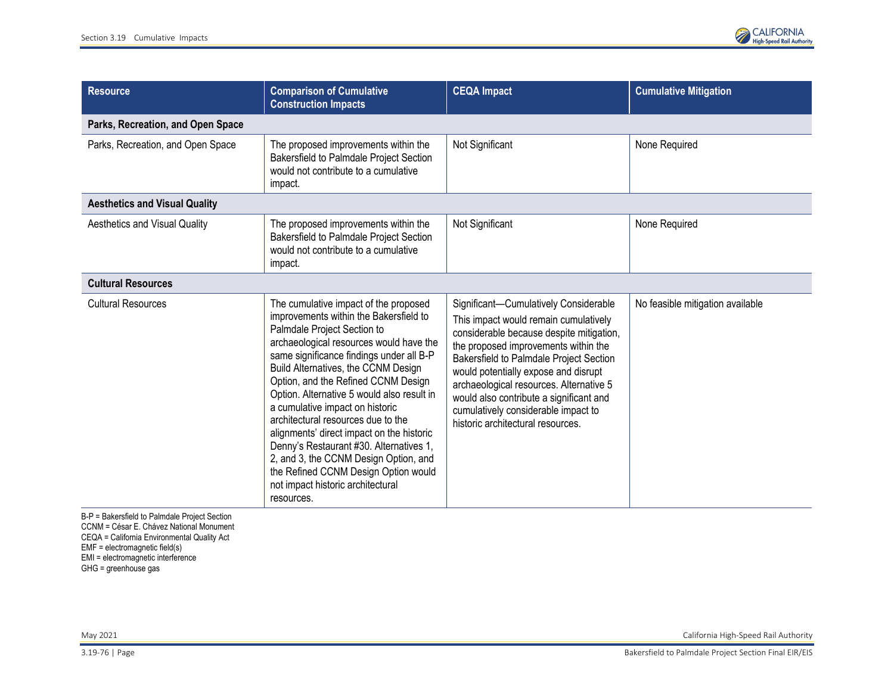| Resource | Comparison of Cumulative Construction Impacts | CEQA Impact | Cumulative Mitigation |
|---|---|---|---|
| **Parks, Recreation, and Open Space** | | | |
| Parks, Recreation, and Open Space | The proposed improvements within the Bakersfield to Palmdale Project Section would not contribute to a cumulative impact. | Not Significant | None Required |
| **Aesthetics and Visual Quality** | | | |
| Aesthetics and Visual Quality | The proposed improvements within the Bakersfield to Palmdale Project Section would not contribute to a cumulative impact. | Not Significant | None Required |
| **Cultural Resources** | | | |
| Cultural Resources | The cumulative impact of the proposed improvements within the Bakersfield to Palmdale Project Section to archaeological resources would have the same significance findings under all B-P Build Alternatives, the CCNM Design Option, and the Refined CCNM Design Option. Alternative 5 would also result in a cumulative impact on historic architectural resources due to the alignments' direct impact on the historic Denny's Restaurant #30. Alternatives 1, 2, and 3, the CCNM Design Option, and the Refined CCNM Design Option would not impact historic architectural resources. | Significant—Cumulatively Considerable<br><br>This impact would remain cumulatively considerable because despite mitigation, the proposed improvements within the Bakersfield to Palmdale Project Section would potentially expose and disrupt archaeological resources. Alternative 5 would also contribute a significant and cumulatively considerable impact to historic architectural resources. | No feasible mitigation available |

B-P = Bakersfield to Palmdale Project Section
CCNM = César E. Chávez National Monument
CEQA = California Environmental Quality Act
EMF = electromagnetic field(s)
EMI = electromagnetic interference
GHG = greenhouse gas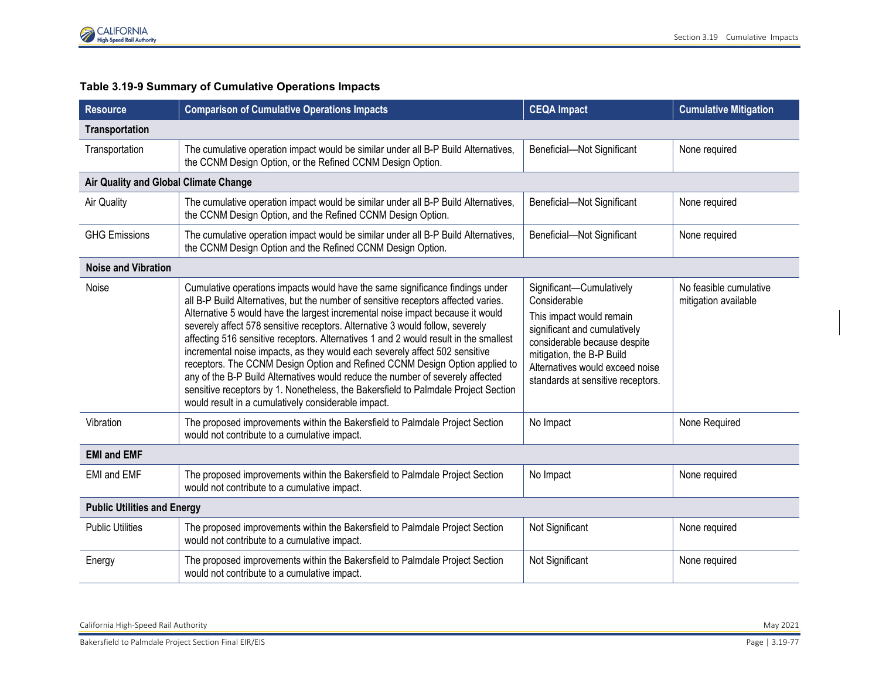**Table 3.19-9 Summary of Cumulative Operations Impacts**

| Resource | Comparison of Cumulative Operations Impacts | CEQA Impact | Cumulative Mitigation |
|---|---|---|---|
| **Transportation** | | | |
| Transportation | The cumulative operation impact would be similar under all B-P Build Alternatives, the CCNM Design Option, or the Refined CCNM Design Option. | Beneficial—Not Significant | None required |
| **Air Quality and Global Climate Change** | | | |
| Air Quality | The cumulative operation impact would be similar under all B-P Build Alternatives, the CCNM Design Option, and the Refined CCNM Design Option. | Beneficial—Not Significant | None required |
| GHG Emissions | The cumulative operation impact would be similar under all B-P Build Alternatives, the CCNM Design Option and the Refined CCNM Design Option. | Beneficial—Not Significant | None required |
| **Noise and Vibration** | | | |
| Noise | Cumulative operations impacts would have the same significance findings under all B-P Build Alternatives, but the number of sensitive receptors affected varies. Alternative 5 would have the largest incremental noise impact because it would severely affect 578 sensitive receptors. Alternative 3 would follow, severely affecting 516 sensitive receptors. Alternatives 1 and 2 would result in the smallest incremental noise impacts, as they would each severely affect 502 sensitive receptors. The CCNM Design Option and Refined CCNM Design Option applied to any of the B-P Build Alternatives would reduce the number of severely affected sensitive receptors by 1. Nonetheless, the Bakersfield to Palmdale Project Section would result in a cumulatively considerable impact. | Significant—Cumulatively Considerable<br>This impact would remain significant and cumulatively considerable because despite mitigation, the B-P Build Alternatives would exceed noise standards at sensitive receptors. | No feasible cumulative mitigation available |
| Vibration | The proposed improvements within the Bakersfield to Palmdale Project Section would not contribute to a cumulative impact. | No Impact | None Required |
| **EMI and EMF** | | | |
| EMI and EMF | The proposed improvements within the Bakersfield to Palmdale Project Section would not contribute to a cumulative impact. | No Impact | None required |
| **Public Utilities and Energy** | | | |
| Public Utilities | The proposed improvements within the Bakersfield to Palmdale Project Section would not contribute to a cumulative impact. | Not Significant | None required |
| Energy | The proposed improvements within the Bakersfield to Palmdale Project Section would not contribute to a cumulative impact. | Not Significant | None required |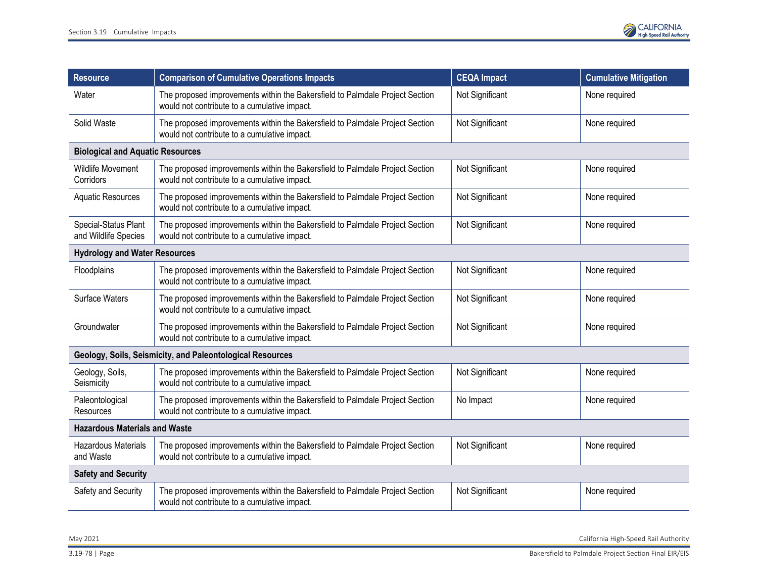| Resource | Comparison of Cumulative Operations Impacts | CEQA Impact | Cumulative Mitigation |
|---|---|---|---|
| Water | The proposed improvements within the Bakersfield to Palmdale Project Section would not contribute to a cumulative impact. | Not Significant | None required |
| Solid Waste | The proposed improvements within the Bakersfield to Palmdale Project Section would not contribute to a cumulative impact. | Not Significant | None required |
| **Biological and Aquatic Resources** | | | |
| Wildlife Movement Corridors | The proposed improvements within the Bakersfield to Palmdale Project Section would not contribute to a cumulative impact. | Not Significant | None required |
| Aquatic Resources | The proposed improvements within the Bakersfield to Palmdale Project Section would not contribute to a cumulative impact. | Not Significant | None required |
| Special-Status Plant and Wildlife Species | The proposed improvements within the Bakersfield to Palmdale Project Section would not contribute to a cumulative impact. | Not Significant | None required |
| **Hydrology and Water Resources** | | | |
| Floodplains | The proposed improvements within the Bakersfield to Palmdale Project Section would not contribute to a cumulative impact. | Not Significant | None required |
| Surface Waters | The proposed improvements within the Bakersfield to Palmdale Project Section would not contribute to a cumulative impact. | Not Significant | None required |
| Groundwater | The proposed improvements within the Bakersfield to Palmdale Project Section would not contribute to a cumulative impact. | Not Significant | None required |
| **Geology, Soils, Seismicity, and Paleontological Resources** | | | |
| Geology, Soils, Seismicity | The proposed improvements within the Bakersfield to Palmdale Project Section would not contribute to a cumulative impact. | Not Significant | None required |
| Paleontological Resources | The proposed improvements within the Bakersfield to Palmdale Project Section would not contribute to a cumulative impact. | No Impact | None required |
| **Hazardous Materials and Waste** | | | |
| Hazardous Materials and Waste | The proposed improvements within the Bakersfield to Palmdale Project Section would not contribute to a cumulative impact. | Not Significant | None required |
| **Safety and Security** | | | |
| Safety and Security | The proposed improvements within the Bakersfield to Palmdale Project Section would not contribute to a cumulative impact. | Not Significant | None required |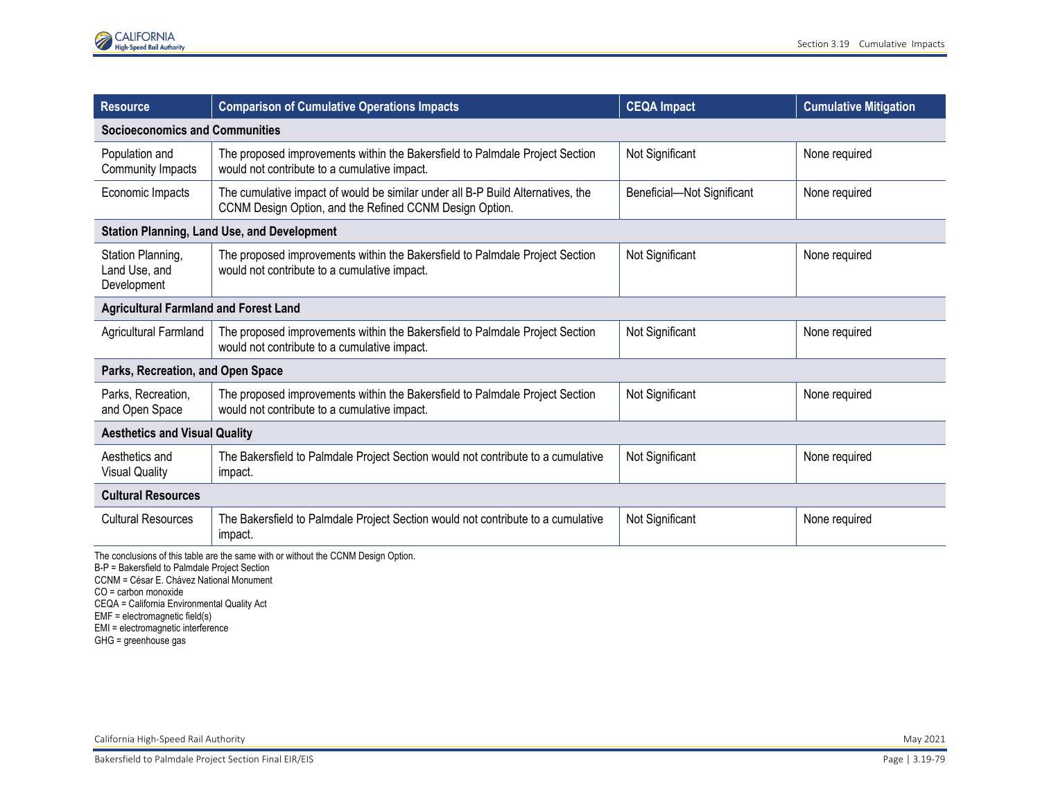| Resource | Comparison of Cumulative Operations Impacts | CEQA Impact | Cumulative Mitigation |
|---|---|---|---|
| **Socioeconomics and Communities** | | | |
| Population and Community Impacts | The proposed improvements within the Bakersfield to Palmdale Project Section would not contribute to a cumulative impact. | Not Significant | None required |
| Economic Impacts | The cumulative impact of would be similar under all B-P Build Alternatives, the CCNM Design Option, and the Refined CCNM Design Option. | Beneficial—Not Significant | None required |
| **Station Planning, Land Use, and Development** | | | |
| Station Planning, Land Use, and Development | The proposed improvements within the Bakersfield to Palmdale Project Section would not contribute to a cumulative impact. | Not Significant | None required |
| **Agricultural Farmland and Forest Land** | | | |
| Agricultural Farmland | The proposed improvements within the Bakersfield to Palmdale Project Section would not contribute to a cumulative impact. | Not Significant | None required |
| **Parks, Recreation, and Open Space** | | | |
| Parks, Recreation, and Open Space | The proposed improvements within the Bakersfield to Palmdale Project Section would not contribute to a cumulative impact. | Not Significant | None required |
| **Aesthetics and Visual Quality** | | | |
| Aesthetics and Visual Quality | The Bakersfield to Palmdale Project Section would not contribute to a cumulative impact. | Not Significant | None required |
| **Cultural Resources** | | | |
| Cultural Resources | The Bakersfield to Palmdale Project Section would not contribute to a cumulative impact. | Not Significant | None required |

The conclusions of this table are the same with or without the CCNM Design Option.
B-P = Bakersfield to Palmdale Project Section
CCNM = César E. Chávez National Monument
CO = carbon monoxide
CEQA = California Environmental Quality Act
EMF = electromagnetic field(s)
EMI = electromagnetic interference
GHG = greenhouse gas